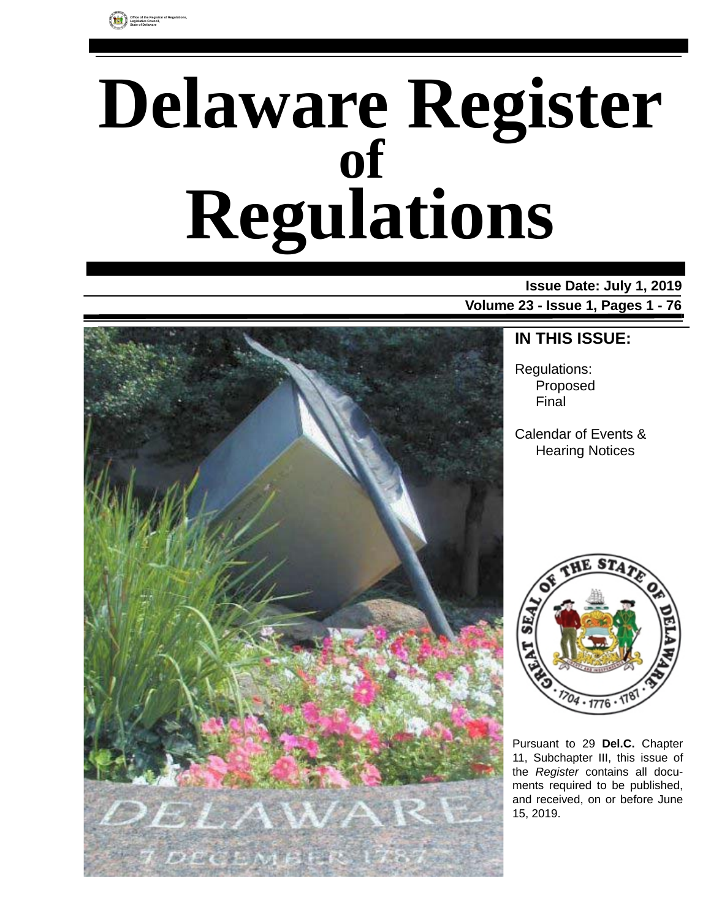Office of the Registrar of Regulations, Legislative Council, State of Delaware

# Delaware Register of Regulations

**Issue Date: July 1, 2019**

**Volume 23 - Issue 1, Pages 1 - 76**

## IN THIS ISSUE:

Regulations:
- Proposed
- Final

Calendar of Events & Hearing Notices

Pursuant to 29 **Del.C.** Chapter 11, Subchapter III, this issue of the *Register* contains all documents required to be published, and received, on or before June 15, 2019.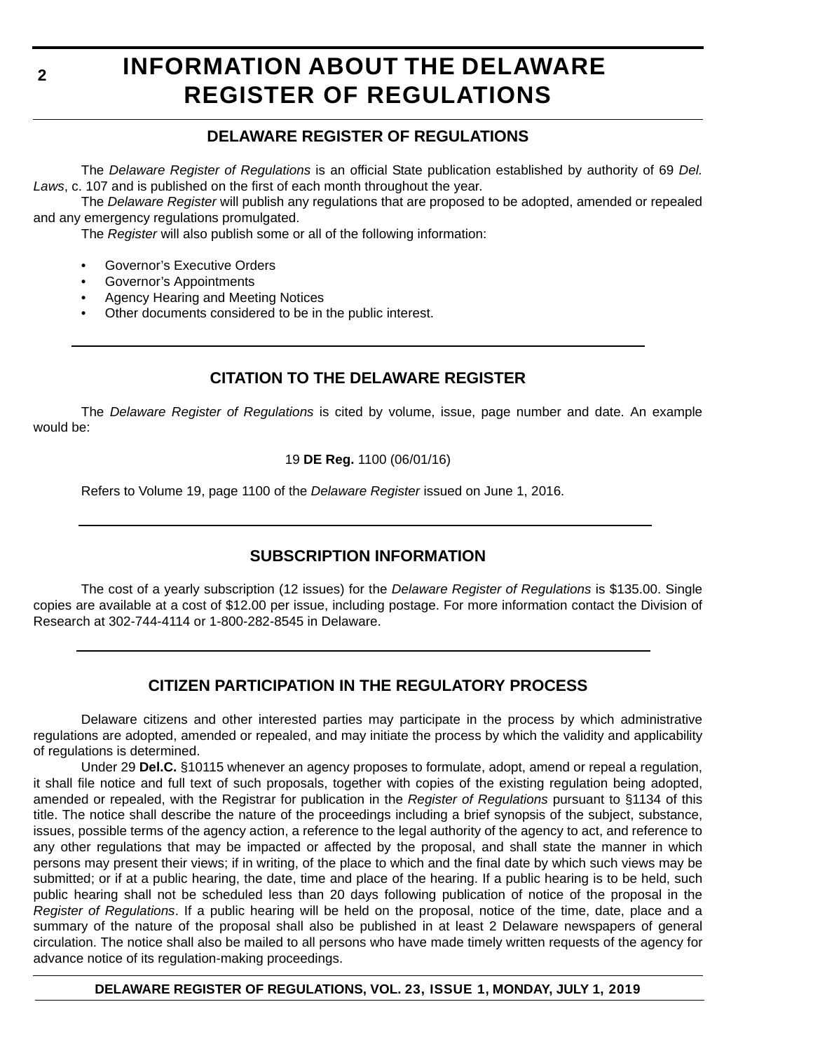# INFORMATION ABOUT THE DELAWARE REGISTER OF REGULATIONS

## DELAWARE REGISTER OF REGULATIONS

The *Delaware Register of Regulations* is an official State publication established by authority of 69 *Del. Laws*, c. 107 and is published on the first of each month throughout the year.

The *Delaware Register* will publish any regulations that are proposed to be adopted, amended or repealed and any emergency regulations promulgated.

The *Register* will also publish some or all of the following information:

- Governor's Executive Orders
- Governor's Appointments
- Agency Hearing and Meeting Notices
- Other documents considered to be in the public interest.

## CITATION TO THE DELAWARE REGISTER

The *Delaware Register of Regulations* is cited by volume, issue, page number and date. An example would be:

19 **DE Reg.** 1100 (06/01/16)

Refers to Volume 19, page 1100 of the *Delaware Register* issued on June 1, 2016.

## SUBSCRIPTION INFORMATION

The cost of a yearly subscription (12 issues) for the *Delaware Register of Regulations* is $135.00. Single copies are available at a cost of $12.00 per issue, including postage. For more information contact the Division of Research at 302-744-4114 or 1-800-282-8545 in Delaware.

## CITIZEN PARTICIPATION IN THE REGULATORY PROCESS

Delaware citizens and other interested parties may participate in the process by which administrative regulations are adopted, amended or repealed, and may initiate the process by which the validity and applicability of regulations is determined.

Under 29 **Del.C.** §10115 whenever an agency proposes to formulate, adopt, amend or repeal a regulation, it shall file notice and full text of such proposals, together with copies of the existing regulation being adopted, amended or repealed, with the Registrar for publication in the *Register of Regulations* pursuant to §1134 of this title. The notice shall describe the nature of the proceedings including a brief synopsis of the subject, substance, issues, possible terms of the agency action, a reference to the legal authority of the agency to act, and reference to any other regulations that may be impacted or affected by the proposal, and shall state the manner in which persons may present their views; if in writing, of the place to which and the final date by which such views may be submitted; or if at a public hearing, the date, time and place of the hearing. If a public hearing is to be held, such public hearing shall not be scheduled less than 20 days following publication of notice of the proposal in the *Register of Regulations*. If a public hearing will be held on the proposal, notice of the time, date, place and a summary of the nature of the proposal shall also be published in at least 2 Delaware newspapers of general circulation. The notice shall also be mailed to all persons who have made timely written requests of the agency for advance notice of its regulation-making proceedings.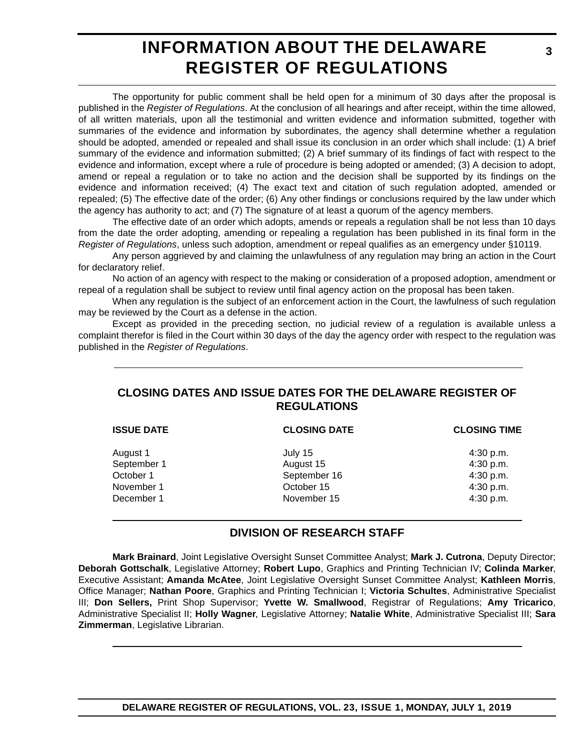# INFORMATION ABOUT THE DELAWARE REGISTER OF REGULATIONS

The opportunity for public comment shall be held open for a minimum of 30 days after the proposal is published in the *Register of Regulations*. At the conclusion of all hearings and after receipt, within the time allowed, of all written materials, upon all the testimonial and written evidence and information submitted, together with summaries of the evidence and information by subordinates, the agency shall determine whether a regulation should be adopted, amended or repealed and shall issue its conclusion in an order which shall include: (1) A brief summary of the evidence and information submitted; (2) A brief summary of its findings of fact with respect to the evidence and information, except where a rule of procedure is being adopted or amended; (3) A decision to adopt, amend or repeal a regulation or to take no action and the decision shall be supported by its findings on the evidence and information received; (4) The exact text and citation of such regulation adopted, amended or repealed; (5) The effective date of the order; (6) Any other findings or conclusions required by the law under which the agency has authority to act; and (7) The signature of at least a quorum of the agency members.

The effective date of an order which adopts, amends or repeals a regulation shall be not less than 10 days from the date the order adopting, amending or repealing a regulation has been published in its final form in the *Register of Regulations*, unless such adoption, amendment or repeal qualifies as an emergency under §10119.

Any person aggrieved by and claiming the unlawfulness of any regulation may bring an action in the Court for declaratory relief.

No action of an agency with respect to the making or consideration of a proposed adoption, amendment or repeal of a regulation shall be subject to review until final agency action on the proposal has been taken.

When any regulation is the subject of an enforcement action in the Court, the lawfulness of such regulation may be reviewed by the Court as a defense in the action.

Except as provided in the preceding section, no judicial review of a regulation is available unless a complaint therefor is filed in the Court within 30 days of the day the agency order with respect to the regulation was published in the *Register of Regulations*.

## CLOSING DATES AND ISSUE DATES FOR THE DELAWARE REGISTER OF REGULATIONS

| ISSUE DATE | CLOSING DATE | CLOSING TIME |
|---|---|---|
| August 1 | July 15 | 4:30 p.m. |
| September 1 | August 15 | 4:30 p.m. |
| October 1 | September 16 | 4:30 p.m. |
| November 1 | October 15 | 4:30 p.m. |
| December 1 | November 15 | 4:30 p.m. |

## DIVISION OF RESEARCH STAFF

**Mark Brainard**, Joint Legislative Oversight Sunset Committee Analyst; **Mark J. Cutrona**, Deputy Director; **Deborah Gottschalk**, Legislative Attorney; **Robert Lupo**, Graphics and Printing Technician IV; **Colinda Marker**, Executive Assistant; **Amanda McAtee**, Joint Legislative Oversight Sunset Committee Analyst; **Kathleen Morris**, Office Manager; **Nathan Poore**, Graphics and Printing Technician I; **Victoria Schultes**, Administrative Specialist III; **Don Sellers,** Print Shop Supervisor; **Yvette W. Smallwood**, Registrar of Regulations; **Amy Tricarico**, Administrative Specialist II; **Holly Wagner**, Legislative Attorney; **Natalie White**, Administrative Specialist III; **Sara Zimmerman**, Legislative Librarian.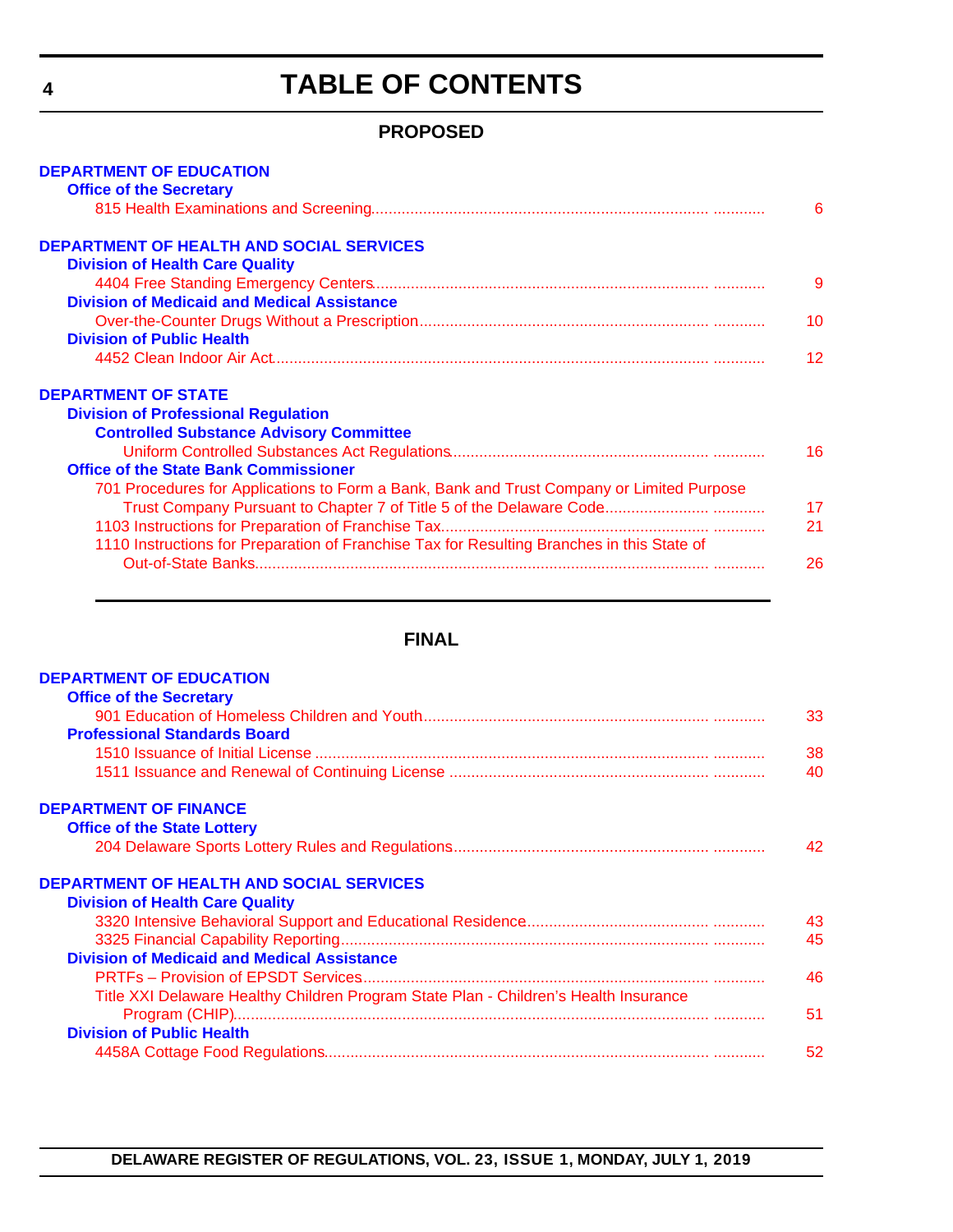# TABLE OF CONTENTS

## PROPOSED

**DEPARTMENT OF EDUCATION**

**Office of the Secretary**

815 Health Examinations and Screening........................................................................... ............ 6

**DEPARTMENT OF HEALTH AND SOCIAL SERVICES**

**Division of Health Care Quality**

4404 Free Standing Emergency Centers.......................................................................... ............ 9

**Division of Medicaid and Medical Assistance**

Over-the-Counter Drugs Without a Prescription................................................................ ............ 10

**Division of Public Health**

4452 Clean Indoor Air Act................................................................................................. ............ 12

**DEPARTMENT OF STATE**

**Division of Professional Regulation**

**Controlled Substance Advisory Committee**

Uniform Controlled Substances Act Regulations......................................................... ............ 16

**Office of the State Bank Commissioner**

701 Procedures for Applications to Form a Bank, Bank and Trust Company or Limited Purpose Trust Company Pursuant to Chapter 7 of Title 5 of the Delaware Code....................... ............ 17

1103 Instructions for Preparation of Franchise Tax............................................................ ............ 21

1110 Instructions for Preparation of Franchise Tax for Resulting Branches in this State of Out-of-State Banks...................................................................................................... ............ 26

## FINAL

**DEPARTMENT OF EDUCATION**

**Office of the Secretary**

901 Education of Homeless Children and Youth................................................................ ............ 33

**Professional Standards Board**

1510 Issuance of Initial License ........................................................................................ ............ 38

1511 Issuance and Renewal of Continuing License .......................................................... ............ 40

**DEPARTMENT OF FINANCE**

**Office of the State Lottery**

204 Delaware Sports Lottery Rules and Regulations......................................................... ............ 42

**DEPARTMENT OF HEALTH AND SOCIAL SERVICES**

**Division of Health Care Quality**

3320 Intensive Behavioral Support and Educational Residence......................................... ............ 43

3325 Financial Capability Reporting................................................................................... ............ 45

**Division of Medicaid and Medical Assistance**

PRTFs – Provision of EPSDT Services............................................................................. ............ 46

Title XXI Delaware Healthy Children Program State Plan - Children's Health Insurance Program (CHIP)........................................................................................................... ............ 51

**Division of Public Health**

4458A Cottage Food Regulations...................................................................................... ............ 52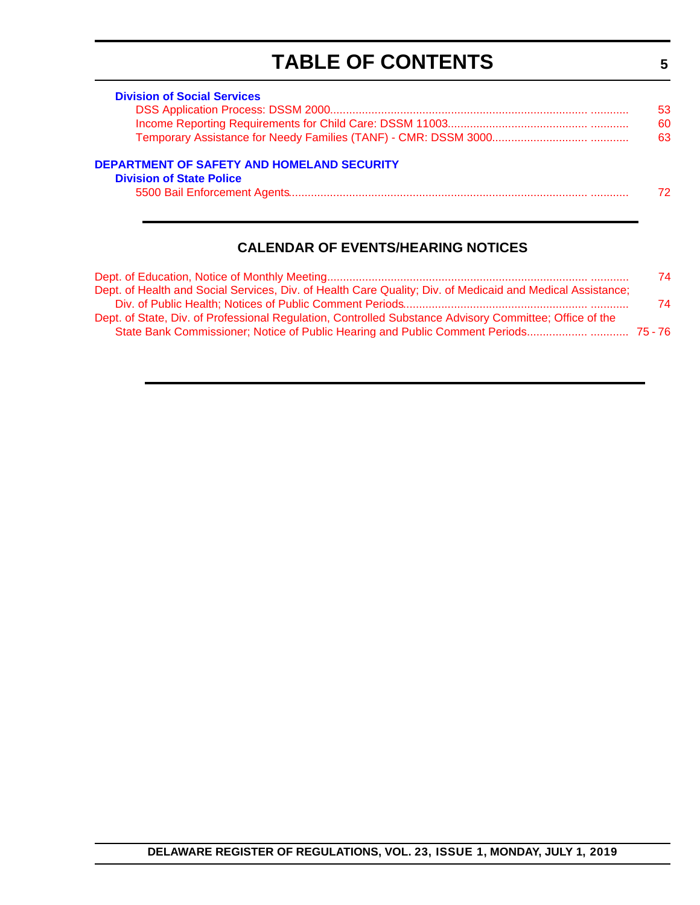# TABLE OF CONTENTS

**Division of Social Services**

DSS Application Process: DSSM 2000 ............ 53
Income Reporting Requirements for Child Care: DSSM 11003 ............ 60
Temporary Assistance for Needy Families (TANF) - CMR: DSSM 3000 ............ 63

**DEPARTMENT OF SAFETY AND HOMELAND SECURITY**

**Division of State Police**

5500 Bail Enforcement Agents ............ 72

## CALENDAR OF EVENTS/HEARING NOTICES

Dept. of Education, Notice of Monthly Meeting ............ 74

Dept. of Health and Social Services, Div. of Health Care Quality; Div. of Medicaid and Medical Assistance; Div. of Public Health; Notices of Public Comment Periods ............ 74

Dept. of State, Div. of Professional Regulation, Controlled Substance Advisory Committee; Office of the State Bank Commissioner; Notice of Public Hearing and Public Comment Periods ............ 75 - 76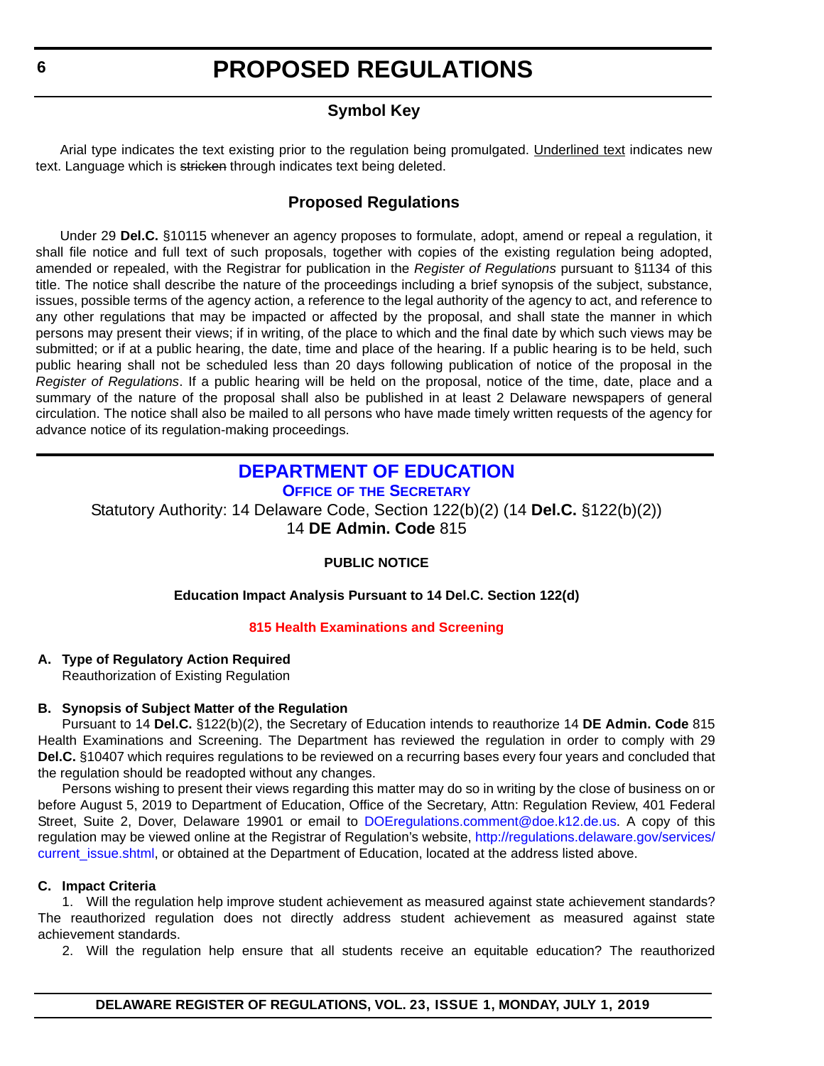# PROPOSED REGULATIONS

## Symbol Key

Arial type indicates the text existing prior to the regulation being promulgated. Underlined text indicates new text. Language which is ~~stricken~~ through indicates text being deleted.

## Proposed Regulations

Under 29 **Del.C.** §10115 whenever an agency proposes to formulate, adopt, amend or repeal a regulation, it shall file notice and full text of such proposals, together with copies of the existing regulation being adopted, amended or repealed, with the Registrar for publication in the *Register of Regulations* pursuant to §1134 of this title. The notice shall describe the nature of the proceedings including a brief synopsis of the subject, substance, issues, possible terms of the agency action, a reference to the legal authority of the agency to act, and reference to any other regulations that may be impacted or affected by the proposal, and shall state the manner in which persons may present their views; if in writing, of the place to which and the final date by which such views may be submitted; or if at a public hearing, the date, time and place of the hearing. If a public hearing is to be held, such public hearing shall not be scheduled less than 20 days following publication of notice of the proposal in the *Register of Regulations*. If a public hearing will be held on the proposal, notice of the time, date, place and a summary of the nature of the proposal shall also be published in at least 2 Delaware newspapers of general circulation. The notice shall also be mailed to all persons who have made timely written requests of the agency for advance notice of its regulation-making proceedings.

## DEPARTMENT OF EDUCATION

### OFFICE OF THE SECRETARY

Statutory Authority: 14 Delaware Code, Section 122(b)(2) (14 **Del.C.** §122(b)(2))
14 **DE Admin. Code** 815

**PUBLIC NOTICE**

**Education Impact Analysis Pursuant to 14 Del.C. Section 122(d)**

**815 Health Examinations and Screening**

**A. Type of Regulatory Action Required**

Reauthorization of Existing Regulation

**B. Synopsis of Subject Matter of the Regulation**

Pursuant to 14 **Del.C.** §122(b)(2), the Secretary of Education intends to reauthorize 14 **DE Admin. Code** 815 Health Examinations and Screening. The Department has reviewed the regulation in order to comply with 29 **Del.C.** §10407 which requires regulations to be reviewed on a recurring bases every four years and concluded that the regulation should be readopted without any changes.

Persons wishing to present their views regarding this matter may do so in writing by the close of business on or before August 5, 2019 to Department of Education, Office of the Secretary, Attn: Regulation Review, 401 Federal Street, Suite 2, Dover, Delaware 19901 or email to DOEregulations.comment@doe.k12.de.us. A copy of this regulation may be viewed online at the Registrar of Regulation's website, http://regulations.delaware.gov/services/current_issue.shtml, or obtained at the Department of Education, located at the address listed above.

**C. Impact Criteria**

1. Will the regulation help improve student achievement as measured against state achievement standards? The reauthorized regulation does not directly address student achievement as measured against state achievement standards.

2. Will the regulation help ensure that all students receive an equitable education? The reauthorized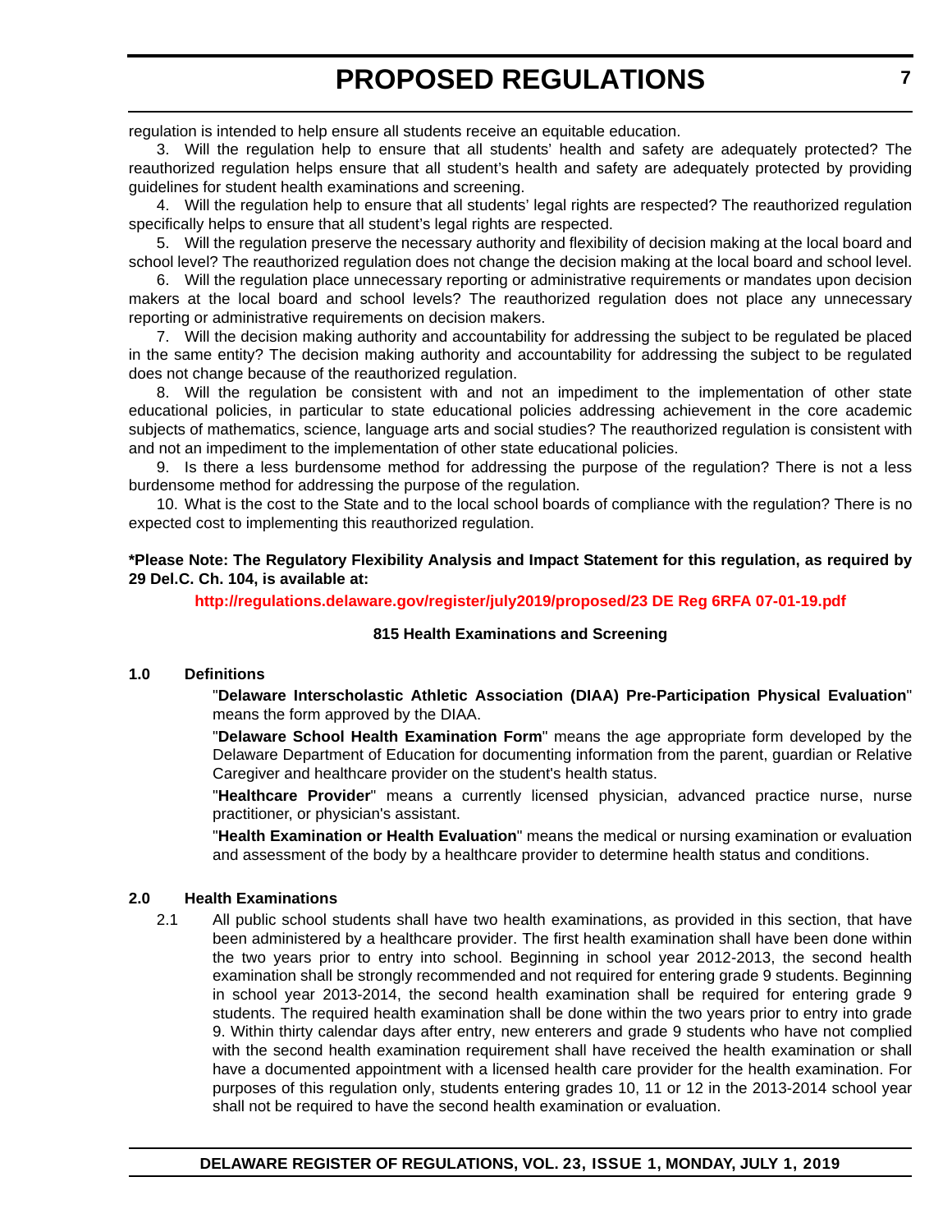regulation is intended to help ensure all students receive an equitable education.

3. Will the regulation help to ensure that all students' health and safety are adequately protected? The reauthorized regulation helps ensure that all student's health and safety are adequately protected by providing guidelines for student health examinations and screening.

4. Will the regulation help to ensure that all students' legal rights are respected? The reauthorized regulation specifically helps to ensure that all student's legal rights are respected.

5. Will the regulation preserve the necessary authority and flexibility of decision making at the local board and school level? The reauthorized regulation does not change the decision making at the local board and school level.

6. Will the regulation place unnecessary reporting or administrative requirements or mandates upon decision makers at the local board and school levels? The reauthorized regulation does not place any unnecessary reporting or administrative requirements on decision makers.

7. Will the decision making authority and accountability for addressing the subject to be regulated be placed in the same entity? The decision making authority and accountability for addressing the subject to be regulated does not change because of the reauthorized regulation.

8. Will the regulation be consistent with and not an impediment to the implementation of other state educational policies, in particular to state educational policies addressing achievement in the core academic subjects of mathematics, science, language arts and social studies? The reauthorized regulation is consistent with and not an impediment to the implementation of other state educational policies.

9. Is there a less burdensome method for addressing the purpose of the regulation? There is not a less burdensome method for addressing the purpose of the regulation.

10. What is the cost to the State and to the local school boards of compliance with the regulation? There is no expected cost to implementing this reauthorized regulation.

**\*Please Note: The Regulatory Flexibility Analysis and Impact Statement for this regulation, as required by 29 Del.C. Ch. 104, is available at:**

**http://regulations.delaware.gov/register/july2019/proposed/23 DE Reg 6RFA 07-01-19.pdf**

**815 Health Examinations and Screening**

**1.0 Definitions**

"**Delaware Interscholastic Athletic Association (DIAA) Pre-Participation Physical Evaluation**" means the form approved by the DIAA.

"**Delaware School Health Examination Form**" means the age appropriate form developed by the Delaware Department of Education for documenting information from the parent, guardian or Relative Caregiver and healthcare provider on the student's health status.

"**Healthcare Provider**" means a currently licensed physician, advanced practice nurse, nurse practitioner, or physician's assistant.

"**Health Examination or Health Evaluation**" means the medical or nursing examination or evaluation and assessment of the body by a healthcare provider to determine health status and conditions.

**2.0 Health Examinations**

2.1 All public school students shall have two health examinations, as provided in this section, that have been administered by a healthcare provider. The first health examination shall have been done within the two years prior to entry into school. Beginning in school year 2012-2013, the second health examination shall be strongly recommended and not required for entering grade 9 students. Beginning in school year 2013-2014, the second health examination shall be required for entering grade 9 students. The required health examination shall be done within the two years prior to entry into grade 9. Within thirty calendar days after entry, new enterers and grade 9 students who have not complied with the second health examination requirement shall have received the health examination or shall have a documented appointment with a licensed health care provider for the health examination. For purposes of this regulation only, students entering grades 10, 11 or 12 in the 2013-2014 school year shall not be required to have the second health examination or evaluation.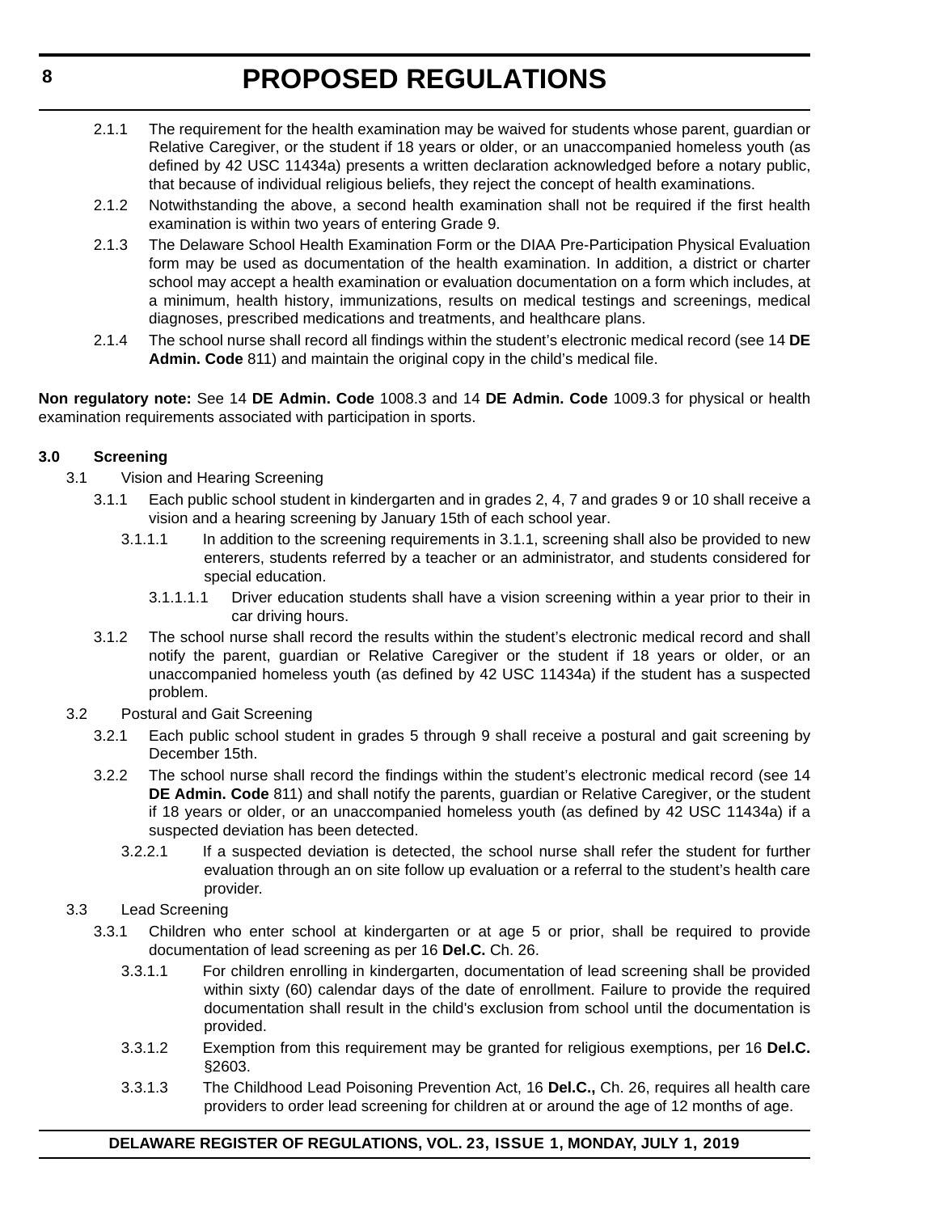2.1.1 The requirement for the health examination may be waived for students whose parent, guardian or Relative Caregiver, or the student if 18 years or older, or an unaccompanied homeless youth (as defined by 42 USC 11434a) presents a written declaration acknowledged before a notary public, that because of individual religious beliefs, they reject the concept of health examinations.

2.1.2 Notwithstanding the above, a second health examination shall not be required if the first health examination is within two years of entering Grade 9.

2.1.3 The Delaware School Health Examination Form or the DIAA Pre-Participation Physical Evaluation form may be used as documentation of the health examination. In addition, a district or charter school may accept a health examination or evaluation documentation on a form which includes, at a minimum, health history, immunizations, results on medical testings and screenings, medical diagnoses, prescribed medications and treatments, and healthcare plans.

2.1.4 The school nurse shall record all findings within the student's electronic medical record (see 14 **DE Admin. Code** 811) and maintain the original copy in the child's medical file.

**Non regulatory note:** See 14 **DE Admin. Code** 1008.3 and 14 **DE Admin. Code** 1009.3 for physical or health examination requirements associated with participation in sports.

**3.0 Screening**

3.1 Vision and Hearing Screening

3.1.1 Each public school student in kindergarten and in grades 2, 4, 7 and grades 9 or 10 shall receive a vision and a hearing screening by January 15th of each school year.

3.1.1.1 In addition to the screening requirements in 3.1.1, screening shall also be provided to new enterers, students referred by a teacher or an administrator, and students considered for special education.

3.1.1.1.1 Driver education students shall have a vision screening within a year prior to their in car driving hours.

3.1.2 The school nurse shall record the results within the student's electronic medical record and shall notify the parent, guardian or Relative Caregiver or the student if 18 years or older, or an unaccompanied homeless youth (as defined by 42 USC 11434a) if the student has a suspected problem.

3.2 Postural and Gait Screening

3.2.1 Each public school student in grades 5 through 9 shall receive a postural and gait screening by December 15th.

3.2.2 The school nurse shall record the findings within the student's electronic medical record (see 14 **DE Admin. Code** 811) and shall notify the parents, guardian or Relative Caregiver, or the student if 18 years or older, or an unaccompanied homeless youth (as defined by 42 USC 11434a) if a suspected deviation has been detected.

3.2.2.1 If a suspected deviation is detected, the school nurse shall refer the student for further evaluation through an on site follow up evaluation or a referral to the student's health care provider.

3.3 Lead Screening

3.3.1 Children who enter school at kindergarten or at age 5 or prior, shall be required to provide documentation of lead screening as per 16 **Del.C.** Ch. 26.

3.3.1.1 For children enrolling in kindergarten, documentation of lead screening shall be provided within sixty (60) calendar days of the date of enrollment. Failure to provide the required documentation shall result in the child's exclusion from school until the documentation is provided.

3.3.1.2 Exemption from this requirement may be granted for religious exemptions, per 16 **Del.C.** §2603.

3.3.1.3 The Childhood Lead Poisoning Prevention Act, 16 **Del.C.,** Ch. 26, requires all health care providers to order lead screening for children at or around the age of 12 months of age.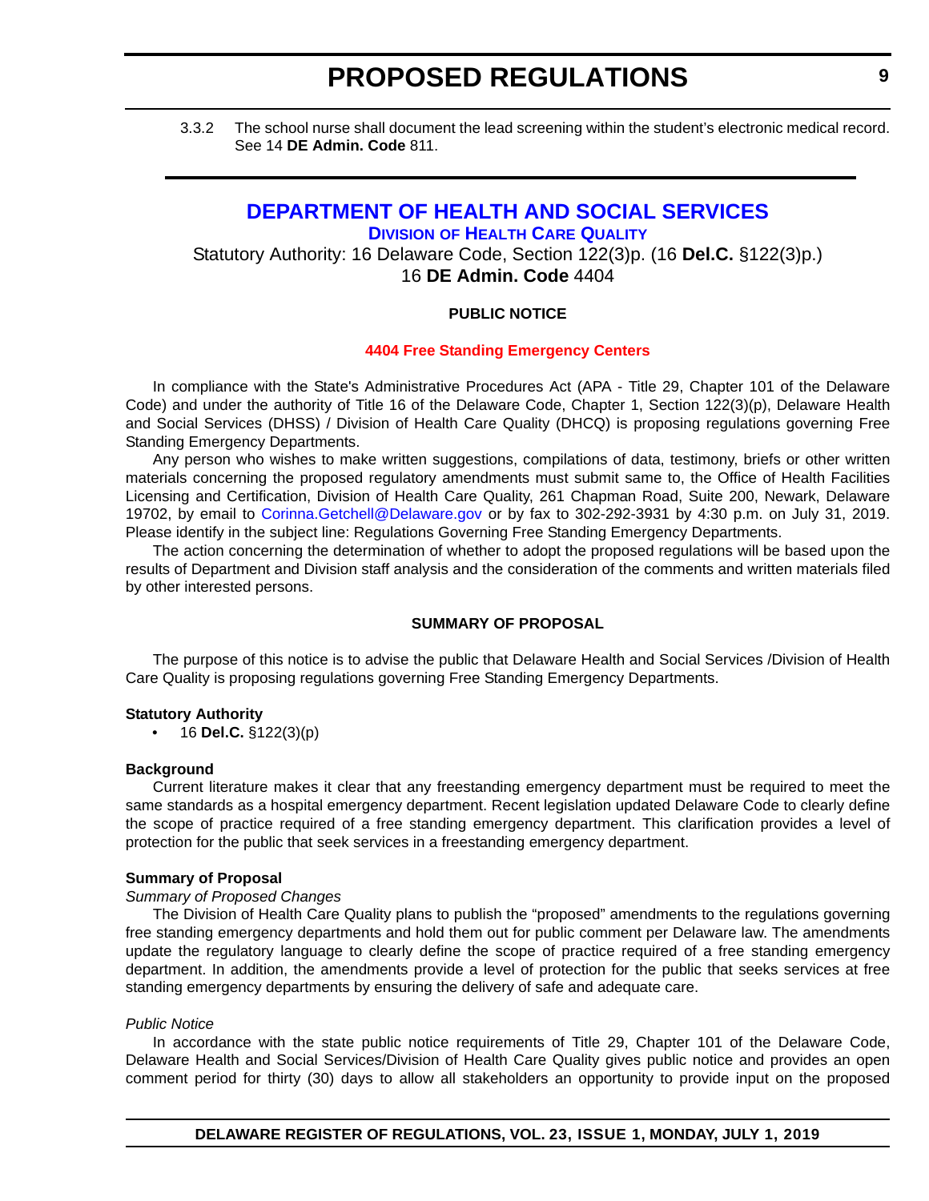3.3.2 The school nurse shall document the lead screening within the student's electronic medical record. See 14 **DE Admin. Code** 811.

## DEPARTMENT OF HEALTH AND SOCIAL SERVICES

### DIVISION OF HEALTH CARE QUALITY

Statutory Authority: 16 Delaware Code, Section 122(3)p. (16 **Del.C.** §122(3)p.)
16 **DE Admin. Code** 4404

**PUBLIC NOTICE**

**4404 Free Standing Emergency Centers**

In compliance with the State's Administrative Procedures Act (APA - Title 29, Chapter 101 of the Delaware Code) and under the authority of Title 16 of the Delaware Code, Chapter 1, Section 122(3)(p), Delaware Health and Social Services (DHSS) / Division of Health Care Quality (DHCQ) is proposing regulations governing Free Standing Emergency Departments.

Any person who wishes to make written suggestions, compilations of data, testimony, briefs or other written materials concerning the proposed regulatory amendments must submit same to, the Office of Health Facilities Licensing and Certification, Division of Health Care Quality, 261 Chapman Road, Suite 200, Newark, Delaware 19702, by email to Corinna.Getchell@Delaware.gov or by fax to 302-292-3931 by 4:30 p.m. on July 31, 2019. Please identify in the subject line: Regulations Governing Free Standing Emergency Departments.

The action concerning the determination of whether to adopt the proposed regulations will be based upon the results of Department and Division staff analysis and the consideration of the comments and written materials filed by other interested persons.

**SUMMARY OF PROPOSAL**

The purpose of this notice is to advise the public that Delaware Health and Social Services /Division of Health Care Quality is proposing regulations governing Free Standing Emergency Departments.

**Statutory Authority**

- 16 **Del.C.** §122(3)(p)

**Background**

Current literature makes it clear that any freestanding emergency department must be required to meet the same standards as a hospital emergency department. Recent legislation updated Delaware Code to clearly define the scope of practice required of a free standing emergency department. This clarification provides a level of protection for the public that seek services in a freestanding emergency department.

**Summary of Proposal**

*Summary of Proposed Changes*

The Division of Health Care Quality plans to publish the "proposed" amendments to the regulations governing free standing emergency departments and hold them out for public comment per Delaware law. The amendments update the regulatory language to clearly define the scope of practice required of a free standing emergency department. In addition, the amendments provide a level of protection for the public that seeks services at free standing emergency departments by ensuring the delivery of safe and adequate care.

*Public Notice*

In accordance with the state public notice requirements of Title 29, Chapter 101 of the Delaware Code, Delaware Health and Social Services/Division of Health Care Quality gives public notice and provides an open comment period for thirty (30) days to allow all stakeholders an opportunity to provide input on the proposed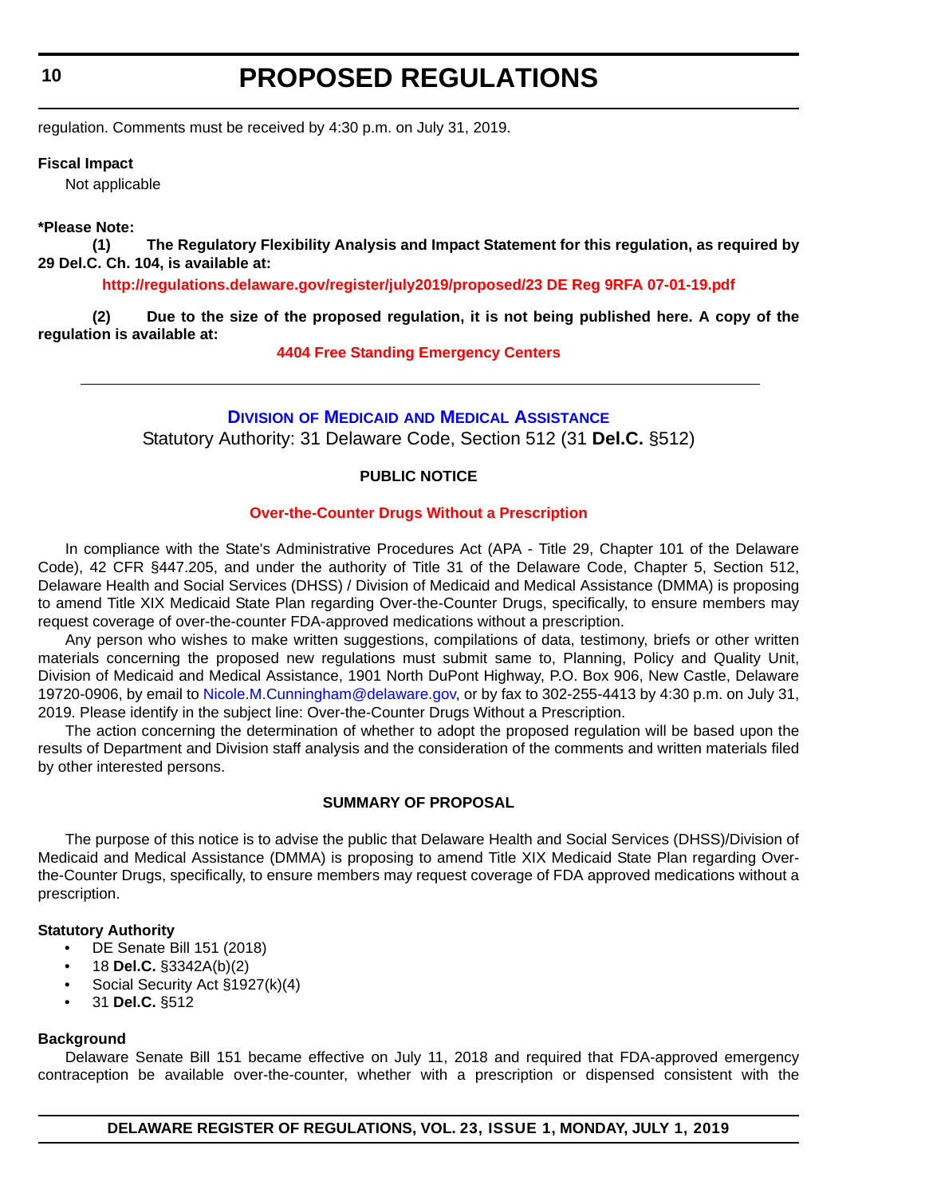regulation. Comments must be received by 4:30 p.m. on July 31, 2019.

**Fiscal Impact**

Not applicable

**\*Please Note:**

**(1) The Regulatory Flexibility Analysis and Impact Statement for this regulation, as required by 29 Del.C. Ch. 104, is available at:**

**http://regulations.delaware.gov/register/july2019/proposed/23 DE Reg 9RFA 07-01-19.pdf**

**(2) Due to the size of the proposed regulation, it is not being published here. A copy of the regulation is available at:**

**4404 Free Standing Emergency Centers**

---

## Division of Medicaid and Medical Assistance

Statutory Authority: 31 Delaware Code, Section 512 (31 **Del.C.** §512)

**PUBLIC NOTICE**

**Over-the-Counter Drugs Without a Prescription**

In compliance with the State's Administrative Procedures Act (APA - Title 29, Chapter 101 of the Delaware Code), 42 CFR §447.205, and under the authority of Title 31 of the Delaware Code, Chapter 5, Section 512, Delaware Health and Social Services (DHSS) / Division of Medicaid and Medical Assistance (DMMA) is proposing to amend Title XIX Medicaid State Plan regarding Over-the-Counter Drugs, specifically, to ensure members may request coverage of over-the-counter FDA-approved medications without a prescription.

Any person who wishes to make written suggestions, compilations of data, testimony, briefs or other written materials concerning the proposed new regulations must submit same to, Planning, Policy and Quality Unit, Division of Medicaid and Medical Assistance, 1901 North DuPont Highway, P.O. Box 906, New Castle, Delaware 19720-0906, by email to Nicole.M.Cunningham@delaware.gov, or by fax to 302-255-4413 by 4:30 p.m. on July 31, 2019. Please identify in the subject line: Over-the-Counter Drugs Without a Prescription.

The action concerning the determination of whether to adopt the proposed regulation will be based upon the results of Department and Division staff analysis and the consideration of the comments and written materials filed by other interested persons.

**SUMMARY OF PROPOSAL**

The purpose of this notice is to advise the public that Delaware Health and Social Services (DHSS)/Division of Medicaid and Medical Assistance (DMMA) is proposing to amend Title XIX Medicaid State Plan regarding Over-the-Counter Drugs, specifically, to ensure members may request coverage of FDA approved medications without a prescription.

**Statutory Authority**

- DE Senate Bill 151 (2018)
- 18 **Del.C.** §3342A(b)(2)
- Social Security Act §1927(k)(4)
- 31 **Del.C.** §512

**Background**

Delaware Senate Bill 151 became effective on July 11, 2018 and required that FDA-approved emergency contraception be available over-the-counter, whether with a prescription or dispensed consistent with the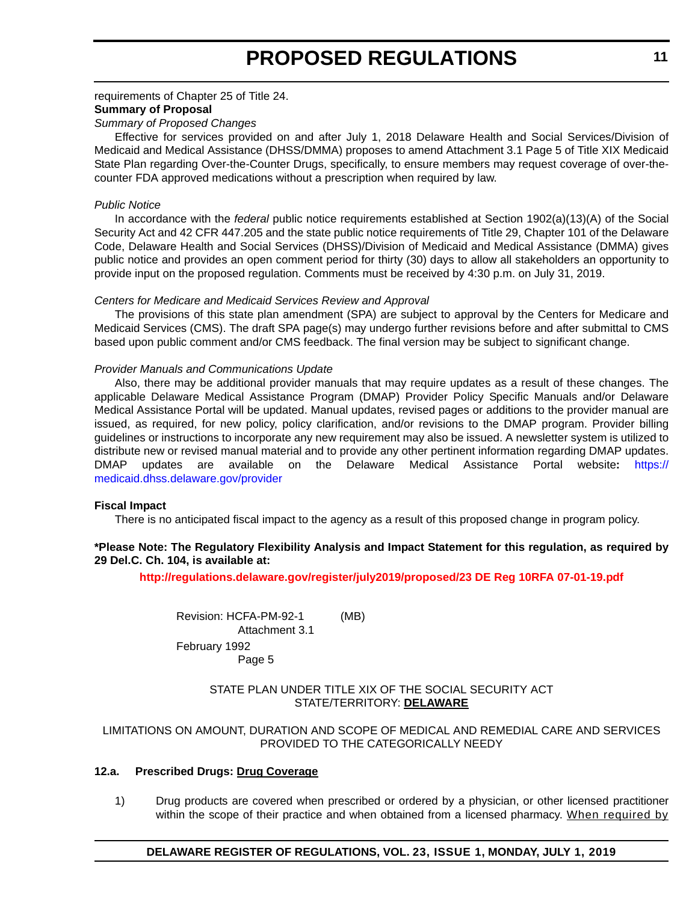requirements of Chapter 25 of Title 24.

**Summary of Proposal**

*Summary of Proposed Changes*

Effective for services provided on and after July 1, 2018 Delaware Health and Social Services/Division of Medicaid and Medical Assistance (DHSS/DMMA) proposes to amend Attachment 3.1 Page 5 of Title XIX Medicaid State Plan regarding Over-the-Counter Drugs, specifically, to ensure members may request coverage of over-the-counter FDA approved medications without a prescription when required by law.

*Public Notice*

In accordance with the *federal* public notice requirements established at Section 1902(a)(13)(A) of the Social Security Act and 42 CFR 447.205 and the state public notice requirements of Title 29, Chapter 101 of the Delaware Code, Delaware Health and Social Services (DHSS)/Division of Medicaid and Medical Assistance (DMMA) gives public notice and provides an open comment period for thirty (30) days to allow all stakeholders an opportunity to provide input on the proposed regulation. Comments must be received by 4:30 p.m. on July 31, 2019.

*Centers for Medicare and Medicaid Services Review and Approval*

The provisions of this state plan amendment (SPA) are subject to approval by the Centers for Medicare and Medicaid Services (CMS). The draft SPA page(s) may undergo further revisions before and after submittal to CMS based upon public comment and/or CMS feedback. The final version may be subject to significant change.

*Provider Manuals and Communications Update*

Also, there may be additional provider manuals that may require updates as a result of these changes. The applicable Delaware Medical Assistance Program (DMAP) Provider Policy Specific Manuals and/or Delaware Medical Assistance Portal will be updated. Manual updates, revised pages or additions to the provider manual are issued, as required, for new policy, policy clarification, and/or revisions to the DMAP program. Provider billing guidelines or instructions to incorporate any new requirement may also be issued. A newsletter system is utilized to distribute new or revised manual material and to provide any other pertinent information regarding DMAP updates. DMAP updates are available on the Delaware Medical Assistance Portal website**:** [https://medicaid.dhss.delaware.gov/provider](https://medicaid.dhss.delaware.gov/provider)

**Fiscal Impact**

There is no anticipated fiscal impact to the agency as a result of this proposed change in program policy.

**\*Please Note: The Regulatory Flexibility Analysis and Impact Statement for this regulation, as required by 29 Del.C. Ch. 104, is available at:**

**[http://regulations.delaware.gov/register/july2019/proposed/23 DE Reg 10RFA 07-01-19.pdf](http://regulations.delaware.gov/register/july2019/proposed/23 DE Reg 10RFA 07-01-19.pdf)**

Revision: HCFA-PM-92-1 (MB)
Attachment 3.1
February 1992
Page 5

STATE PLAN UNDER TITLE XIX OF THE SOCIAL SECURITY ACT
STATE/TERRITORY: **<u>DELAWARE</u>**

LIMITATIONS ON AMOUNT, DURATION AND SCOPE OF MEDICAL AND REMEDIAL CARE AND SERVICES PROVIDED TO THE CATEGORICALLY NEEDY

**12.a. Prescribed Drugs: <u>Drug Coverage</u>**

1) Drug products are covered when prescribed or ordered by a physician, or other licensed practitioner within the scope of their practice and when obtained from a licensed pharmacy. <u>When required by</u>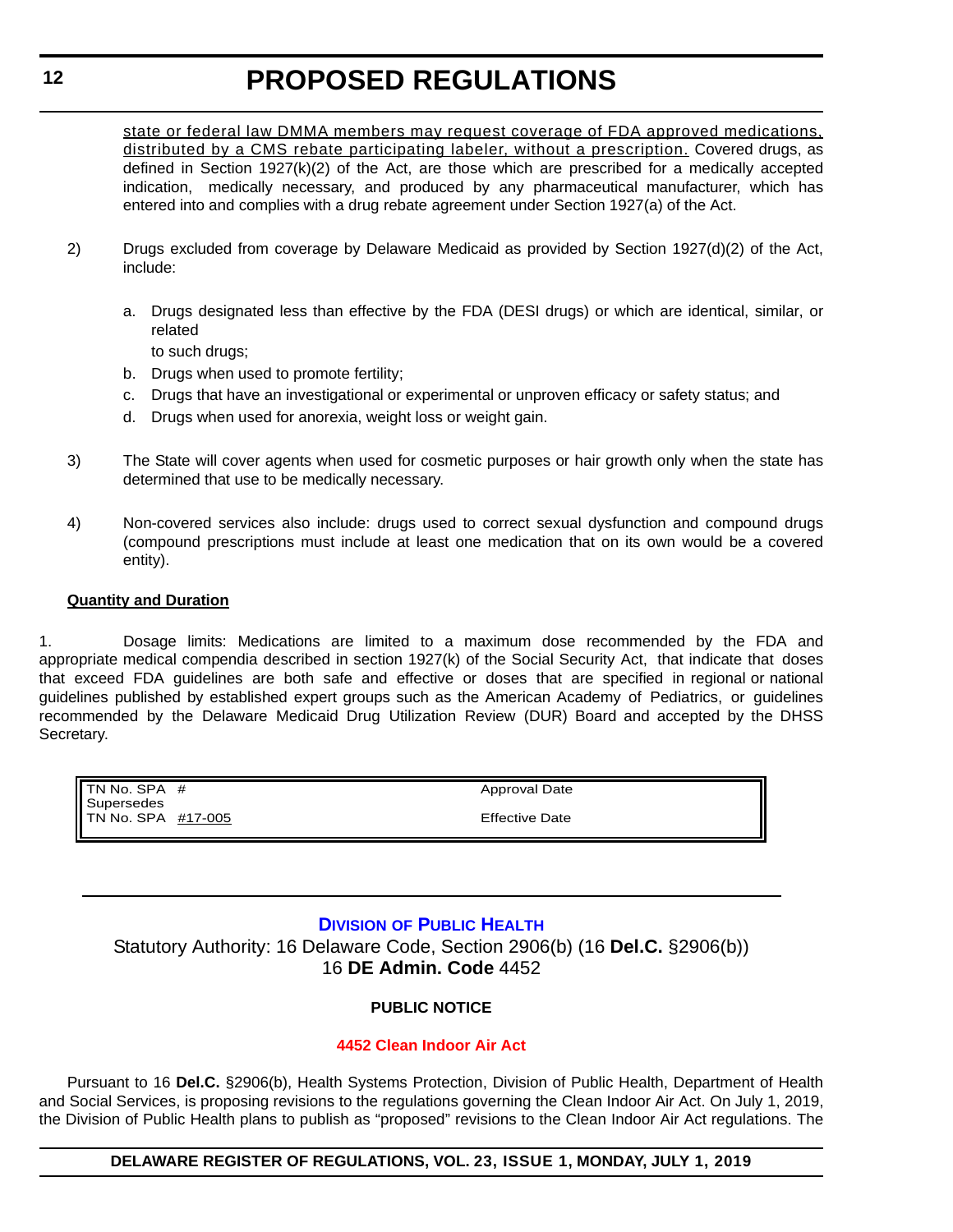state or federal law DMMA members may request coverage of FDA approved medications, distributed by a CMS rebate participating labeler, without a prescription. Covered drugs, as defined in Section 1927(k)(2) of the Act, are those which are prescribed for a medically accepted indication, medically necessary, and produced by any pharmaceutical manufacturer, which has entered into and complies with a drug rebate agreement under Section 1927(a) of the Act.

2) Drugs excluded from coverage by Delaware Medicaid as provided by Section 1927(d)(2) of the Act, include:

   a. Drugs designated less than effective by the FDA (DESI drugs) or which are identical, similar, or related
   to such drugs;
   b. Drugs when used to promote fertility;
   c. Drugs that have an investigational or experimental or unproven efficacy or safety status; and
   d. Drugs when used for anorexia, weight loss or weight gain.

3) The State will cover agents when used for cosmetic purposes or hair growth only when the state has determined that use to be medically necessary.

4) Non-covered services also include: drugs used to correct sexual dysfunction and compound drugs (compound prescriptions must include at least one medication that on its own would be a covered entity).

**Quantity and Duration**

1. Dosage limits: Medications are limited to a maximum dose recommended by the FDA and appropriate medical compendia described in section 1927(k) of the Social Security Act, that indicate that doses that exceed FDA guidelines are both safe and effective or doses that are specified in regional or national guidelines published by established expert groups such as the American Academy of Pediatrics, or guidelines recommended by the Delaware Medicaid Drug Utilization Review (DUR) Board and accepted by the DHSS Secretary.

| | |
|---|---|
| TN No. SPA # Supersedes | Approval Date |
| TN No. SPA #17-005 | Effective Date |

## DIVISION OF PUBLIC HEALTH

Statutory Authority: 16 Delaware Code, Section 2906(b) (16 **Del.C.** §2906(b))
16 **DE Admin. Code** 4452

**PUBLIC NOTICE**

**4452 Clean Indoor Air Act**

Pursuant to 16 **Del.C.** §2906(b), Health Systems Protection, Division of Public Health, Department of Health and Social Services, is proposing revisions to the regulations governing the Clean Indoor Air Act. On July 1, 2019, the Division of Public Health plans to publish as "proposed" revisions to the Clean Indoor Air Act regulations. The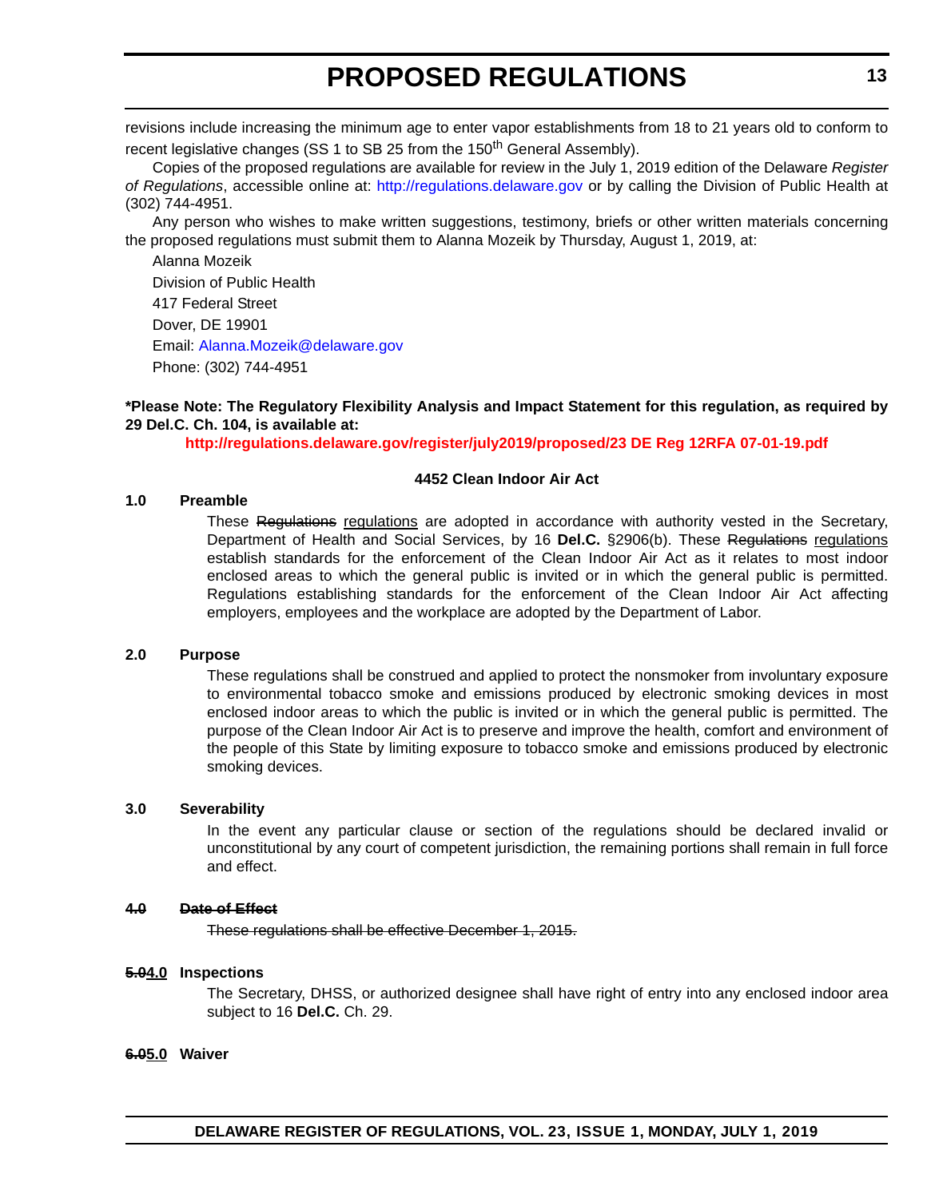revisions include increasing the minimum age to enter vapor establishments from 18 to 21 years old to conform to recent legislative changes (SS 1 to SB 25 from the 150th General Assembly).

Copies of the proposed regulations are available for review in the July 1, 2019 edition of the Delaware *Register of Regulations*, accessible online at: http://regulations.delaware.gov or by calling the Division of Public Health at (302) 744-4951.

Any person who wishes to make written suggestions, testimony, briefs or other written materials concerning the proposed regulations must submit them to Alanna Mozeik by Thursday, August 1, 2019, at:

Alanna Mozeik

Division of Public Health

417 Federal Street

Dover, DE 19901

Email: Alanna.Mozeik@delaware.gov

Phone: (302) 744-4951

**\*Please Note: The Regulatory Flexibility Analysis and Impact Statement for this regulation, as required by 29 Del.C. Ch. 104, is available at:**

**http://regulations.delaware.gov/register/july2019/proposed/23 DE Reg 12RFA 07-01-19.pdf**

**4452 Clean Indoor Air Act**

**1.0 Preamble**

These ~~Regulations~~ regulations are adopted in accordance with authority vested in the Secretary, Department of Health and Social Services, by 16 **Del.C.** §2906(b). These ~~Regulations~~ regulations establish standards for the enforcement of the Clean Indoor Air Act as it relates to most indoor enclosed areas to which the general public is invited or in which the general public is permitted. Regulations establishing standards for the enforcement of the Clean Indoor Air Act affecting employers, employees and the workplace are adopted by the Department of Labor.

**2.0 Purpose**

These regulations shall be construed and applied to protect the nonsmoker from involuntary exposure to environmental tobacco smoke and emissions produced by electronic smoking devices in most enclosed indoor areas to which the public is invited or in which the general public is permitted. The purpose of the Clean Indoor Air Act is to preserve and improve the health, comfort and environment of the people of this State by limiting exposure to tobacco smoke and emissions produced by electronic smoking devices.

**3.0 Severability**

In the event any particular clause or section of the regulations should be declared invalid or unconstitutional by any court of competent jurisdiction, the remaining portions shall remain in full force and effect.

~~**4.0 Date of Effect**~~

~~These regulations shall be effective December 1, 2015.~~

**~~5.0~~4.0 Inspections**

The Secretary, DHSS, or authorized designee shall have right of entry into any enclosed indoor area subject to 16 **Del.C.** Ch. 29.

**~~6.0~~5.0 Waiver**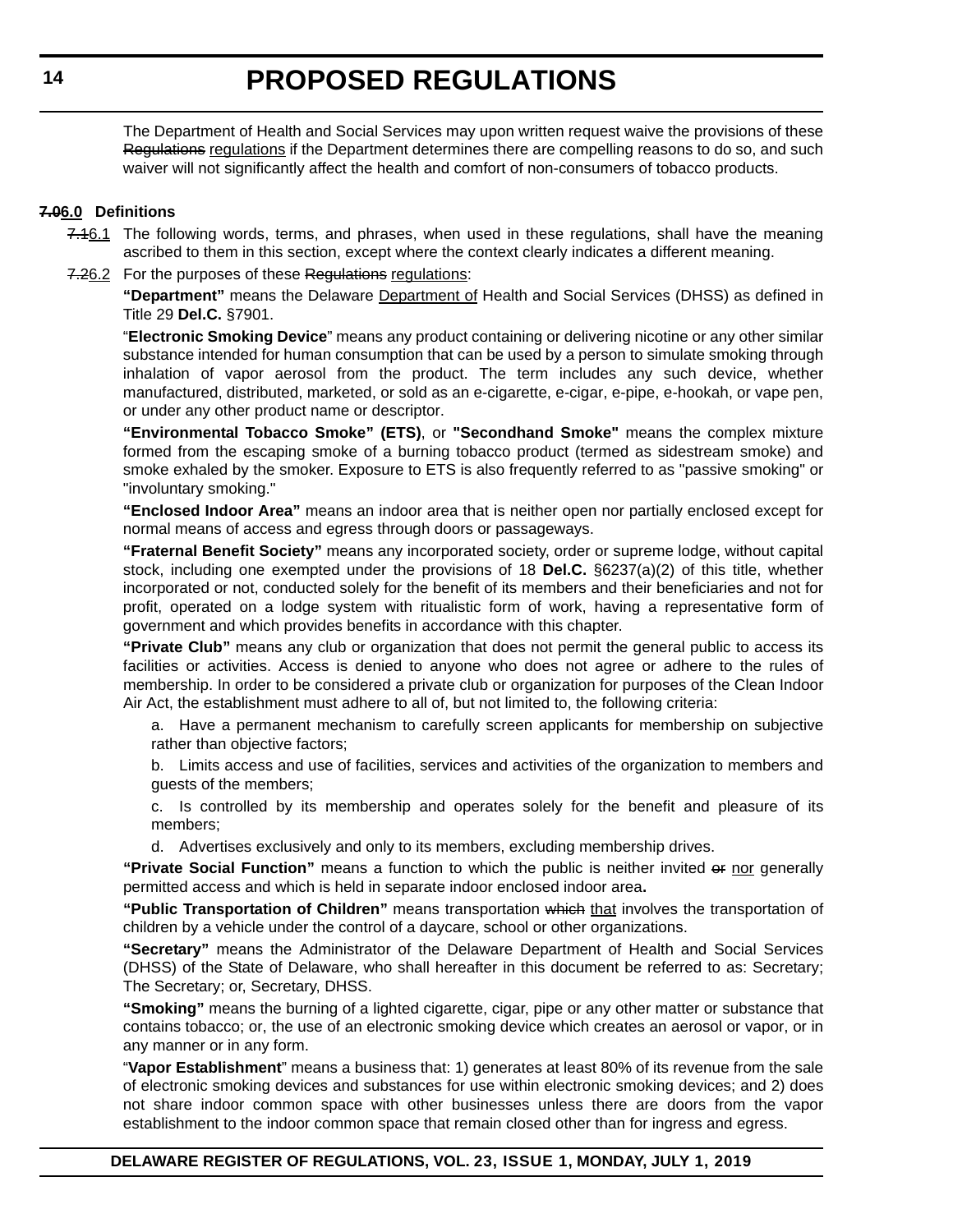The Department of Health and Social Services may upon written request waive the provisions of these ~~Regulations~~ regulations if the Department determines there are compelling reasons to do so, and such waiver will not significantly affect the health and comfort of non-consumers of tobacco products.

**~~7.0~~6.0 Definitions**

~~7.1~~6.1 The following words, terms, and phrases, when used in these regulations, shall have the meaning ascribed to them in this section, except where the context clearly indicates a different meaning.

~~7.2~~6.2 For the purposes of these ~~Regulations~~ regulations:

**"Department"** means the Delaware Department of Health and Social Services (DHSS) as defined in Title 29 **Del.C.** §7901.

"**Electronic Smoking Device**" means any product containing or delivering nicotine or any other similar substance intended for human consumption that can be used by a person to simulate smoking through inhalation of vapor aerosol from the product. The term includes any such device, whether manufactured, distributed, marketed, or sold as an e-cigarette, e-cigar, e-pipe, e-hookah, or vape pen, or under any other product name or descriptor.

**"Environmental Tobacco Smoke" (ETS)**, or **"Secondhand Smoke"** means the complex mixture formed from the escaping smoke of a burning tobacco product (termed as sidestream smoke) and smoke exhaled by the smoker. Exposure to ETS is also frequently referred to as "passive smoking" or "involuntary smoking."

**"Enclosed Indoor Area"** means an indoor area that is neither open nor partially enclosed except for normal means of access and egress through doors or passageways.

**"Fraternal Benefit Society"** means any incorporated society, order or supreme lodge, without capital stock, including one exempted under the provisions of 18 **Del.C.** §6237(a)(2) of this title, whether incorporated or not, conducted solely for the benefit of its members and their beneficiaries and not for profit, operated on a lodge system with ritualistic form of work, having a representative form of government and which provides benefits in accordance with this chapter.

**"Private Club"** means any club or organization that does not permit the general public to access its facilities or activities. Access is denied to anyone who does not agree or adhere to the rules of membership. In order to be considered a private club or organization for purposes of the Clean Indoor Air Act, the establishment must adhere to all of, but not limited to, the following criteria:

a. Have a permanent mechanism to carefully screen applicants for membership on subjective rather than objective factors;

b. Limits access and use of facilities, services and activities of the organization to members and guests of the members;

c. Is controlled by its membership and operates solely for the benefit and pleasure of its members;

d. Advertises exclusively and only to its members, excluding membership drives.

**"Private Social Function"** means a function to which the public is neither invited ~~or~~ nor generally permitted access and which is held in separate indoor enclosed indoor area**.**

**"Public Transportation of Children"** means transportation ~~which~~ that involves the transportation of children by a vehicle under the control of a daycare, school or other organizations.

**"Secretary"** means the Administrator of the Delaware Department of Health and Social Services (DHSS) of the State of Delaware, who shall hereafter in this document be referred to as: Secretary; The Secretary; or, Secretary, DHSS.

**"Smoking"** means the burning of a lighted cigarette, cigar, pipe or any other matter or substance that contains tobacco; or, the use of an electronic smoking device which creates an aerosol or vapor, or in any manner or in any form.

"**Vapor Establishment**" means a business that: 1) generates at least 80% of its revenue from the sale of electronic smoking devices and substances for use within electronic smoking devices; and 2) does not share indoor common space with other businesses unless there are doors from the vapor establishment to the indoor common space that remain closed other than for ingress and egress.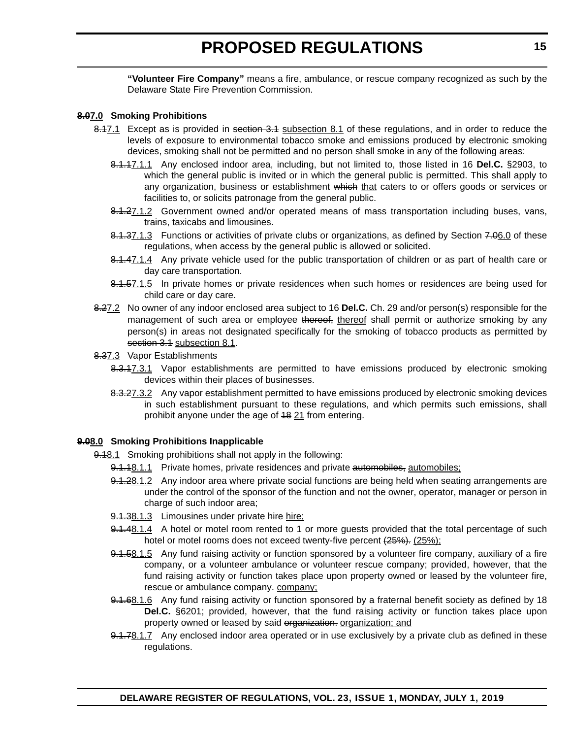**"Volunteer Fire Company"** means a fire, ambulance, or rescue company recognized as such by the Delaware State Fire Prevention Commission.

**~~8.0~~7.0 Smoking Prohibitions**

~~8.1~~7.1 Except as is provided in ~~section 3.1~~ subsection 8.1 of these regulations, and in order to reduce the levels of exposure to environmental tobacco smoke and emissions produced by electronic smoking devices, smoking shall not be permitted and no person shall smoke in any of the following areas:

~~8.1.1~~7.1.1 Any enclosed indoor area, including, but not limited to, those listed in 16 **Del.C.** §2903, to which the general public is invited or in which the general public is permitted. This shall apply to any organization, business or establishment ~~which~~ that caters to or offers goods or services or facilities to, or solicits patronage from the general public.

~~8.1.2~~7.1.2 Government owned and/or operated means of mass transportation including buses, vans, trains, taxicabs and limousines.

~~8.1.3~~7.1.3 Functions or activities of private clubs or organizations, as defined by Section ~~7.0~~6.0 of these regulations, when access by the general public is allowed or solicited.

~~8.1.4~~7.1.4 Any private vehicle used for the public transportation of children or as part of health care or day care transportation.

~~8.1.5~~7.1.5 In private homes or private residences when such homes or residences are being used for child care or day care.

~~8.2~~7.2 No owner of any indoor enclosed area subject to 16 **Del.C.** Ch. 29 and/or person(s) responsible for the management of such area or employee ~~thereof,~~ thereof shall permit or authorize smoking by any person(s) in areas not designated specifically for the smoking of tobacco products as permitted by ~~section 3.1~~ subsection 8.1.

~~8.3~~7.3 Vapor Establishments

~~8.3.1~~7.3.1 Vapor establishments are permitted to have emissions produced by electronic smoking devices within their places of businesses.

~~8.3.2~~7.3.2 Any vapor establishment permitted to have emissions produced by electronic smoking devices in such establishment pursuant to these regulations, and which permits such emissions, shall prohibit anyone under the age of ~~18~~ 21 from entering.

**~~9.0~~8.0 Smoking Prohibitions Inapplicable**

~~9.1~~8.1 Smoking prohibitions shall not apply in the following:

~~9.1.1~~8.1.1 Private homes, private residences and private ~~automobiles,~~ automobiles;

~~9.1.2~~8.1.2 Any indoor area where private social functions are being held when seating arrangements are under the control of the sponsor of the function and not the owner, operator, manager or person in charge of such indoor area;

~~9.1.3~~8.1.3 Limousines under private ~~hire~~ hire;

~~9.1.4~~8.1.4 A hotel or motel room rented to 1 or more guests provided that the total percentage of such hotel or motel rooms does not exceed twenty-five percent ~~(25%).~~ (25%);

~~9.1.5~~8.1.5 Any fund raising activity or function sponsored by a volunteer fire company, auxiliary of a fire company, or a volunteer ambulance or volunteer rescue company; provided, however, that the fund raising activity or function takes place upon property owned or leased by the volunteer fire, rescue or ambulance ~~company.~~ company;

~~9.1.6~~8.1.6 Any fund raising activity or function sponsored by a fraternal benefit society as defined by 18 **Del.C.** §6201; provided, however, that the fund raising activity or function takes place upon property owned or leased by said ~~organization.~~ organization; and

~~9.1.7~~8.1.7 Any enclosed indoor area operated or in use exclusively by a private club as defined in these regulations.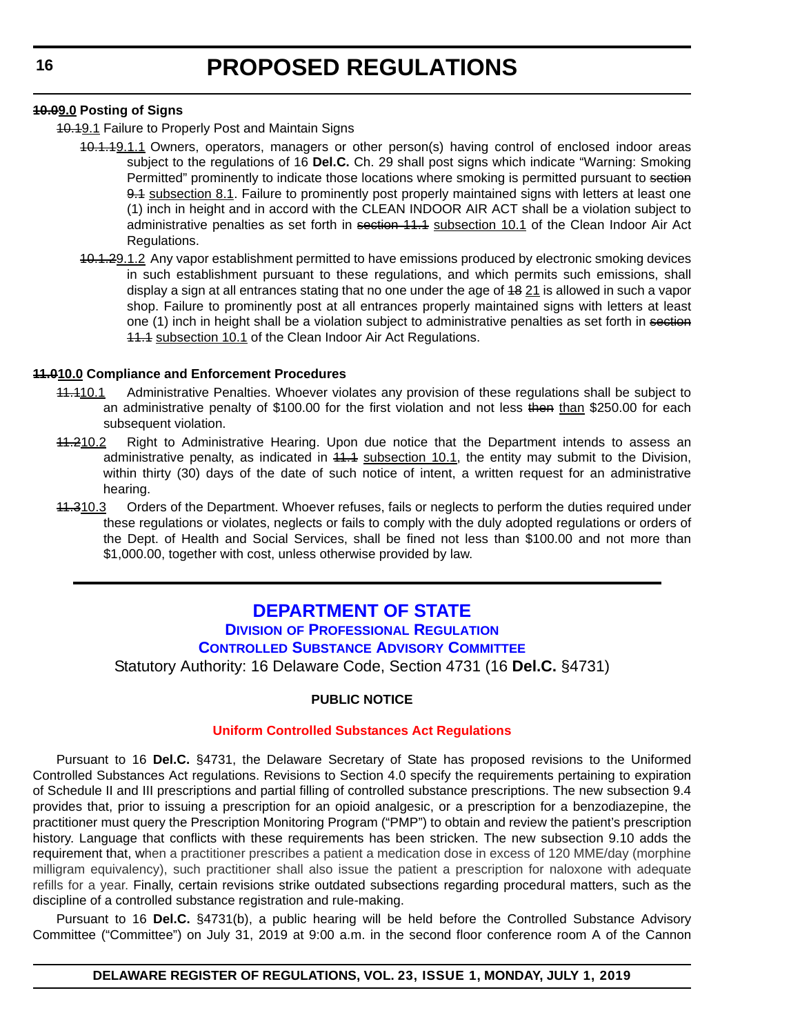**~~10.0~~9.0 Posting of Signs**

~~10.1~~9.1 Failure to Properly Post and Maintain Signs

~~10.1.1~~9.1.1 Owners, operators, managers or other person(s) having control of enclosed indoor areas subject to the regulations of 16 **Del.C.** Ch. 29 shall post signs which indicate "Warning: Smoking Permitted" prominently to indicate those locations where smoking is permitted pursuant to ~~section 9.1~~ subsection 8.1. Failure to prominently post properly maintained signs with letters at least one (1) inch in height and in accord with the CLEAN INDOOR AIR ACT shall be a violation subject to administrative penalties as set forth in ~~section 11.1~~ subsection 10.1 of the Clean Indoor Air Act Regulations.

~~10.1.2~~9.1.2 Any vapor establishment permitted to have emissions produced by electronic smoking devices in such establishment pursuant to these regulations, and which permits such emissions, shall display a sign at all entrances stating that no one under the age of ~~18~~ 21 is allowed in such a vapor shop. Failure to prominently post at all entrances properly maintained signs with letters at least one (1) inch in height shall be a violation subject to administrative penalties as set forth in ~~section 11.1~~ subsection 10.1 of the Clean Indoor Air Act Regulations.

**~~11.0~~10.0 Compliance and Enforcement Procedures**

~~11.1~~10.1 Administrative Penalties. Whoever violates any provision of these regulations shall be subject to an administrative penalty of $100.00 for the first violation and not less ~~then~~ than $250.00 for each subsequent violation.

~~11.2~~10.2 Right to Administrative Hearing. Upon due notice that the Department intends to assess an administrative penalty, as indicated in ~~11.1~~ subsection 10.1, the entity may submit to the Division, within thirty (30) days of the date of such notice of intent, a written request for an administrative hearing.

~~11.3~~10.3 Orders of the Department. Whoever refuses, fails or neglects to perform the duties required under these regulations or violates, neglects or fails to comply with the duly adopted regulations or orders of the Dept. of Health and Social Services, shall be fined not less than $100.00 and not more than $1,000.00, together with cost, unless otherwise provided by law.

---

## DEPARTMENT OF STATE

### Division of Professional Regulation

### Controlled Substance Advisory Committee

Statutory Authority: 16 Delaware Code, Section 4731 (16 **Del.C.** §4731)

**PUBLIC NOTICE**

**Uniform Controlled Substances Act Regulations**

Pursuant to 16 **Del.C.** §4731, the Delaware Secretary of State has proposed revisions to the Uniformed Controlled Substances Act regulations. Revisions to Section 4.0 specify the requirements pertaining to expiration of Schedule II and III prescriptions and partial filling of controlled substance prescriptions. The new subsection 9.4 provides that, prior to issuing a prescription for an opioid analgesic, or a prescription for a benzodiazepine, the practitioner must query the Prescription Monitoring Program ("PMP") to obtain and review the patient's prescription history. Language that conflicts with these requirements has been stricken. The new subsection 9.10 adds the requirement that, when a practitioner prescribes a patient a medication dose in excess of 120 MME/day (morphine milligram equivalency), such practitioner shall also issue the patient a prescription for naloxone with adequate refills for a year. Finally, certain revisions strike outdated subsections regarding procedural matters, such as the discipline of a controlled substance registration and rule-making.

Pursuant to 16 **Del.C.** §4731(b), a public hearing will be held before the Controlled Substance Advisory Committee ("Committee") on July 31, 2019 at 9:00 a.m. in the second floor conference room A of the Cannon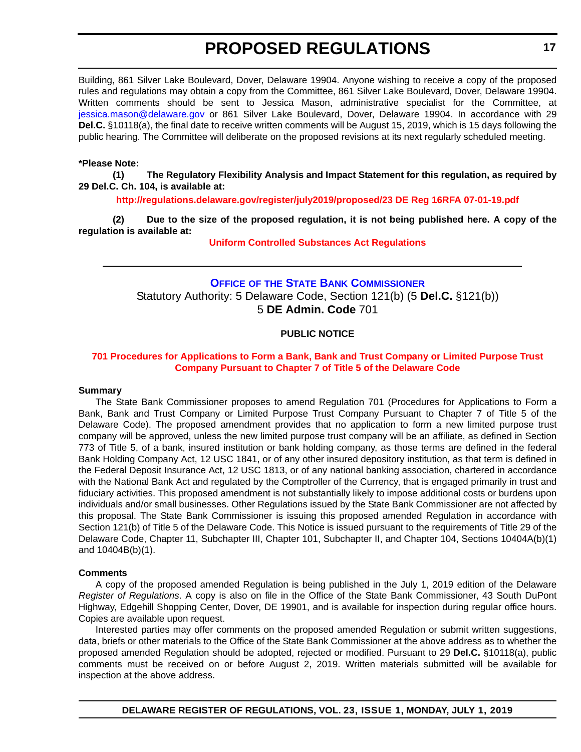Building, 861 Silver Lake Boulevard, Dover, Delaware 19904. Anyone wishing to receive a copy of the proposed rules and regulations may obtain a copy from the Committee, 861 Silver Lake Boulevard, Dover, Delaware 19904. Written comments should be sent to Jessica Mason, administrative specialist for the Committee, at jessica.mason@delaware.gov or 861 Silver Lake Boulevard, Dover, Delaware 19904. In accordance with 29 **Del.C.** §10118(a), the final date to receive written comments will be August 15, 2019, which is 15 days following the public hearing. The Committee will deliberate on the proposed revisions at its next regularly scheduled meeting.

**\*Please Note:**

**(1) The Regulatory Flexibility Analysis and Impact Statement for this regulation, as required by 29 Del.C. Ch. 104, is available at:**

**http://regulations.delaware.gov/register/july2019/proposed/23 DE Reg 16RFA 07-01-19.pdf**

**(2) Due to the size of the proposed regulation, it is not being published here. A copy of the regulation is available at:**

**Uniform Controlled Substances Act Regulations**

---

## OFFICE OF THE STATE BANK COMMISSIONER

Statutory Authority: 5 Delaware Code, Section 121(b) (5 **Del.C.** §121(b))
5 **DE Admin. Code** 701

### PUBLIC NOTICE

### 701 Procedures for Applications to Form a Bank, Bank and Trust Company or Limited Purpose Trust Company Pursuant to Chapter 7 of Title 5 of the Delaware Code

**Summary**

The State Bank Commissioner proposes to amend Regulation 701 (Procedures for Applications to Form a Bank, Bank and Trust Company or Limited Purpose Trust Company Pursuant to Chapter 7 of Title 5 of the Delaware Code). The proposed amendment provides that no application to form a new limited purpose trust company will be approved, unless the new limited purpose trust company will be an affiliate, as defined in Section 773 of Title 5, of a bank, insured institution or bank holding company, as those terms are defined in the federal Bank Holding Company Act, 12 USC 1841, or of any other insured depository institution, as that term is defined in the Federal Deposit Insurance Act, 12 USC 1813, or of any national banking association, chartered in accordance with the National Bank Act and regulated by the Comptroller of the Currency, that is engaged primarily in trust and fiduciary activities. This proposed amendment is not substantially likely to impose additional costs or burdens upon individuals and/or small businesses. Other Regulations issued by the State Bank Commissioner are not affected by this proposal. The State Bank Commissioner is issuing this proposed amended Regulation in accordance with Section 121(b) of Title 5 of the Delaware Code. This Notice is issued pursuant to the requirements of Title 29 of the Delaware Code, Chapter 11, Subchapter III, Chapter 101, Subchapter II, and Chapter 104, Sections 10404A(b)(1) and 10404B(b)(1).

**Comments**

A copy of the proposed amended Regulation is being published in the July 1, 2019 edition of the Delaware *Register of Regulations*. A copy is also on file in the Office of the State Bank Commissioner, 43 South DuPont Highway, Edgehill Shopping Center, Dover, DE 19901, and is available for inspection during regular office hours. Copies are available upon request.

Interested parties may offer comments on the proposed amended Regulation or submit written suggestions, data, briefs or other materials to the Office of the State Bank Commissioner at the above address as to whether the proposed amended Regulation should be adopted, rejected or modified. Pursuant to 29 **Del.C.** §10118(a), public comments must be received on or before August 2, 2019. Written materials submitted will be available for inspection at the above address.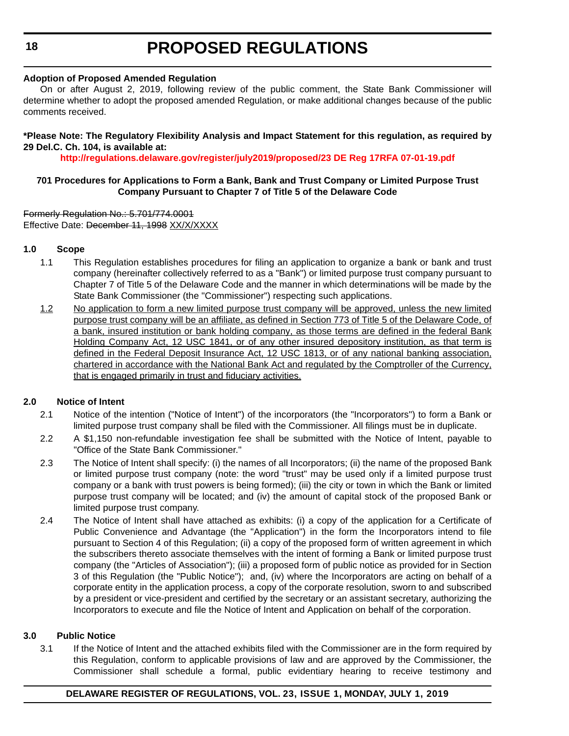**Adoption of Proposed Amended Regulation**

On or after August 2, 2019, following review of the public comment, the State Bank Commissioner will determine whether to adopt the proposed amended Regulation, or make additional changes because of the public comments received.

**\*Please Note: The Regulatory Flexibility Analysis and Impact Statement for this regulation, as required by 29 Del.C. Ch. 104, is available at:**

**http://regulations.delaware.gov/register/july2019/proposed/23 DE Reg 17RFA 07-01-19.pdf**

**701 Procedures for Applications to Form a Bank, Bank and Trust Company or Limited Purpose Trust Company Pursuant to Chapter 7 of Title 5 of the Delaware Code**

~~Formerly Regulation No.: 5.701/774.0001~~
Effective Date: ~~December 11, 1998~~ XX/X/XXXX

**1.0 Scope**

1.1 This Regulation establishes procedures for filing an application to organize a bank or bank and trust company (hereinafter collectively referred to as a "Bank") or limited purpose trust company pursuant to Chapter 7 of Title 5 of the Delaware Code and the manner in which determinations will be made by the State Bank Commissioner (the "Commissioner") respecting such applications.

1.2 No application to form a new limited purpose trust company will be approved, unless the new limited purpose trust company will be an affiliate, as defined in Section 773 of Title 5 of the Delaware Code, of a bank, insured institution or bank holding company, as those terms are defined in the federal Bank Holding Company Act, 12 USC 1841, or of any other insured depository institution, as that term is defined in the Federal Deposit Insurance Act, 12 USC 1813, or of any national banking association, chartered in accordance with the National Bank Act and regulated by the Comptroller of the Currency, that is engaged primarily in trust and fiduciary activities.

**2.0 Notice of Intent**

2.1 Notice of the intention ("Notice of Intent") of the incorporators (the "Incorporators") to form a Bank or limited purpose trust company shall be filed with the Commissioner. All filings must be in duplicate.

2.2 A $1,150 non-refundable investigation fee shall be submitted with the Notice of Intent, payable to "Office of the State Bank Commissioner."

2.3 The Notice of Intent shall specify: (i) the names of all Incorporators; (ii) the name of the proposed Bank or limited purpose trust company (note: the word "trust" may be used only if a limited purpose trust company or a bank with trust powers is being formed); (iii) the city or town in which the Bank or limited purpose trust company will be located; and (iv) the amount of capital stock of the proposed Bank or limited purpose trust company.

2.4 The Notice of Intent shall have attached as exhibits: (i) a copy of the application for a Certificate of Public Convenience and Advantage (the "Application") in the form the Incorporators intend to file pursuant to Section 4 of this Regulation; (ii) a copy of the proposed form of written agreement in which the subscribers thereto associate themselves with the intent of forming a Bank or limited purpose trust company (the "Articles of Association"); (iii) a proposed form of public notice as provided for in Section 3 of this Regulation (the "Public Notice"); and, (iv) where the Incorporators are acting on behalf of a corporate entity in the application process, a copy of the corporate resolution, sworn to and subscribed by a president or vice-president and certified by the secretary or an assistant secretary, authorizing the Incorporators to execute and file the Notice of Intent and Application on behalf of the corporation.

**3.0 Public Notice**

3.1 If the Notice of Intent and the attached exhibits filed with the Commissioner are in the form required by this Regulation, conform to applicable provisions of law and are approved by the Commissioner, the Commissioner shall schedule a formal, public evidentiary hearing to receive testimony and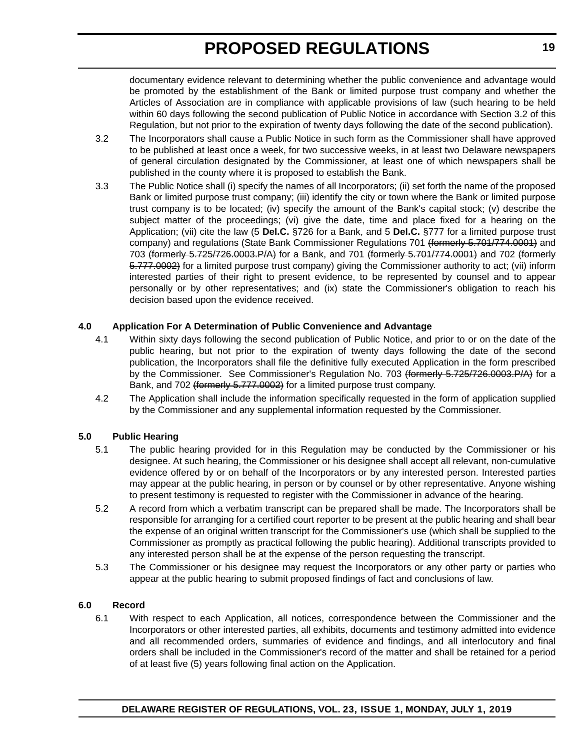documentary evidence relevant to determining whether the public convenience and advantage would be promoted by the establishment of the Bank or limited purpose trust company and whether the Articles of Association are in compliance with applicable provisions of law (such hearing to be held within 60 days following the second publication of Public Notice in accordance with Section 3.2 of this Regulation, but not prior to the expiration of twenty days following the date of the second publication).

3.2 The Incorporators shall cause a Public Notice in such form as the Commissioner shall have approved to be published at least once a week, for two successive weeks, in at least two Delaware newspapers of general circulation designated by the Commissioner, at least one of which newspapers shall be published in the county where it is proposed to establish the Bank.

3.3 The Public Notice shall (i) specify the names of all Incorporators; (ii) set forth the name of the proposed Bank or limited purpose trust company; (iii) identify the city or town where the Bank or limited purpose trust company is to be located; (iv) specify the amount of the Bank's capital stock; (v) describe the subject matter of the proceedings; (vi) give the date, time and place fixed for a hearing on the Application; (vii) cite the law (5 **Del.C.** §726 for a Bank, and 5 **Del.C.** §777 for a limited purpose trust company) and regulations (State Bank Commissioner Regulations 701 ~~(formerly 5.701/774.0001)~~ and 703 ~~(formerly 5.725/726.0003.P/A)~~ for a Bank, and 701 ~~(formerly 5.701/774.0001)~~ and 702 ~~(formerly 5.777.0002)~~ for a limited purpose trust company) giving the Commissioner authority to act; (vii) inform interested parties of their right to present evidence, to be represented by counsel and to appear personally or by other representatives; and (ix) state the Commissioner's obligation to reach his decision based upon the evidence received.

**4.0 Application For A Determination of Public Convenience and Advantage**

4.1 Within sixty days following the second publication of Public Notice, and prior to or on the date of the public hearing, but not prior to the expiration of twenty days following the date of the second publication, the Incorporators shall file the definitive fully executed Application in the form prescribed by the Commissioner. See Commissioner's Regulation No. 703 ~~(formerly 5.725/726.0003.P/A)~~ for a Bank, and 702 ~~(formerly 5.777.0002)~~ for a limited purpose trust company.

4.2 The Application shall include the information specifically requested in the form of application supplied by the Commissioner and any supplemental information requested by the Commissioner.

**5.0 Public Hearing**

5.1 The public hearing provided for in this Regulation may be conducted by the Commissioner or his designee. At such hearing, the Commissioner or his designee shall accept all relevant, non-cumulative evidence offered by or on behalf of the Incorporators or by any interested person. Interested parties may appear at the public hearing, in person or by counsel or by other representative. Anyone wishing to present testimony is requested to register with the Commissioner in advance of the hearing.

5.2 A record from which a verbatim transcript can be prepared shall be made. The Incorporators shall be responsible for arranging for a certified court reporter to be present at the public hearing and shall bear the expense of an original written transcript for the Commissioner's use (which shall be supplied to the Commissioner as promptly as practical following the public hearing). Additional transcripts provided to any interested person shall be at the expense of the person requesting the transcript.

5.3 The Commissioner or his designee may request the Incorporators or any other party or parties who appear at the public hearing to submit proposed findings of fact and conclusions of law.

**6.0 Record**

6.1 With respect to each Application, all notices, correspondence between the Commissioner and the Incorporators or other interested parties, all exhibits, documents and testimony admitted into evidence and all recommended orders, summaries of evidence and findings, and all interlocutory and final orders shall be included in the Commissioner's record of the matter and shall be retained for a period of at least five (5) years following final action on the Application.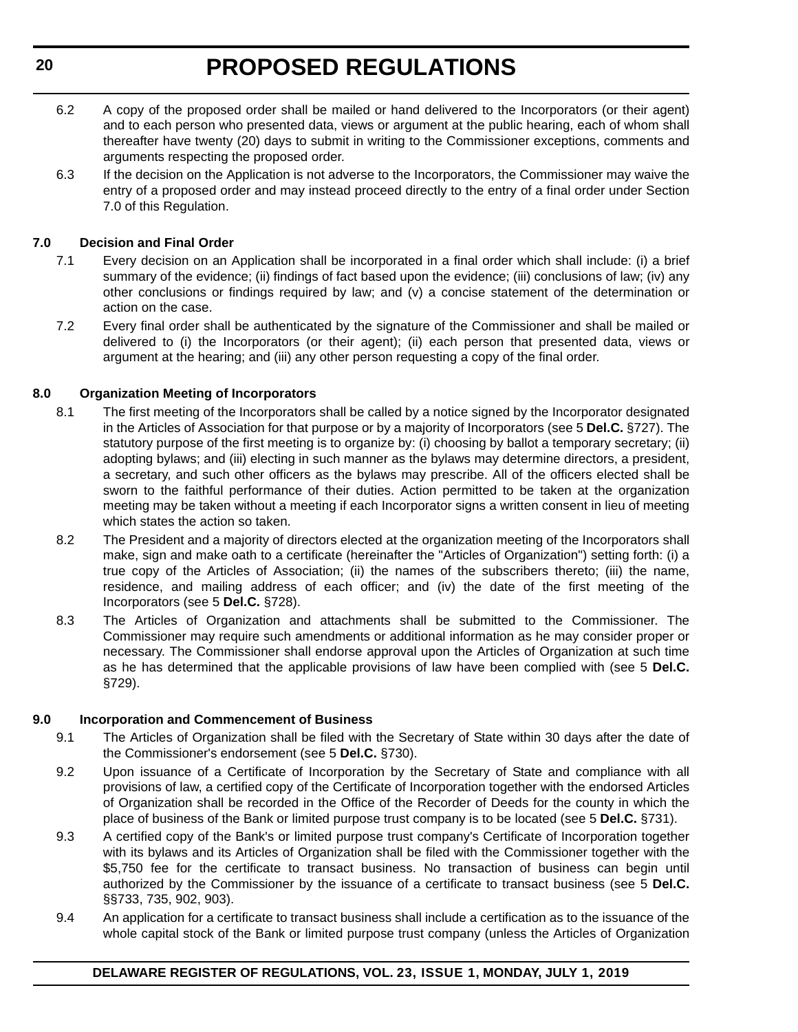6.2 A copy of the proposed order shall be mailed or hand delivered to the Incorporators (or their agent) and to each person who presented data, views or argument at the public hearing, each of whom shall thereafter have twenty (20) days to submit in writing to the Commissioner exceptions, comments and arguments respecting the proposed order.

6.3 If the decision on the Application is not adverse to the Incorporators, the Commissioner may waive the entry of a proposed order and may instead proceed directly to the entry of a final order under Section 7.0 of this Regulation.

**7.0 Decision and Final Order**

7.1 Every decision on an Application shall be incorporated in a final order which shall include: (i) a brief summary of the evidence; (ii) findings of fact based upon the evidence; (iii) conclusions of law; (iv) any other conclusions or findings required by law; and (v) a concise statement of the determination or action on the case.

7.2 Every final order shall be authenticated by the signature of the Commissioner and shall be mailed or delivered to (i) the Incorporators (or their agent); (ii) each person that presented data, views or argument at the hearing; and (iii) any other person requesting a copy of the final order.

**8.0 Organization Meeting of Incorporators**

8.1 The first meeting of the Incorporators shall be called by a notice signed by the Incorporator designated in the Articles of Association for that purpose or by a majority of Incorporators (see 5 **Del.C.** §727). The statutory purpose of the first meeting is to organize by: (i) choosing by ballot a temporary secretary; (ii) adopting bylaws; and (iii) electing in such manner as the bylaws may determine directors, a president, a secretary, and such other officers as the bylaws may prescribe. All of the officers elected shall be sworn to the faithful performance of their duties. Action permitted to be taken at the organization meeting may be taken without a meeting if each Incorporator signs a written consent in lieu of meeting which states the action so taken.

8.2 The President and a majority of directors elected at the organization meeting of the Incorporators shall make, sign and make oath to a certificate (hereinafter the "Articles of Organization") setting forth: (i) a true copy of the Articles of Association; (ii) the names of the subscribers thereto; (iii) the name, residence, and mailing address of each officer; and (iv) the date of the first meeting of the Incorporators (see 5 **Del.C.** §728).

8.3 The Articles of Organization and attachments shall be submitted to the Commissioner. The Commissioner may require such amendments or additional information as he may consider proper or necessary. The Commissioner shall endorse approval upon the Articles of Organization at such time as he has determined that the applicable provisions of law have been complied with (see 5 **Del.C.** §729).

**9.0 Incorporation and Commencement of Business**

9.1 The Articles of Organization shall be filed with the Secretary of State within 30 days after the date of the Commissioner's endorsement (see 5 **Del.C.** §730).

9.2 Upon issuance of a Certificate of Incorporation by the Secretary of State and compliance with all provisions of law, a certified copy of the Certificate of Incorporation together with the endorsed Articles of Organization shall be recorded in the Office of the Recorder of Deeds for the county in which the place of business of the Bank or limited purpose trust company is to be located (see 5 **Del.C.** §731).

9.3 A certified copy of the Bank's or limited purpose trust company's Certificate of Incorporation together with its bylaws and its Articles of Organization shall be filed with the Commissioner together with the $5,750 fee for the certificate to transact business. No transaction of business can begin until authorized by the Commissioner by the issuance of a certificate to transact business (see 5 **Del.C.** §§733, 735, 902, 903).

9.4 An application for a certificate to transact business shall include a certification as to the issuance of the whole capital stock of the Bank or limited purpose trust company (unless the Articles of Organization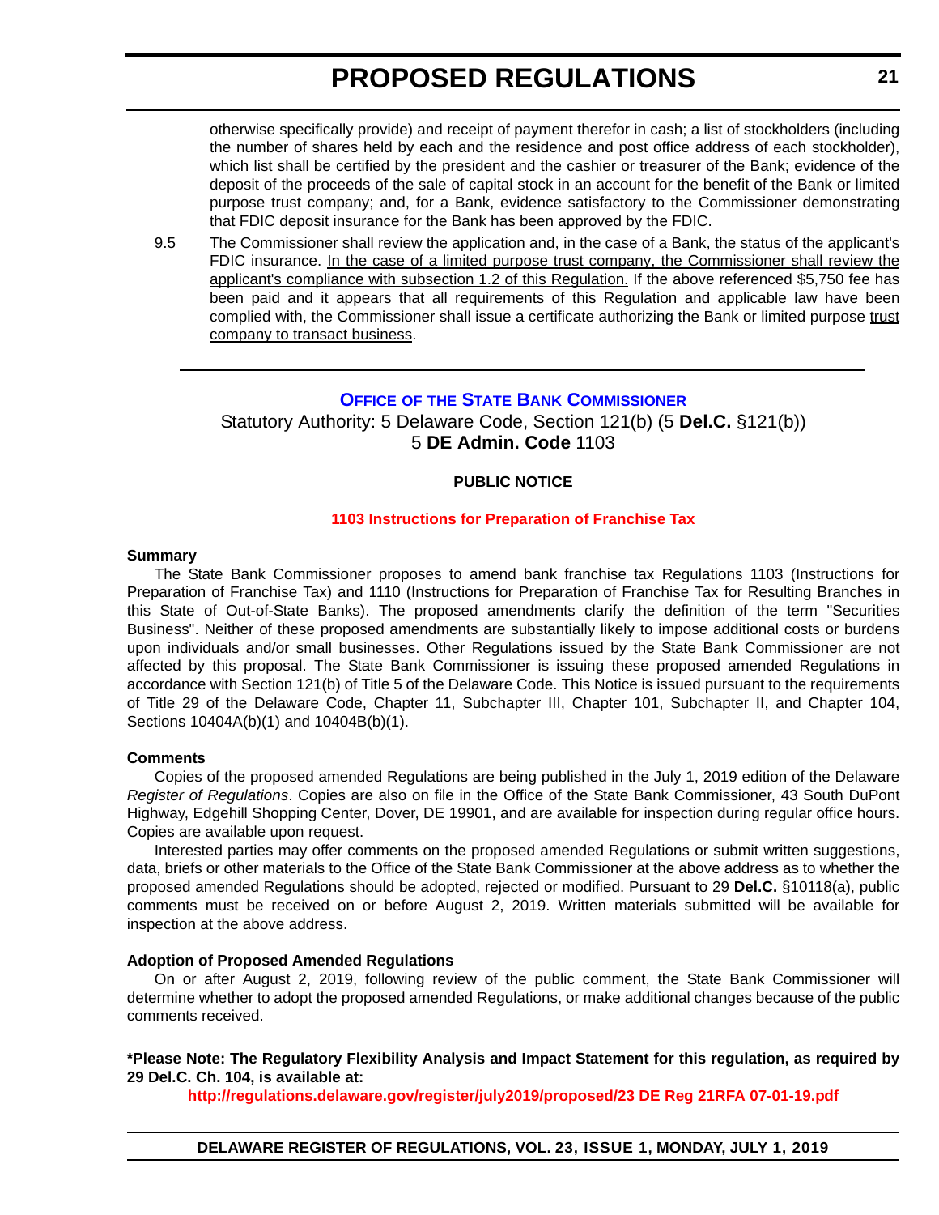otherwise specifically provide) and receipt of payment therefor in cash; a list of stockholders (including the number of shares held by each and the residence and post office address of each stockholder), which list shall be certified by the president and the cashier or treasurer of the Bank; evidence of the deposit of the proceeds of the sale of capital stock in an account for the benefit of the Bank or limited purpose trust company; and, for a Bank, evidence satisfactory to the Commissioner demonstrating that FDIC deposit insurance for the Bank has been approved by the FDIC.

9.5 The Commissioner shall review the application and, in the case of a Bank, the status of the applicant's FDIC insurance. <u>In the case of a limited purpose trust company, the Commissioner shall review the applicant's compliance with subsection 1.2 of this Regulation.</u> If the above referenced $5,750 fee has been paid and it appears that all requirements of this Regulation and applicable law have been complied with, the Commissioner shall issue a certificate authorizing the Bank or limited purpose <u>trust company to transact business</u>.

---

## OFFICE OF THE STATE BANK COMMISSIONER

Statutory Authority: 5 Delaware Code, Section 121(b) (5 **Del.C.** §121(b))
5 **DE Admin. Code** 1103

**PUBLIC NOTICE**

### 1103 Instructions for Preparation of Franchise Tax

**Summary**

The State Bank Commissioner proposes to amend bank franchise tax Regulations 1103 (Instructions for Preparation of Franchise Tax) and 1110 (Instructions for Preparation of Franchise Tax for Resulting Branches in this State of Out-of-State Banks). The proposed amendments clarify the definition of the term "Securities Business". Neither of these proposed amendments are substantially likely to impose additional costs or burdens upon individuals and/or small businesses. Other Regulations issued by the State Bank Commissioner are not affected by this proposal. The State Bank Commissioner is issuing these proposed amended Regulations in accordance with Section 121(b) of Title 5 of the Delaware Code. This Notice is issued pursuant to the requirements of Title 29 of the Delaware Code, Chapter 11, Subchapter III, Chapter 101, Subchapter II, and Chapter 104, Sections 10404A(b)(1) and 10404B(b)(1).

**Comments**

Copies of the proposed amended Regulations are being published in the July 1, 2019 edition of the Delaware *Register of Regulations*. Copies are also on file in the Office of the State Bank Commissioner, 43 South DuPont Highway, Edgehill Shopping Center, Dover, DE 19901, and are available for inspection during regular office hours. Copies are available upon request.

Interested parties may offer comments on the proposed amended Regulations or submit written suggestions, data, briefs or other materials to the Office of the State Bank Commissioner at the above address as to whether the proposed amended Regulations should be adopted, rejected or modified. Pursuant to 29 **Del.C.** §10118(a), public comments must be received on or before August 2, 2019. Written materials submitted will be available for inspection at the above address.

**Adoption of Proposed Amended Regulations**

On or after August 2, 2019, following review of the public comment, the State Bank Commissioner will determine whether to adopt the proposed amended Regulations, or make additional changes because of the public comments received.

**\*Please Note: The Regulatory Flexibility Analysis and Impact Statement for this regulation, as required by 29 Del.C. Ch. 104, is available at:**

**http://regulations.delaware.gov/register/july2019/proposed/23 DE Reg 21RFA 07-01-19.pdf**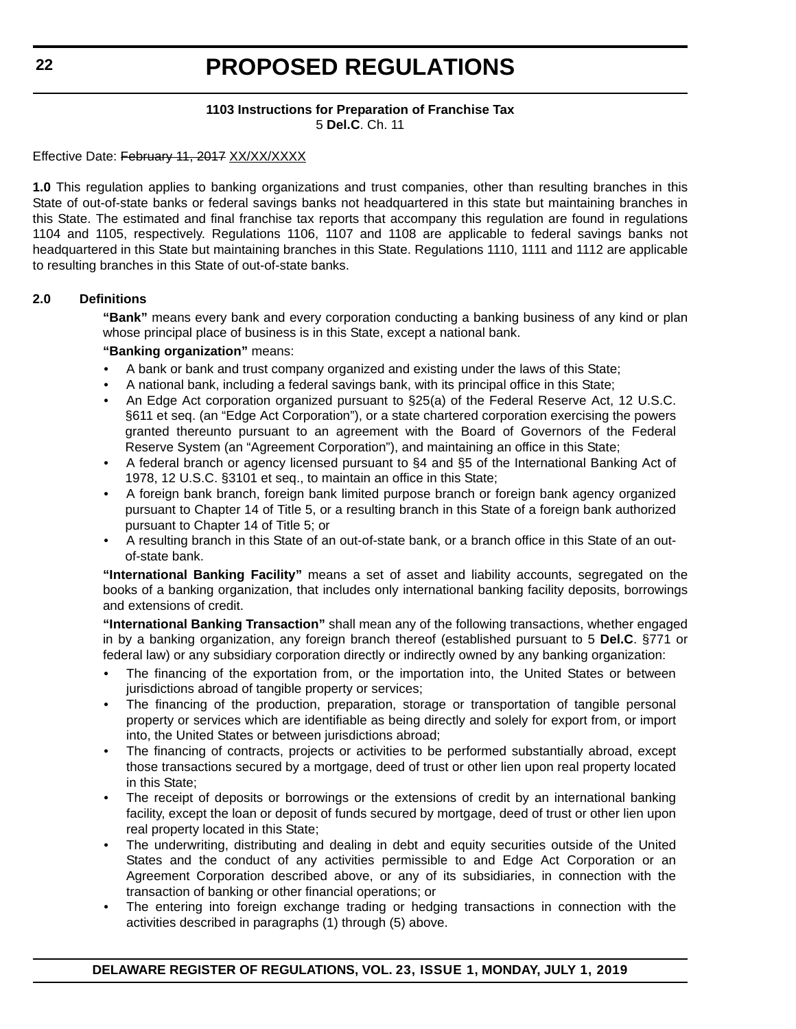**1103 Instructions for Preparation of Franchise Tax**
5 **Del.C**. Ch. 11

Effective Date: ~~February 11, 2017~~ <u>XX/XX/XXXX</u>

**1.0** This regulation applies to banking organizations and trust companies, other than resulting branches in this State of out-of-state banks or federal savings banks not headquartered in this state but maintaining branches in this State. The estimated and final franchise tax reports that accompany this regulation are found in regulations 1104 and 1105, respectively. Regulations 1106, 1107 and 1108 are applicable to federal savings banks not headquartered in this State but maintaining branches in this State. Regulations 1110, 1111 and 1112 are applicable to resulting branches in this State of out-of-state banks.

**2.0 Definitions**

**"Bank"** means every bank and every corporation conducting a banking business of any kind or plan whose principal place of business is in this State, except a national bank.

**"Banking organization"** means:

- A bank or bank and trust company organized and existing under the laws of this State;
- A national bank, including a federal savings bank, with its principal office in this State;
- An Edge Act corporation organized pursuant to §25(a) of the Federal Reserve Act, 12 U.S.C. §611 et seq. (an "Edge Act Corporation"), or a state chartered corporation exercising the powers granted thereunto pursuant to an agreement with the Board of Governors of the Federal Reserve System (an "Agreement Corporation"), and maintaining an office in this State;
- A federal branch or agency licensed pursuant to §4 and §5 of the International Banking Act of 1978, 12 U.S.C. §3101 et seq., to maintain an office in this State;
- A foreign bank branch, foreign bank limited purpose branch or foreign bank agency organized pursuant to Chapter 14 of Title 5, or a resulting branch in this State of a foreign bank authorized pursuant to Chapter 14 of Title 5; or
- A resulting branch in this State of an out-of-state bank, or a branch office in this State of an out-of-state bank.

**"International Banking Facility"** means a set of asset and liability accounts, segregated on the books of a banking organization, that includes only international banking facility deposits, borrowings and extensions of credit.

**"International Banking Transaction"** shall mean any of the following transactions, whether engaged in by a banking organization, any foreign branch thereof (established pursuant to 5 **Del.C**. §771 or federal law) or any subsidiary corporation directly or indirectly owned by any banking organization:

- The financing of the exportation from, or the importation into, the United States or between jurisdictions abroad of tangible property or services;
- The financing of the production, preparation, storage or transportation of tangible personal property or services which are identifiable as being directly and solely for export from, or import into, the United States or between jurisdictions abroad;
- The financing of contracts, projects or activities to be performed substantially abroad, except those transactions secured by a mortgage, deed of trust or other lien upon real property located in this State;
- The receipt of deposits or borrowings or the extensions of credit by an international banking facility, except the loan or deposit of funds secured by mortgage, deed of trust or other lien upon real property located in this State;
- The underwriting, distributing and dealing in debt and equity securities outside of the United States and the conduct of any activities permissible to and Edge Act Corporation or an Agreement Corporation described above, or any of its subsidiaries, in connection with the transaction of banking or other financial operations; or
- The entering into foreign exchange trading or hedging transactions in connection with the activities described in paragraphs (1) through (5) above.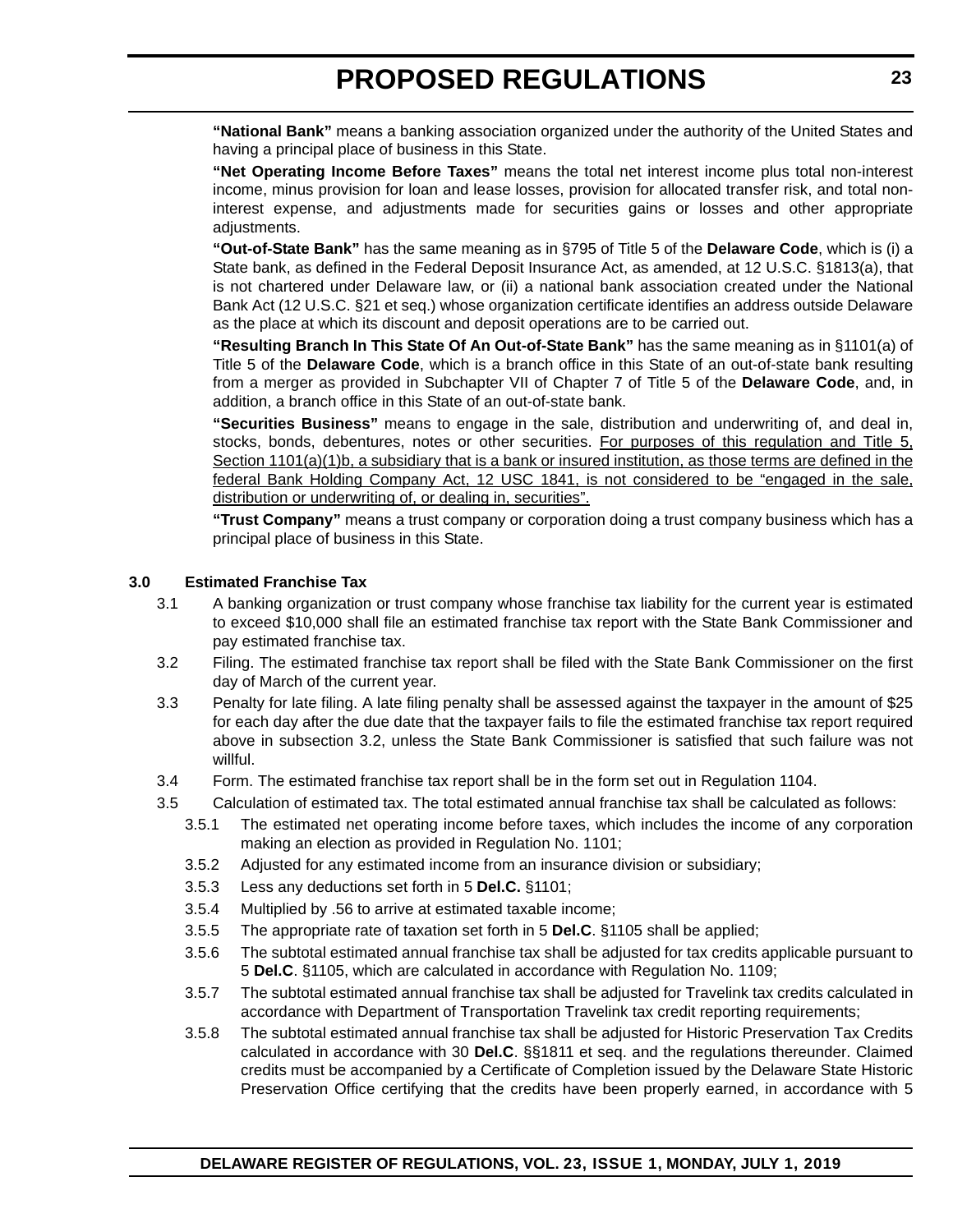**"National Bank"** means a banking association organized under the authority of the United States and having a principal place of business in this State.

**"Net Operating Income Before Taxes"** means the total net interest income plus total non-interest income, minus provision for loan and lease losses, provision for allocated transfer risk, and total non-interest expense, and adjustments made for securities gains or losses and other appropriate adjustments.

**"Out-of-State Bank"** has the same meaning as in §795 of Title 5 of the **Delaware Code**, which is (i) a State bank, as defined in the Federal Deposit Insurance Act, as amended, at 12 U.S.C. §1813(a), that is not chartered under Delaware law, or (ii) a national bank association created under the National Bank Act (12 U.S.C. §21 et seq.) whose organization certificate identifies an address outside Delaware as the place at which its discount and deposit operations are to be carried out.

**"Resulting Branch In This State Of An Out-of-State Bank"** has the same meaning as in §1101(a) of Title 5 of the **Delaware Code**, which is a branch office in this State of an out-of-state bank resulting from a merger as provided in Subchapter VII of Chapter 7 of Title 5 of the **Delaware Code**, and, in addition, a branch office in this State of an out-of-state bank.

**"Securities Business"** means to engage in the sale, distribution and underwriting of, and deal in, stocks, bonds, debentures, notes or other securities. <u>For purposes of this regulation and Title 5, Section 1101(a)(1)b, a subsidiary that is a bank or insured institution, as those terms are defined in the federal Bank Holding Company Act, 12 USC 1841, is not considered to be "engaged in the sale, distribution or underwriting of, or dealing in, securities".</u>

**"Trust Company"** means a trust company or corporation doing a trust company business which has a principal place of business in this State.

**3.0 Estimated Franchise Tax**

3.1 A banking organization or trust company whose franchise tax liability for the current year is estimated to exceed $10,000 shall file an estimated franchise tax report with the State Bank Commissioner and pay estimated franchise tax.

3.2 Filing. The estimated franchise tax report shall be filed with the State Bank Commissioner on the first day of March of the current year.

3.3 Penalty for late filing. A late filing penalty shall be assessed against the taxpayer in the amount of $25 for each day after the due date that the taxpayer fails to file the estimated franchise tax report required above in subsection 3.2, unless the State Bank Commissioner is satisfied that such failure was not willful.

3.4 Form. The estimated franchise tax report shall be in the form set out in Regulation 1104.

3.5 Calculation of estimated tax. The total estimated annual franchise tax shall be calculated as follows:

3.5.1 The estimated net operating income before taxes, which includes the income of any corporation making an election as provided in Regulation No. 1101;

3.5.2 Adjusted for any estimated income from an insurance division or subsidiary;

3.5.3 Less any deductions set forth in 5 **Del.C.** §1101;

3.5.4 Multiplied by .56 to arrive at estimated taxable income;

3.5.5 The appropriate rate of taxation set forth in 5 **Del.C**. §1105 shall be applied;

3.5.6 The subtotal estimated annual franchise tax shall be adjusted for tax credits applicable pursuant to 5 **Del.C**. §1105, which are calculated in accordance with Regulation No. 1109;

3.5.7 The subtotal estimated annual franchise tax shall be adjusted for Travelink tax credits calculated in accordance with Department of Transportation Travelink tax credit reporting requirements;

3.5.8 The subtotal estimated annual franchise tax shall be adjusted for Historic Preservation Tax Credits calculated in accordance with 30 **Del.C**. §§1811 et seq. and the regulations thereunder. Claimed credits must be accompanied by a Certificate of Completion issued by the Delaware State Historic Preservation Office certifying that the credits have been properly earned, in accordance with 5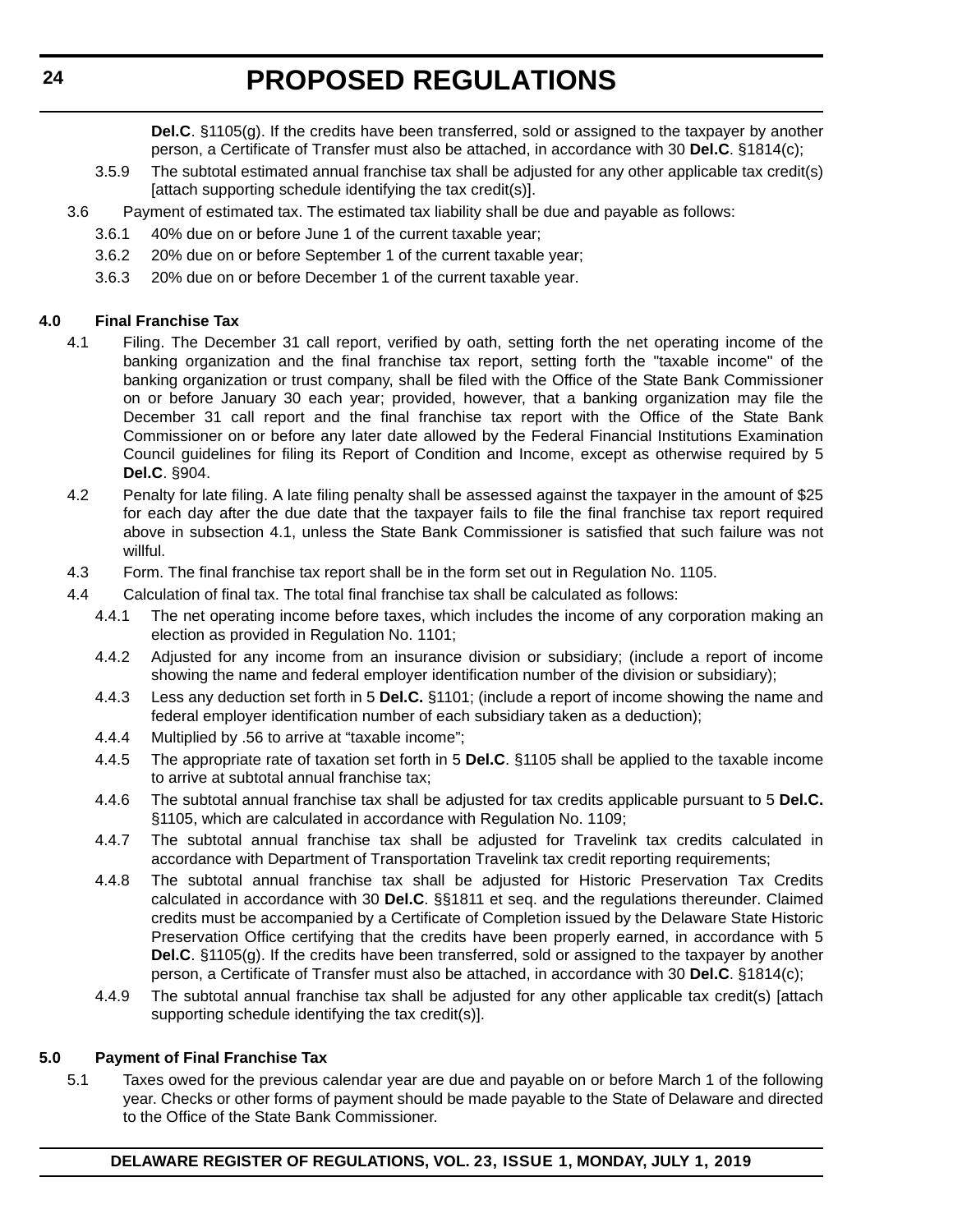**Del.C**. §1105(g). If the credits have been transferred, sold or assigned to the taxpayer by another person, a Certificate of Transfer must also be attached, in accordance with 30 **Del.C**. §1814(c);

3.5.9 The subtotal estimated annual franchise tax shall be adjusted for any other applicable tax credit(s) [attach supporting schedule identifying the tax credit(s)].

3.6 Payment of estimated tax. The estimated tax liability shall be due and payable as follows:

3.6.1 40% due on or before June 1 of the current taxable year;

3.6.2 20% due on or before September 1 of the current taxable year;

3.6.3 20% due on or before December 1 of the current taxable year.

**4.0 Final Franchise Tax**

4.1 Filing. The December 31 call report, verified by oath, setting forth the net operating income of the banking organization and the final franchise tax report, setting forth the "taxable income" of the banking organization or trust company, shall be filed with the Office of the State Bank Commissioner on or before January 30 each year; provided, however, that a banking organization may file the December 31 call report and the final franchise tax report with the Office of the State Bank Commissioner on or before any later date allowed by the Federal Financial Institutions Examination Council guidelines for filing its Report of Condition and Income, except as otherwise required by 5 **Del.C**. §904.

4.2 Penalty for late filing. A late filing penalty shall be assessed against the taxpayer in the amount of $25 for each day after the due date that the taxpayer fails to file the final franchise tax report required above in subsection 4.1, unless the State Bank Commissioner is satisfied that such failure was not willful.

4.3 Form. The final franchise tax report shall be in the form set out in Regulation No. 1105.

4.4 Calculation of final tax. The total final franchise tax shall be calculated as follows:

4.4.1 The net operating income before taxes, which includes the income of any corporation making an election as provided in Regulation No. 1101;

4.4.2 Adjusted for any income from an insurance division or subsidiary; (include a report of income showing the name and federal employer identification number of the division or subsidiary);

4.4.3 Less any deduction set forth in 5 **Del.C.** §1101; (include a report of income showing the name and federal employer identification number of each subsidiary taken as a deduction);

4.4.4 Multiplied by .56 to arrive at "taxable income";

4.4.5 The appropriate rate of taxation set forth in 5 **Del.C**. §1105 shall be applied to the taxable income to arrive at subtotal annual franchise tax;

4.4.6 The subtotal annual franchise tax shall be adjusted for tax credits applicable pursuant to 5 **Del.C.** §1105, which are calculated in accordance with Regulation No. 1109;

4.4.7 The subtotal annual franchise tax shall be adjusted for Travelink tax credits calculated in accordance with Department of Transportation Travelink tax credit reporting requirements;

4.4.8 The subtotal annual franchise tax shall be adjusted for Historic Preservation Tax Credits calculated in accordance with 30 **Del.C**. §§1811 et seq. and the regulations thereunder. Claimed credits must be accompanied by a Certificate of Completion issued by the Delaware State Historic Preservation Office certifying that the credits have been properly earned, in accordance with 5 **Del.C**. §1105(g). If the credits have been transferred, sold or assigned to the taxpayer by another person, a Certificate of Transfer must also be attached, in accordance with 30 **Del.C**. §1814(c);

4.4.9 The subtotal annual franchise tax shall be adjusted for any other applicable tax credit(s) [attach supporting schedule identifying the tax credit(s)].

**5.0 Payment of Final Franchise Tax**

5.1 Taxes owed for the previous calendar year are due and payable on or before March 1 of the following year. Checks or other forms of payment should be made payable to the State of Delaware and directed to the Office of the State Bank Commissioner.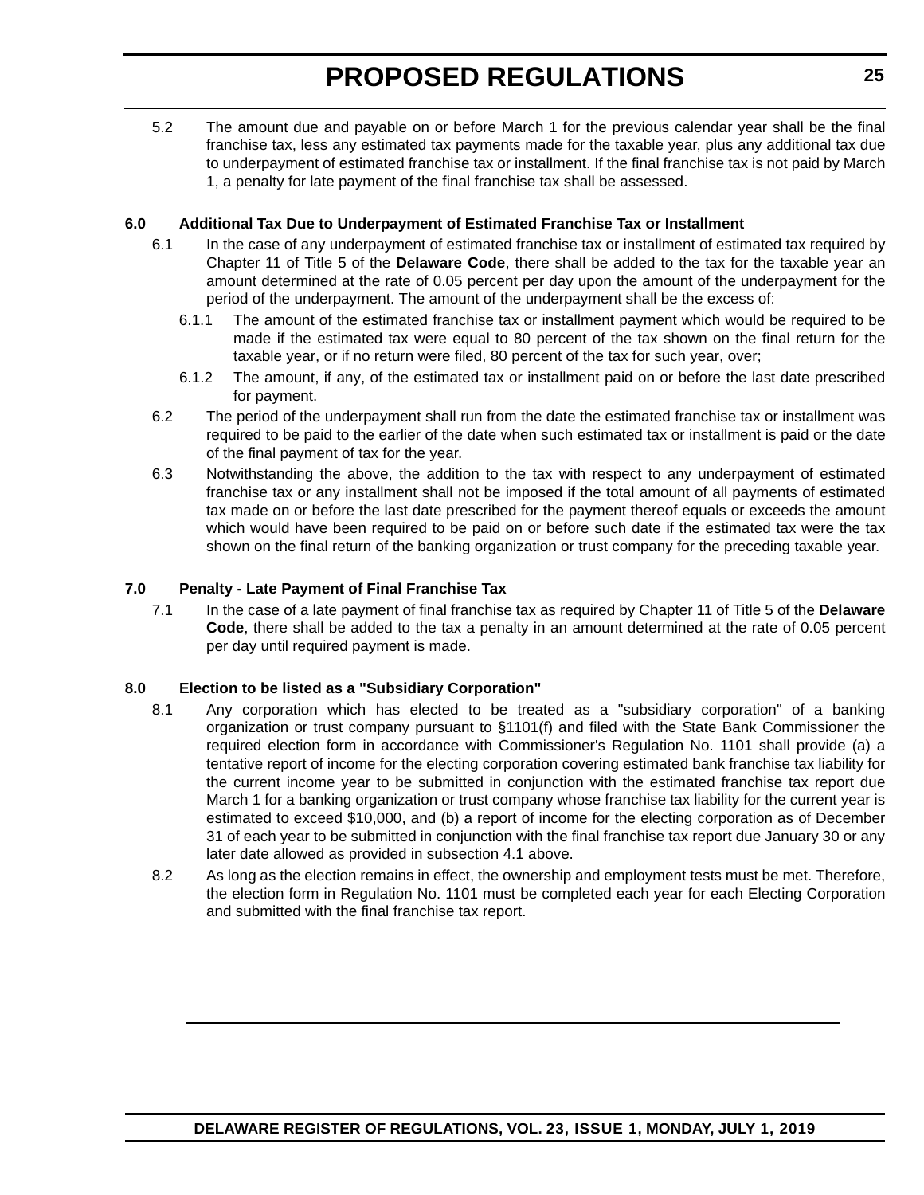5.2 The amount due and payable on or before March 1 for the previous calendar year shall be the final franchise tax, less any estimated tax payments made for the taxable year, plus any additional tax due to underpayment of estimated franchise tax or installment. If the final franchise tax is not paid by March 1, a penalty for late payment of the final franchise tax shall be assessed.

**6.0 Additional Tax Due to Underpayment of Estimated Franchise Tax or Installment**

6.1 In the case of any underpayment of estimated franchise tax or installment of estimated tax required by Chapter 11 of Title 5 of the **Delaware Code**, there shall be added to the tax for the taxable year an amount determined at the rate of 0.05 percent per day upon the amount of the underpayment for the period of the underpayment. The amount of the underpayment shall be the excess of:

6.1.1 The amount of the estimated franchise tax or installment payment which would be required to be made if the estimated tax were equal to 80 percent of the tax shown on the final return for the taxable year, or if no return were filed, 80 percent of the tax for such year, over;

6.1.2 The amount, if any, of the estimated tax or installment paid on or before the last date prescribed for payment.

6.2 The period of the underpayment shall run from the date the estimated franchise tax or installment was required to be paid to the earlier of the date when such estimated tax or installment is paid or the date of the final payment of tax for the year.

6.3 Notwithstanding the above, the addition to the tax with respect to any underpayment of estimated franchise tax or any installment shall not be imposed if the total amount of all payments of estimated tax made on or before the last date prescribed for the payment thereof equals or exceeds the amount which would have been required to be paid on or before such date if the estimated tax were the tax shown on the final return of the banking organization or trust company for the preceding taxable year.

**7.0 Penalty - Late Payment of Final Franchise Tax**

7.1 In the case of a late payment of final franchise tax as required by Chapter 11 of Title 5 of the **Delaware Code**, there shall be added to the tax a penalty in an amount determined at the rate of 0.05 percent per day until required payment is made.

**8.0 Election to be listed as a "Subsidiary Corporation"**

8.1 Any corporation which has elected to be treated as a "subsidiary corporation" of a banking organization or trust company pursuant to §1101(f) and filed with the State Bank Commissioner the required election form in accordance with Commissioner's Regulation No. 1101 shall provide (a) a tentative report of income for the electing corporation covering estimated bank franchise tax liability for the current income year to be submitted in conjunction with the estimated franchise tax report due March 1 for a banking organization or trust company whose franchise tax liability for the current year is estimated to exceed $10,000, and (b) a report of income for the electing corporation as of December 31 of each year to be submitted in conjunction with the final franchise tax report due January 30 or any later date allowed as provided in subsection 4.1 above.

8.2 As long as the election remains in effect, the ownership and employment tests must be met. Therefore, the election form in Regulation No. 1101 must be completed each year for each Electing Corporation and submitted with the final franchise tax report.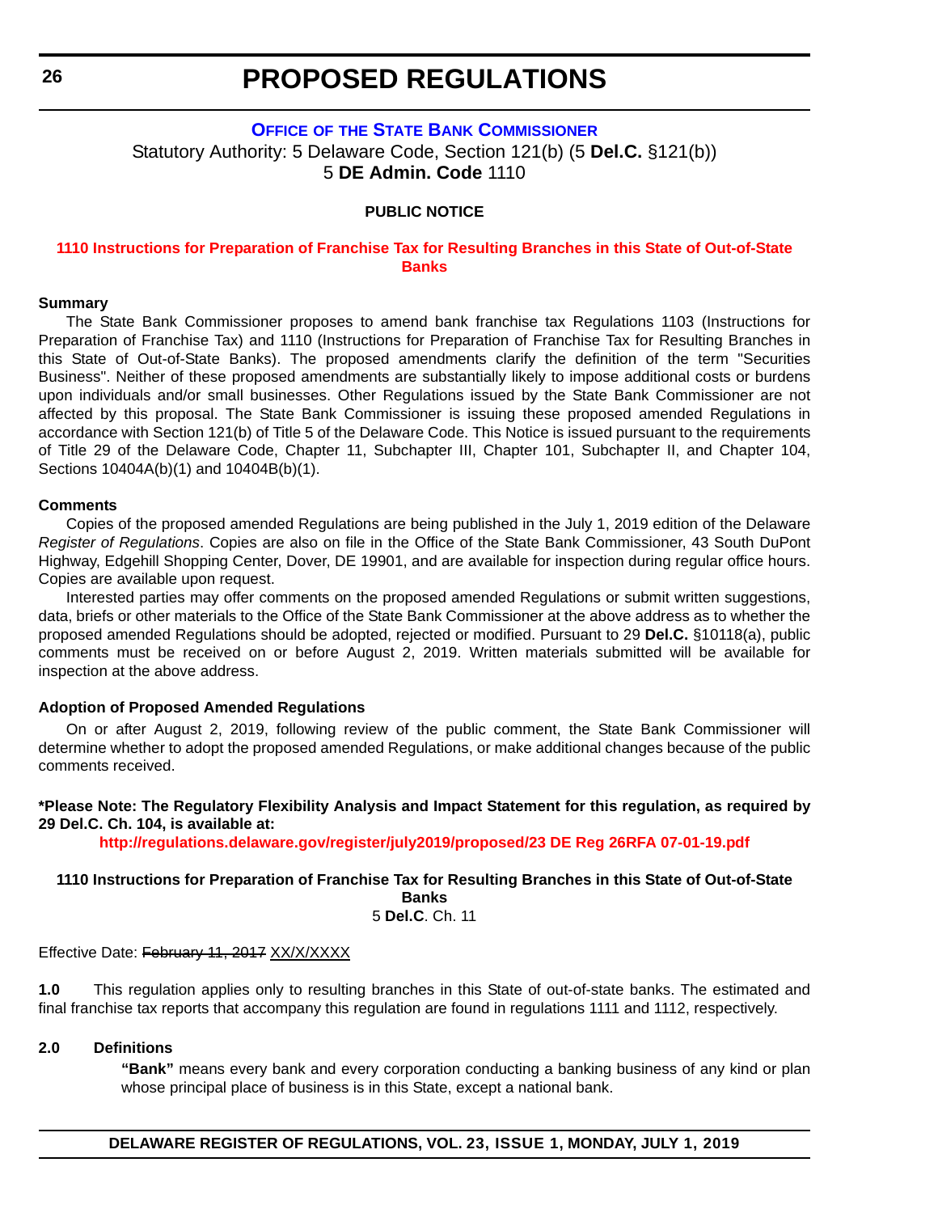# PROPOSED REGULATIONS

## OFFICE OF THE STATE BANK COMMISSIONER

Statutory Authority: 5 Delaware Code, Section 121(b) (5 **Del.C.** §121(b))
5 **DE Admin. Code** 1110

**PUBLIC NOTICE**

### 1110 Instructions for Preparation of Franchise Tax for Resulting Branches in this State of Out-of-State Banks

**Summary**

The State Bank Commissioner proposes to amend bank franchise tax Regulations 1103 (Instructions for Preparation of Franchise Tax) and 1110 (Instructions for Preparation of Franchise Tax for Resulting Branches in this State of Out-of-State Banks). The proposed amendments clarify the definition of the term "Securities Business". Neither of these proposed amendments are substantially likely to impose additional costs or burdens upon individuals and/or small businesses. Other Regulations issued by the State Bank Commissioner are not affected by this proposal. The State Bank Commissioner is issuing these proposed amended Regulations in accordance with Section 121(b) of Title 5 of the Delaware Code. This Notice is issued pursuant to the requirements of Title 29 of the Delaware Code, Chapter 11, Subchapter III, Chapter 101, Subchapter II, and Chapter 104, Sections 10404A(b)(1) and 10404B(b)(1).

**Comments**

Copies of the proposed amended Regulations are being published in the July 1, 2019 edition of the Delaware *Register of Regulations*. Copies are also on file in the Office of the State Bank Commissioner, 43 South DuPont Highway, Edgehill Shopping Center, Dover, DE 19901, and are available for inspection during regular office hours. Copies are available upon request.

Interested parties may offer comments on the proposed amended Regulations or submit written suggestions, data, briefs or other materials to the Office of the State Bank Commissioner at the above address as to whether the proposed amended Regulations should be adopted, rejected or modified. Pursuant to 29 **Del.C.** §10118(a), public comments must be received on or before August 2, 2019. Written materials submitted will be available for inspection at the above address.

**Adoption of Proposed Amended Regulations**

On or after August 2, 2019, following review of the public comment, the State Bank Commissioner will determine whether to adopt the proposed amended Regulations, or make additional changes because of the public comments received.

**\*Please Note: The Regulatory Flexibility Analysis and Impact Statement for this regulation, as required by 29 Del.C. Ch. 104, is available at:**

**http://regulations.delaware.gov/register/july2019/proposed/23 DE Reg 26RFA 07-01-19.pdf**

**1110 Instructions for Preparation of Franchise Tax for Resulting Branches in this State of Out-of-State Banks**

5 **Del.C**. Ch. 11

Effective Date: ~~February 11, 2017~~ XX/X/XXXX

**1.0** This regulation applies only to resulting branches in this State of out-of-state banks. The estimated and final franchise tax reports that accompany this regulation are found in regulations 1111 and 1112, respectively.

**2.0 Definitions**

**"Bank"** means every bank and every corporation conducting a banking business of any kind or plan whose principal place of business is in this State, except a national bank.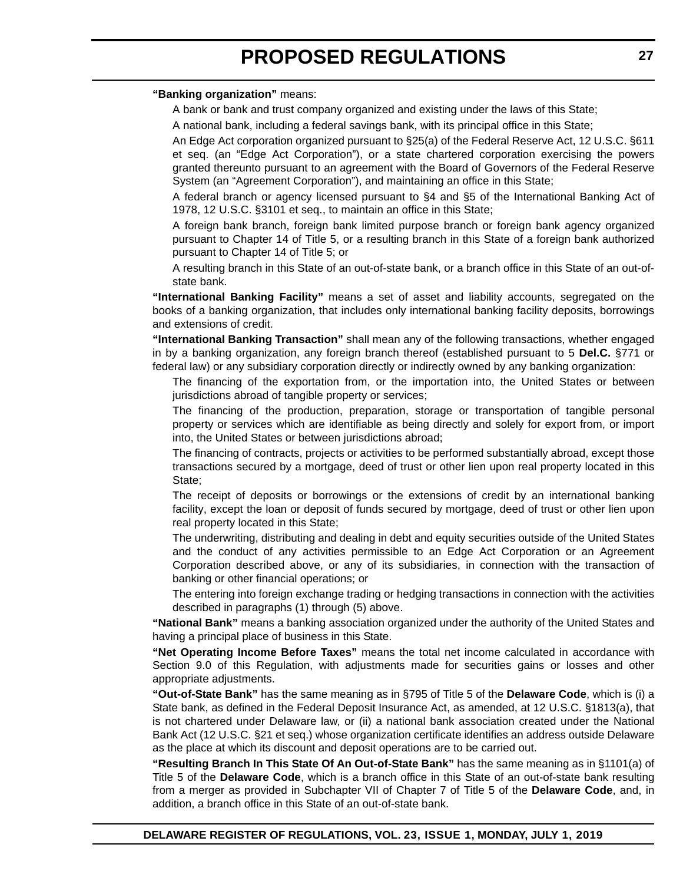**"Banking organization"** means:

A bank or bank and trust company organized and existing under the laws of this State;

A national bank, including a federal savings bank, with its principal office in this State;

An Edge Act corporation organized pursuant to §25(a) of the Federal Reserve Act, 12 U.S.C. §611 et seq. (an "Edge Act Corporation"), or a state chartered corporation exercising the powers granted thereunto pursuant to an agreement with the Board of Governors of the Federal Reserve System (an "Agreement Corporation"), and maintaining an office in this State;

A federal branch or agency licensed pursuant to §4 and §5 of the International Banking Act of 1978, 12 U.S.C. §3101 et seq., to maintain an office in this State;

A foreign bank branch, foreign bank limited purpose branch or foreign bank agency organized pursuant to Chapter 14 of Title 5, or a resulting branch in this State of a foreign bank authorized pursuant to Chapter 14 of Title 5; or

A resulting branch in this State of an out-of-state bank, or a branch office in this State of an out-of-state bank.

**"International Banking Facility"** means a set of asset and liability accounts, segregated on the books of a banking organization, that includes only international banking facility deposits, borrowings and extensions of credit.

**"International Banking Transaction"** shall mean any of the following transactions, whether engaged in by a banking organization, any foreign branch thereof (established pursuant to 5 **Del.C.** §771 or federal law) or any subsidiary corporation directly or indirectly owned by any banking organization:

The financing of the exportation from, or the importation into, the United States or between jurisdictions abroad of tangible property or services;

The financing of the production, preparation, storage or transportation of tangible personal property or services which are identifiable as being directly and solely for export from, or import into, the United States or between jurisdictions abroad;

The financing of contracts, projects or activities to be performed substantially abroad, except those transactions secured by a mortgage, deed of trust or other lien upon real property located in this State;

The receipt of deposits or borrowings or the extensions of credit by an international banking facility, except the loan or deposit of funds secured by mortgage, deed of trust or other lien upon real property located in this State;

The underwriting, distributing and dealing in debt and equity securities outside of the United States and the conduct of any activities permissible to an Edge Act Corporation or an Agreement Corporation described above, or any of its subsidiaries, in connection with the transaction of banking or other financial operations; or

The entering into foreign exchange trading or hedging transactions in connection with the activities described in paragraphs (1) through (5) above.

**"National Bank"** means a banking association organized under the authority of the United States and having a principal place of business in this State.

**"Net Operating Income Before Taxes"** means the total net income calculated in accordance with Section 9.0 of this Regulation, with adjustments made for securities gains or losses and other appropriate adjustments.

**"Out-of-State Bank"** has the same meaning as in §795 of Title 5 of the **Delaware Code**, which is (i) a State bank, as defined in the Federal Deposit Insurance Act, as amended, at 12 U.S.C. §1813(a), that is not chartered under Delaware law, or (ii) a national bank association created under the National Bank Act (12 U.S.C. §21 et seq.) whose organization certificate identifies an address outside Delaware as the place at which its discount and deposit operations are to be carried out.

**"Resulting Branch In This State Of An Out-of-State Bank"** has the same meaning as in §1101(a) of Title 5 of the **Delaware Code**, which is a branch office in this State of an out-of-state bank resulting from a merger as provided in Subchapter VII of Chapter 7 of Title 5 of the **Delaware Code**, and, in addition, a branch office in this State of an out-of-state bank.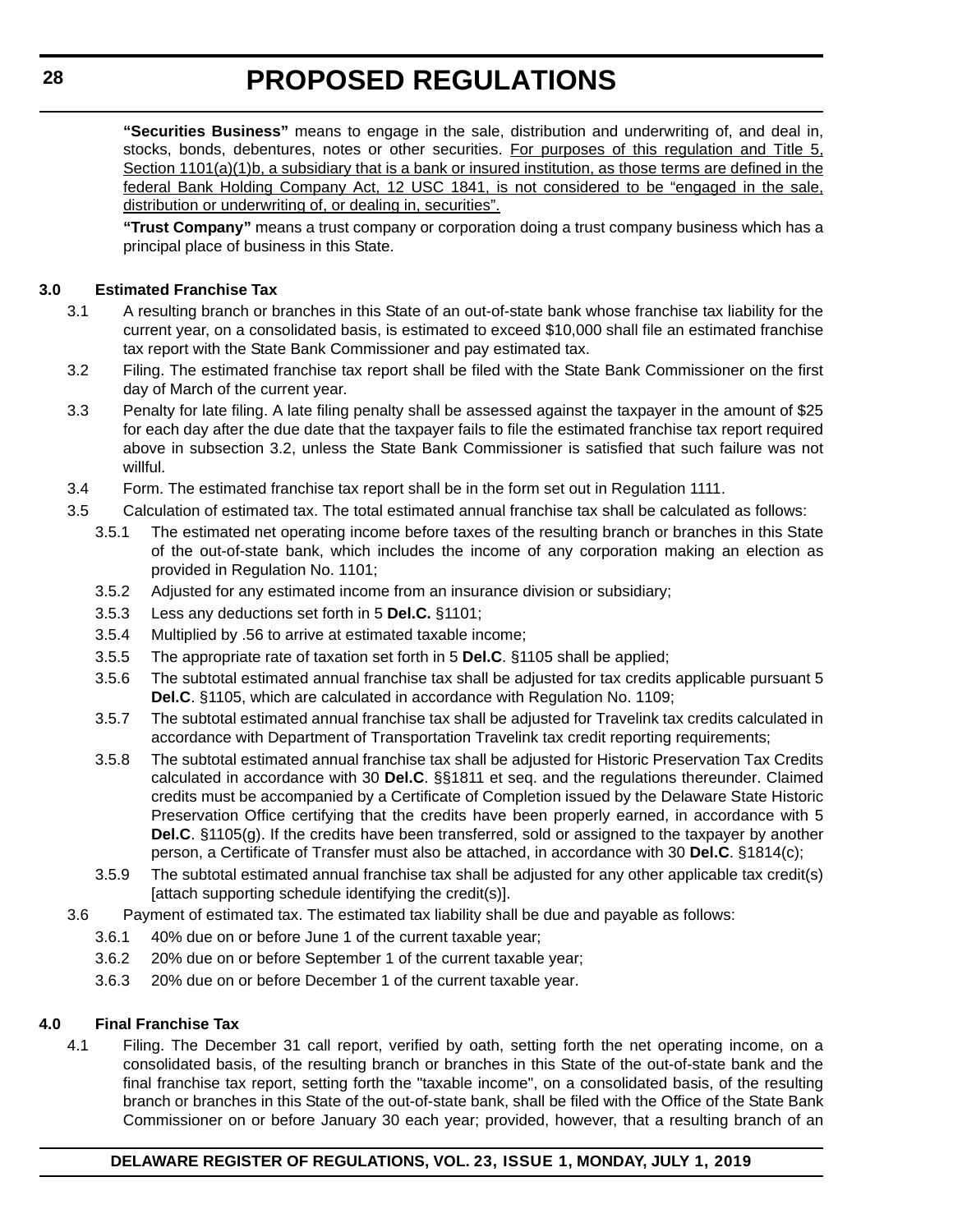**"Securities Business"** means to engage in the sale, distribution and underwriting of, and deal in, stocks, bonds, debentures, notes or other securities. <u>For purposes of this regulation and Title 5, Section 1101(a)(1)b, a subsidiary that is a bank or insured institution, as those terms are defined in the federal Bank Holding Company Act, 12 USC 1841, is not considered to be "engaged in the sale, distribution or underwriting of, or dealing in, securities".</u>

**"Trust Company"** means a trust company or corporation doing a trust company business which has a principal place of business in this State.

**3.0 Estimated Franchise Tax**

3.1 A resulting branch or branches in this State of an out-of-state bank whose franchise tax liability for the current year, on a consolidated basis, is estimated to exceed $10,000 shall file an estimated franchise tax report with the State Bank Commissioner and pay estimated tax.

3.2 Filing. The estimated franchise tax report shall be filed with the State Bank Commissioner on the first day of March of the current year.

3.3 Penalty for late filing. A late filing penalty shall be assessed against the taxpayer in the amount of $25 for each day after the due date that the taxpayer fails to file the estimated franchise tax report required above in subsection 3.2, unless the State Bank Commissioner is satisfied that such failure was not willful.

3.4 Form. The estimated franchise tax report shall be in the form set out in Regulation 1111.

3.5 Calculation of estimated tax. The total estimated annual franchise tax shall be calculated as follows:

3.5.1 The estimated net operating income before taxes of the resulting branch or branches in this State of the out-of-state bank, which includes the income of any corporation making an election as provided in Regulation No. 1101;

3.5.2 Adjusted for any estimated income from an insurance division or subsidiary;

3.5.3 Less any deductions set forth in 5 **Del.C.** §1101;

3.5.4 Multiplied by .56 to arrive at estimated taxable income;

3.5.5 The appropriate rate of taxation set forth in 5 **Del.C**. §1105 shall be applied;

3.5.6 The subtotal estimated annual franchise tax shall be adjusted for tax credits applicable pursuant 5 **Del.C**. §1105, which are calculated in accordance with Regulation No. 1109;

3.5.7 The subtotal estimated annual franchise tax shall be adjusted for Travelink tax credits calculated in accordance with Department of Transportation Travelink tax credit reporting requirements;

3.5.8 The subtotal estimated annual franchise tax shall be adjusted for Historic Preservation Tax Credits calculated in accordance with 30 **Del.C**. §§1811 et seq. and the regulations thereunder. Claimed credits must be accompanied by a Certificate of Completion issued by the Delaware State Historic Preservation Office certifying that the credits have been properly earned, in accordance with 5 **Del.C**. §1105(g). If the credits have been transferred, sold or assigned to the taxpayer by another person, a Certificate of Transfer must also be attached, in accordance with 30 **Del.C**. §1814(c);

3.5.9 The subtotal estimated annual franchise tax shall be adjusted for any other applicable tax credit(s) [attach supporting schedule identifying the credit(s)].

3.6 Payment of estimated tax. The estimated tax liability shall be due and payable as follows:

3.6.1 40% due on or before June 1 of the current taxable year;

3.6.2 20% due on or before September 1 of the current taxable year;

3.6.3 20% due on or before December 1 of the current taxable year.

**4.0 Final Franchise Tax**

4.1 Filing. The December 31 call report, verified by oath, setting forth the net operating income, on a consolidated basis, of the resulting branch or branches in this State of the out-of-state bank and the final franchise tax report, setting forth the "taxable income", on a consolidated basis, of the resulting branch or branches in this State of the out-of-state bank, shall be filed with the Office of the State Bank Commissioner on or before January 30 each year; provided, however, that a resulting branch of an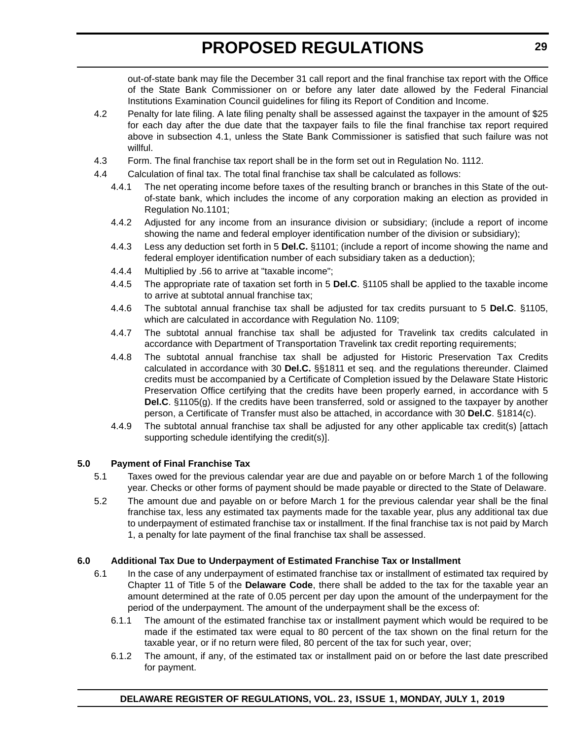out-of-state bank may file the December 31 call report and the final franchise tax report with the Office of the State Bank Commissioner on or before any later date allowed by the Federal Financial Institutions Examination Council guidelines for filing its Report of Condition and Income.

4.2 Penalty for late filing. A late filing penalty shall be assessed against the taxpayer in the amount of $25 for each day after the due date that the taxpayer fails to file the final franchise tax report required above in subsection 4.1, unless the State Bank Commissioner is satisfied that such failure was not willful.

4.3 Form. The final franchise tax report shall be in the form set out in Regulation No. 1112.

4.4 Calculation of final tax. The total final franchise tax shall be calculated as follows:

4.4.1 The net operating income before taxes of the resulting branch or branches in this State of the out-of-state bank, which includes the income of any corporation making an election as provided in Regulation No.1101;

4.4.2 Adjusted for any income from an insurance division or subsidiary; (include a report of income showing the name and federal employer identification number of the division or subsidiary);

4.4.3 Less any deduction set forth in 5 **Del.C.** §1101; (include a report of income showing the name and federal employer identification number of each subsidiary taken as a deduction);

4.4.4 Multiplied by .56 to arrive at "taxable income";

4.4.5 The appropriate rate of taxation set forth in 5 **Del.C**. §1105 shall be applied to the taxable income to arrive at subtotal annual franchise tax;

4.4.6 The subtotal annual franchise tax shall be adjusted for tax credits pursuant to 5 **Del.C**. §1105, which are calculated in accordance with Regulation No. 1109;

4.4.7 The subtotal annual franchise tax shall be adjusted for Travelink tax credits calculated in accordance with Department of Transportation Travelink tax credit reporting requirements;

4.4.8 The subtotal annual franchise tax shall be adjusted for Historic Preservation Tax Credits calculated in accordance with 30 **Del.C.** §§1811 et seq. and the regulations thereunder. Claimed credits must be accompanied by a Certificate of Completion issued by the Delaware State Historic Preservation Office certifying that the credits have been properly earned, in accordance with 5 **Del.C**. §1105(g). If the credits have been transferred, sold or assigned to the taxpayer by another person, a Certificate of Transfer must also be attached, in accordance with 30 **Del.C**. §1814(c).

4.4.9 The subtotal annual franchise tax shall be adjusted for any other applicable tax credit(s) [attach supporting schedule identifying the credit(s)].

**5.0 Payment of Final Franchise Tax**

5.1 Taxes owed for the previous calendar year are due and payable on or before March 1 of the following year. Checks or other forms of payment should be made payable or directed to the State of Delaware.

5.2 The amount due and payable on or before March 1 for the previous calendar year shall be the final franchise tax, less any estimated tax payments made for the taxable year, plus any additional tax due to underpayment of estimated franchise tax or installment. If the final franchise tax is not paid by March 1, a penalty for late payment of the final franchise tax shall be assessed.

**6.0 Additional Tax Due to Underpayment of Estimated Franchise Tax or Installment**

6.1 In the case of any underpayment of estimated franchise tax or installment of estimated tax required by Chapter 11 of Title 5 of the **Delaware Code**, there shall be added to the tax for the taxable year an amount determined at the rate of 0.05 percent per day upon the amount of the underpayment for the period of the underpayment. The amount of the underpayment shall be the excess of:

6.1.1 The amount of the estimated franchise tax or installment payment which would be required to be made if the estimated tax were equal to 80 percent of the tax shown on the final return for the taxable year, or if no return were filed, 80 percent of the tax for such year, over;

6.1.2 The amount, if any, of the estimated tax or installment paid on or before the last date prescribed for payment.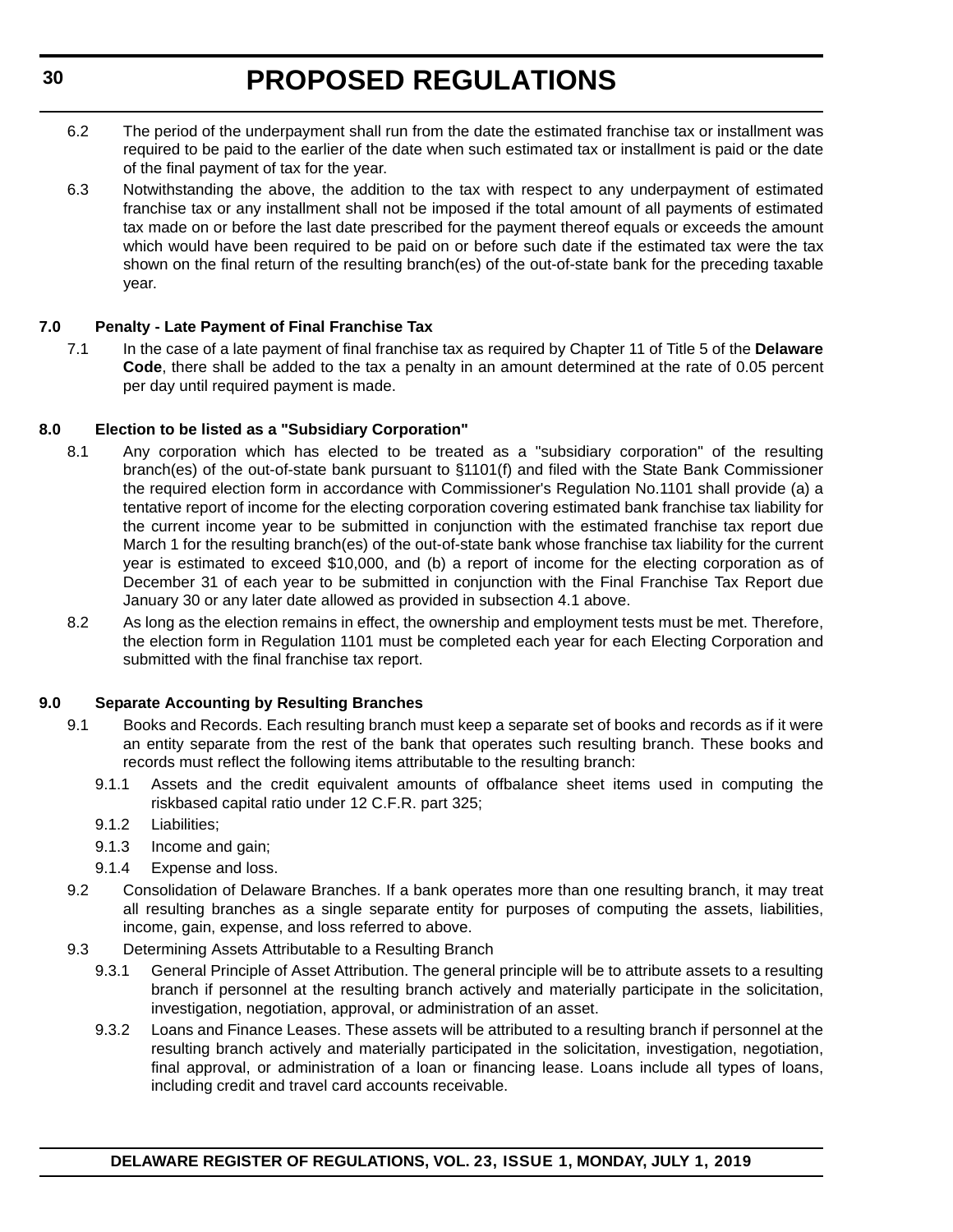6.2 The period of the underpayment shall run from the date the estimated franchise tax or installment was required to be paid to the earlier of the date when such estimated tax or installment is paid or the date of the final payment of tax for the year.

6.3 Notwithstanding the above, the addition to the tax with respect to any underpayment of estimated franchise tax or any installment shall not be imposed if the total amount of all payments of estimated tax made on or before the last date prescribed for the payment thereof equals or exceeds the amount which would have been required to be paid on or before such date if the estimated tax were the tax shown on the final return of the resulting branch(es) of the out-of-state bank for the preceding taxable year.

**7.0 Penalty - Late Payment of Final Franchise Tax**

7.1 In the case of a late payment of final franchise tax as required by Chapter 11 of Title 5 of the **Delaware Code**, there shall be added to the tax a penalty in an amount determined at the rate of 0.05 percent per day until required payment is made.

**8.0 Election to be listed as a "Subsidiary Corporation"**

8.1 Any corporation which has elected to be treated as a "subsidiary corporation" of the resulting branch(es) of the out-of-state bank pursuant to §1101(f) and filed with the State Bank Commissioner the required election form in accordance with Commissioner's Regulation No.1101 shall provide (a) a tentative report of income for the electing corporation covering estimated bank franchise tax liability for the current income year to be submitted in conjunction with the estimated franchise tax report due March 1 for the resulting branch(es) of the out-of-state bank whose franchise tax liability for the current year is estimated to exceed $10,000, and (b) a report of income for the electing corporation as of December 31 of each year to be submitted in conjunction with the Final Franchise Tax Report due January 30 or any later date allowed as provided in subsection 4.1 above.

8.2 As long as the election remains in effect, the ownership and employment tests must be met. Therefore, the election form in Regulation 1101 must be completed each year for each Electing Corporation and submitted with the final franchise tax report.

**9.0 Separate Accounting by Resulting Branches**

9.1 Books and Records. Each resulting branch must keep a separate set of books and records as if it were an entity separate from the rest of the bank that operates such resulting branch. These books and records must reflect the following items attributable to the resulting branch:

9.1.1 Assets and the credit equivalent amounts of offbalance sheet items used in computing the riskbased capital ratio under 12 C.F.R. part 325;

9.1.2 Liabilities;

9.1.3 Income and gain;

9.1.4 Expense and loss.

9.2 Consolidation of Delaware Branches. If a bank operates more than one resulting branch, it may treat all resulting branches as a single separate entity for purposes of computing the assets, liabilities, income, gain, expense, and loss referred to above.

9.3 Determining Assets Attributable to a Resulting Branch

9.3.1 General Principle of Asset Attribution. The general principle will be to attribute assets to a resulting branch if personnel at the resulting branch actively and materially participate in the solicitation, investigation, negotiation, approval, or administration of an asset.

9.3.2 Loans and Finance Leases. These assets will be attributed to a resulting branch if personnel at the resulting branch actively and materially participated in the solicitation, investigation, negotiation, final approval, or administration of a loan or financing lease. Loans include all types of loans, including credit and travel card accounts receivable.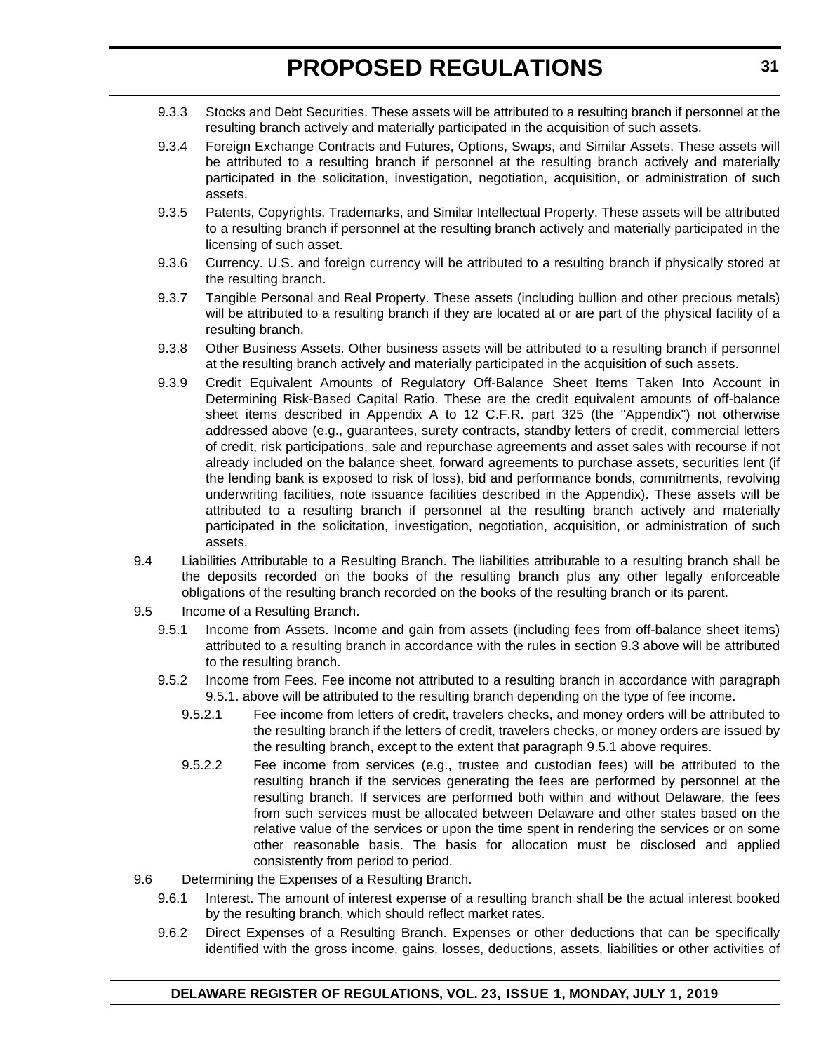9.3.3 Stocks and Debt Securities. These assets will be attributed to a resulting branch if personnel at the resulting branch actively and materially participated in the acquisition of such assets.

9.3.4 Foreign Exchange Contracts and Futures, Options, Swaps, and Similar Assets. These assets will be attributed to a resulting branch if personnel at the resulting branch actively and materially participated in the solicitation, investigation, negotiation, acquisition, or administration of such assets.

9.3.5 Patents, Copyrights, Trademarks, and Similar Intellectual Property. These assets will be attributed to a resulting branch if personnel at the resulting branch actively and materially participated in the licensing of such asset.

9.3.6 Currency. U.S. and foreign currency will be attributed to a resulting branch if physically stored at the resulting branch.

9.3.7 Tangible Personal and Real Property. These assets (including bullion and other precious metals) will be attributed to a resulting branch if they are located at or are part of the physical facility of a resulting branch.

9.3.8 Other Business Assets. Other business assets will be attributed to a resulting branch if personnel at the resulting branch actively and materially participated in the acquisition of such assets.

9.3.9 Credit Equivalent Amounts of Regulatory Off-Balance Sheet Items Taken Into Account in Determining Risk-Based Capital Ratio. These are the credit equivalent amounts of off-balance sheet items described in Appendix A to 12 C.F.R. part 325 (the "Appendix") not otherwise addressed above (e.g., guarantees, surety contracts, standby letters of credit, commercial letters of credit, risk participations, sale and repurchase agreements and asset sales with recourse if not already included on the balance sheet, forward agreements to purchase assets, securities lent (if the lending bank is exposed to risk of loss), bid and performance bonds, commitments, revolving underwriting facilities, note issuance facilities described in the Appendix). These assets will be attributed to a resulting branch if personnel at the resulting branch actively and materially participated in the solicitation, investigation, negotiation, acquisition, or administration of such assets.

9.4 Liabilities Attributable to a Resulting Branch. The liabilities attributable to a resulting branch shall be the deposits recorded on the books of the resulting branch plus any other legally enforceable obligations of the resulting branch recorded on the books of the resulting branch or its parent.

9.5 Income of a Resulting Branch.

9.5.1 Income from Assets. Income and gain from assets (including fees from off-balance sheet items) attributed to a resulting branch in accordance with the rules in section 9.3 above will be attributed to the resulting branch.

9.5.2 Income from Fees. Fee income not attributed to a resulting branch in accordance with paragraph 9.5.1. above will be attributed to the resulting branch depending on the type of fee income.

9.5.2.1 Fee income from letters of credit, travelers checks, and money orders will be attributed to the resulting branch if the letters of credit, travelers checks, or money orders are issued by the resulting branch, except to the extent that paragraph 9.5.1 above requires.

9.5.2.2 Fee income from services (e.g., trustee and custodian fees) will be attributed to the resulting branch if the services generating the fees are performed by personnel at the resulting branch. If services are performed both within and without Delaware, the fees from such services must be allocated between Delaware and other states based on the relative value of the services or upon the time spent in rendering the services or on some other reasonable basis. The basis for allocation must be disclosed and applied consistently from period to period.

9.6 Determining the Expenses of a Resulting Branch.

9.6.1 Interest. The amount of interest expense of a resulting branch shall be the actual interest booked by the resulting branch, which should reflect market rates.

9.6.2 Direct Expenses of a Resulting Branch. Expenses or other deductions that can be specifically identified with the gross income, gains, losses, deductions, assets, liabilities or other activities of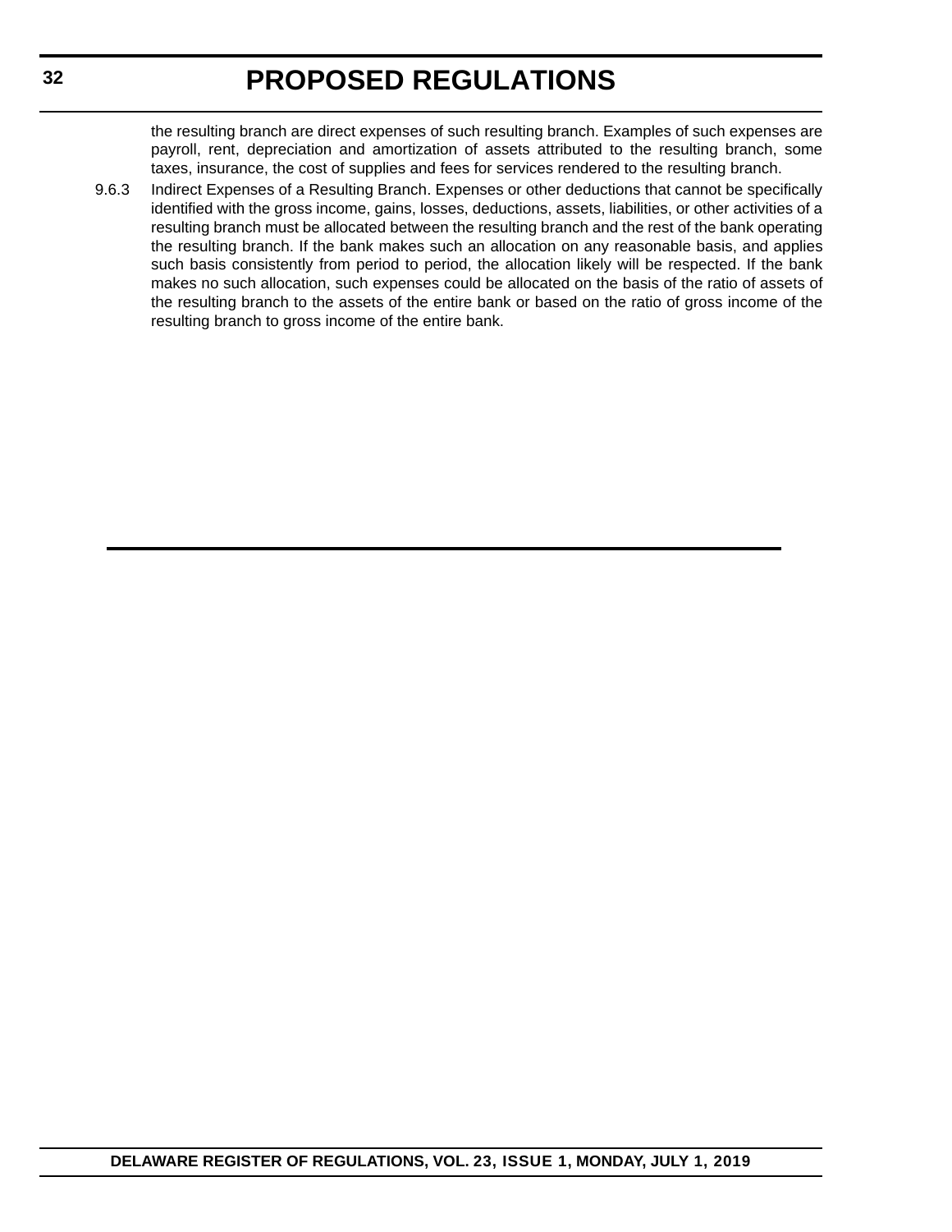the resulting branch are direct expenses of such resulting branch. Examples of such expenses are payroll, rent, depreciation and amortization of assets attributed to the resulting branch, some taxes, insurance, the cost of supplies and fees for services rendered to the resulting branch.

9.6.3 Indirect Expenses of a Resulting Branch. Expenses or other deductions that cannot be specifically identified with the gross income, gains, losses, deductions, assets, liabilities, or other activities of a resulting branch must be allocated between the resulting branch and the rest of the bank operating the resulting branch. If the bank makes such an allocation on any reasonable basis, and applies such basis consistently from period to period, the allocation likely will be respected. If the bank makes no such allocation, such expenses could be allocated on the basis of the ratio of assets of the resulting branch to the assets of the entire bank or based on the ratio of gross income of the resulting branch to gross income of the entire bank.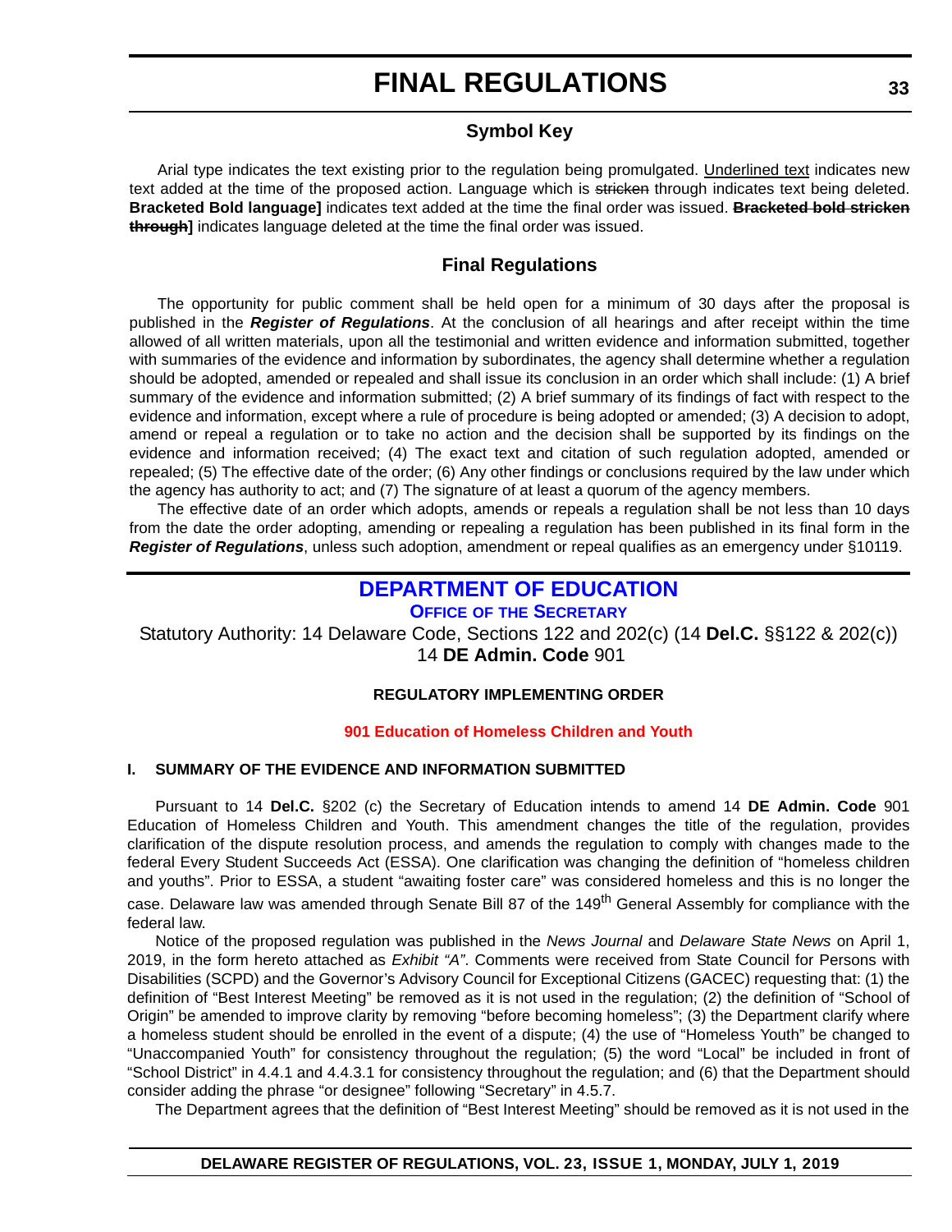## Symbol Key

Arial type indicates the text existing prior to the regulation being promulgated. Underlined text indicates new text added at the time of the proposed action. Language which is ~~stricken~~ through indicates text being deleted. **Bracketed Bold language]** indicates text added at the time the final order was issued. **~~Bracketed bold stricken through~~]** indicates language deleted at the time the final order was issued.

## Final Regulations

The opportunity for public comment shall be held open for a minimum of 30 days after the proposal is published in the ***Register of Regulations***. At the conclusion of all hearings and after receipt within the time allowed of all written materials, upon all the testimonial and written evidence and information submitted, together with summaries of the evidence and information by subordinates, the agency shall determine whether a regulation should be adopted, amended or repealed and shall issue its conclusion in an order which shall include: (1) A brief summary of the evidence and information submitted; (2) A brief summary of its findings of fact with respect to the evidence and information, except where a rule of procedure is being adopted or amended; (3) A decision to adopt, amend or repeal a regulation or to take no action and the decision shall be supported by its findings on the evidence and information received; (4) The exact text and citation of such regulation adopted, amended or repealed; (5) The effective date of the order; (6) Any other findings or conclusions required by the law under which the agency has authority to act; and (7) The signature of at least a quorum of the agency members.

The effective date of an order which adopts, amends or repeals a regulation shall be not less than 10 days from the date the order adopting, amending or repealing a regulation has been published in its final form in the ***Register of Regulations***, unless such adoption, amendment or repeal qualifies as an emergency under §10119.

# DEPARTMENT OF EDUCATION

**OFFICE OF THE SECRETARY**

Statutory Authority: 14 Delaware Code, Sections 122 and 202(c) (14 **Del.C.** §§122 & 202(c))
14 **DE Admin. Code** 901

**REGULATORY IMPLEMENTING ORDER**

**901 Education of Homeless Children and Youth**

### I. SUMMARY OF THE EVIDENCE AND INFORMATION SUBMITTED

Pursuant to 14 **Del.C.** §202 (c) the Secretary of Education intends to amend 14 **DE Admin. Code** 901 Education of Homeless Children and Youth. This amendment changes the title of the regulation, provides clarification of the dispute resolution process, and amends the regulation to comply with changes made to the federal Every Student Succeeds Act (ESSA). One clarification was changing the definition of "homeless children and youths". Prior to ESSA, a student "awaiting foster care" was considered homeless and this is no longer the case. Delaware law was amended through Senate Bill 87 of the 149th General Assembly for compliance with the federal law.

Notice of the proposed regulation was published in the *News Journal* and *Delaware State News* on April 1, 2019, in the form hereto attached as *Exhibit "A"*. Comments were received from State Council for Persons with Disabilities (SCPD) and the Governor's Advisory Council for Exceptional Citizens (GACEC) requesting that: (1) the definition of "Best Interest Meeting" be removed as it is not used in the regulation; (2) the definition of "School of Origin" be amended to improve clarity by removing "before becoming homeless"; (3) the Department clarify where a homeless student should be enrolled in the event of a dispute; (4) the use of "Homeless Youth" be changed to "Unaccompanied Youth" for consistency throughout the regulation; (5) the word "Local" be included in front of "School District" in 4.4.1 and 4.4.3.1 for consistency throughout the regulation; and (6) that the Department should consider adding the phrase "or designee" following "Secretary" in 4.5.7.

The Department agrees that the definition of "Best Interest Meeting" should be removed as it is not used in the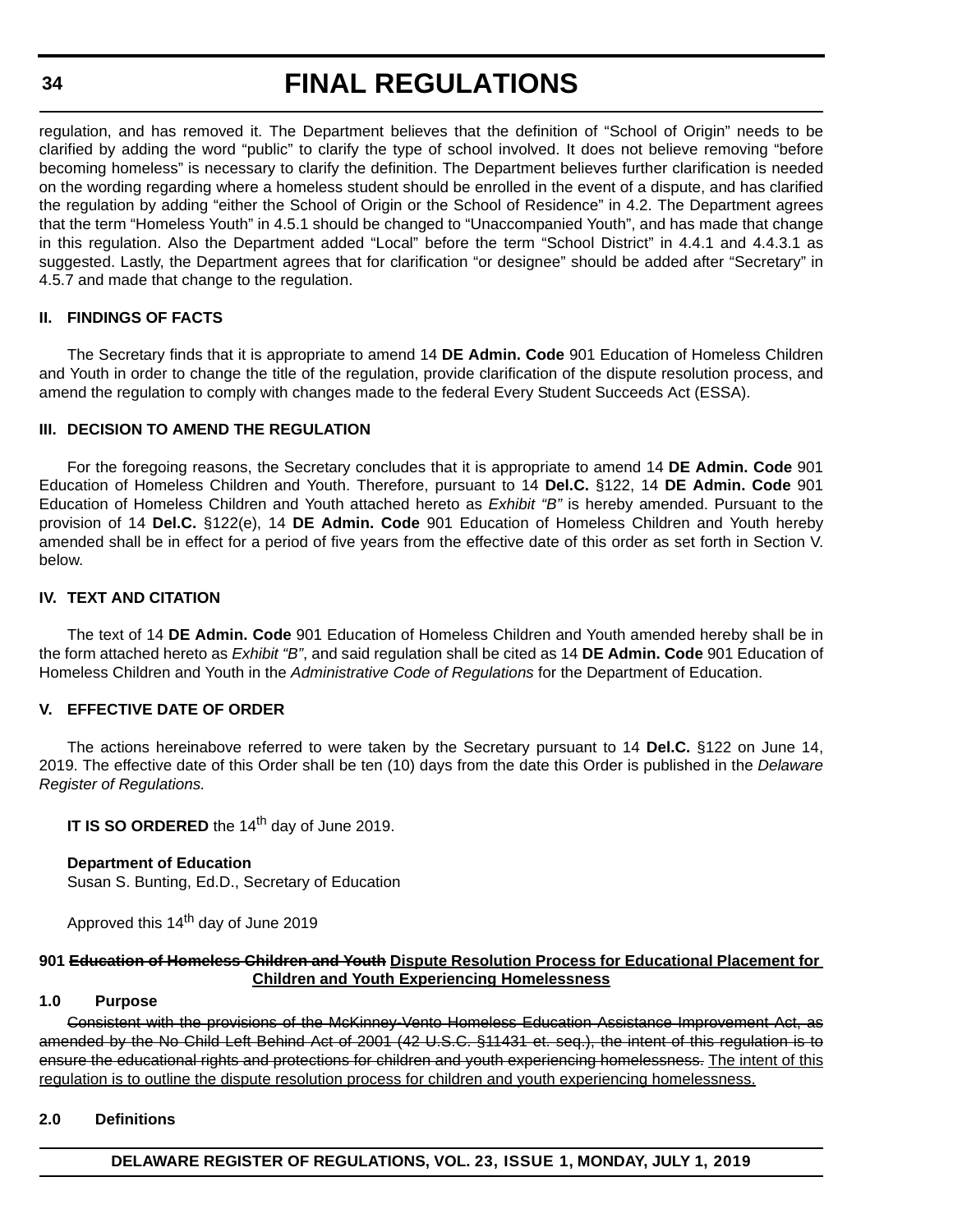regulation, and has removed it. The Department believes that the definition of “School of Origin” needs to be clarified by adding the word “public” to clarify the type of school involved. It does not believe removing “before becoming homeless” is necessary to clarify the definition. The Department believes further clarification is needed on the wording regarding where a homeless student should be enrolled in the event of a dispute, and has clarified the regulation by adding “either the School of Origin or the School of Residence” in 4.2. The Department agrees that the term “Homeless Youth” in 4.5.1 should be changed to “Unaccompanied Youth”, and has made that change in this regulation. Also the Department added “Local” before the term “School District” in 4.4.1 and 4.4.3.1 as suggested. Lastly, the Department agrees that for clarification “or designee” should be added after “Secretary” in 4.5.7 and made that change to the regulation.

**II. FINDINGS OF FACTS**

The Secretary finds that it is appropriate to amend 14 **DE Admin. Code** 901 Education of Homeless Children and Youth in order to change the title of the regulation, provide clarification of the dispute resolution process, and amend the regulation to comply with changes made to the federal Every Student Succeeds Act (ESSA).

**III. DECISION TO AMEND THE REGULATION**

For the foregoing reasons, the Secretary concludes that it is appropriate to amend 14 **DE Admin. Code** 901 Education of Homeless Children and Youth. Therefore, pursuant to 14 **Del.C.** §122, 14 **DE Admin. Code** 901 Education of Homeless Children and Youth attached hereto as *Exhibit “B”* is hereby amended. Pursuant to the provision of 14 **Del.C.** §122(e), 14 **DE Admin. Code** 901 Education of Homeless Children and Youth hereby amended shall be in effect for a period of five years from the effective date of this order as set forth in Section V. below.

**IV. TEXT AND CITATION**

The text of 14 **DE Admin. Code** 901 Education of Homeless Children and Youth amended hereby shall be in the form attached hereto as *Exhibit “B”*, and said regulation shall be cited as 14 **DE Admin. Code** 901 Education of Homeless Children and Youth in the *Administrative Code of Regulations* for the Department of Education.

**V. EFFECTIVE DATE OF ORDER**

The actions hereinabove referred to were taken by the Secretary pursuant to 14 **Del.C.** §122 on June 14, 2019. The effective date of this Order shall be ten (10) days from the date this Order is published in the *Delaware Register of Regulations.*

**IT IS SO ORDERED** the 14th day of June 2019.

**Department of Education**
Susan S. Bunting, Ed.D., Secretary of Education

Approved this 14th day of June 2019

**901 ~~Education of Homeless Children and Youth~~ <u>Dispute Resolution Process for Educational Placement for Children and Youth Experiencing Homelessness</u>**

**1.0 Purpose**

~~Consistent with the provisions of the McKinney-Vento Homeless Education Assistance Improvement Act, as amended by the No Child Left Behind Act of 2001 (42 U.S.C. §11431 et. seq.), the intent of this regulation is to ensure the educational rights and protections for children and youth experiencing homelessness.~~ <u>The intent of this regulation is to outline the dispute resolution process for children and youth experiencing homelessness.</u>

**2.0 Definitions**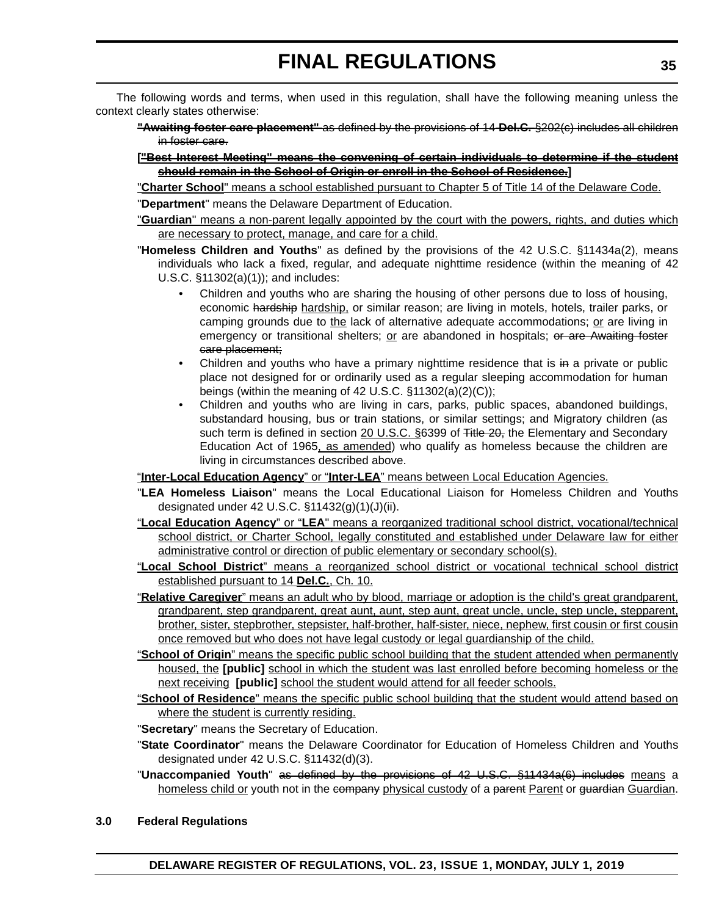The following words and terms, when used in this regulation, shall have the following meaning unless the context clearly states otherwise:

~~**"Awaiting foster care placement"** as defined by the provisions of 14 **Del.C.** §202(c) includes all children in foster care.~~

**[**~~**"Best Interest Meeting" means the convening of certain individuals to determine if the student should remain in the School of Origin or enroll in the School of Residence.**~~**]**

<u>"**Charter School**" means a school established pursuant to Chapter 5 of Title 14 of the Delaware Code.</u>

"**Department**" means the Delaware Department of Education.

<u>"**Guardian**" means a non-parent legally appointed by the court with the powers, rights, and duties which are necessary to protect, manage, and care for a child.</u>

"**Homeless Children and Youths**" as defined by the provisions of the 42 U.S.C. §11434a(2), means individuals who lack a fixed, regular, and adequate nighttime residence (within the meaning of 42 U.S.C. §11302(a)(1)); and includes:

- Children and youths who are sharing the housing of other persons due to loss of housing, economic ~~hardship~~ <u>hardship,</u> or similar reason; are living in motels, hotels, trailer parks, or camping grounds due to <u>the</u> lack of alternative adequate accommodations; <u>or</u> are living in emergency or transitional shelters; <u>or</u> are abandoned in hospitals; ~~or are Awaiting foster care placement;~~
- Children and youths who have a primary nighttime residence that is ~~in~~ a private or public place not designed for or ordinarily used as a regular sleeping accommodation for human beings (within the meaning of 42 U.S.C. §11302(a)(2)(C));
- Children and youths who are living in cars, parks, public spaces, abandoned buildings, substandard housing, bus or train stations, or similar settings; and Migratory children (as such term is defined in section <u>20 U.S.C. §</u>6399 of ~~Title 20,~~ the Elementary and Secondary Education Act of 1965<u>, as amended</u>) who qualify as homeless because the children are living in circumstances described above.

<u>"**Inter-Local Education Agency**" or "**Inter-LEA**" means between Local Education Agencies.</u>

"**LEA Homeless Liaison**" means the Local Educational Liaison for Homeless Children and Youths designated under 42 U.S.C. §11432(g)(1)(J)(ii).

<u>"**Local Education Agency**" or "**LEA**" means a reorganized traditional school district, vocational/technical school district, or Charter School, legally constituted and established under Delaware law for either administrative control or direction of public elementary or secondary school(s).</u>

<u>"**Local School District**" means a reorganized school district or vocational technical school district established pursuant to 14 **Del.C.**, Ch. 10.</u>

<u>"**Relative Caregiver**" means an adult who by blood, marriage or adoption is the child's great grandparent, grandparent, step grandparent, great aunt, aunt, step aunt, great uncle, uncle, step uncle, stepparent, brother, sister, stepbrother, stepsister, half-brother, half-sister, niece, nephew, first cousin or first cousin once removed but who does not have legal custody or legal guardianship of the child.</u>

<u>"**School of Origin**" means the specific public school building that the student attended when permanently housed, the</u> **[public]** <u>school in which the student was last enrolled before becoming homeless or the next receiving</u> **[public]** <u>school the student would attend for all feeder schools.</u>

<u>"**School of Residence**" means the specific public school building that the student would attend based on where the student is currently residing.</u>

"**Secretary**" means the Secretary of Education.

"**State Coordinator**" means the Delaware Coordinator for Education of Homeless Children and Youths designated under 42 U.S.C. §11432(d)(3).

"**Unaccompanied Youth**" ~~as defined by the provisions of 42 U.S.C. §11434a(6) includes~~ <u>means</u> a <u>homeless child or</u> youth not in the ~~company~~ <u>physical custody</u> of a ~~parent~~ <u>Parent</u> or ~~guardian~~ <u>Guardian</u>.

**3.0 Federal Regulations**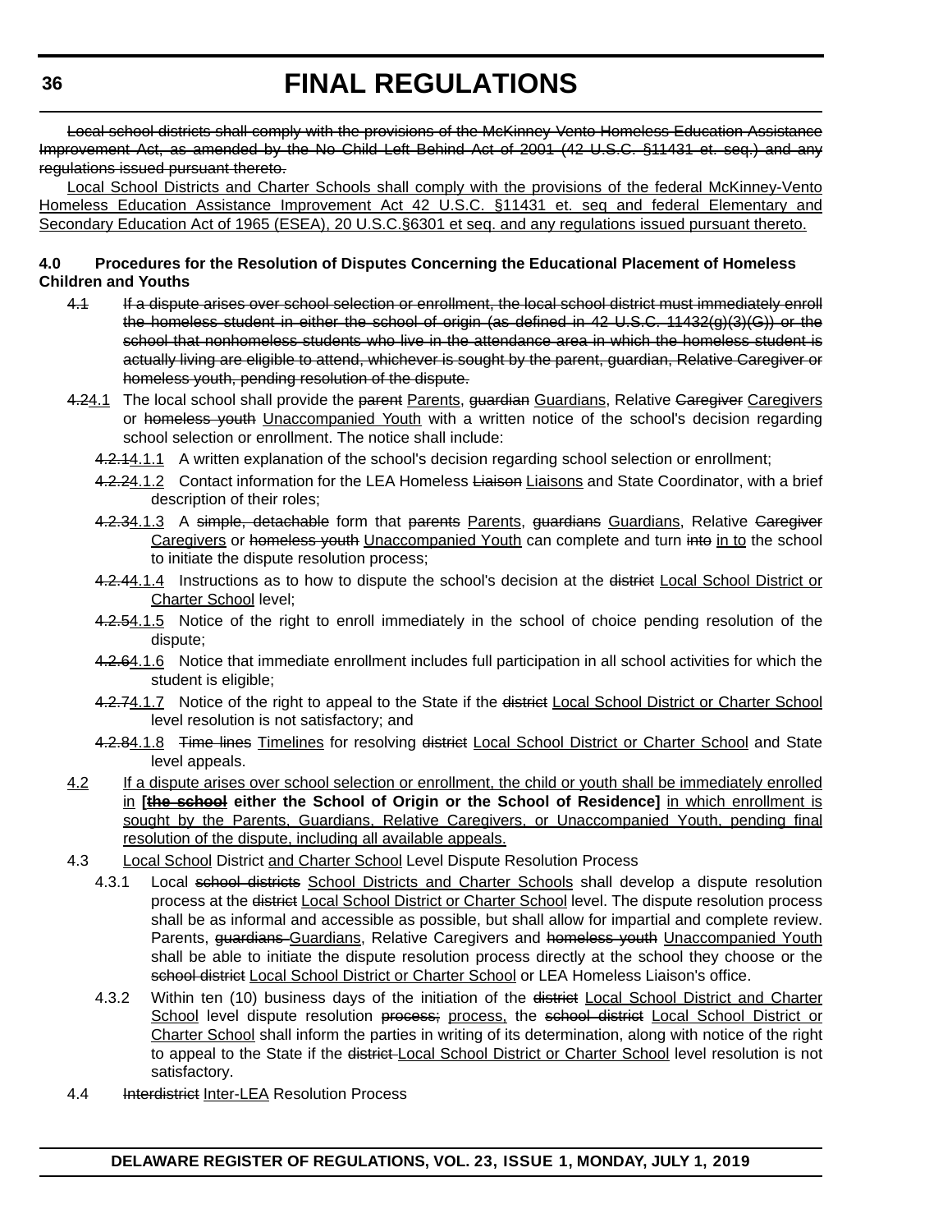~~Local school districts shall comply with the provisions of the McKinney-Vento Homeless Education Assistance Improvement Act, as amended by the No Child Left Behind Act of 2001 (42 U.S.C. §11431 et. seq.) and any regulations issued pursuant thereto.~~

<u>Local School Districts and Charter Schools shall comply with the provisions of the federal McKinney-Vento Homeless Education Assistance Improvement Act 42 U.S.C. §11431 et. seq and federal Elementary and Secondary Education Act of 1965 (ESEA), 20 U.S.C.§6301 et seq. and any regulations issued pursuant thereto.</u>

**4.0 Procedures for the Resolution of Disputes Concerning the Educational Placement of Homeless Children and Youths**

~~4.1 If a dispute arises over school selection or enrollment, the local school district must immediately enroll the homeless student in either the school of origin (as defined in 42 U.S.C. 11432(g)(3)(G)) or the school that nonhomeless students who live in the attendance area in which the homeless student is actually living are eligible to attend, whichever is sought by the parent, guardian, Relative Caregiver or homeless youth, pending resolution of the dispute.~~

~~4.2~~<u>4.1</u> The local school shall provide the ~~parent~~ <u>Parents</u>, ~~guardian~~ <u>Guardians</u>, Relative ~~Caregiver~~ <u>Caregivers</u> or ~~homeless youth~~ <u>Unaccompanied Youth</u> with a written notice of the school's decision regarding school selection or enrollment. The notice shall include:

~~4.2.1~~<u>4.1.1</u> A written explanation of the school's decision regarding school selection or enrollment;

~~4.2.2~~<u>4.1.2</u> Contact information for the LEA Homeless ~~Liaison~~ <u>Liaisons</u> and State Coordinator, with a brief description of their roles;

~~4.2.3~~<u>4.1.3</u> A ~~simple, detachable~~ form that ~~parents~~ <u>Parents</u>, ~~guardians~~ <u>Guardians</u>, Relative ~~Caregiver~~ <u>Caregivers</u> or ~~homeless youth~~ <u>Unaccompanied Youth</u> can complete and turn ~~into~~ <u>in to</u> the school to initiate the dispute resolution process;

~~4.2.4~~<u>4.1.4</u> Instructions as to how to dispute the school's decision at the ~~district~~ <u>Local School District or Charter School</u> level;

~~4.2.5~~<u>4.1.5</u> Notice of the right to enroll immediately in the school of choice pending resolution of the dispute;

~~4.2.6~~<u>4.1.6</u> Notice that immediate enrollment includes full participation in all school activities for which the student is eligible;

~~4.2.7~~<u>4.1.7</u> Notice of the right to appeal to the State if the ~~district~~ <u>Local School District or Charter School</u> level resolution is not satisfactory; and

~~4.2.8~~<u>4.1.8</u> ~~Time lines~~ <u>Timelines</u> for resolving ~~district~~ <u>Local School District or Charter School</u> and State level appeals.

<u>4.2 If a dispute arises over school selection or enrollment, the child or youth shall be immediately enrolled in</u> **[~~the school~~ either the School of Origin or the School of Residence]** <u>in which enrollment is sought by the Parents, Guardians, Relative Caregivers, or Unaccompanied Youth, pending final resolution of the dispute, including all available appeals.</u>

4.3 <u>Local School</u> District <u>and Charter School</u> Level Dispute Resolution Process

4.3.1 Local ~~school districts~~ <u>School Districts and Charter Schools</u> shall develop a dispute resolution process at the ~~district~~ <u>Local School District or Charter School</u> level. The dispute resolution process shall be as informal and accessible as possible, but shall allow for impartial and complete review. Parents, ~~guardians~~ <u>Guardians</u>, Relative Caregivers and ~~homeless youth~~ <u>Unaccompanied Youth</u> shall be able to initiate the dispute resolution process directly at the school they choose or the ~~school district~~ <u>Local School District or Charter School</u> or LEA Homeless Liaison's office.

4.3.2 Within ten (10) business days of the initiation of the ~~district~~ <u>Local School District and Charter School</u> level dispute resolution ~~process;~~ <u>process,</u> the ~~school district~~ <u>Local School District or Charter School</u> shall inform the parties in writing of its determination, along with notice of the right to appeal to the State if the ~~district~~ <u>Local School District or Charter School</u> level resolution is not satisfactory.

4.4 ~~Interdistrict~~ <u>Inter-LEA</u> Resolution Process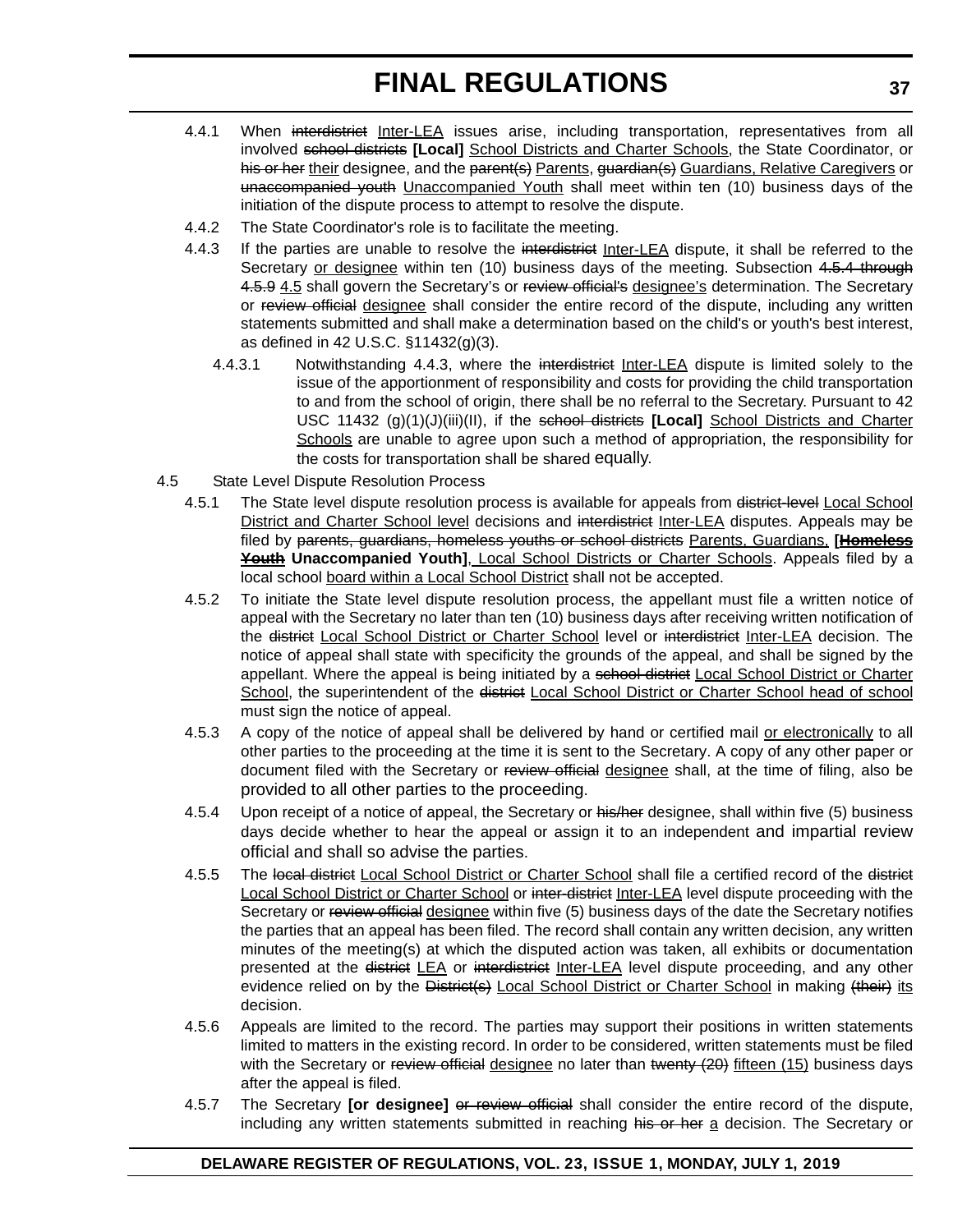4.4.1 When ~~interdistrict~~ Inter-LEA issues arise, including transportation, representatives from all involved ~~school districts~~ **[Local]** School Districts and Charter Schools, the State Coordinator, or ~~his or her~~ their designee, and the ~~parent(s)~~ Parents, ~~guardian(s)~~ Guardians, Relative Caregivers or ~~unaccompanied youth~~ Unaccompanied Youth shall meet within ten (10) business days of the initiation of the dispute process to attempt to resolve the dispute.

4.4.2 The State Coordinator's role is to facilitate the meeting.

4.4.3 If the parties are unable to resolve the ~~interdistrict~~ Inter-LEA dispute, it shall be referred to the Secretary or designee within ten (10) business days of the meeting. Subsection ~~4.5.4 through 4.5.9~~ 4.5 shall govern the Secretary's or ~~review official's~~ designee's determination. The Secretary or ~~review official~~ designee shall consider the entire record of the dispute, including any written statements submitted and shall make a determination based on the child's or youth's best interest, as defined in 42 U.S.C. §11432(g)(3).

4.4.3.1 Notwithstanding 4.4.3, where the ~~interdistrict~~ Inter-LEA dispute is limited solely to the issue of the apportionment of responsibility and costs for providing the child transportation to and from the school of origin, there shall be no referral to the Secretary. Pursuant to 42 USC 11432 (g)(1)(J)(iii)(II), if the ~~school districts~~ **[Local]** School Districts and Charter Schools are unable to agree upon such a method of appropriation, the responsibility for the costs for transportation shall be shared equally.

4.5 State Level Dispute Resolution Process

4.5.1 The State level dispute resolution process is available for appeals from ~~district-level~~ Local School District and Charter School level decisions and ~~interdistrict~~ Inter-LEA disputes. Appeals may be filed by ~~parents, guardians, homeless youths or school districts~~ Parents, Guardians, **[~~Homeless Youth~~ Unaccompanied Youth]**, Local School Districts or Charter Schools. Appeals filed by a local school board within a Local School District shall not be accepted.

4.5.2 To initiate the State level dispute resolution process, the appellant must file a written notice of appeal with the Secretary no later than ten (10) business days after receiving written notification of the ~~district~~ Local School District or Charter School level or ~~interdistrict~~ Inter-LEA decision. The notice of appeal shall state with specificity the grounds of the appeal, and shall be signed by the appellant. Where the appeal is being initiated by a ~~school district~~ Local School District or Charter School, the superintendent of the ~~district~~ Local School District or Charter School head of school must sign the notice of appeal.

4.5.3 A copy of the notice of appeal shall be delivered by hand or certified mail or electronically to all other parties to the proceeding at the time it is sent to the Secretary. A copy of any other paper or document filed with the Secretary or ~~review official~~ designee shall, at the time of filing, also be provided to all other parties to the proceeding.

4.5.4 Upon receipt of a notice of appeal, the Secretary or ~~his/her~~ designee, shall within five (5) business days decide whether to hear the appeal or assign it to an independent and impartial review official and shall so advise the parties.

4.5.5 The ~~local district~~ Local School District or Charter School shall file a certified record of the ~~district~~ Local School District or Charter School or ~~inter-district~~ Inter-LEA level dispute proceeding with the Secretary or ~~review official~~ designee within five (5) business days of the date the Secretary notifies the parties that an appeal has been filed. The record shall contain any written decision, any written minutes of the meeting(s) at which the disputed action was taken, all exhibits or documentation presented at the ~~district~~ LEA or ~~interdistrict~~ Inter-LEA level dispute proceeding, and any other evidence relied on by the ~~District(s)~~ Local School District or Charter School in making ~~(their)~~ its decision.

4.5.6 Appeals are limited to the record. The parties may support their positions in written statements limited to matters in the existing record. In order to be considered, written statements must be filed with the Secretary or ~~review official~~ designee no later than ~~twenty (20)~~ fifteen (15) business days after the appeal is filed.

4.5.7 The Secretary **[or designee]** ~~or review official~~ shall consider the entire record of the dispute, including any written statements submitted in reaching ~~his or her~~ a decision. The Secretary or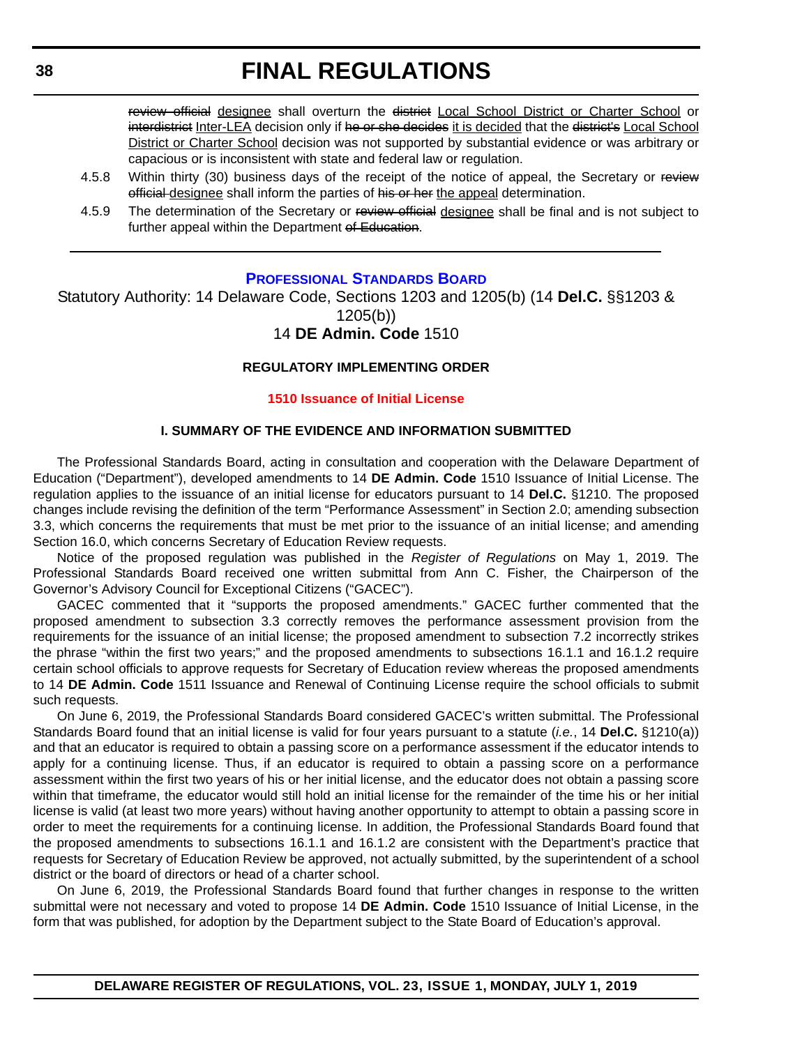~~review official~~ designee shall overturn the ~~district~~ Local School District or Charter School or ~~interdistrict~~ Inter-LEA decision only if ~~he or she decides~~ it is decided that the ~~district's~~ Local School District or Charter School decision was not supported by substantial evidence or was arbitrary or capacious or is inconsistent with state and federal law or regulation.

4.5.8 Within thirty (30) business days of the receipt of the notice of appeal, the Secretary or ~~review official~~ designee shall inform the parties of ~~his or her~~ the appeal determination.

4.5.9 The determination of the Secretary or ~~review official~~ designee shall be final and is not subject to further appeal within the Department ~~of Education~~.

---

## PROFESSIONAL STANDARDS BOARD

Statutory Authority: 14 Delaware Code, Sections 1203 and 1205(b) (14 **Del.C.** §§1203 & 1205(b))

14 **DE Admin. Code** 1510

### REGULATORY IMPLEMENTING ORDER

### 1510 Issuance of Initial License

#### I. SUMMARY OF THE EVIDENCE AND INFORMATION SUBMITTED

The Professional Standards Board, acting in consultation and cooperation with the Delaware Department of Education ("Department"), developed amendments to 14 **DE Admin. Code** 1510 Issuance of Initial License. The regulation applies to the issuance of an initial license for educators pursuant to 14 **Del.C.** §1210. The proposed changes include revising the definition of the term "Performance Assessment" in Section 2.0; amending subsection 3.3, which concerns the requirements that must be met prior to the issuance of an initial license; and amending Section 16.0, which concerns Secretary of Education Review requests.

Notice of the proposed regulation was published in the *Register of Regulations* on May 1, 2019. The Professional Standards Board received one written submittal from Ann C. Fisher, the Chairperson of the Governor's Advisory Council for Exceptional Citizens ("GACEC").

GACEC commented that it "supports the proposed amendments." GACEC further commented that the proposed amendment to subsection 3.3 correctly removes the performance assessment provision from the requirements for the issuance of an initial license; the proposed amendment to subsection 7.2 incorrectly strikes the phrase "within the first two years;" and the proposed amendments to subsections 16.1.1 and 16.1.2 require certain school officials to approve requests for Secretary of Education review whereas the proposed amendments to 14 **DE Admin. Code** 1511 Issuance and Renewal of Continuing License require the school officials to submit such requests.

On June 6, 2019, the Professional Standards Board considered GACEC's written submittal. The Professional Standards Board found that an initial license is valid for four years pursuant to a statute (*i.e.*, 14 **Del.C.** §1210(a)) and that an educator is required to obtain a passing score on a performance assessment if the educator intends to apply for a continuing license. Thus, if an educator is required to obtain a passing score on a performance assessment within the first two years of his or her initial license, and the educator does not obtain a passing score within that timeframe, the educator would still hold an initial license for the remainder of the time his or her initial license is valid (at least two more years) without having another opportunity to attempt to obtain a passing score in order to meet the requirements for a continuing license. In addition, the Professional Standards Board found that the proposed amendments to subsections 16.1.1 and 16.1.2 are consistent with the Department's practice that requests for Secretary of Education Review be approved, not actually submitted, by the superintendent of a school district or the board of directors or head of a charter school.

On June 6, 2019, the Professional Standards Board found that further changes in response to the written submittal were not necessary and voted to propose 14 **DE Admin. Code** 1510 Issuance of Initial License, in the form that was published, for adoption by the Department subject to the State Board of Education's approval.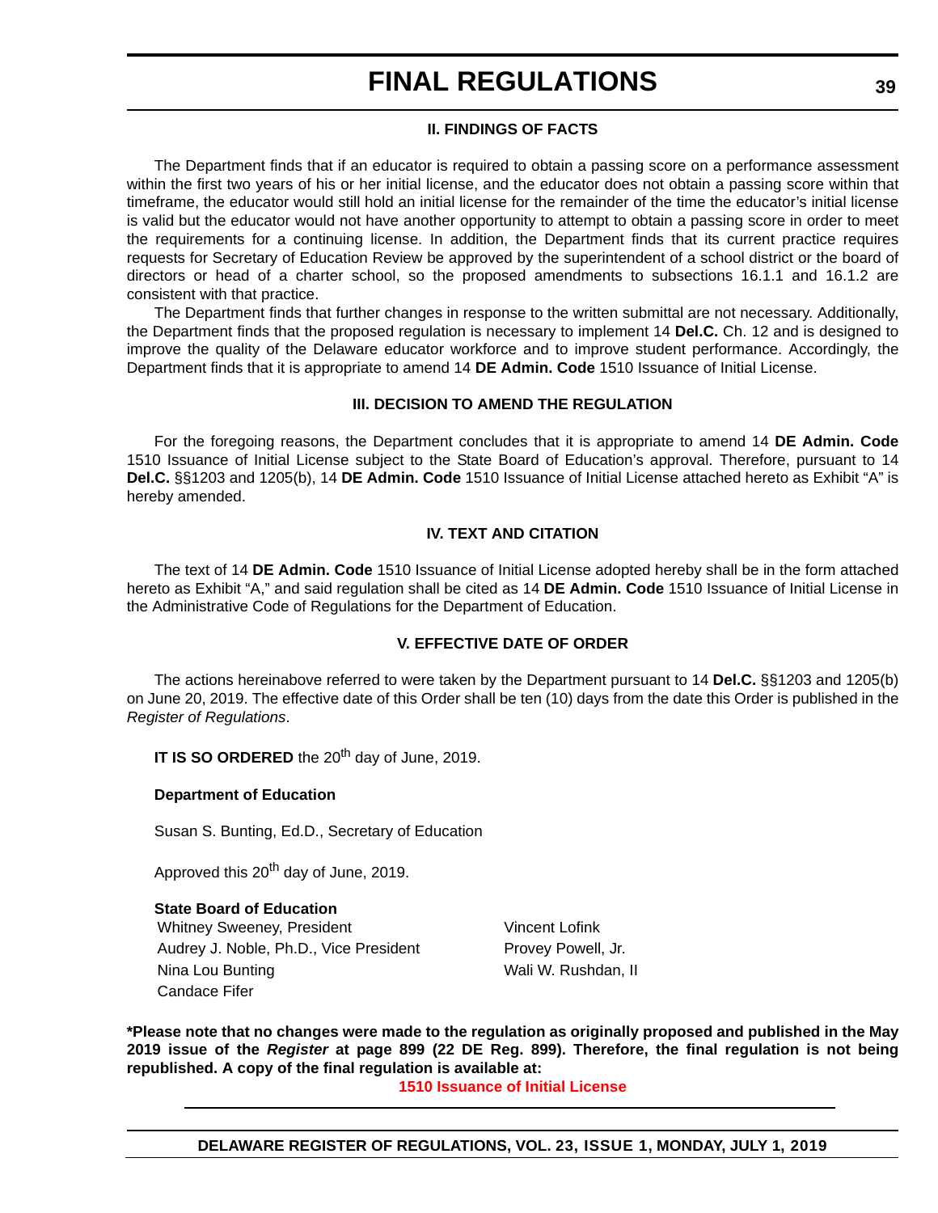### II. FINDINGS OF FACTS

The Department finds that if an educator is required to obtain a passing score on a performance assessment within the first two years of his or her initial license, and the educator does not obtain a passing score within that timeframe, the educator would still hold an initial license for the remainder of the time the educator's initial license is valid but the educator would not have another opportunity to attempt to obtain a passing score in order to meet the requirements for a continuing license. In addition, the Department finds that its current practice requires requests for Secretary of Education Review be approved by the superintendent of a school district or the board of directors or head of a charter school, so the proposed amendments to subsections 16.1.1 and 16.1.2 are consistent with that practice.

The Department finds that further changes in response to the written submittal are not necessary. Additionally, the Department finds that the proposed regulation is necessary to implement 14 **Del.C.** Ch. 12 and is designed to improve the quality of the Delaware educator workforce and to improve student performance. Accordingly, the Department finds that it is appropriate to amend 14 **DE Admin. Code** 1510 Issuance of Initial License.

### III. DECISION TO AMEND THE REGULATION

For the foregoing reasons, the Department concludes that it is appropriate to amend 14 **DE Admin. Code** 1510 Issuance of Initial License subject to the State Board of Education's approval. Therefore, pursuant to 14 **Del.C.** §§1203 and 1205(b), 14 **DE Admin. Code** 1510 Issuance of Initial License attached hereto as Exhibit "A" is hereby amended.

### IV. TEXT AND CITATION

The text of 14 **DE Admin. Code** 1510 Issuance of Initial License adopted hereby shall be in the form attached hereto as Exhibit "A," and said regulation shall be cited as 14 **DE Admin. Code** 1510 Issuance of Initial License in the Administrative Code of Regulations for the Department of Education.

### V. EFFECTIVE DATE OF ORDER

The actions hereinabove referred to were taken by the Department pursuant to 14 **Del.C.** §§1203 and 1205(b) on June 20, 2019. The effective date of this Order shall be ten (10) days from the date this Order is published in the *Register of Regulations*.

**IT IS SO ORDERED** the 20th day of June, 2019.

**Department of Education**

Susan S. Bunting, Ed.D., Secretary of Education

Approved this 20th day of June, 2019.

**State Board of Education**

Whitney Sweeney, President
Audrey J. Noble, Ph.D., Vice President
Nina Lou Bunting
Candace Fifer
Vincent Lofink
Provey Powell, Jr.
Wali W. Rushdan, II

**\*Please note that no changes were made to the regulation as originally proposed and published in the May 2019 issue of the *Register* at page 899 (22 DE Reg. 899). Therefore, the final regulation is not being republished. A copy of the final regulation is available at:**

**1510 Issuance of Initial License**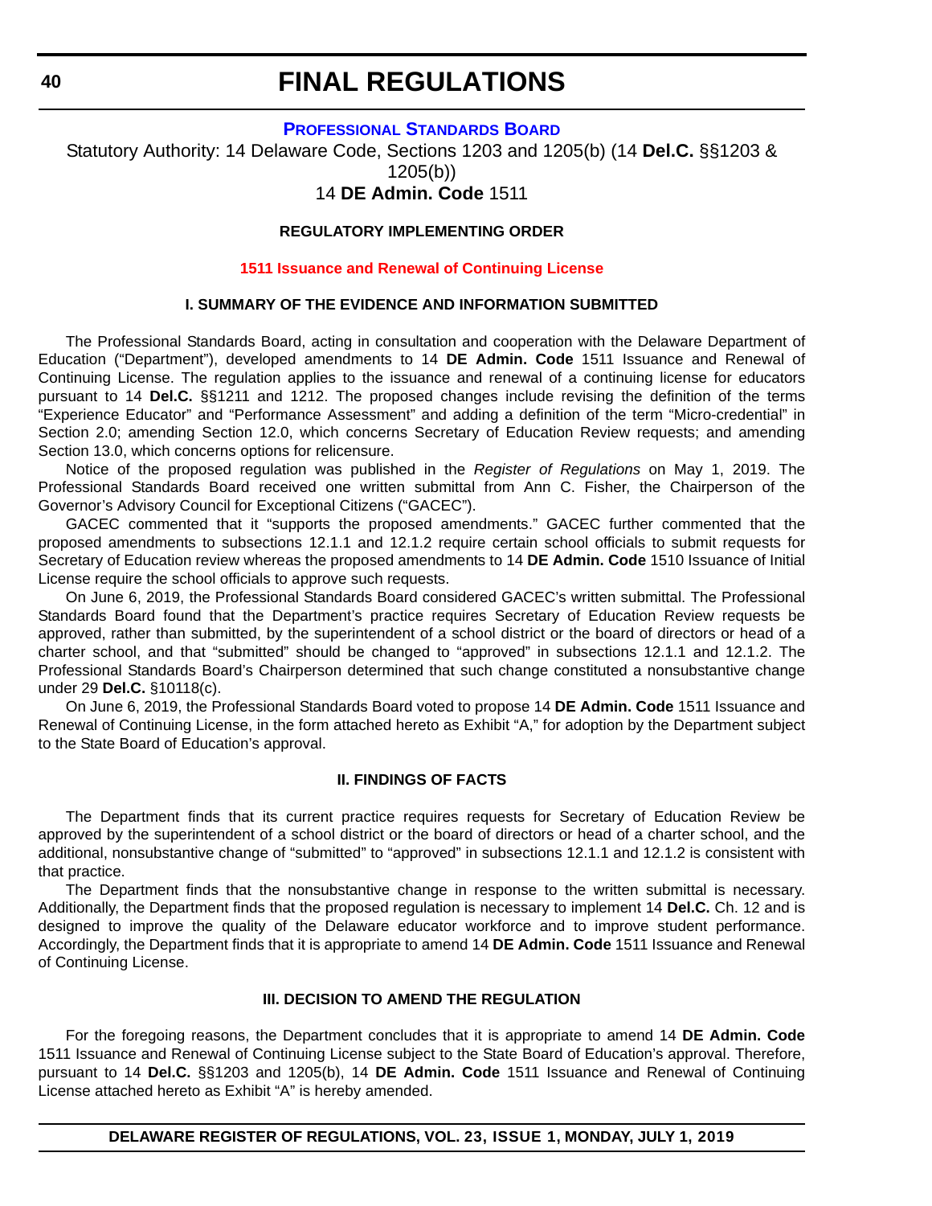# FINAL REGULATIONS

## Professional Standards Board

Statutory Authority: 14 Delaware Code, Sections 1203 and 1205(b) (14 **Del.C.** §§1203 & 1205(b))

14 **DE Admin. Code** 1511

### REGULATORY IMPLEMENTING ORDER

### 1511 Issuance and Renewal of Continuing License

#### I. SUMMARY OF THE EVIDENCE AND INFORMATION SUBMITTED

The Professional Standards Board, acting in consultation and cooperation with the Delaware Department of Education ("Department"), developed amendments to 14 **DE Admin. Code** 1511 Issuance and Renewal of Continuing License. The regulation applies to the issuance and renewal of a continuing license for educators pursuant to 14 **Del.C.** §§1211 and 1212. The proposed changes include revising the definition of the terms "Experience Educator" and "Performance Assessment" and adding a definition of the term "Micro-credential" in Section 2.0; amending Section 12.0, which concerns Secretary of Education Review requests; and amending Section 13.0, which concerns options for relicensure.

Notice of the proposed regulation was published in the *Register of Regulations* on May 1, 2019. The Professional Standards Board received one written submittal from Ann C. Fisher, the Chairperson of the Governor's Advisory Council for Exceptional Citizens ("GACEC").

GACEC commented that it "supports the proposed amendments." GACEC further commented that the proposed amendments to subsections 12.1.1 and 12.1.2 require certain school officials to submit requests for Secretary of Education review whereas the proposed amendments to 14 **DE Admin. Code** 1510 Issuance of Initial License require the school officials to approve such requests.

On June 6, 2019, the Professional Standards Board considered GACEC's written submittal. The Professional Standards Board found that the Department's practice requires Secretary of Education Review requests be approved, rather than submitted, by the superintendent of a school district or the board of directors or head of a charter school, and that "submitted" should be changed to "approved" in subsections 12.1.1 and 12.1.2. The Professional Standards Board's Chairperson determined that such change constituted a nonsubstantive change under 29 **Del.C.** §10118(c).

On June 6, 2019, the Professional Standards Board voted to propose 14 **DE Admin. Code** 1511 Issuance and Renewal of Continuing License, in the form attached hereto as Exhibit "A," for adoption by the Department subject to the State Board of Education's approval.

#### II. FINDINGS OF FACTS

The Department finds that its current practice requires requests for Secretary of Education Review be approved by the superintendent of a school district or the board of directors or head of a charter school, and the additional, nonsubstantive change of "submitted" to "approved" in subsections 12.1.1 and 12.1.2 is consistent with that practice.

The Department finds that the nonsubstantive change in response to the written submittal is necessary. Additionally, the Department finds that the proposed regulation is necessary to implement 14 **Del.C.** Ch. 12 and is designed to improve the quality of the Delaware educator workforce and to improve student performance. Accordingly, the Department finds that it is appropriate to amend 14 **DE Admin. Code** 1511 Issuance and Renewal of Continuing License.

#### III. DECISION TO AMEND THE REGULATION

For the foregoing reasons, the Department concludes that it is appropriate to amend 14 **DE Admin. Code** 1511 Issuance and Renewal of Continuing License subject to the State Board of Education's approval. Therefore, pursuant to 14 **Del.C.** §§1203 and 1205(b), 14 **DE Admin. Code** 1511 Issuance and Renewal of Continuing License attached hereto as Exhibit "A" is hereby amended.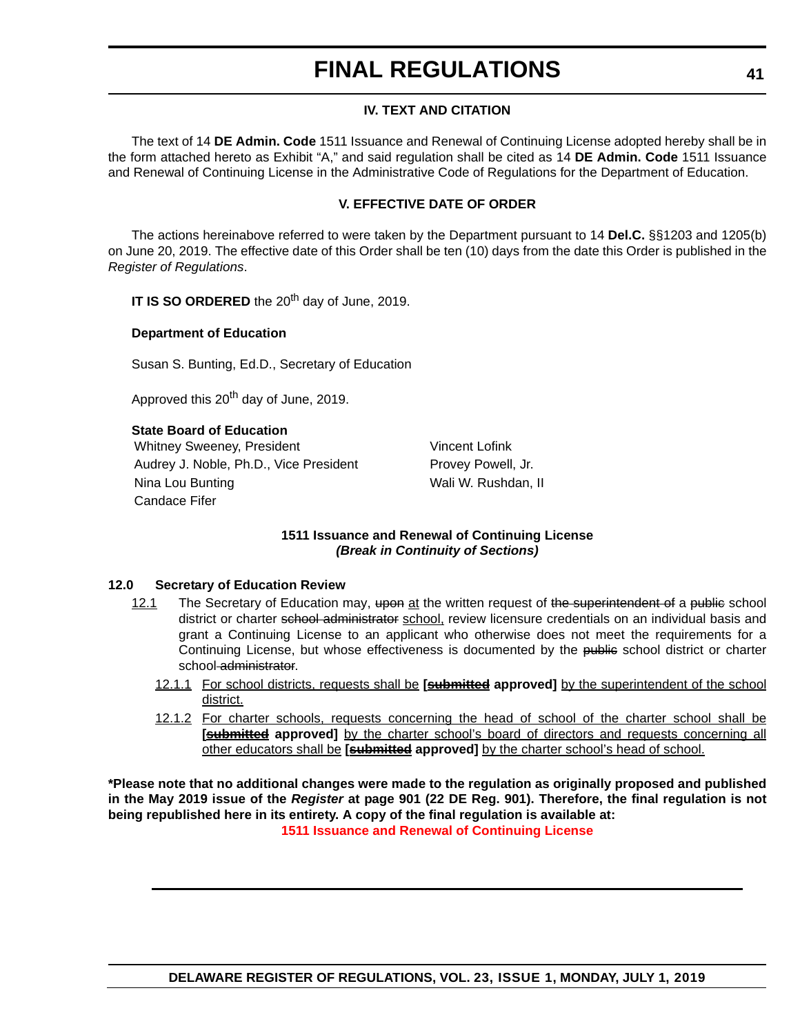### IV. TEXT AND CITATION

The text of 14 **DE Admin. Code** 1511 Issuance and Renewal of Continuing License adopted hereby shall be in the form attached hereto as Exhibit "A," and said regulation shall be cited as 14 **DE Admin. Code** 1511 Issuance and Renewal of Continuing License in the Administrative Code of Regulations for the Department of Education.

### V. EFFECTIVE DATE OF ORDER

The actions hereinabove referred to were taken by the Department pursuant to 14 **Del.C.** §§1203 and 1205(b) on June 20, 2019. The effective date of this Order shall be ten (10) days from the date this Order is published in the *Register of Regulations*.

**IT IS SO ORDERED** the 20th day of June, 2019.

**Department of Education**

Susan S. Bunting, Ed.D., Secretary of Education

Approved this 20th day of June, 2019.

**State Board of Education**

Whitney Sweeney, President
Audrey J. Noble, Ph.D., Vice President
Nina Lou Bunting
Candace Fifer
Vincent Lofink
Provey Powell, Jr.
Wali W. Rushdan, II

### 1511 Issuance and Renewal of Continuing License
***(Break in Continuity of Sections)***

**12.0 Secretary of Education Review**

<u>12.1</u> The Secretary of Education may, ~~upon~~ <u>at</u> the written request of ~~the superintendent of~~ a ~~public~~ school district or charter ~~school administrator~~ <u>school,</u> review licensure credentials on an individual basis and grant a Continuing License to an applicant who otherwise does not meet the requirements for a Continuing License, but whose effectiveness is documented by the ~~public~~ school district or charter school ~~administrator~~.

<u>12.1.1</u> <u>For school districts, requests shall be</u> **[~~submitted~~ approved]** <u>by the superintendent of the school district.</u>

<u>12.1.2</u> <u>For charter schools, requests concerning the head of school of the charter school shall be</u> **[~~submitted~~ approved]** <u>by the charter school's board of directors and requests concerning all other educators shall be</u> **[~~submitted~~ approved]** <u>by the charter school's head of school.</u>

**\*Please note that no additional changes were made to the regulation as originally proposed and published in the May 2019 issue of the *Register* at page 901 (22 DE Reg. 901). Therefore, the final regulation is not being republished here in its entirety. A copy of the final regulation is available at:**

**1511 Issuance and Renewal of Continuing License**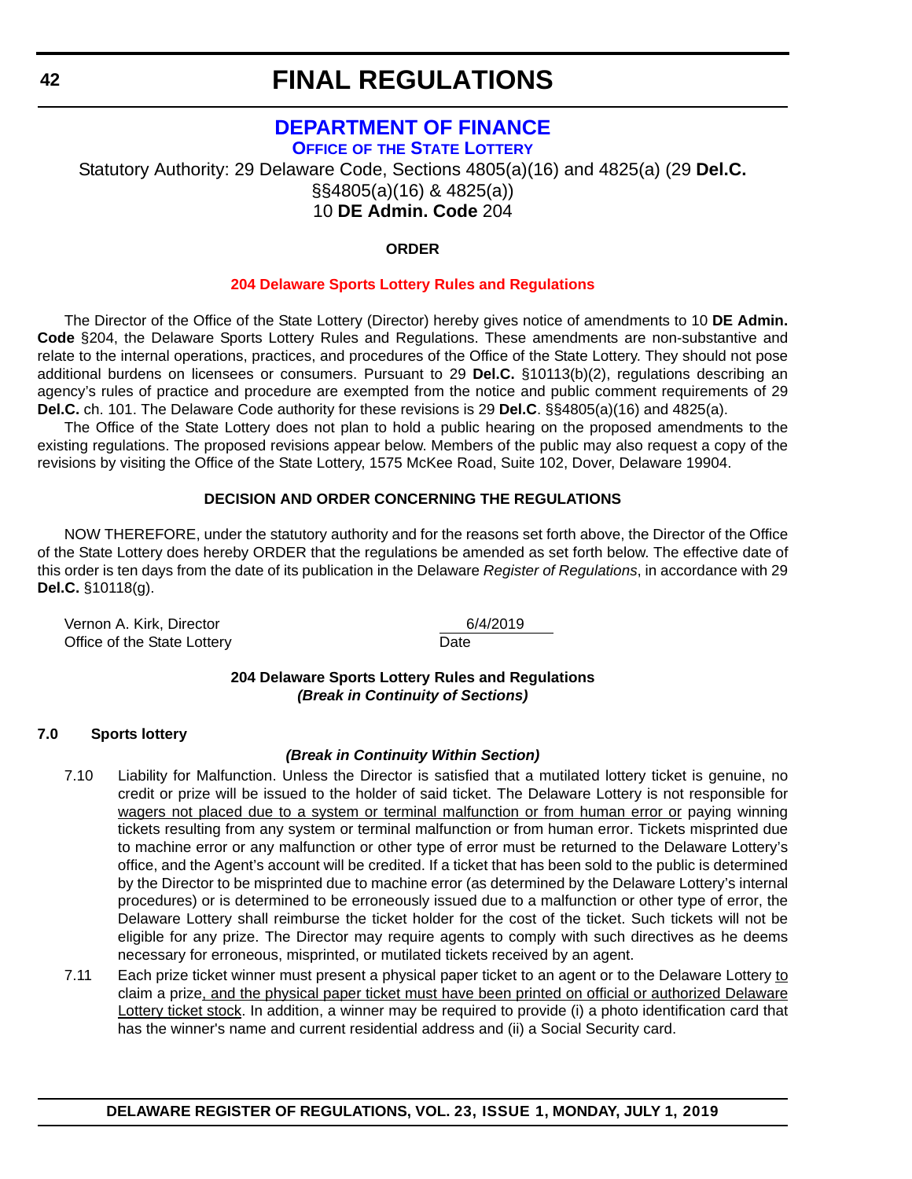# FINAL REGULATIONS

## DEPARTMENT OF FINANCE

### OFFICE OF THE STATE LOTTERY

Statutory Authority: 29 Delaware Code, Sections 4805(a)(16) and 4825(a) (29 **Del.C.** §§4805(a)(16) & 4825(a))
10 **DE Admin. Code** 204

**ORDER**

**204 Delaware Sports Lottery Rules and Regulations**

The Director of the Office of the State Lottery (Director) hereby gives notice of amendments to 10 **DE Admin. Code** §204, the Delaware Sports Lottery Rules and Regulations. These amendments are non-substantive and relate to the internal operations, practices, and procedures of the Office of the State Lottery. They should not pose additional burdens on licensees or consumers. Pursuant to 29 **Del.C.** §10113(b)(2), regulations describing an agency's rules of practice and procedure are exempted from the notice and public comment requirements of 29 **Del.C.** ch. 101. The Delaware Code authority for these revisions is 29 **Del.C**. §§4805(a)(16) and 4825(a).

The Office of the State Lottery does not plan to hold a public hearing on the proposed amendments to the existing regulations. The proposed revisions appear below. Members of the public may also request a copy of the revisions by visiting the Office of the State Lottery, 1575 McKee Road, Suite 102, Dover, Delaware 19904.

**DECISION AND ORDER CONCERNING THE REGULATIONS**

NOW THEREFORE, under the statutory authority and for the reasons set forth above, the Director of the Office of the State Lottery does hereby ORDER that the regulations be amended as set forth below. The effective date of this order is ten days from the date of its publication in the Delaware *Register of Regulations*, in accordance with 29 **Del.C.** §10118(g).

Vernon A. Kirk, Director
Office of the State Lottery

6/4/2019
Date

**204 Delaware Sports Lottery Rules and Regulations**
***(Break in Continuity of Sections)***

**7.0 Sports lottery**

***(Break in Continuity Within Section)***

7.10 Liability for Malfunction. Unless the Director is satisfied that a mutilated lottery ticket is genuine, no credit or prize will be issued to the holder of said ticket. The Delaware Lottery is not responsible for wagers not placed due to a system or terminal malfunction or from human error or paying winning tickets resulting from any system or terminal malfunction or from human error. Tickets misprinted due to machine error or any malfunction or other type of error must be returned to the Delaware Lottery's office, and the Agent's account will be credited. If a ticket that has been sold to the public is determined by the Director to be misprinted due to machine error (as determined by the Delaware Lottery's internal procedures) or is determined to be erroneously issued due to a malfunction or other type of error, the Delaware Lottery shall reimburse the ticket holder for the cost of the ticket. Such tickets will not be eligible for any prize. The Director may require agents to comply with such directives as he deems necessary for erroneous, misprinted, or mutilated tickets received by an agent.

7.11 Each prize ticket winner must present a physical paper ticket to an agent or to the Delaware Lottery to claim a prize, and the physical paper ticket must have been printed on official or authorized Delaware Lottery ticket stock. In addition, a winner may be required to provide (i) a photo identification card that has the winner's name and current residential address and (ii) a Social Security card.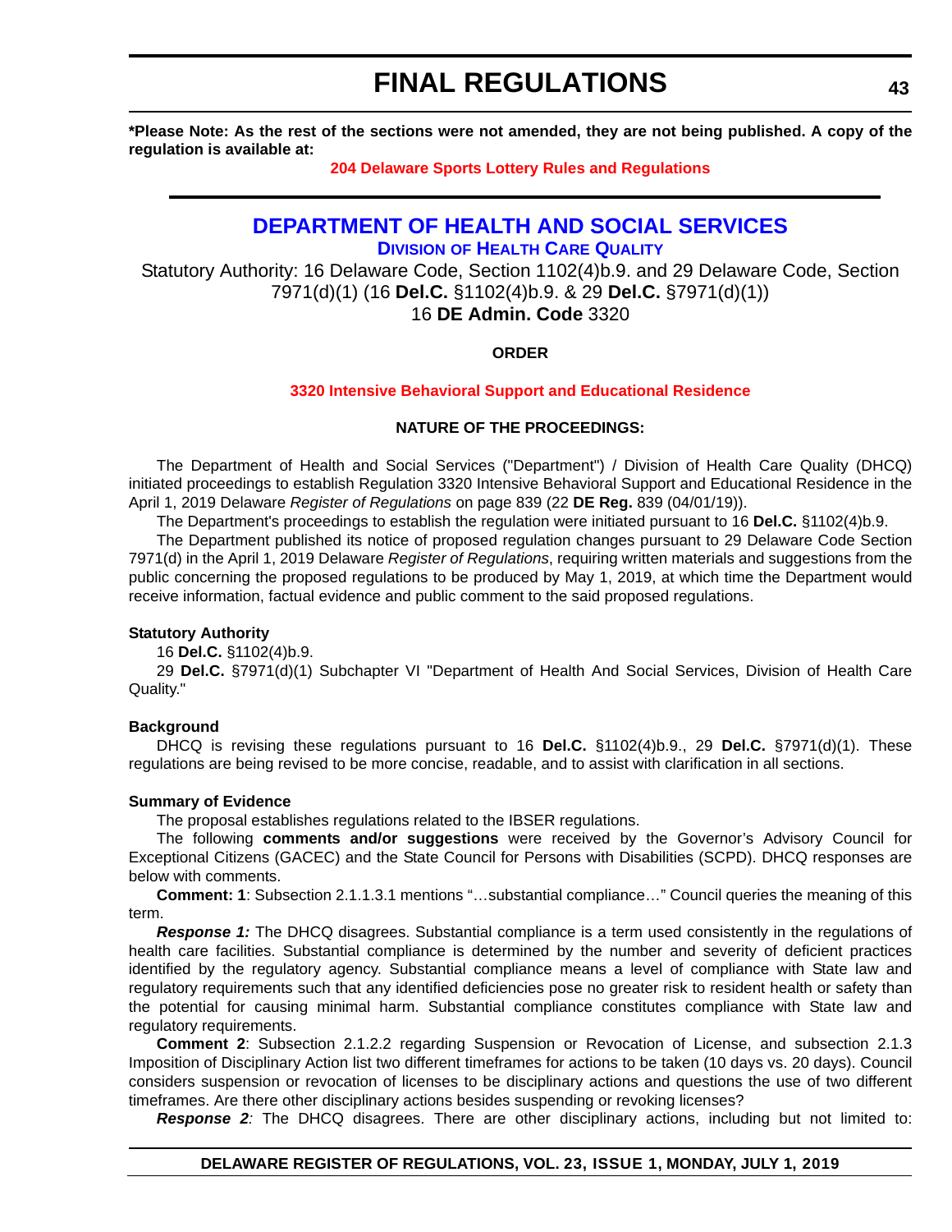**\*Please Note: As the rest of the sections were not amended, they are not being published. A copy of the regulation is available at:**

**204 Delaware Sports Lottery Rules and Regulations**

---

# DEPARTMENT OF HEALTH AND SOCIAL SERVICES

## Division of Health Care Quality

Statutory Authority: 16 Delaware Code, Section 1102(4)b.9. and 29 Delaware Code, Section 7971(d)(1) (16 **Del.C.** §1102(4)b.9. & 29 **Del.C.** §7971(d)(1))
16 **DE Admin. Code** 3320

**ORDER**

**3320 Intensive Behavioral Support and Educational Residence**

**NATURE OF THE PROCEEDINGS:**

The Department of Health and Social Services ("Department") / Division of Health Care Quality (DHCQ) initiated proceedings to establish Regulation 3320 Intensive Behavioral Support and Educational Residence in the April 1, 2019 Delaware *Register of Regulations* on page 839 (22 **DE Reg.** 839 (04/01/19)).

The Department's proceedings to establish the regulation were initiated pursuant to 16 **Del.C.** §1102(4)b.9.

The Department published its notice of proposed regulation changes pursuant to 29 Delaware Code Section 7971(d) in the April 1, 2019 Delaware *Register of Regulations*, requiring written materials and suggestions from the public concerning the proposed regulations to be produced by May 1, 2019, at which time the Department would receive information, factual evidence and public comment to the said proposed regulations.

**Statutory Authority**

16 **Del.C.** §1102(4)b.9.

29 **Del.C.** §7971(d)(1) Subchapter VI "Department of Health And Social Services, Division of Health Care Quality."

**Background**

DHCQ is revising these regulations pursuant to 16 **Del.C.** §1102(4)b.9., 29 **Del.C.** §7971(d)(1). These regulations are being revised to be more concise, readable, and to assist with clarification in all sections.

**Summary of Evidence**

The proposal establishes regulations related to the IBSER regulations.

The following **comments and/or suggestions** were received by the Governor's Advisory Council for Exceptional Citizens (GACEC) and the State Council for Persons with Disabilities (SCPD). DHCQ responses are below with comments.

**Comment: 1**: Subsection 2.1.1.3.1 mentions "…substantial compliance…" Council queries the meaning of this term.

***Response 1:*** The DHCQ disagrees. Substantial compliance is a term used consistently in the regulations of health care facilities. Substantial compliance is determined by the number and severity of deficient practices identified by the regulatory agency. Substantial compliance means a level of compliance with State law and regulatory requirements such that any identified deficiencies pose no greater risk to resident health or safety than the potential for causing minimal harm. Substantial compliance constitutes compliance with State law and regulatory requirements.

**Comment 2**: Subsection 2.1.2.2 regarding Suspension or Revocation of License, and subsection 2.1.3 Imposition of Disciplinary Action list two different timeframes for actions to be taken (10 days vs. 20 days). Council considers suspension or revocation of licenses to be disciplinary actions and questions the use of two different timeframes. Are there other disciplinary actions besides suspending or revoking licenses?

***Response 2:*** The DHCQ disagrees. There are other disciplinary actions, including but not limited to: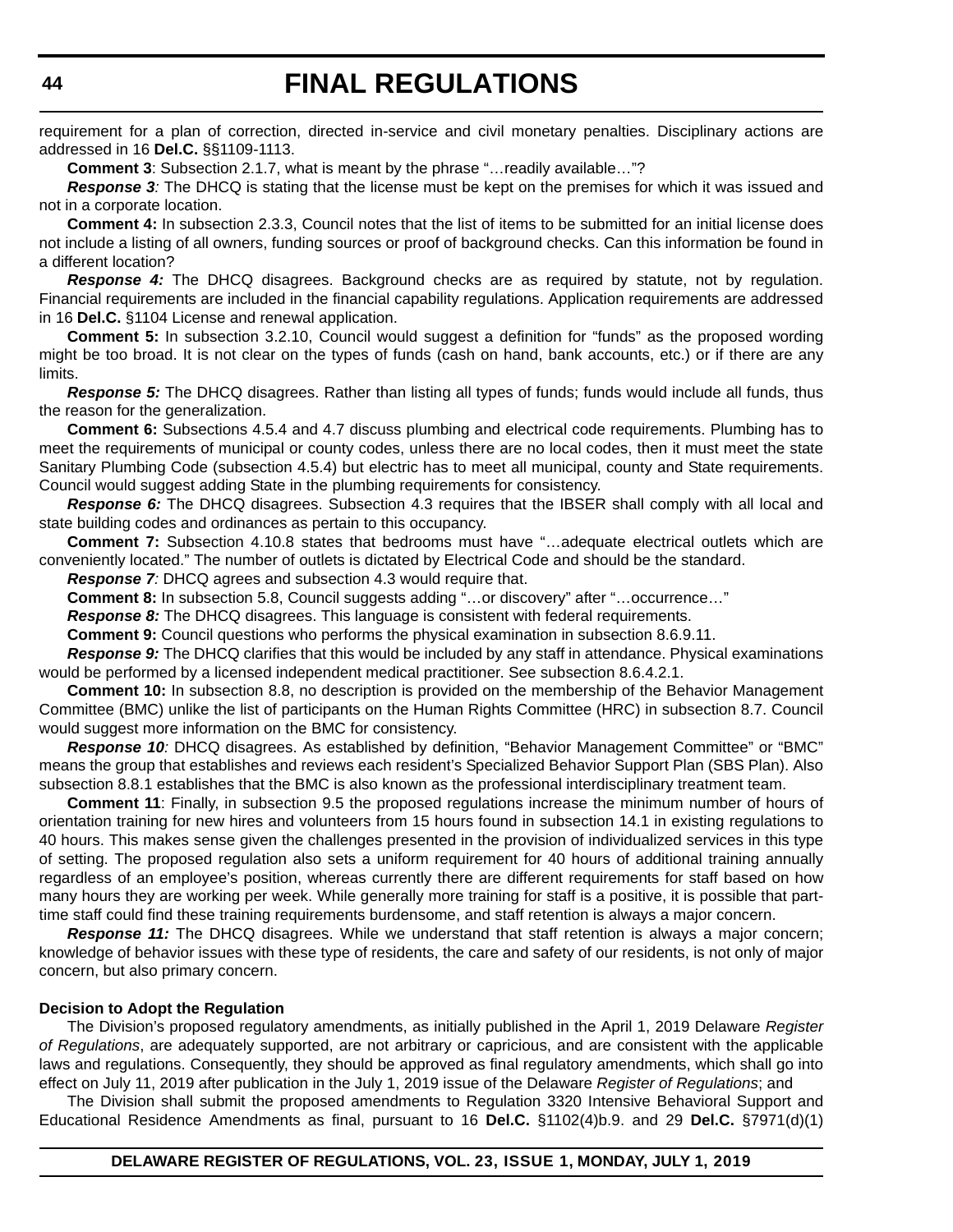requirement for a plan of correction, directed in-service and civil monetary penalties. Disciplinary actions are addressed in 16 **Del.C.** §§1109-1113.

**Comment 3**: Subsection 2.1.7, what is meant by the phrase "…readily available…"?

***Response 3****:* The DHCQ is stating that the license must be kept on the premises for which it was issued and not in a corporate location.

**Comment 4:** In subsection 2.3.3, Council notes that the list of items to be submitted for an initial license does not include a listing of all owners, funding sources or proof of background checks. Can this information be found in a different location?

***Response 4:*** The DHCQ disagrees. Background checks are as required by statute, not by regulation. Financial requirements are included in the financial capability regulations. Application requirements are addressed in 16 **Del.C.** §1104 License and renewal application.

**Comment 5:** In subsection 3.2.10, Council would suggest a definition for "funds" as the proposed wording might be too broad. It is not clear on the types of funds (cash on hand, bank accounts, etc.) or if there are any limits.

***Response 5:*** The DHCQ disagrees. Rather than listing all types of funds; funds would include all funds, thus the reason for the generalization.

**Comment 6:** Subsections 4.5.4 and 4.7 discuss plumbing and electrical code requirements. Plumbing has to meet the requirements of municipal or county codes, unless there are no local codes, then it must meet the state Sanitary Plumbing Code (subsection 4.5.4) but electric has to meet all municipal, county and State requirements. Council would suggest adding State in the plumbing requirements for consistency.

***Response 6:*** The DHCQ disagrees. Subsection 4.3 requires that the IBSER shall comply with all local and state building codes and ordinances as pertain to this occupancy.

**Comment 7:** Subsection 4.10.8 states that bedrooms must have "…adequate electrical outlets which are conveniently located." The number of outlets is dictated by Electrical Code and should be the standard.

***Response 7****:* DHCQ agrees and subsection 4.3 would require that.

**Comment 8:** In subsection 5.8, Council suggests adding "…or discovery" after "…occurrence…"

***Response 8:*** The DHCQ disagrees. This language is consistent with federal requirements.

**Comment 9:** Council questions who performs the physical examination in subsection 8.6.9.11.

***Response 9:*** The DHCQ clarifies that this would be included by any staff in attendance. Physical examinations would be performed by a licensed independent medical practitioner. See subsection 8.6.4.2.1.

**Comment 10:** In subsection 8.8, no description is provided on the membership of the Behavior Management Committee (BMC) unlike the list of participants on the Human Rights Committee (HRC) in subsection 8.7. Council would suggest more information on the BMC for consistency.

***Response 10****:* DHCQ disagrees. As established by definition, "Behavior Management Committee" or "BMC" means the group that establishes and reviews each resident's Specialized Behavior Support Plan (SBS Plan). Also subsection 8.8.1 establishes that the BMC is also known as the professional interdisciplinary treatment team.

**Comment 11**: Finally, in subsection 9.5 the proposed regulations increase the minimum number of hours of orientation training for new hires and volunteers from 15 hours found in subsection 14.1 in existing regulations to 40 hours. This makes sense given the challenges presented in the provision of individualized services in this type of setting. The proposed regulation also sets a uniform requirement for 40 hours of additional training annually regardless of an employee's position, whereas currently there are different requirements for staff based on how many hours they are working per week. While generally more training for staff is a positive, it is possible that part-time staff could find these training requirements burdensome, and staff retention is always a major concern.

***Response 11:*** The DHCQ disagrees. While we understand that staff retention is always a major concern; knowledge of behavior issues with these type of residents, the care and safety of our residents, is not only of major concern, but also primary concern.

**Decision to Adopt the Regulation**

The Division's proposed regulatory amendments, as initially published in the April 1, 2019 Delaware *Register of Regulations*, are adequately supported, are not arbitrary or capricious, and are consistent with the applicable laws and regulations. Consequently, they should be approved as final regulatory amendments, which shall go into effect on July 11, 2019 after publication in the July 1, 2019 issue of the Delaware *Register of Regulations*; and

The Division shall submit the proposed amendments to Regulation 3320 Intensive Behavioral Support and Educational Residence Amendments as final, pursuant to 16 **Del.C.** §1102(4)b.9. and 29 **Del.C.** §7971(d)(1)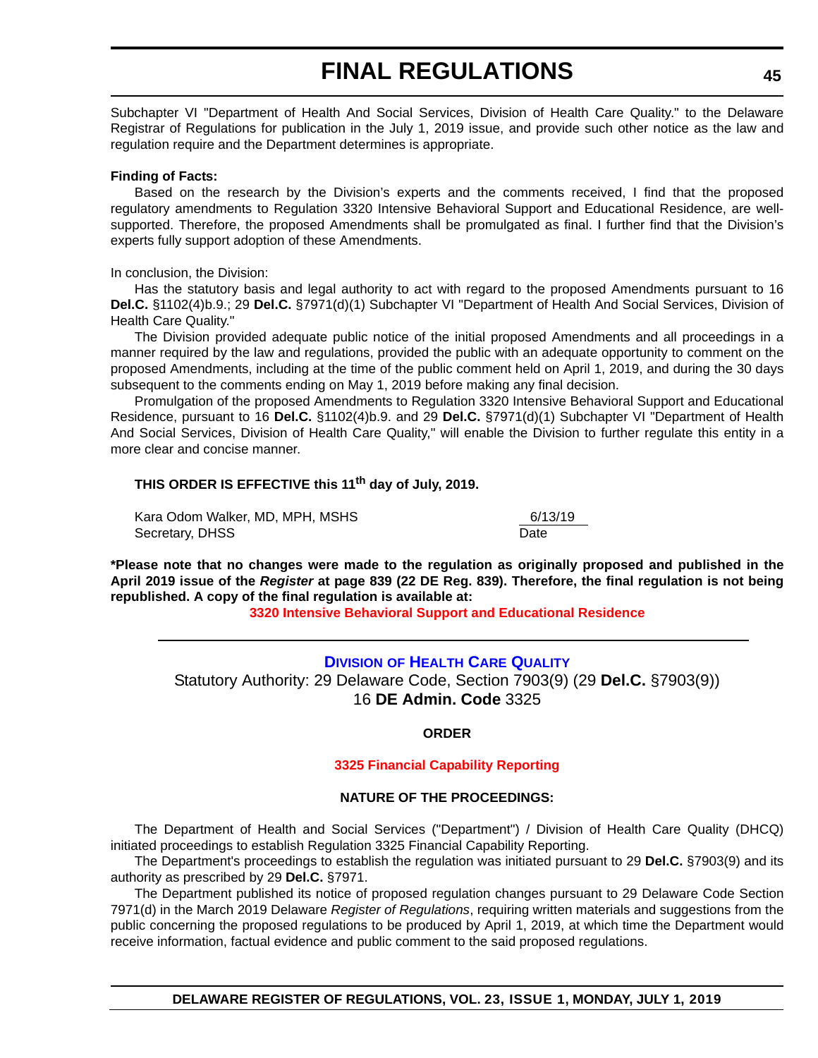Subchapter VI "Department of Health And Social Services, Division of Health Care Quality." to the Delaware Registrar of Regulations for publication in the July 1, 2019 issue, and provide such other notice as the law and regulation require and the Department determines is appropriate.

**Finding of Facts:**

Based on the research by the Division's experts and the comments received, I find that the proposed regulatory amendments to Regulation 3320 Intensive Behavioral Support and Educational Residence, are well-supported. Therefore, the proposed Amendments shall be promulgated as final. I further find that the Division's experts fully support adoption of these Amendments.

In conclusion, the Division:

Has the statutory basis and legal authority to act with regard to the proposed Amendments pursuant to 16 **Del.C.** §1102(4)b.9.; 29 **Del.C.** §7971(d)(1) Subchapter VI "Department of Health And Social Services, Division of Health Care Quality."

The Division provided adequate public notice of the initial proposed Amendments and all proceedings in a manner required by the law and regulations, provided the public with an adequate opportunity to comment on the proposed Amendments, including at the time of the public comment held on April 1, 2019, and during the 30 days subsequent to the comments ending on May 1, 2019 before making any final decision.

Promulgation of the proposed Amendments to Regulation 3320 Intensive Behavioral Support and Educational Residence, pursuant to 16 **Del.C.** §1102(4)b.9. and 29 **Del.C.** §7971(d)(1) Subchapter VI "Department of Health And Social Services, Division of Health Care Quality," will enable the Division to further regulate this entity in a more clear and concise manner.

**THIS ORDER IS EFFECTIVE this 11th day of July, 2019.**

Kara Odom Walker, MD, MPH, MSHS
Secretary, DHSS

6/13/19
Date

**\*Please note that no changes were made to the regulation as originally proposed and published in the April 2019 issue of the *Register* at page 839 (22 DE Reg. 839). Therefore, the final regulation is not being republished. A copy of the final regulation is available at:**

**3320 Intensive Behavioral Support and Educational Residence**

---

## DIVISION OF HEALTH CARE QUALITY

Statutory Authority: 29 Delaware Code, Section 7903(9) (29 **Del.C.** §7903(9))
16 **DE Admin. Code** 3325

**ORDER**

**3325 Financial Capability Reporting**

**NATURE OF THE PROCEEDINGS:**

The Department of Health and Social Services ("Department") / Division of Health Care Quality (DHCQ) initiated proceedings to establish Regulation 3325 Financial Capability Reporting.

The Department's proceedings to establish the regulation was initiated pursuant to 29 **Del.C.** §7903(9) and its authority as prescribed by 29 **Del.C.** §7971.

The Department published its notice of proposed regulation changes pursuant to 29 Delaware Code Section 7971(d) in the March 2019 Delaware *Register of Regulations*, requiring written materials and suggestions from the public concerning the proposed regulations to be produced by April 1, 2019, at which time the Department would receive information, factual evidence and public comment to the said proposed regulations.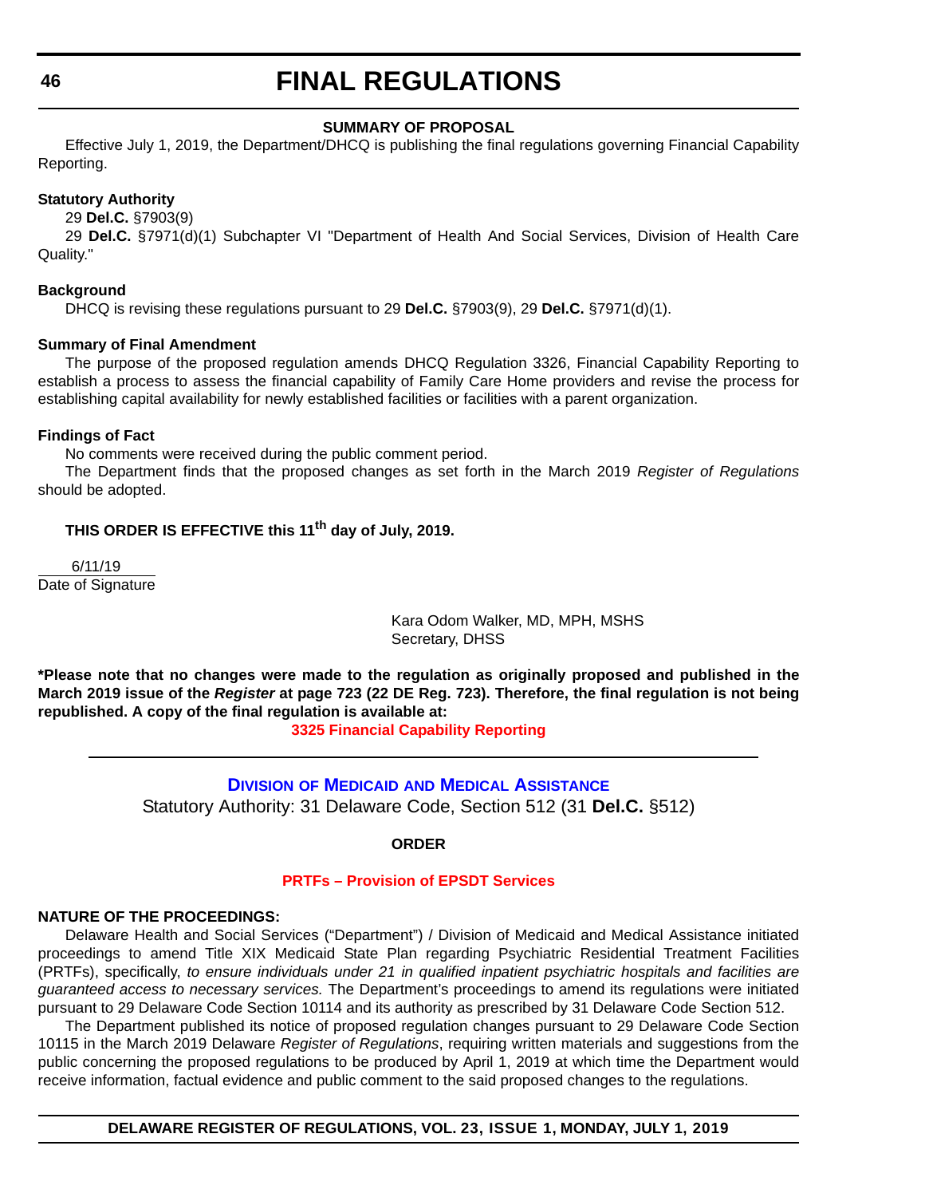# FINAL REGULATIONS

**SUMMARY OF PROPOSAL**

Effective July 1, 2019, the Department/DHCQ is publishing the final regulations governing Financial Capability Reporting.

**Statutory Authority**

29 **Del.C.** §7903(9)

29 **Del.C.** §7971(d)(1) Subchapter VI "Department of Health And Social Services, Division of Health Care Quality."

**Background**

DHCQ is revising these regulations pursuant to 29 **Del.C.** §7903(9), 29 **Del.C.** §7971(d)(1).

**Summary of Final Amendment**

The purpose of the proposed regulation amends DHCQ Regulation 3326, Financial Capability Reporting to establish a process to assess the financial capability of Family Care Home providers and revise the process for establishing capital availability for newly established facilities or facilities with a parent organization.

**Findings of Fact**

No comments were received during the public comment period.

The Department finds that the proposed changes as set forth in the March 2019 *Register of Regulations* should be adopted.

**THIS ORDER IS EFFECTIVE this 11th day of July, 2019.**

6/11/19
Date of Signature

Kara Odom Walker, MD, MPH, MSHS
Secretary, DHSS

**\*Please note that no changes were made to the regulation as originally proposed and published in the March 2019 issue of the *Register* at page 723 (22 DE Reg. 723). Therefore, the final regulation is not being republished. A copy of the final regulation is available at:**

**3325 Financial Capability Reporting**

## DIVISION OF MEDICAID AND MEDICAL ASSISTANCE

Statutory Authority: 31 Delaware Code, Section 512 (31 **Del.C.** §512)

**ORDER**

**PRTFs – Provision of EPSDT Services**

**NATURE OF THE PROCEEDINGS:**

Delaware Health and Social Services ("Department") / Division of Medicaid and Medical Assistance initiated proceedings to amend Title XIX Medicaid State Plan regarding Psychiatric Residential Treatment Facilities (PRTFs), specifically, *to ensure individuals under 21 in qualified inpatient psychiatric hospitals and facilities are guaranteed access to necessary services.* The Department's proceedings to amend its regulations were initiated pursuant to 29 Delaware Code Section 10114 and its authority as prescribed by 31 Delaware Code Section 512.

The Department published its notice of proposed regulation changes pursuant to 29 Delaware Code Section 10115 in the March 2019 Delaware *Register of Regulations*, requiring written materials and suggestions from the public concerning the proposed regulations to be produced by April 1, 2019 at which time the Department would receive information, factual evidence and public comment to the said proposed changes to the regulations.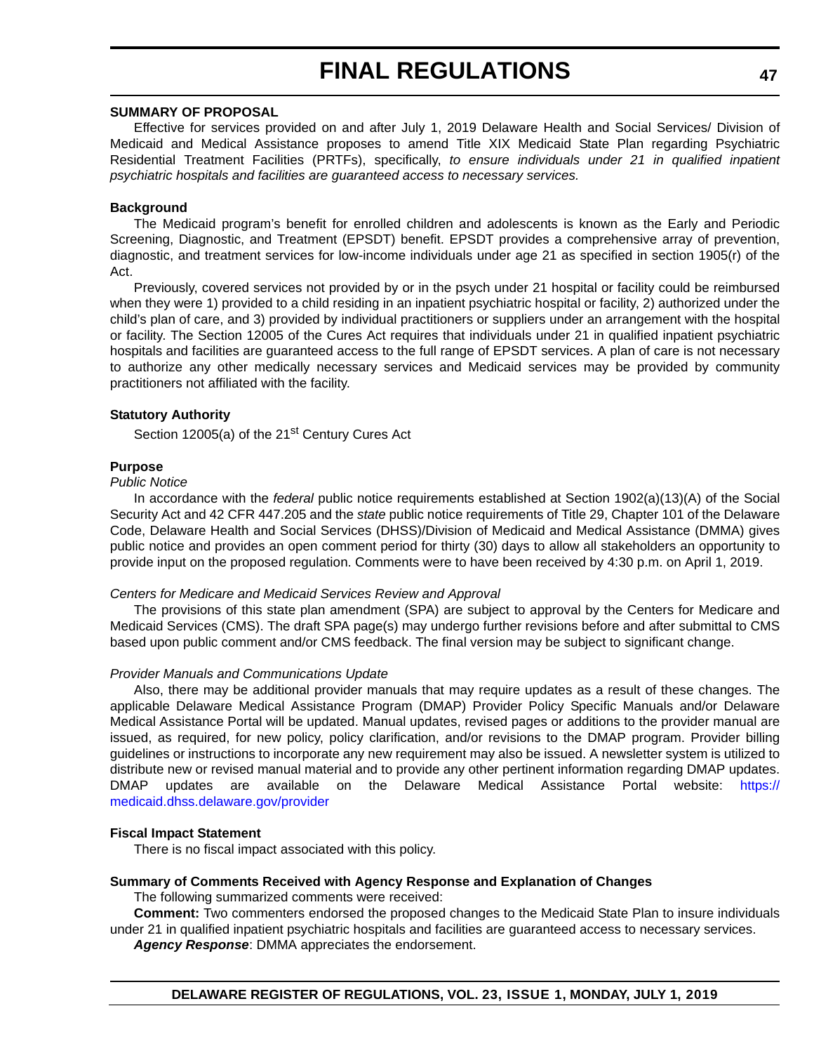**SUMMARY OF PROPOSAL**

Effective for services provided on and after July 1, 2019 Delaware Health and Social Services/ Division of Medicaid and Medical Assistance proposes to amend Title XIX Medicaid State Plan regarding Psychiatric Residential Treatment Facilities (PRTFs), specifically, *to ensure individuals under 21 in qualified inpatient psychiatric hospitals and facilities are guaranteed access to necessary services.*

**Background**

The Medicaid program's benefit for enrolled children and adolescents is known as the Early and Periodic Screening, Diagnostic, and Treatment (EPSDT) benefit. EPSDT provides a comprehensive array of prevention, diagnostic, and treatment services for low-income individuals under age 21 as specified in section 1905(r) of the Act.

Previously, covered services not provided by or in the psych under 21 hospital or facility could be reimbursed when they were 1) provided to a child residing in an inpatient psychiatric hospital or facility, 2) authorized under the child's plan of care, and 3) provided by individual practitioners or suppliers under an arrangement with the hospital or facility. The Section 12005 of the Cures Act requires that individuals under 21 in qualified inpatient psychiatric hospitals and facilities are guaranteed access to the full range of EPSDT services. A plan of care is not necessary to authorize any other medically necessary services and Medicaid services may be provided by community practitioners not affiliated with the facility.

**Statutory Authority**

Section 12005(a) of the 21st Century Cures Act

**Purpose**

*Public Notice*

In accordance with the *federal* public notice requirements established at Section 1902(a)(13)(A) of the Social Security Act and 42 CFR 447.205 and the *state* public notice requirements of Title 29, Chapter 101 of the Delaware Code, Delaware Health and Social Services (DHSS)/Division of Medicaid and Medical Assistance (DMMA) gives public notice and provides an open comment period for thirty (30) days to allow all stakeholders an opportunity to provide input on the proposed regulation. Comments were to have been received by 4:30 p.m. on April 1, 2019.

*Centers for Medicare and Medicaid Services Review and Approval*

The provisions of this state plan amendment (SPA) are subject to approval by the Centers for Medicare and Medicaid Services (CMS). The draft SPA page(s) may undergo further revisions before and after submittal to CMS based upon public comment and/or CMS feedback. The final version may be subject to significant change.

*Provider Manuals and Communications Update*

Also, there may be additional provider manuals that may require updates as a result of these changes. The applicable Delaware Medical Assistance Program (DMAP) Provider Policy Specific Manuals and/or Delaware Medical Assistance Portal will be updated. Manual updates, revised pages or additions to the provider manual are issued, as required, for new policy, policy clarification, and/or revisions to the DMAP program. Provider billing guidelines or instructions to incorporate any new requirement may also be issued. A newsletter system is utilized to distribute new or revised manual material and to provide any other pertinent information regarding DMAP updates. DMAP updates are available on the Delaware Medical Assistance Portal website: https://medicaid.dhss.delaware.gov/provider

**Fiscal Impact Statement**

There is no fiscal impact associated with this policy.

**Summary of Comments Received with Agency Response and Explanation of Changes**

The following summarized comments were received:

**Comment:** Two commenters endorsed the proposed changes to the Medicaid State Plan to insure individuals under 21 in qualified inpatient psychiatric hospitals and facilities are guaranteed access to necessary services.

***Agency Response***: DMMA appreciates the endorsement.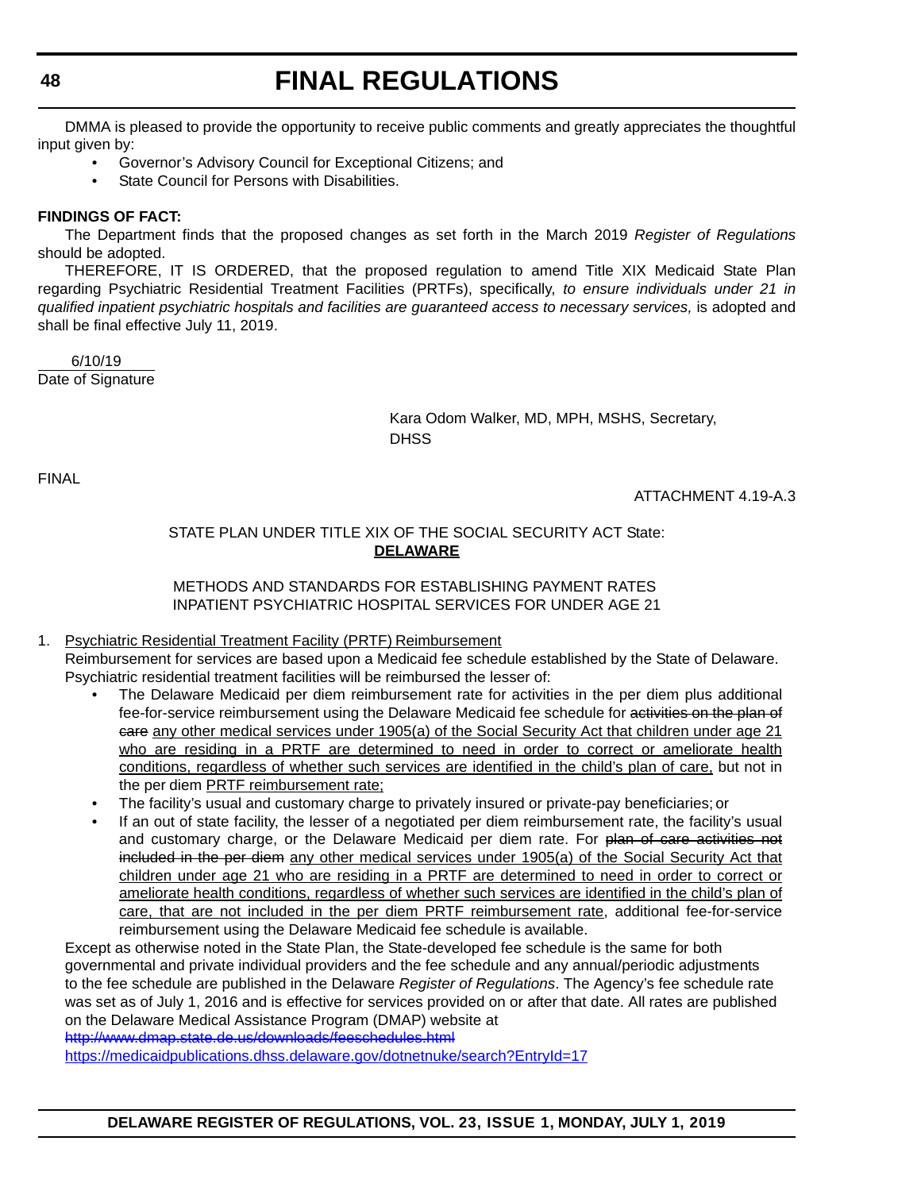DMMA is pleased to provide the opportunity to receive public comments and greatly appreciates the thoughtful input given by:

- Governor's Advisory Council for Exceptional Citizens; and
- State Council for Persons with Disabilities.

**FINDINGS OF FACT:**

The Department finds that the proposed changes as set forth in the March 2019 *Register of Regulations* should be adopted.

THEREFORE, IT IS ORDERED, that the proposed regulation to amend Title XIX Medicaid State Plan regarding Psychiatric Residential Treatment Facilities (PRTFs), specifically, *to ensure individuals under 21 in qualified inpatient psychiatric hospitals and facilities are guaranteed access to necessary services,* is adopted and shall be final effective July 11, 2019.

6/10/19
Date of Signature

Kara Odom Walker, MD, MPH, MSHS, Secretary, DHSS

FINAL

ATTACHMENT 4.19-A.3

STATE PLAN UNDER TITLE XIX OF THE SOCIAL SECURITY ACT State: **DELAWARE**

METHODS AND STANDARDS FOR ESTABLISHING PAYMENT RATES
INPATIENT PSYCHIATRIC HOSPITAL SERVICES FOR UNDER AGE 21

1. Psychiatric Residential Treatment Facility (PRTF) Reimbursement

   Reimbursement for services are based upon a Medicaid fee schedule established by the State of Delaware. Psychiatric residential treatment facilities will be reimbursed the lesser of:

   - The Delaware Medicaid per diem reimbursement rate for activities in the per diem plus additional fee-for-service reimbursement using the Delaware Medicaid fee schedule for ~~activities on the plan of care~~ any other medical services under 1905(a) of the Social Security Act that children under age 21 who are residing in a PRTF are determined to need in order to correct or ameliorate health conditions, regardless of whether such services are identified in the child's plan of care, but not in the per diem PRTF reimbursement rate;
   - The facility's usual and customary charge to privately insured or private-pay beneficiaries; or
   - If an out of state facility, the lesser of a negotiated per diem reimbursement rate, the facility's usual and customary charge, or the Delaware Medicaid per diem rate. For ~~plan of care activities not included in the per diem~~ any other medical services under 1905(a) of the Social Security Act that children under age 21 who are residing in a PRTF are determined to need in order to correct or ameliorate health conditions, regardless of whether such services are identified in the child's plan of care, that are not included in the per diem PRTF reimbursement rate, additional fee-for-service reimbursement using the Delaware Medicaid fee schedule is available.

   Except as otherwise noted in the State Plan, the State-developed fee schedule is the same for both governmental and private individual providers and the fee schedule and any annual/periodic adjustments to the fee schedule are published in the Delaware *Register of Regulations*. The Agency's fee schedule rate was set as of July 1, 2016 and is effective for services provided on or after that date. All rates are published on the Delaware Medical Assistance Program (DMAP) website at
   ~~http://www.dmap.state.de.us/downloads/feeschedules.html~~
   https://medicaidpublications.dhss.delaware.gov/dotnetnuke/search?EntryId=17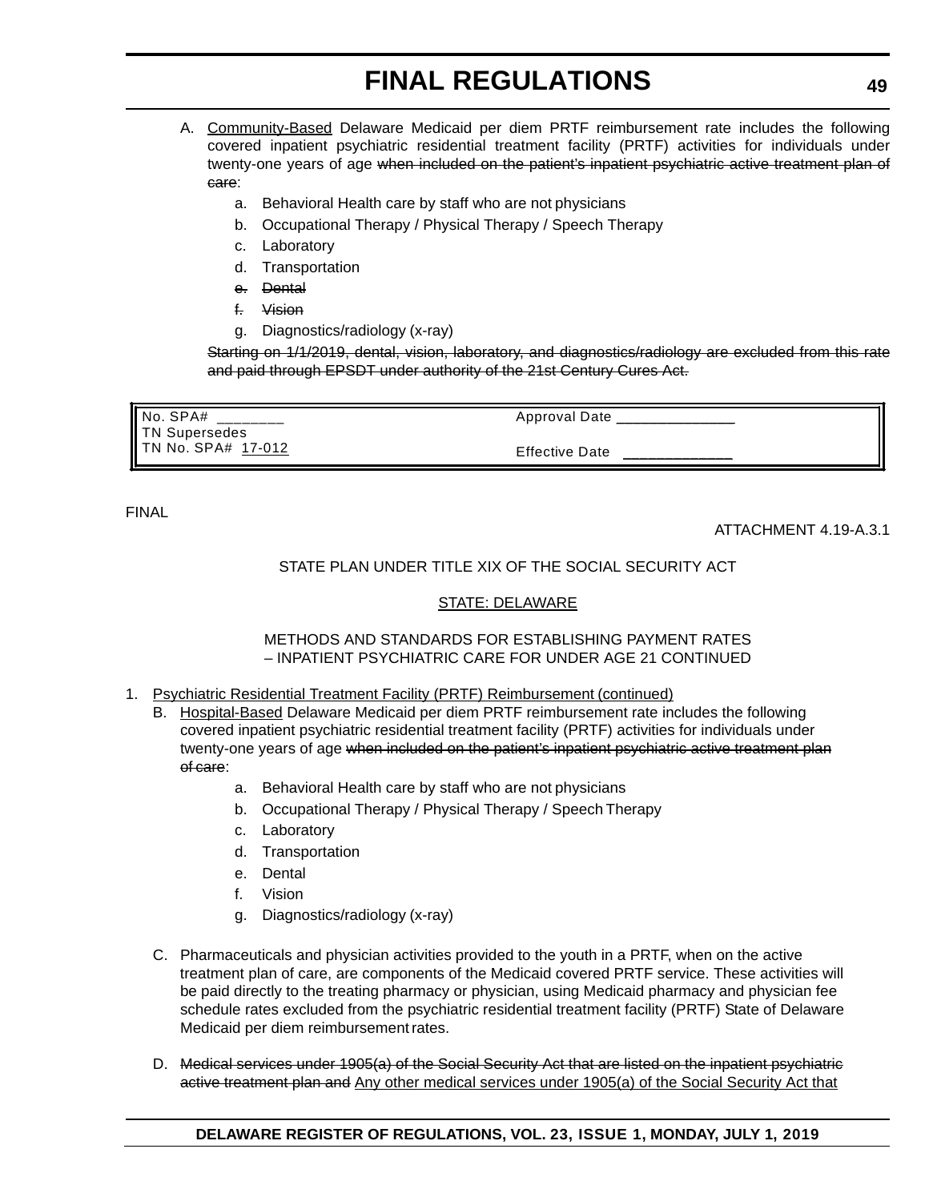A. <u>Community-Based</u> Delaware Medicaid per diem PRTF reimbursement rate includes the following covered inpatient psychiatric residential treatment facility (PRTF) activities for individuals under twenty-one years of age ~~when included on the patient's inpatient psychiatric active treatment plan of care~~:

   a. Behavioral Health care by staff who are not physicians
   b. Occupational Therapy / Physical Therapy / Speech Therapy
   c. Laboratory
   d. Transportation
   e. ~~Dental~~
   f. ~~Vision~~
   g. Diagnostics/radiology (x-ray)

   ~~Starting on 1/1/2019, dental, vision, laboratory, and diagnostics/radiology are excluded from this rate and paid through EPSDT under authority of the 21st Century Cures Act.~~

| No. SPA# _______ TN Supersedes TN No. SPA# <u>17-012</u> | Approval Date _____________ Effective Date _____________ |
|---|---|

FINAL

ATTACHMENT 4.19-A.3.1

STATE PLAN UNDER TITLE XIX OF THE SOCIAL SECURITY ACT

<u>STATE: DELAWARE</u>

METHODS AND STANDARDS FOR ESTABLISHING PAYMENT RATES – INPATIENT PSYCHIATRIC CARE FOR UNDER AGE 21 CONTINUED

1. <u>Psychiatric Residential Treatment Facility (PRTF) Reimbursement (continued)</u>

   B. <u>Hospital-Based</u> Delaware Medicaid per diem PRTF reimbursement rate includes the following covered inpatient psychiatric residential treatment facility (PRTF) activities for individuals under twenty-one years of age ~~when included on the patient's inpatient psychiatric active treatment plan of care~~:

      a. Behavioral Health care by staff who are not physicians
      b. Occupational Therapy / Physical Therapy / Speech Therapy
      c. Laboratory
      d. Transportation
      e. Dental
      f. Vision
      g. Diagnostics/radiology (x-ray)

   C. Pharmaceuticals and physician activities provided to the youth in a PRTF, when on the active treatment plan of care, are components of the Medicaid covered PRTF service. These activities will be paid directly to the treating pharmacy or physician, using Medicaid pharmacy and physician fee schedule rates excluded from the psychiatric residential treatment facility (PRTF) State of Delaware Medicaid per diem reimbursement rates.

   D. ~~Medical services under 1905(a) of the Social Security Act that are listed on the inpatient psychiatric active treatment plan and~~ <u>Any other medical services under 1905(a) of the Social Security Act that</u>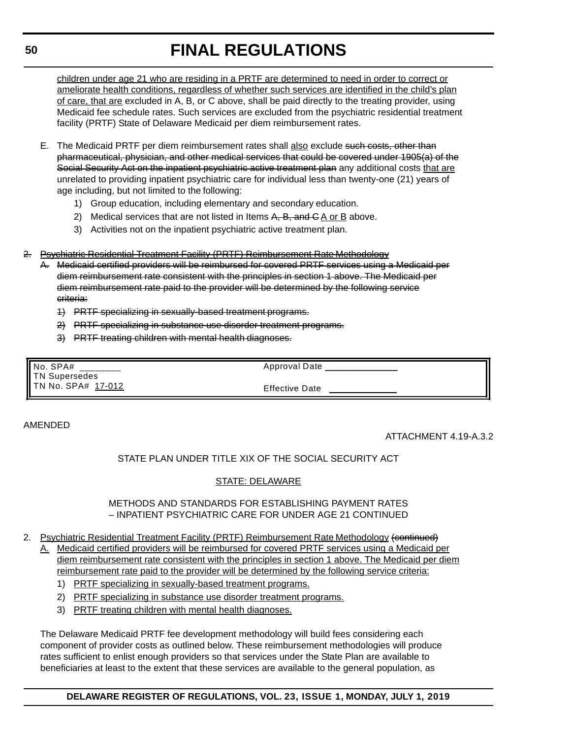children under age 21 who are residing in a PRTF are determined to need in order to correct or ameliorate health conditions, regardless of whether such services are identified in the child's plan of care, that are excluded in A, B, or C above, shall be paid directly to the treating provider, using Medicaid fee schedule rates. Such services are excluded from the psychiatric residential treatment facility (PRTF) State of Delaware Medicaid per diem reimbursement rates.

E. The Medicaid PRTF per diem reimbursement rates shall also exclude ~~such costs, other than pharmaceutical, physician, and other medical services that could be covered under 1905(a) of the Social Security Act on the inpatient psychiatric active treatment plan~~ any additional costs that are unrelated to providing inpatient psychiatric care for individual less than twenty-one (21) years of age including, but not limited to the following:
   1) Group education, including elementary and secondary education.
   2) Medical services that are not listed in Items ~~A, B, and C~~ A or B above.
   3) Activities not on the inpatient psychiatric active treatment plan.

~~2. Psychiatric Residential Treatment Facility (PRTF) Reimbursement Rate Methodology~~

~~A. Medicaid certified providers will be reimbursed for covered PRTF services using a Medicaid per diem reimbursement rate consistent with the principles in section 1 above. The Medicaid per diem reimbursement rate paid to the provider will be determined by the following service criteria:~~

~~1) PRTF specializing in sexually-based treatment programs.~~

~~2) PRTF specializing in substance use disorder treatment programs.~~

~~3) PRTF treating children with mental health diagnoses.~~

| No. SPA# ________ | Approval Date ______________ |
|---|---|
| TN Supersedes | |
| TN No. SPA# 17-012 | Effective Date ______________ |

AMENDED

ATTACHMENT 4.19-A.3.2

STATE PLAN UNDER TITLE XIX OF THE SOCIAL SECURITY ACT

STATE: DELAWARE

METHODS AND STANDARDS FOR ESTABLISHING PAYMENT RATES
– INPATIENT PSYCHIATRIC CARE FOR UNDER AGE 21 CONTINUED

2. Psychiatric Residential Treatment Facility (PRTF) Reimbursement Rate Methodology ~~(continued)~~
   A. Medicaid certified providers will be reimbursed for covered PRTF services using a Medicaid per diem reimbursement rate consistent with the principles in section 1 above. The Medicaid per diem reimbursement rate paid to the provider will be determined by the following service criteria:
      1) PRTF specializing in sexually-based treatment programs.
      2) PRTF specializing in substance use disorder treatment programs.
      3) PRTF treating children with mental health diagnoses.

   The Delaware Medicaid PRTF fee development methodology will build fees considering each component of provider costs as outlined below. These reimbursement methodologies will produce rates sufficient to enlist enough providers so that services under the State Plan are available to beneficiaries at least to the extent that these services are available to the general population, as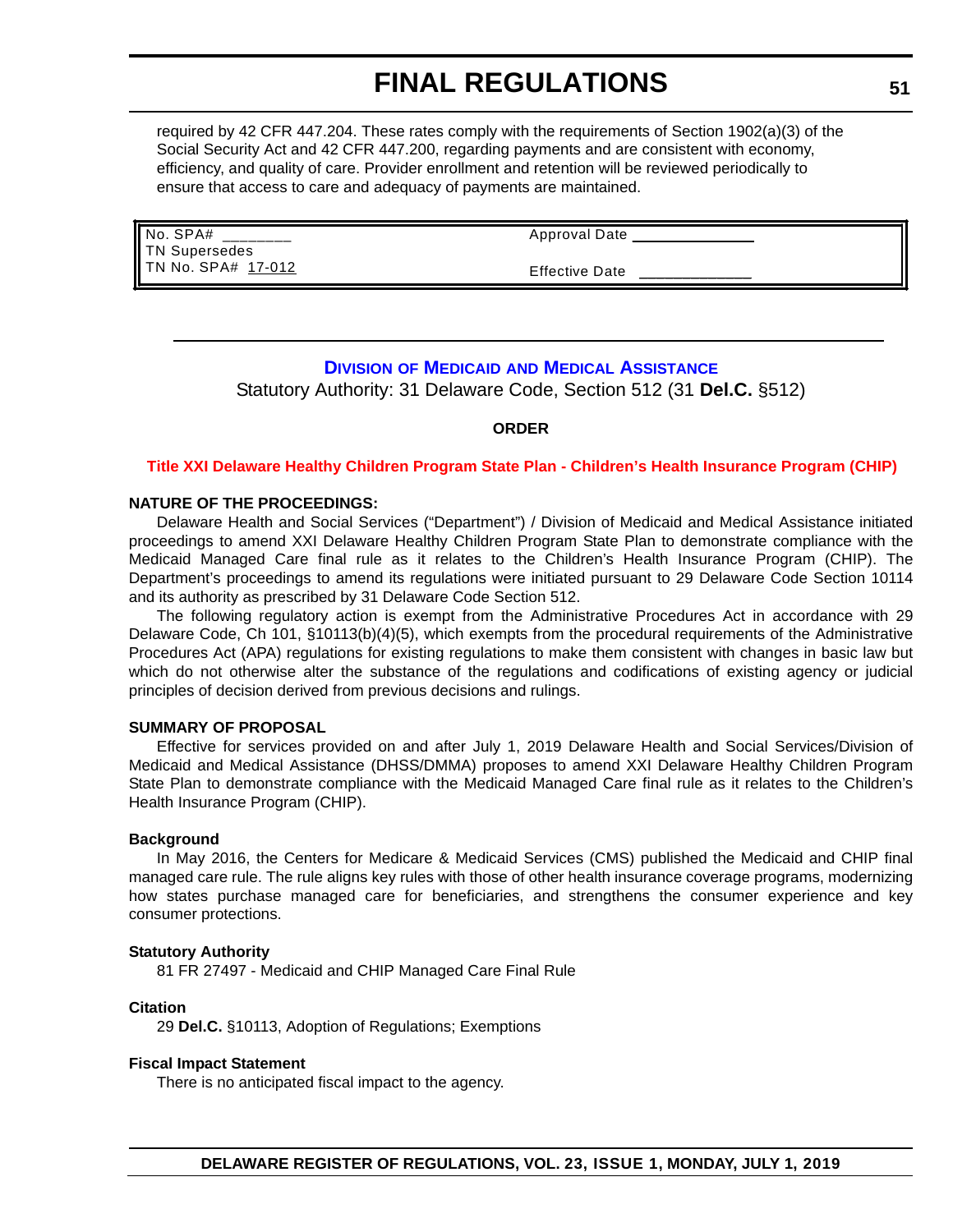required by 42 CFR 447.204. These rates comply with the requirements of Section 1902(a)(3) of the Social Security Act and 42 CFR 447.200, regarding payments and are consistent with economy, efficiency, and quality of care. Provider enrollment and retention will be reviewed periodically to ensure that access to care and adequacy of payments are maintained.

| | |
|---|---|
| No. SPA# ________<br>TN Supersedes<br>TN No. SPA# 17-012 | Approval Date ______________<br>Effective Date _____________ |

---

## DIVISION OF MEDICAID AND MEDICAL ASSISTANCE

Statutory Authority: 31 Delaware Code, Section 512 (31 **Del.C.** §512)

**ORDER**

### Title XXI Delaware Healthy Children Program State Plan - Children's Health Insurance Program (CHIP)

**NATURE OF THE PROCEEDINGS:**

Delaware Health and Social Services ("Department") / Division of Medicaid and Medical Assistance initiated proceedings to amend XXI Delaware Healthy Children Program State Plan to demonstrate compliance with the Medicaid Managed Care final rule as it relates to the Children's Health Insurance Program (CHIP). The Department's proceedings to amend its regulations were initiated pursuant to 29 Delaware Code Section 10114 and its authority as prescribed by 31 Delaware Code Section 512.

The following regulatory action is exempt from the Administrative Procedures Act in accordance with 29 Delaware Code, Ch 101, §10113(b)(4)(5), which exempts from the procedural requirements of the Administrative Procedures Act (APA) regulations for existing regulations to make them consistent with changes in basic law but which do not otherwise alter the substance of the regulations and codifications of existing agency or judicial principles of decision derived from previous decisions and rulings.

**SUMMARY OF PROPOSAL**

Effective for services provided on and after July 1, 2019 Delaware Health and Social Services/Division of Medicaid and Medical Assistance (DHSS/DMMA) proposes to amend XXI Delaware Healthy Children Program State Plan to demonstrate compliance with the Medicaid Managed Care final rule as it relates to the Children's Health Insurance Program (CHIP).

**Background**

In May 2016, the Centers for Medicare & Medicaid Services (CMS) published the Medicaid and CHIP final managed care rule. The rule aligns key rules with those of other health insurance coverage programs, modernizing how states purchase managed care for beneficiaries, and strengthens the consumer experience and key consumer protections.

**Statutory Authority**

81 FR 27497 - Medicaid and CHIP Managed Care Final Rule

**Citation**

29 **Del.C.** §10113, Adoption of Regulations; Exemptions

**Fiscal Impact Statement**

There is no anticipated fiscal impact to the agency.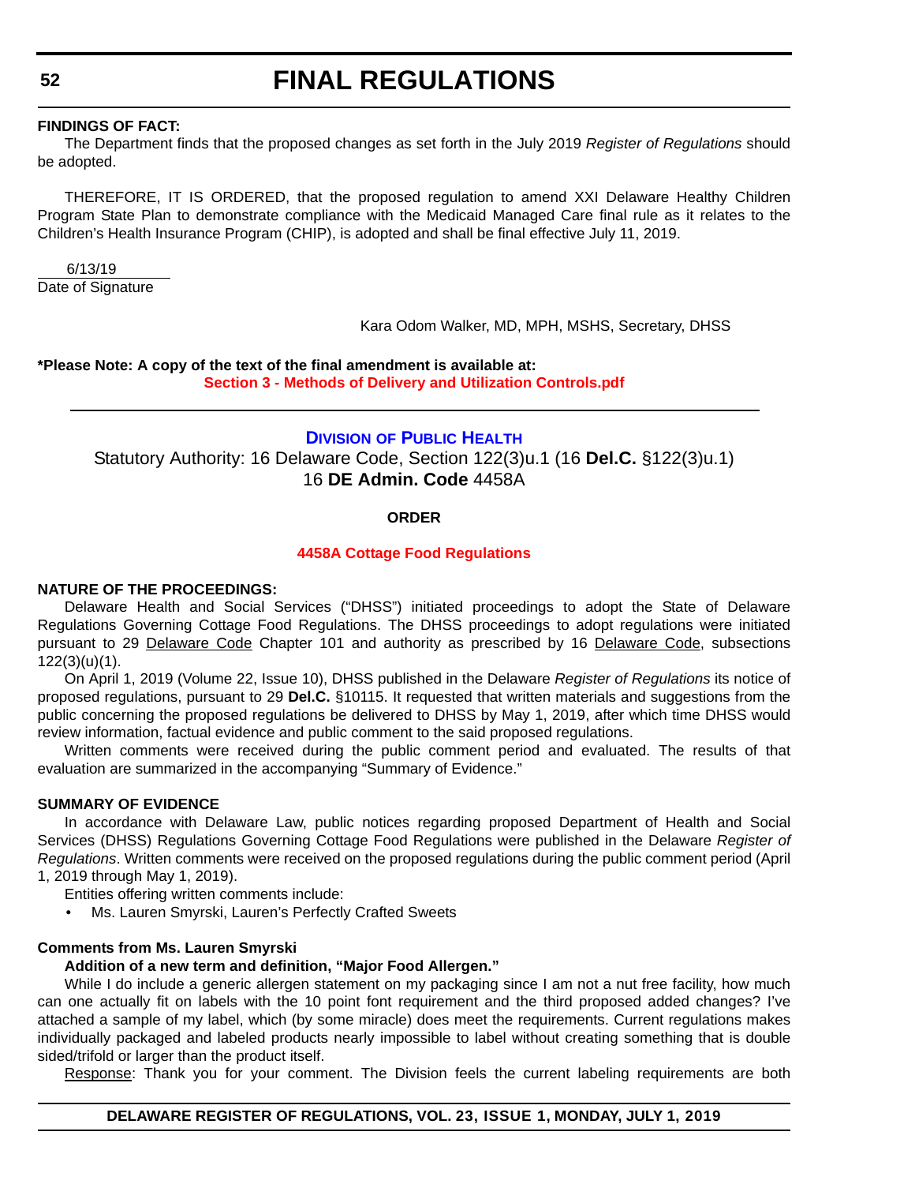**FINDINGS OF FACT:**

The Department finds that the proposed changes as set forth in the July 2019 *Register of Regulations* should be adopted.

THEREFORE, IT IS ORDERED, that the proposed regulation to amend XXI Delaware Healthy Children Program State Plan to demonstrate compliance with the Medicaid Managed Care final rule as it relates to the Children's Health Insurance Program (CHIP), is adopted and shall be final effective July 11, 2019.

6/13/19
Date of Signature

Kara Odom Walker, MD, MPH, MSHS, Secretary, DHSS

**\*Please Note: A copy of the text of the final amendment is available at:**
**Section 3 - Methods of Delivery and Utilization Controls.pdf**

---

## DIVISION OF PUBLIC HEALTH

Statutory Authority: 16 Delaware Code, Section 122(3)u.1 (16 **Del.C.** §122(3)u.1)
16 **DE Admin. Code** 4458A

**ORDER**

**4458A Cottage Food Regulations**

**NATURE OF THE PROCEEDINGS:**

Delaware Health and Social Services ("DHSS") initiated proceedings to adopt the State of Delaware Regulations Governing Cottage Food Regulations. The DHSS proceedings to adopt regulations were initiated pursuant to 29 Delaware Code Chapter 101 and authority as prescribed by 16 Delaware Code, subsections 122(3)(u)(1).

On April 1, 2019 (Volume 22, Issue 10), DHSS published in the Delaware *Register of Regulations* its notice of proposed regulations, pursuant to 29 **Del.C.** §10115. It requested that written materials and suggestions from the public concerning the proposed regulations be delivered to DHSS by May 1, 2019, after which time DHSS would review information, factual evidence and public comment to the said proposed regulations.

Written comments were received during the public comment period and evaluated. The results of that evaluation are summarized in the accompanying "Summary of Evidence."

**SUMMARY OF EVIDENCE**

In accordance with Delaware Law, public notices regarding proposed Department of Health and Social Services (DHSS) Regulations Governing Cottage Food Regulations were published in the Delaware *Register of Regulations*. Written comments were received on the proposed regulations during the public comment period (April 1, 2019 through May 1, 2019).

Entities offering written comments include:

- Ms. Lauren Smyrski, Lauren's Perfectly Crafted Sweets

**Comments from Ms. Lauren Smyrski**

**Addition of a new term and definition, "Major Food Allergen."**

While I do include a generic allergen statement on my packaging since I am not a nut free facility, how much can one actually fit on labels with the 10 point font requirement and the third proposed added changes? I've attached a sample of my label, which (by some miracle) does meet the requirements. Current regulations makes individually packaged and labeled products nearly impossible to label without creating something that is double sided/trifold or larger than the product itself.

Response: Thank you for your comment. The Division feels the current labeling requirements are both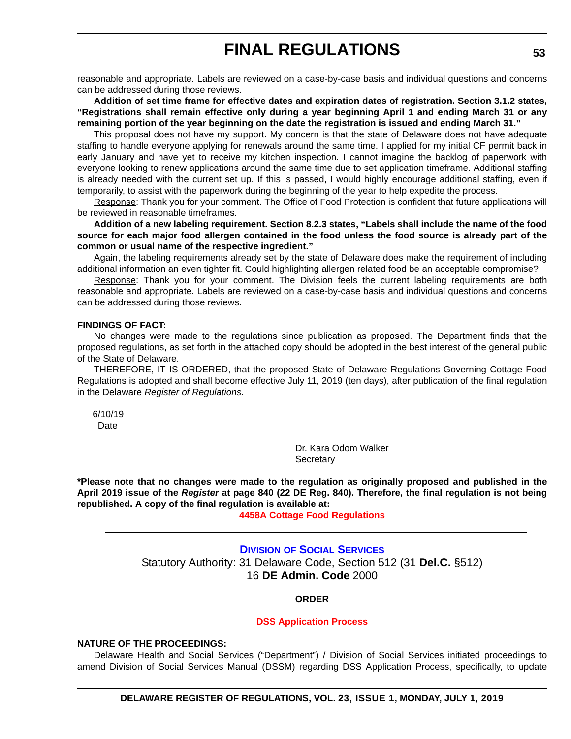reasonable and appropriate. Labels are reviewed on a case-by-case basis and individual questions and concerns can be addressed during those reviews.

**Addition of set time frame for effective dates and expiration dates of registration. Section 3.1.2 states, "Registrations shall remain effective only during a year beginning April 1 and ending March 31 or any remaining portion of the year beginning on the date the registration is issued and ending March 31."**

This proposal does not have my support. My concern is that the state of Delaware does not have adequate staffing to handle everyone applying for renewals around the same time. I applied for my initial CF permit back in early January and have yet to receive my kitchen inspection. I cannot imagine the backlog of paperwork with everyone looking to renew applications around the same time due to set application timeframe. Additional staffing is already needed with the current set up. If this is passed, I would highly encourage additional staffing, even if temporarily, to assist with the paperwork during the beginning of the year to help expedite the process.

Response: Thank you for your comment. The Office of Food Protection is confident that future applications will be reviewed in reasonable timeframes.

**Addition of a new labeling requirement. Section 8.2.3 states, "Labels shall include the name of the food source for each major food allergen contained in the food unless the food source is already part of the common or usual name of the respective ingredient."**

Again, the labeling requirements already set by the state of Delaware does make the requirement of including additional information an even tighter fit. Could highlighting allergen related food be an acceptable compromise?

Response: Thank you for your comment. The Division feels the current labeling requirements are both reasonable and appropriate. Labels are reviewed on a case-by-case basis and individual questions and concerns can be addressed during those reviews.

**FINDINGS OF FACT:**

No changes were made to the regulations since publication as proposed. The Department finds that the proposed regulations, as set forth in the attached copy should be adopted in the best interest of the general public of the State of Delaware.

THEREFORE, IT IS ORDERED, that the proposed State of Delaware Regulations Governing Cottage Food Regulations is adopted and shall become effective July 11, 2019 (ten days), after publication of the final regulation in the Delaware *Register of Regulations*.

6/10/19
Date

Dr. Kara Odom Walker
Secretary

**\*Please note that no changes were made to the regulation as originally proposed and published in the April 2019 issue of the *Register* at page 840 (22 DE Reg. 840). Therefore, the final regulation is not being republished. A copy of the final regulation is available at:**

**4458A Cottage Food Regulations**

---

## DIVISION OF SOCIAL SERVICES

Statutory Authority: 31 Delaware Code, Section 512 (31 **Del.C.** §512)
16 **DE Admin. Code** 2000

**ORDER**

**DSS Application Process**

**NATURE OF THE PROCEEDINGS:**

Delaware Health and Social Services ("Department") / Division of Social Services initiated proceedings to amend Division of Social Services Manual (DSSM) regarding DSS Application Process, specifically, to update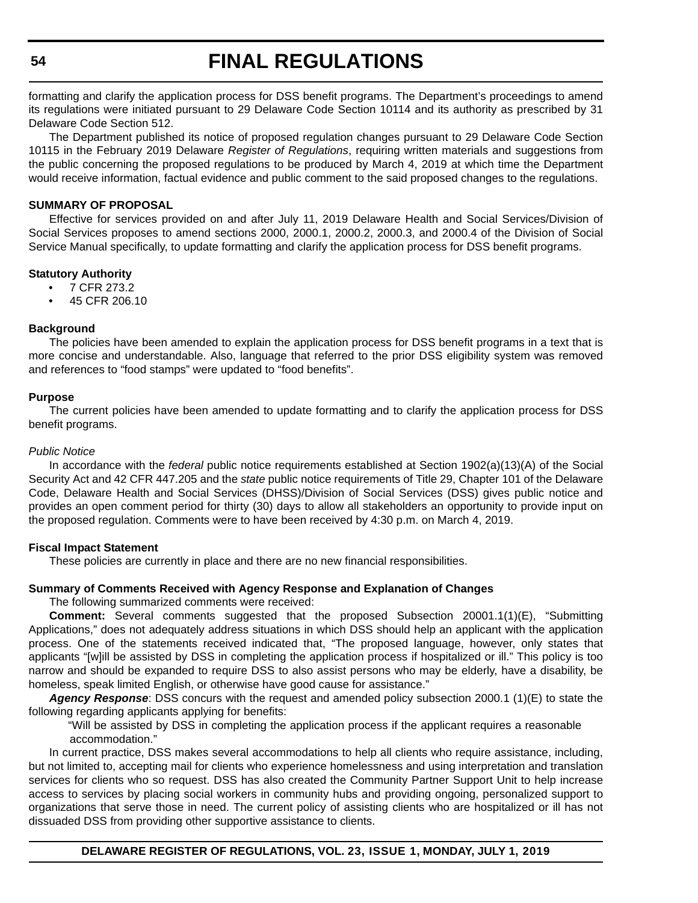formatting and clarify the application process for DSS benefit programs. The Department's proceedings to amend its regulations were initiated pursuant to 29 Delaware Code Section 10114 and its authority as prescribed by 31 Delaware Code Section 512.

The Department published its notice of proposed regulation changes pursuant to 29 Delaware Code Section 10115 in the February 2019 Delaware *Register of Regulations*, requiring written materials and suggestions from the public concerning the proposed regulations to be produced by March 4, 2019 at which time the Department would receive information, factual evidence and public comment to the said proposed changes to the regulations.

**SUMMARY OF PROPOSAL**

Effective for services provided on and after July 11, 2019 Delaware Health and Social Services/Division of Social Services proposes to amend sections 2000, 2000.1, 2000.2, 2000.3, and 2000.4 of the Division of Social Service Manual specifically, to update formatting and clarify the application process for DSS benefit programs.

**Statutory Authority**

- 7 CFR 273.2
- 45 CFR 206.10

**Background**

The policies have been amended to explain the application process for DSS benefit programs in a text that is more concise and understandable. Also, language that referred to the prior DSS eligibility system was removed and references to "food stamps" were updated to "food benefits".

**Purpose**

The current policies have been amended to update formatting and to clarify the application process for DSS benefit programs.

*Public Notice*

In accordance with the *federal* public notice requirements established at Section 1902(a)(13)(A) of the Social Security Act and 42 CFR 447.205 and the *state* public notice requirements of Title 29, Chapter 101 of the Delaware Code, Delaware Health and Social Services (DHSS)/Division of Social Services (DSS) gives public notice and provides an open comment period for thirty (30) days to allow all stakeholders an opportunity to provide input on the proposed regulation. Comments were to have been received by 4:30 p.m. on March 4, 2019.

**Fiscal Impact Statement**

These policies are currently in place and there are no new financial responsibilities.

**Summary of Comments Received with Agency Response and Explanation of Changes**

The following summarized comments were received:

**Comment:** Several comments suggested that the proposed Subsection 20001.1(1)(E), "Submitting Applications," does not adequately address situations in which DSS should help an applicant with the application process. One of the statements received indicated that, "The proposed language, however, only states that applicants "[w]ill be assisted by DSS in completing the application process if hospitalized or ill." This policy is too narrow and should be expanded to require DSS to also assist persons who may be elderly, have a disability, be homeless, speak limited English, or otherwise have good cause for assistance."

***Agency Response***: DSS concurs with the request and amended policy subsection 2000.1 (1)(E) to state the following regarding applicants applying for benefits:

> "Will be assisted by DSS in completing the application process if the applicant requires a reasonable accommodation."

In current practice, DSS makes several accommodations to help all clients who require assistance, including, but not limited to, accepting mail for clients who experience homelessness and using interpretation and translation services for clients who so request. DSS has also created the Community Partner Support Unit to help increase access to services by placing social workers in community hubs and providing ongoing, personalized support to organizations that serve those in need. The current policy of assisting clients who are hospitalized or ill has not dissuaded DSS from providing other supportive assistance to clients.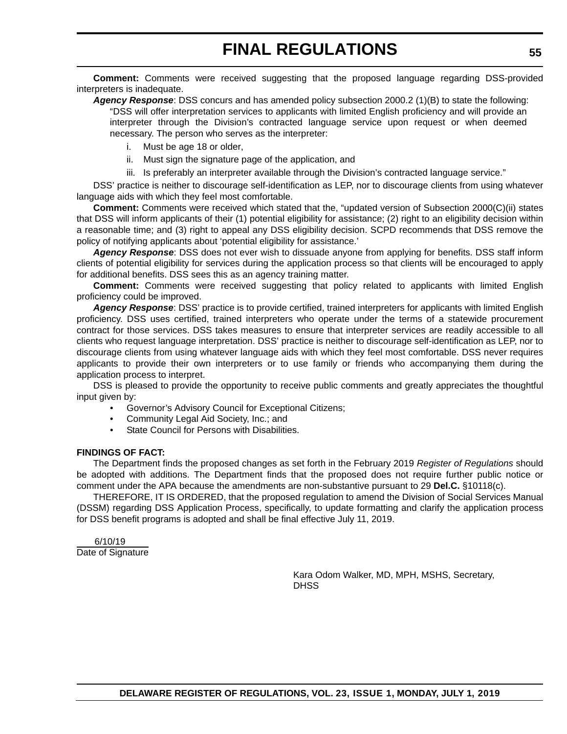**Comment:** Comments were received suggesting that the proposed language regarding DSS-provided interpreters is inadequate.

***Agency Response***: DSS concurs and has amended policy subsection 2000.2 (1)(B) to state the following:

> "DSS will offer interpretation services to applicants with limited English proficiency and will provide an interpreter through the Division's contracted language service upon request or when deemed necessary. The person who serves as the interpreter:
>
> i. Must be age 18 or older,
>
> ii. Must sign the signature page of the application, and
>
> iii. Is preferably an interpreter available through the Division's contracted language service."

DSS' practice is neither to discourage self-identification as LEP, nor to discourage clients from using whatever language aids with which they feel most comfortable.

**Comment:** Comments were received which stated that the, "updated version of Subsection 2000(C)(ii) states that DSS will inform applicants of their (1) potential eligibility for assistance; (2) right to an eligibility decision within a reasonable time; and (3) right to appeal any DSS eligibility decision. SCPD recommends that DSS remove the policy of notifying applicants about 'potential eligibility for assistance.'

***Agency Response***: DSS does not ever wish to dissuade anyone from applying for benefits. DSS staff inform clients of potential eligibility for services during the application process so that clients will be encouraged to apply for additional benefits. DSS sees this as an agency training matter.

**Comment:** Comments were received suggesting that policy related to applicants with limited English proficiency could be improved.

***Agency Response***: DSS' practice is to provide certified, trained interpreters for applicants with limited English proficiency. DSS uses certified, trained interpreters who operate under the terms of a statewide procurement contract for those services. DSS takes measures to ensure that interpreter services are readily accessible to all clients who request language interpretation. DSS' practice is neither to discourage self-identification as LEP, nor to discourage clients from using whatever language aids with which they feel most comfortable. DSS never requires applicants to provide their own interpreters or to use family or friends who accompanying them during the application process to interpret.

DSS is pleased to provide the opportunity to receive public comments and greatly appreciates the thoughtful input given by:

- Governor's Advisory Council for Exceptional Citizens;
- Community Legal Aid Society, Inc.; and
- State Council for Persons with Disabilities.

**FINDINGS OF FACT:**

The Department finds the proposed changes as set forth in the February 2019 *Register of Regulations* should be adopted with additions. The Department finds that the proposed does not require further public notice or comment under the APA because the amendments are non-substantive pursuant to 29 **Del.C.** §10118(c).

THEREFORE, IT IS ORDERED, that the proposed regulation to amend the Division of Social Services Manual (DSSM) regarding DSS Application Process, specifically, to update formatting and clarify the application process for DSS benefit programs is adopted and shall be final effective July 11, 2019.

6/10/19
Date of Signature

Kara Odom Walker, MD, MPH, MSHS, Secretary,
DHSS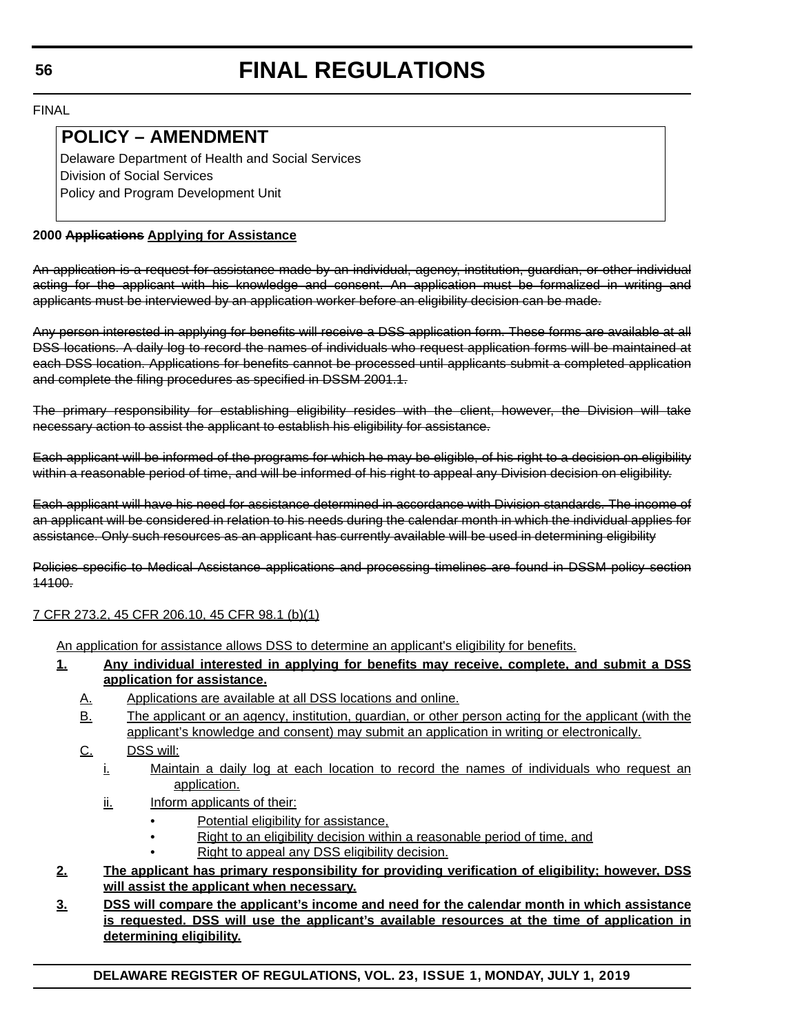FINAL

## POLICY – AMENDMENT

Delaware Department of Health and Social Services
Division of Social Services
Policy and Program Development Unit

**2000 ~~Applications~~ Applying for Assistance**

~~An application is a request for assistance made by an individual, agency, institution, guardian, or other individual acting for the applicant with his knowledge and consent. An application must be formalized in writing and applicants must be interviewed by an application worker before an eligibility decision can be made.~~

~~Any person interested in applying for benefits will receive a DSS application form. These forms are available at all DSS locations. A daily log to record the names of individuals who request application forms will be maintained at each DSS location. Applications for benefits cannot be processed until applicants submit a completed application and complete the filing procedures as specified in DSSM 2001.1.~~

~~The primary responsibility for establishing eligibility resides with the client, however, the Division will take necessary action to assist the applicant to establish his eligibility for assistance.~~

~~Each applicant will be informed of the programs for which he may be eligible, of his right to a decision on eligibility within a reasonable period of time, and will be informed of his right to appeal any Division decision on eligibility.~~

~~Each applicant will have his need for assistance determined in accordance with Division standards. The income of an applicant will be considered in relation to his needs during the calendar month in which the individual applies for assistance. Only such resources as an applicant has currently available will be used in determining eligibility~~

~~Policies specific to Medical Assistance applications and processing timelines are found in DSSM policy section 14100.~~

7 CFR 273.2, 45 CFR 206.10, 45 CFR 98.1 (b)(1)

An application for assistance allows DSS to determine an applicant's eligibility for benefits.

1. **Any individual interested in applying for benefits may receive, complete, and submit a DSS application for assistance.**
   - A. Applications are available at all DSS locations and online.
   - B. The applicant or an agency, institution, guardian, or other person acting for the applicant (with the applicant's knowledge and consent) may submit an application in writing or electronically.
   - C. DSS will:
     - i. Maintain a daily log at each location to record the names of individuals who request an application.
     - ii. Inform applicants of their:
       - Potential eligibility for assistance,
       - Right to an eligibility decision within a reasonable period of time, and
       - Right to appeal any DSS eligibility decision.
2. **The applicant has primary responsibility for providing verification of eligibility; however, DSS will assist the applicant when necessary.**
3. **DSS will compare the applicant's income and need for the calendar month in which assistance is requested. DSS will use the applicant's available resources at the time of application in determining eligibility.**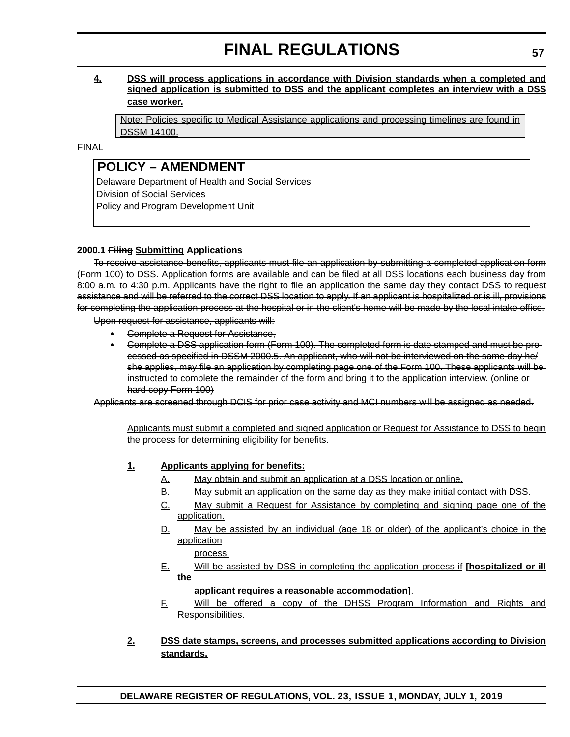4. **DSS will process applications in accordance with Division standards when a completed and signed application is submitted to DSS and the applicant completes an interview with a DSS case worker.**

> Note: Policies specific to Medical Assistance applications and processing timelines are found in DSSM 14100.

FINAL

## POLICY – AMENDMENT

Delaware Department of Health and Social Services
Division of Social Services
Policy and Program Development Unit

**2000.1 ~~Filing~~ Submitting Applications**

~~To receive assistance benefits, applicants must file an application by submitting a completed application form (Form 100) to DSS. Application forms are available and can be filed at all DSS locations each business day from 8:00 a.m. to 4:30 p.m. Applicants have the right to file an application the same day they contact DSS to request assistance and will be referred to the correct DSS location to apply. If an applicant is hospitalized or is ill, provisions for completing the application process at the hospital or in the client's home will be made by the local intake office.~~

~~Upon request for assistance, applicants will:~~

- ~~Complete a Request for Assistance,~~
- ~~Complete a DSS application form (Form 100). The completed form is date stamped and must be processed as specified in DSSM 2000.5. An applicant, who will not be interviewed on the same day he/she applies, may file an application by completing page one of the Form 100. These applicants will be instructed to complete the remainder of the form and bring it to the application interview. (online or hard copy Form 100)~~

~~Applicants are screened through DCIS for prior case activity and MCI numbers will be assigned as needed.~~

Applicants must submit a completed and signed application or Request for Assistance to DSS to begin the process for determining eligibility for benefits.

1. **Applicants applying for benefits:**
   - A. May obtain and submit an application at a DSS location or online.
   - B. May submit an application on the same day as they make initial contact with DSS.
   - C. May submit a Request for Assistance by completing and signing page one of the application.
   - D. May be assisted by an individual (age 18 or older) of the applicant's choice in the application process.
   - E. Will be assisted by DSS in completing the application process if **[~~hospitalized or ill~~ the applicant requires a reasonable accommodation]**.
   - F. Will be offered a copy of the DHSS Program Information and Rights and Responsibilities.

2. **DSS date stamps, screens, and processes submitted applications according to Division standards.**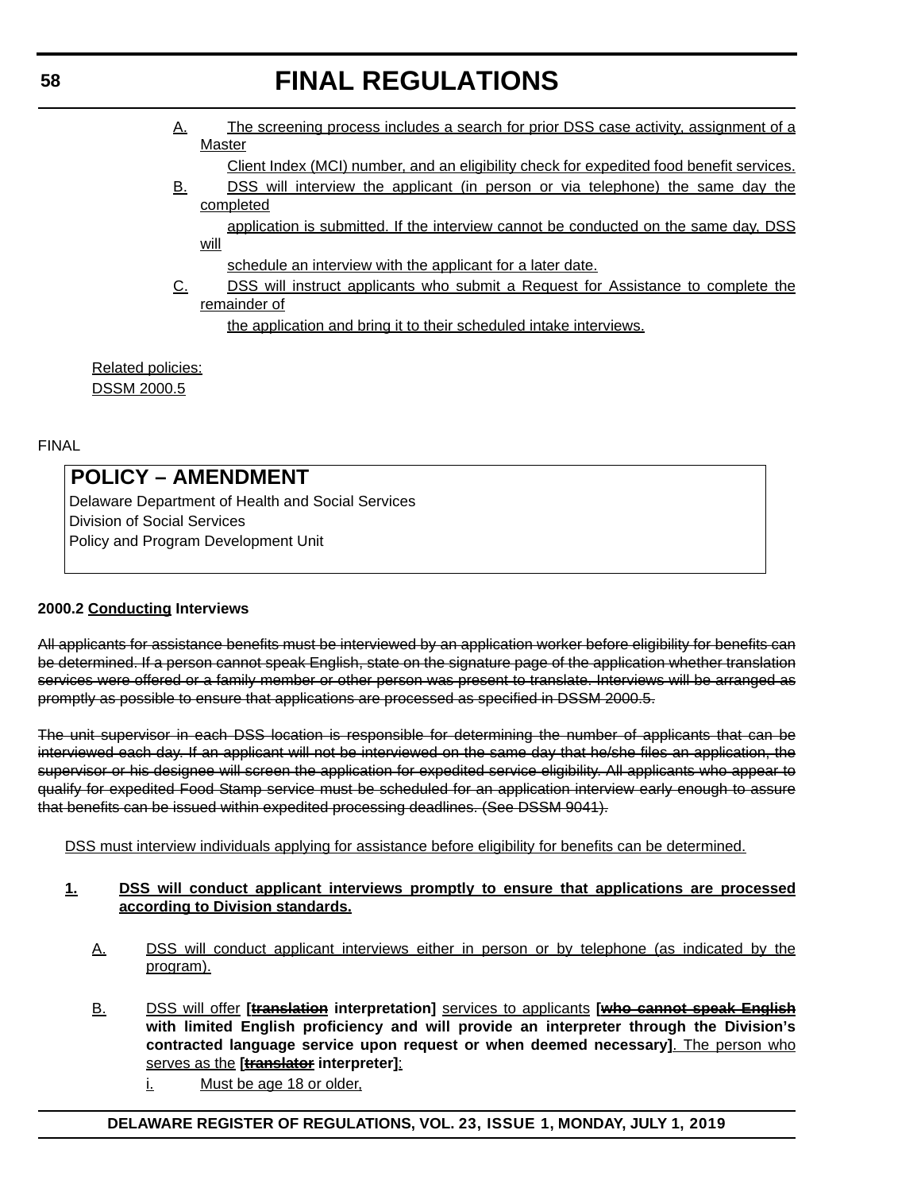A. The screening process includes a search for prior DSS case activity, assignment of a Master Client Index (MCI) number, and an eligibility check for expedited food benefit services.

B. DSS will interview the applicant (in person or via telephone) the same day the completed application is submitted. If the interview cannot be conducted on the same day, DSS will schedule an interview with the applicant for a later date.

C. DSS will instruct applicants who submit a Request for Assistance to complete the remainder of the application and bring it to their scheduled intake interviews.

Related policies:
DSSM 2000.5

FINAL

## POLICY – AMENDMENT

Delaware Department of Health and Social Services
Division of Social Services
Policy and Program Development Unit

**2000.2 Conducting Interviews**

~~All applicants for assistance benefits must be interviewed by an application worker before eligibility for benefits can be determined. If a person cannot speak English, state on the signature page of the application whether translation services were offered or a family member or other person was present to translate. Interviews will be arranged as promptly as possible to ensure that applications are processed as specified in DSSM 2000.5.~~

~~The unit supervisor in each DSS location is responsible for determining the number of applicants that can be interviewed each day. If an applicant will not be interviewed on the same day that he/she files an application, the supervisor or his designee will screen the application for expedited service eligibility. All applicants who appear to qualify for expedited Food Stamp service must be scheduled for an application interview early enough to assure that benefits can be issued within expedited processing deadlines. (See DSSM 9041).~~

DSS must interview individuals applying for assistance before eligibility for benefits can be determined.

**1. DSS will conduct applicant interviews promptly to ensure that applications are processed according to Division standards.**

A. DSS will conduct applicant interviews either in person or by telephone (as indicated by the program).

B. DSS will offer **[~~translation~~ interpretation]** services to applicants **[~~who cannot speak English~~ with limited English proficiency and will provide an interpreter through the Division's contracted language service upon request or when deemed necessary]**. The person who serves as the **[~~translator~~ interpreter]**:

i. Must be age 18 or older,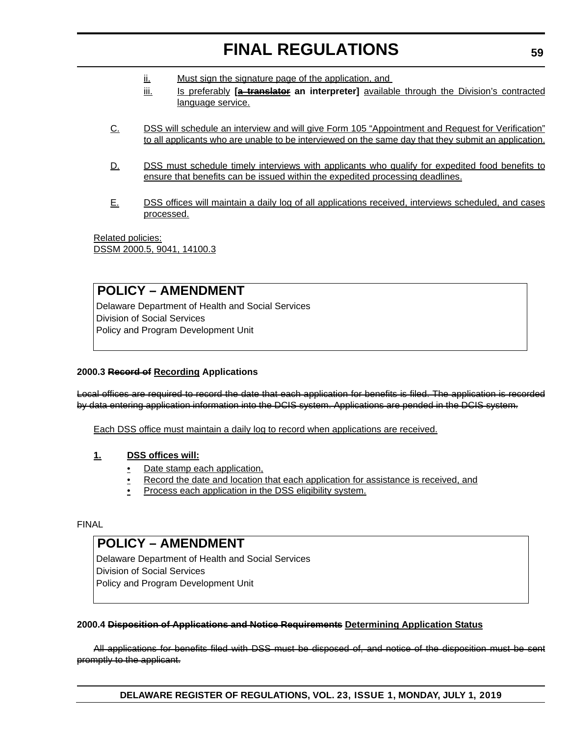ii. Must sign the signature page of the application, and

iii. Is preferably **[~~a translator~~ an interpreter]** available through the Division's contracted language service.

C. DSS will schedule an interview and will give Form 105 "Appointment and Request for Verification" to all applicants who are unable to be interviewed on the same day that they submit an application.

D. DSS must schedule timely interviews with applicants who qualify for expedited food benefits to ensure that benefits can be issued within the expedited processing deadlines.

E. DSS offices will maintain a daily log of all applications received, interviews scheduled, and cases processed.

Related policies:
DSSM 2000.5, 9041, 14100.3

## POLICY – AMENDMENT

Delaware Department of Health and Social Services
Division of Social Services
Policy and Program Development Unit

**2000.3 ~~Record of~~ Recording Applications**

~~Local offices are required to record the date that each application for benefits is filed. The application is recorded by data entering application information into the DCIS system. Applications are pended in the DCIS system.~~

Each DSS office must maintain a daily log to record when applications are received.

**1. DSS offices will:**

- Date stamp each application,
- Record the date and location that each application for assistance is received, and
- Process each application in the DSS eligibility system.

FINAL

## POLICY – AMENDMENT

Delaware Department of Health and Social Services
Division of Social Services
Policy and Program Development Unit

**2000.4 ~~Disposition of Applications and Notice Requirements~~ Determining Application Status**

~~All applications for benefits filed with DSS must be disposed of, and notice of the disposition must be sent promptly to the applicant.~~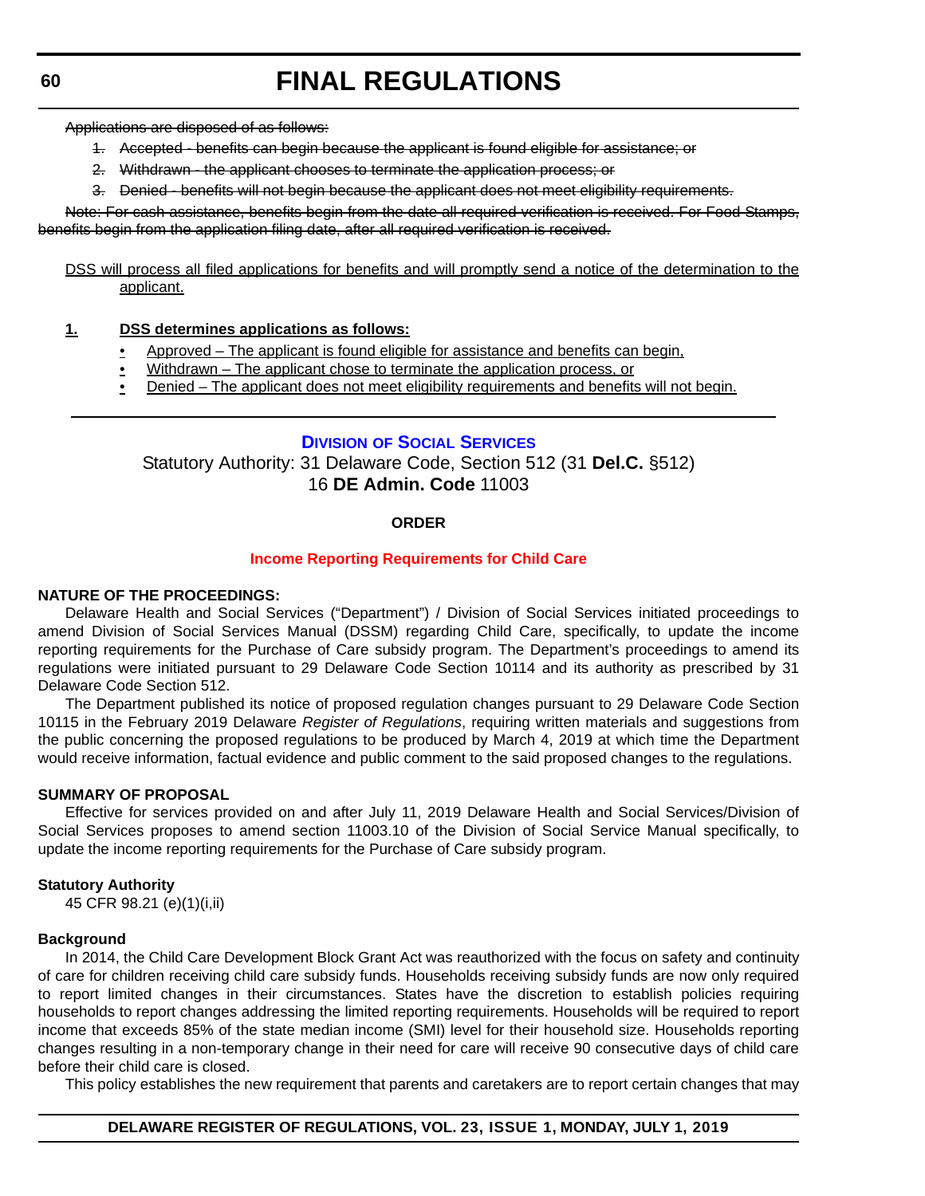~~Applications are disposed of as follows:~~

1. ~~Accepted - benefits can begin because the applicant is found eligible for assistance; or~~
2. ~~Withdrawn - the applicant chooses to terminate the application process; or~~
3. ~~Denied - benefits will not begin because the applicant does not meet eligibility requirements.~~

~~Note: For cash assistance, benefits begin from the date all required verification is received. For Food Stamps, benefits begin from the application filing date, after all required verification is received.~~

<u>DSS will process all filed applications for benefits and will promptly send a notice of the determination to the applicant.</u>

<u>**1.**</u> <u>**DSS determines applications as follows:**</u>

- <u>Approved – The applicant is found eligible for assistance and benefits can begin,</u>
- <u>Withdrawn – The applicant chose to terminate the application process, or</u>
- <u>Denied – The applicant does not meet eligibility requirements and benefits will not begin.</u>

---

## Division of Social Services

Statutory Authority: 31 Delaware Code, Section 512 (31 **Del.C.** §512)
16 **DE Admin. Code** 11003

**ORDER**

### Income Reporting Requirements for Child Care

**NATURE OF THE PROCEEDINGS:**

Delaware Health and Social Services ("Department") / Division of Social Services initiated proceedings to amend Division of Social Services Manual (DSSM) regarding Child Care, specifically, to update the income reporting requirements for the Purchase of Care subsidy program. The Department's proceedings to amend its regulations were initiated pursuant to 29 Delaware Code Section 10114 and its authority as prescribed by 31 Delaware Code Section 512.

The Department published its notice of proposed regulation changes pursuant to 29 Delaware Code Section 10115 in the February 2019 Delaware *Register of Regulations*, requiring written materials and suggestions from the public concerning the proposed regulations to be produced by March 4, 2019 at which time the Department would receive information, factual evidence and public comment to the said proposed changes to the regulations.

**SUMMARY OF PROPOSAL**

Effective for services provided on and after July 11, 2019 Delaware Health and Social Services/Division of Social Services proposes to amend section 11003.10 of the Division of Social Service Manual specifically, to update the income reporting requirements for the Purchase of Care subsidy program.

**Statutory Authority**

45 CFR 98.21 (e)(1)(i,ii)

**Background**

In 2014, the Child Care Development Block Grant Act was reauthorized with the focus on safety and continuity of care for children receiving child care subsidy funds. Households receiving subsidy funds are now only required to report limited changes in their circumstances. States have the discretion to establish policies requiring households to report changes addressing the limited reporting requirements. Households will be required to report income that exceeds 85% of the state median income (SMI) level for their household size. Households reporting changes resulting in a non-temporary change in their need for care will receive 90 consecutive days of child care before their child care is closed.

This policy establishes the new requirement that parents and caretakers are to report certain changes that may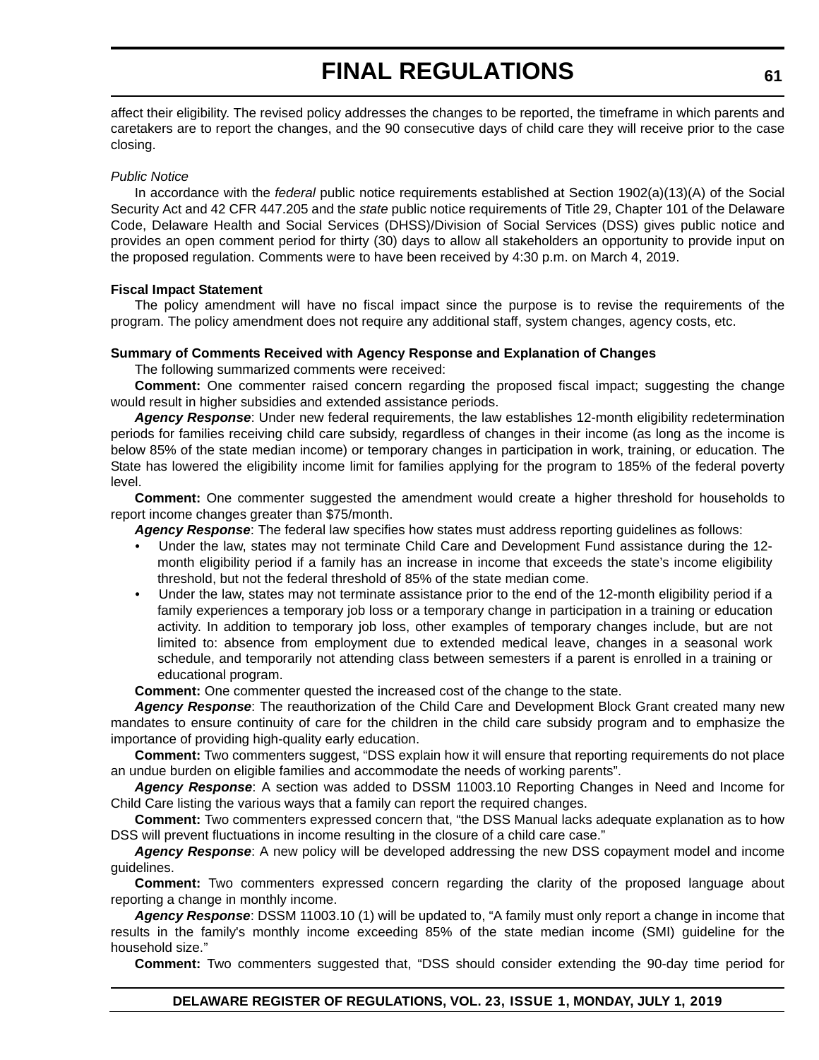affect their eligibility. The revised policy addresses the changes to be reported, the timeframe in which parents and caretakers are to report the changes, and the 90 consecutive days of child care they will receive prior to the case closing.

*Public Notice*

In accordance with the *federal* public notice requirements established at Section 1902(a)(13)(A) of the Social Security Act and 42 CFR 447.205 and the *state* public notice requirements of Title 29, Chapter 101 of the Delaware Code, Delaware Health and Social Services (DHSS)/Division of Social Services (DSS) gives public notice and provides an open comment period for thirty (30) days to allow all stakeholders an opportunity to provide input on the proposed regulation. Comments were to have been received by 4:30 p.m. on March 4, 2019.

**Fiscal Impact Statement**

The policy amendment will have no fiscal impact since the purpose is to revise the requirements of the program. The policy amendment does not require any additional staff, system changes, agency costs, etc.

**Summary of Comments Received with Agency Response and Explanation of Changes**

The following summarized comments were received:

**Comment:** One commenter raised concern regarding the proposed fiscal impact; suggesting the change would result in higher subsidies and extended assistance periods.

***Agency Response***: Under new federal requirements, the law establishes 12-month eligibility redetermination periods for families receiving child care subsidy, regardless of changes in their income (as long as the income is below 85% of the state median income) or temporary changes in participation in work, training, or education. The State has lowered the eligibility income limit for families applying for the program to 185% of the federal poverty level.

**Comment:** One commenter suggested the amendment would create a higher threshold for households to report income changes greater than $75/month.

***Agency Response***: The federal law specifies how states must address reporting guidelines as follows:

- Under the law, states may not terminate Child Care and Development Fund assistance during the 12-month eligibility period if a family has an increase in income that exceeds the state's income eligibility threshold, but not the federal threshold of 85% of the state median come.
- Under the law, states may not terminate assistance prior to the end of the 12-month eligibility period if a family experiences a temporary job loss or a temporary change in participation in a training or education activity. In addition to temporary job loss, other examples of temporary changes include, but are not limited to: absence from employment due to extended medical leave, changes in a seasonal work schedule, and temporarily not attending class between semesters if a parent is enrolled in a training or educational program.

**Comment:** One commenter quested the increased cost of the change to the state.

***Agency Response***: The reauthorization of the Child Care and Development Block Grant created many new mandates to ensure continuity of care for the children in the child care subsidy program and to emphasize the importance of providing high-quality early education.

**Comment:** Two commenters suggest, "DSS explain how it will ensure that reporting requirements do not place an undue burden on eligible families and accommodate the needs of working parents".

***Agency Response***: A section was added to DSSM 11003.10 Reporting Changes in Need and Income for Child Care listing the various ways that a family can report the required changes.

**Comment:** Two commenters expressed concern that, "the DSS Manual lacks adequate explanation as to how DSS will prevent fluctuations in income resulting in the closure of a child care case."

***Agency Response***: A new policy will be developed addressing the new DSS copayment model and income guidelines.

**Comment:** Two commenters expressed concern regarding the clarity of the proposed language about reporting a change in monthly income.

***Agency Response***: DSSM 11003.10 (1) will be updated to, "A family must only report a change in income that results in the family's monthly income exceeding 85% of the state median income (SMI) guideline for the household size."

**Comment:** Two commenters suggested that, "DSS should consider extending the 90-day time period for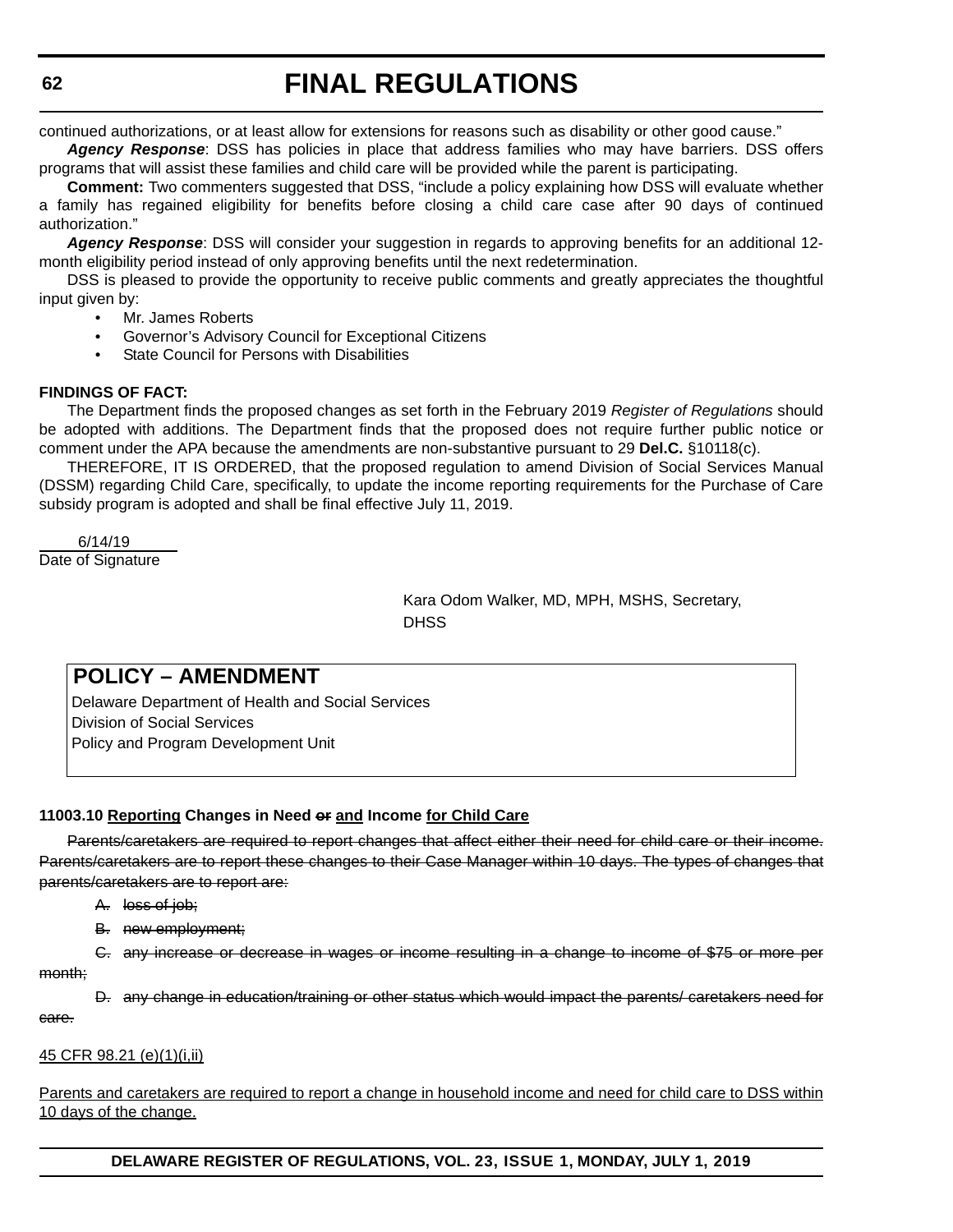continued authorizations, or at least allow for extensions for reasons such as disability or other good cause."

***Agency Response***: DSS has policies in place that address families who may have barriers. DSS offers programs that will assist these families and child care will be provided while the parent is participating.

**Comment:** Two commenters suggested that DSS, "include a policy explaining how DSS will evaluate whether a family has regained eligibility for benefits before closing a child care case after 90 days of continued authorization."

***Agency Response***: DSS will consider your suggestion in regards to approving benefits for an additional 12-month eligibility period instead of only approving benefits until the next redetermination.

DSS is pleased to provide the opportunity to receive public comments and greatly appreciates the thoughtful input given by:

- Mr. James Roberts
- Governor's Advisory Council for Exceptional Citizens
- State Council for Persons with Disabilities

**FINDINGS OF FACT:**

The Department finds the proposed changes as set forth in the February 2019 *Register of Regulations* should be adopted with additions. The Department finds that the proposed does not require further public notice or comment under the APA because the amendments are non-substantive pursuant to 29 **Del.C.** §10118(c).

THEREFORE, IT IS ORDERED, that the proposed regulation to amend Division of Social Services Manual (DSSM) regarding Child Care, specifically, to update the income reporting requirements for the Purchase of Care subsidy program is adopted and shall be final effective July 11, 2019.

6/14/19
Date of Signature

Kara Odom Walker, MD, MPH, MSHS, Secretary, DHSS

## POLICY – AMENDMENT

Delaware Department of Health and Social Services
Division of Social Services
Policy and Program Development Unit

**11003.10 <u>Reporting</u> Changes in Need ~~or~~ <u>and</u> Income <u>for Child Care</u>**

~~Parents/caretakers are required to report changes that affect either their need for child care or their income. Parents/caretakers are to report these changes to their Case Manager within 10 days. The types of changes that parents/caretakers are to report are:~~

~~A. loss of job;~~

~~B. new employment;~~

~~C. any increase or decrease in wages or income resulting in a change to income of $75 or more per month;~~

~~D. any change in education/training or other status which would impact the parents/ caretakers need for care.~~

<u>45 CFR 98.21 (e)(1)(i,ii)</u>

<u>Parents and caretakers are required to report a change in household income and need for child care to DSS within 10 days of the change.</u>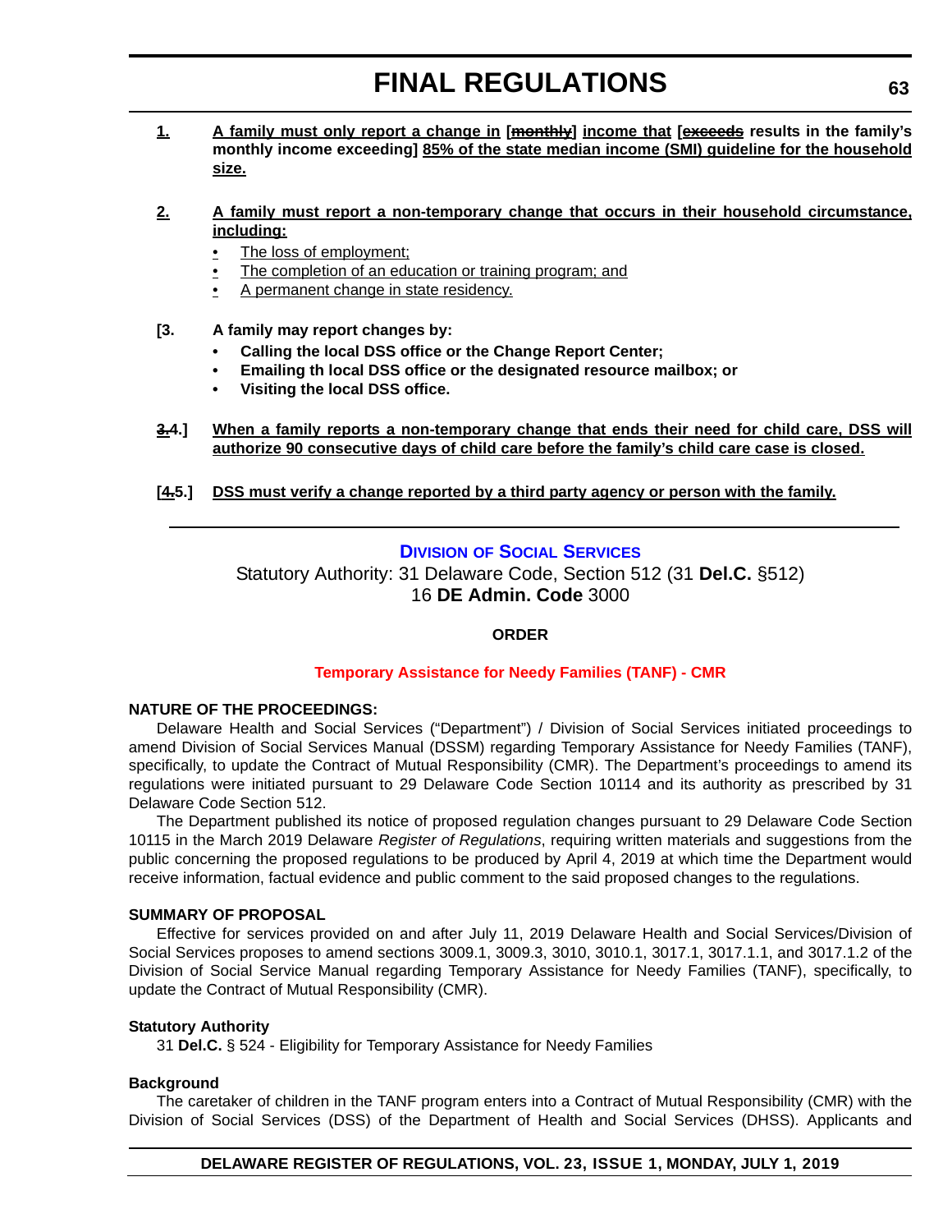**1.** **A family must only report a change in [~~monthly~~] income that [~~exceeds~~ results in the family's monthly income exceeding] 85% of the state median income (SMI) guideline for the household size.**

**2.** **A family must report a non-temporary change that occurs in their household circumstance, including:**

- The loss of employment;
- The completion of an education or training program; and
- A permanent change in state residency.

**[3.** **A family may report changes by:**

- **Calling the local DSS office or the Change Report Center;**
- **Emailing th local DSS office or the designated resource mailbox; or**
- **Visiting the local DSS office.**

**~~3.~~4.]** **When a family reports a non-temporary change that ends their need for child care, DSS will authorize 90 consecutive days of child care before the family's child care case is closed.**

**[~~4.~~5.]** **DSS must verify a change reported by a third party agency or person with the family.**

---

## Division of Social Services

Statutory Authority: 31 Delaware Code, Section 512 (31 **Del.C.** §512)
16 **DE Admin. Code** 3000

**ORDER**

**Temporary Assistance for Needy Families (TANF) - CMR**

**NATURE OF THE PROCEEDINGS:**

Delaware Health and Social Services ("Department") / Division of Social Services initiated proceedings to amend Division of Social Services Manual (DSSM) regarding Temporary Assistance for Needy Families (TANF), specifically, to update the Contract of Mutual Responsibility (CMR). The Department's proceedings to amend its regulations were initiated pursuant to 29 Delaware Code Section 10114 and its authority as prescribed by 31 Delaware Code Section 512.

The Department published its notice of proposed regulation changes pursuant to 29 Delaware Code Section 10115 in the March 2019 Delaware *Register of Regulations*, requiring written materials and suggestions from the public concerning the proposed regulations to be produced by April 4, 2019 at which time the Department would receive information, factual evidence and public comment to the said proposed changes to the regulations.

**SUMMARY OF PROPOSAL**

Effective for services provided on and after July 11, 2019 Delaware Health and Social Services/Division of Social Services proposes to amend sections 3009.1, 3009.3, 3010, 3010.1, 3017.1, 3017.1.1, and 3017.1.2 of the Division of Social Service Manual regarding Temporary Assistance for Needy Families (TANF), specifically, to update the Contract of Mutual Responsibility (CMR).

**Statutory Authority**

31 **Del.C.** § 524 - Eligibility for Temporary Assistance for Needy Families

**Background**

The caretaker of children in the TANF program enters into a Contract of Mutual Responsibility (CMR) with the Division of Social Services (DSS) of the Department of Health and Social Services (DHSS). Applicants and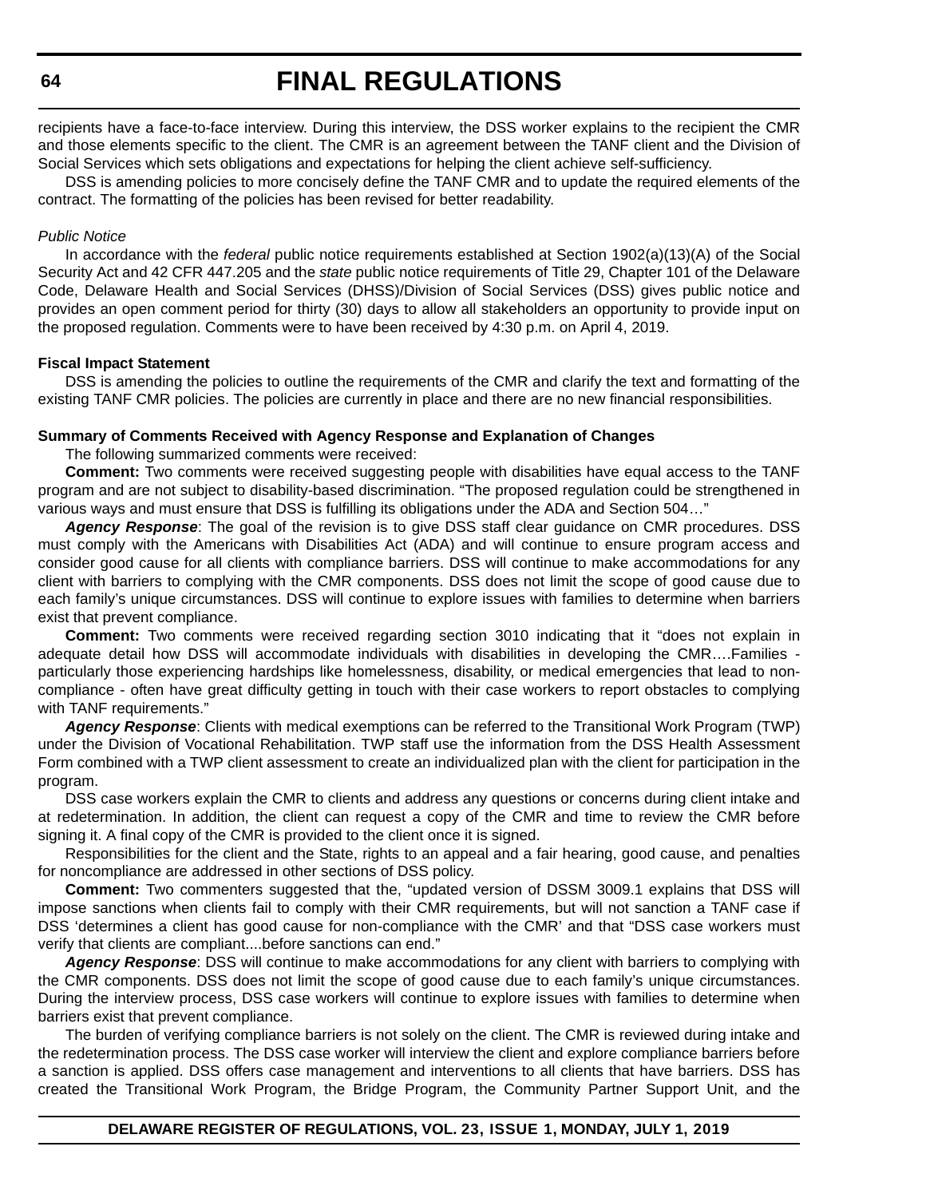recipients have a face-to-face interview. During this interview, the DSS worker explains to the recipient the CMR and those elements specific to the client. The CMR is an agreement between the TANF client and the Division of Social Services which sets obligations and expectations for helping the client achieve self-sufficiency.

DSS is amending policies to more concisely define the TANF CMR and to update the required elements of the contract. The formatting of the policies has been revised for better readability.

*Public Notice*

In accordance with the *federal* public notice requirements established at Section 1902(a)(13)(A) of the Social Security Act and 42 CFR 447.205 and the *state* public notice requirements of Title 29, Chapter 101 of the Delaware Code, Delaware Health and Social Services (DHSS)/Division of Social Services (DSS) gives public notice and provides an open comment period for thirty (30) days to allow all stakeholders an opportunity to provide input on the proposed regulation. Comments were to have been received by 4:30 p.m. on April 4, 2019.

**Fiscal Impact Statement**

DSS is amending the policies to outline the requirements of the CMR and clarify the text and formatting of the existing TANF CMR policies. The policies are currently in place and there are no new financial responsibilities.

**Summary of Comments Received with Agency Response and Explanation of Changes**

The following summarized comments were received:

**Comment:** Two comments were received suggesting people with disabilities have equal access to the TANF program and are not subject to disability-based discrimination. "The proposed regulation could be strengthened in various ways and must ensure that DSS is fulfilling its obligations under the ADA and Section 504…"

***Agency Response***: The goal of the revision is to give DSS staff clear guidance on CMR procedures. DSS must comply with the Americans with Disabilities Act (ADA) and will continue to ensure program access and consider good cause for all clients with compliance barriers. DSS will continue to make accommodations for any client with barriers to complying with the CMR components. DSS does not limit the scope of good cause due to each family's unique circumstances. DSS will continue to explore issues with families to determine when barriers exist that prevent compliance.

**Comment:** Two comments were received regarding section 3010 indicating that it "does not explain in adequate detail how DSS will accommodate individuals with disabilities in developing the CMR….Families - particularly those experiencing hardships like homelessness, disability, or medical emergencies that lead to non-compliance - often have great difficulty getting in touch with their case workers to report obstacles to complying with TANF requirements."

***Agency Response***: Clients with medical exemptions can be referred to the Transitional Work Program (TWP) under the Division of Vocational Rehabilitation. TWP staff use the information from the DSS Health Assessment Form combined with a TWP client assessment to create an individualized plan with the client for participation in the program.

DSS case workers explain the CMR to clients and address any questions or concerns during client intake and at redetermination. In addition, the client can request a copy of the CMR and time to review the CMR before signing it. A final copy of the CMR is provided to the client once it is signed.

Responsibilities for the client and the State, rights to an appeal and a fair hearing, good cause, and penalties for noncompliance are addressed in other sections of DSS policy.

**Comment:** Two commenters suggested that the, "updated version of DSSM 3009.1 explains that DSS will impose sanctions when clients fail to comply with their CMR requirements, but will not sanction a TANF case if DSS 'determines a client has good cause for non-compliance with the CMR' and that "DSS case workers must verify that clients are compliant....before sanctions can end."

***Agency Response***: DSS will continue to make accommodations for any client with barriers to complying with the CMR components. DSS does not limit the scope of good cause due to each family's unique circumstances. During the interview process, DSS case workers will continue to explore issues with families to determine when barriers exist that prevent compliance.

The burden of verifying compliance barriers is not solely on the client. The CMR is reviewed during intake and the redetermination process. The DSS case worker will interview the client and explore compliance barriers before a sanction is applied. DSS offers case management and interventions to all clients that have barriers. DSS has created the Transitional Work Program, the Bridge Program, the Community Partner Support Unit, and the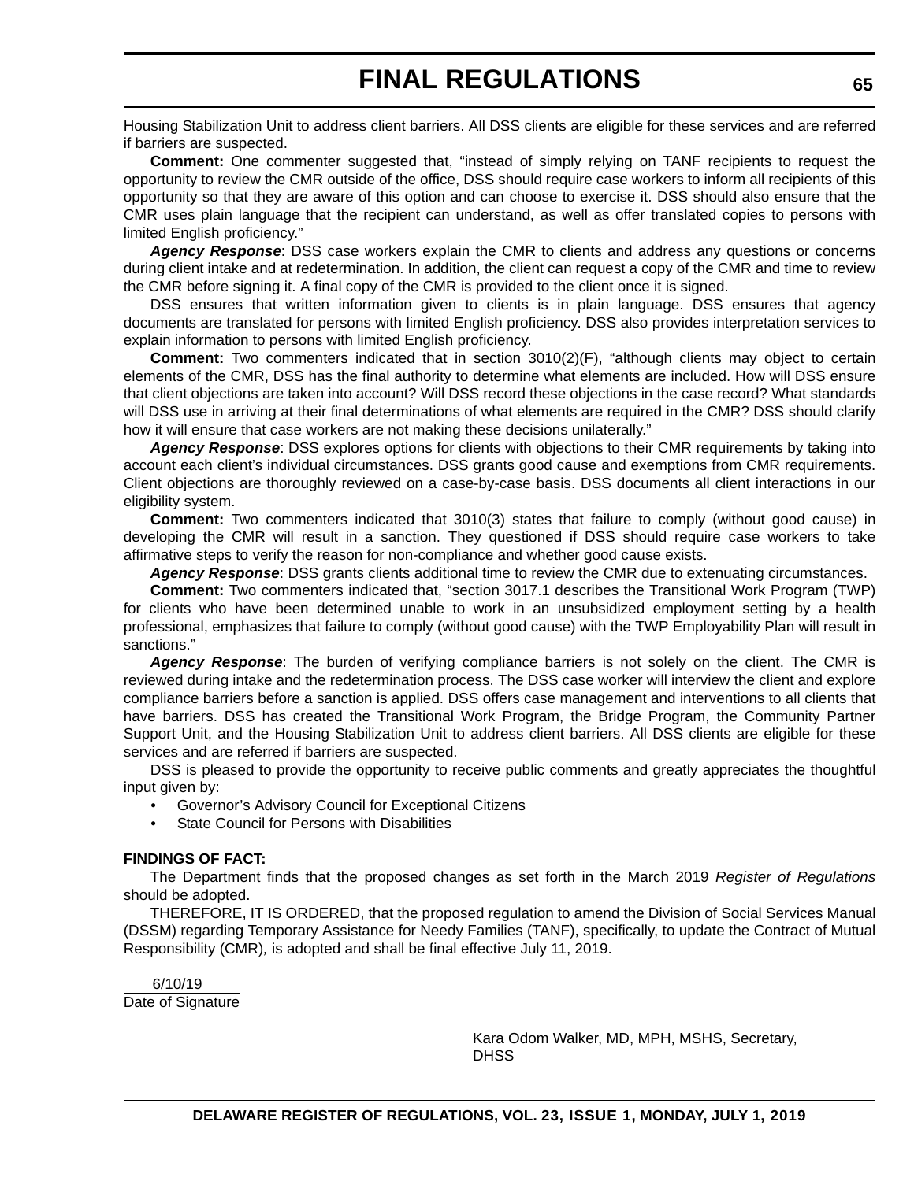Housing Stabilization Unit to address client barriers. All DSS clients are eligible for these services and are referred if barriers are suspected.

**Comment:** One commenter suggested that, "instead of simply relying on TANF recipients to request the opportunity to review the CMR outside of the office, DSS should require case workers to inform all recipients of this opportunity so that they are aware of this option and can choose to exercise it. DSS should also ensure that the CMR uses plain language that the recipient can understand, as well as offer translated copies to persons with limited English proficiency."

***Agency Response***: DSS case workers explain the CMR to clients and address any questions or concerns during client intake and at redetermination. In addition, the client can request a copy of the CMR and time to review the CMR before signing it. A final copy of the CMR is provided to the client once it is signed.

DSS ensures that written information given to clients is in plain language. DSS ensures that agency documents are translated for persons with limited English proficiency. DSS also provides interpretation services to explain information to persons with limited English proficiency.

**Comment:** Two commenters indicated that in section 3010(2)(F), "although clients may object to certain elements of the CMR, DSS has the final authority to determine what elements are included. How will DSS ensure that client objections are taken into account? Will DSS record these objections in the case record? What standards will DSS use in arriving at their final determinations of what elements are required in the CMR? DSS should clarify how it will ensure that case workers are not making these decisions unilaterally."

***Agency Response***: DSS explores options for clients with objections to their CMR requirements by taking into account each client's individual circumstances. DSS grants good cause and exemptions from CMR requirements. Client objections are thoroughly reviewed on a case-by-case basis. DSS documents all client interactions in our eligibility system.

**Comment:** Two commenters indicated that 3010(3) states that failure to comply (without good cause) in developing the CMR will result in a sanction. They questioned if DSS should require case workers to take affirmative steps to verify the reason for non-compliance and whether good cause exists.

***Agency Response***: DSS grants clients additional time to review the CMR due to extenuating circumstances.

**Comment:** Two commenters indicated that, "section 3017.1 describes the Transitional Work Program (TWP) for clients who have been determined unable to work in an unsubsidized employment setting by a health professional, emphasizes that failure to comply (without good cause) with the TWP Employability Plan will result in sanctions."

***Agency Response***: The burden of verifying compliance barriers is not solely on the client. The CMR is reviewed during intake and the redetermination process. The DSS case worker will interview the client and explore compliance barriers before a sanction is applied. DSS offers case management and interventions to all clients that have barriers. DSS has created the Transitional Work Program, the Bridge Program, the Community Partner Support Unit, and the Housing Stabilization Unit to address client barriers. All DSS clients are eligible for these services and are referred if barriers are suspected.

DSS is pleased to provide the opportunity to receive public comments and greatly appreciates the thoughtful input given by:

- Governor's Advisory Council for Exceptional Citizens
- State Council for Persons with Disabilities

**FINDINGS OF FACT:**

The Department finds that the proposed changes as set forth in the March 2019 *Register of Regulations* should be adopted.

THEREFORE, IT IS ORDERED, that the proposed regulation to amend the Division of Social Services Manual (DSSM) regarding Temporary Assistance for Needy Families (TANF), specifically, to update the Contract of Mutual Responsibility (CMR), is adopted and shall be final effective July 11, 2019.

6/10/19
Date of Signature

Kara Odom Walker, MD, MPH, MSHS, Secretary, DHSS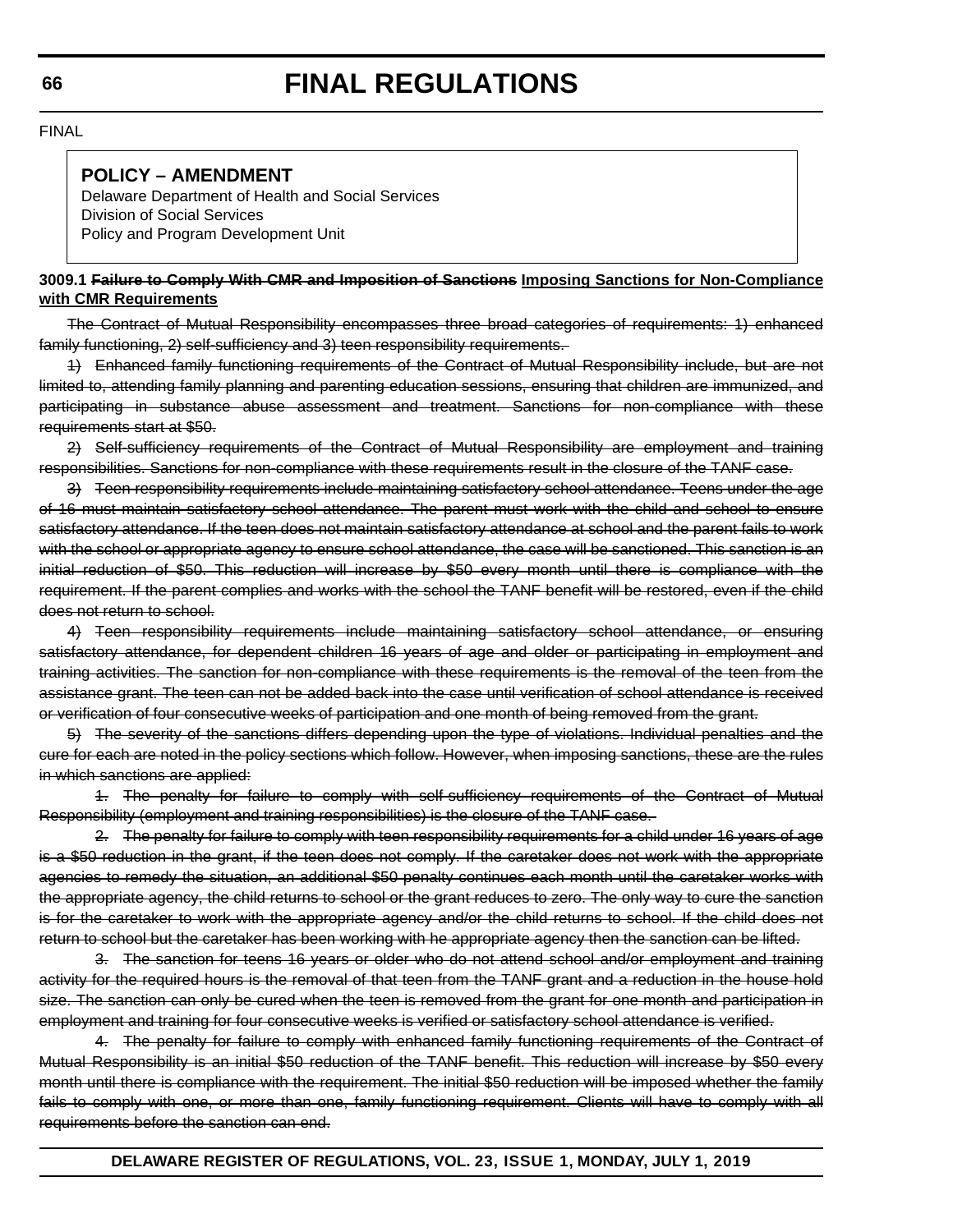FINAL

## POLICY – AMENDMENT

Delaware Department of Health and Social Services
Division of Social Services
Policy and Program Development Unit

**3009.1 ~~Failure to Comply With CMR and Imposition of Sanctions~~ <u>Imposing Sanctions for Non-Compliance with CMR Requirements</u>**

~~The Contract of Mutual Responsibility encompasses three broad categories of requirements: 1) enhanced family functioning, 2) self-sufficiency and 3) teen responsibility requirements.~~

~~1) Enhanced family functioning requirements of the Contract of Mutual Responsibility include, but are not limited to, attending family planning and parenting education sessions, ensuring that children are immunized, and participating in substance abuse assessment and treatment. Sanctions for non-compliance with these requirements start at $50.~~

~~2) Self-sufficiency requirements of the Contract of Mutual Responsibility are employment and training responsibilities. Sanctions for non-compliance with these requirements result in the closure of the TANF case.~~

~~3) Teen responsibility requirements include maintaining satisfactory school attendance. Teens under the age of 16 must maintain satisfactory school attendance. The parent must work with the child and school to ensure satisfactory attendance. If the teen does not maintain satisfactory attendance at school and the parent fails to work with the school or appropriate agency to ensure school attendance, the case will be sanctioned. This sanction is an initial reduction of $50. This reduction will increase by $50 every month until there is compliance with the requirement. If the parent complies and works with the school the TANF benefit will be restored, even if the child does not return to school.~~

~~4) Teen responsibility requirements include maintaining satisfactory school attendance, or ensuring satisfactory attendance, for dependent children 16 years of age and older or participating in employment and training activities. The sanction for non-compliance with these requirements is the removal of the teen from the assistance grant. The teen can not be added back into the case until verification of school attendance is received or verification of four consecutive weeks of participation and one month of being removed from the grant.~~

~~5) The severity of the sanctions differs depending upon the type of violations. Individual penalties and the cure for each are noted in the policy sections which follow. However, when imposing sanctions, these are the rules in which sanctions are applied:~~

~~1. The penalty for failure to comply with self-sufficiency requirements of the Contract of Mutual Responsibility (employment and training responsibilities) is the closure of the TANF case.~~

~~2. The penalty for failure to comply with teen responsibility requirements for a child under 16 years of age is a $50 reduction in the grant, if the teen does not comply. If the caretaker does not work with the appropriate agencies to remedy the situation, an additional $50 penalty continues each month until the caretaker works with the appropriate agency, the child returns to school or the grant reduces to zero. The only way to cure the sanction is for the caretaker to work with the appropriate agency and/or the child returns to school. If the child does not return to school but the caretaker has been working with he appropriate agency then the sanction can be lifted.~~

~~3. The sanction for teens 16 years or older who do not attend school and/or employment and training activity for the required hours is the removal of that teen from the TANF grant and a reduction in the house hold size. The sanction can only be cured when the teen is removed from the grant for one month and participation in employment and training for four consecutive weeks is verified or satisfactory school attendance is verified.~~

~~4. The penalty for failure to comply with enhanced family functioning requirements of the Contract of Mutual Responsibility is an initial $50 reduction of the TANF benefit. This reduction will increase by $50 every month until there is compliance with the requirement. The initial $50 reduction will be imposed whether the family fails to comply with one, or more than one, family functioning requirement. Clients will have to comply with all requirements before the sanction can end.~~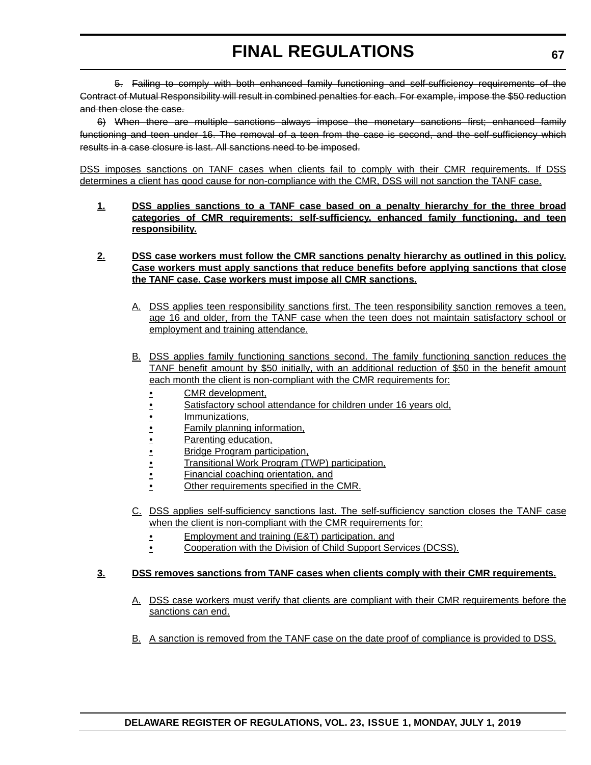~~5. Failing to comply with both enhanced family functioning and self-sufficiency requirements of the Contract of Mutual Responsibility will result in combined penalties for each. For example, impose the $50 reduction and then close the case.~~

~~6) When there are multiple sanctions always impose the monetary sanctions first; enhanced family functioning and teen under 16. The removal of a teen from the case is second, and the self-sufficiency which results in a case closure is last. All sanctions need to be imposed.~~

DSS imposes sanctions on TANF cases when clients fail to comply with their CMR requirements. If DSS determines a client has good cause for non-compliance with the CMR, DSS will not sanction the TANF case.

**1. DSS applies sanctions to a TANF case based on a penalty hierarchy for the three broad categories of CMR requirements: self-sufficiency, enhanced family functioning, and teen responsibility.**

**2. DSS case workers must follow the CMR sanctions penalty hierarchy as outlined in this policy. Case workers must apply sanctions that reduce benefits before applying sanctions that close the TANF case. Case workers must impose all CMR sanctions.**

A. DSS applies teen responsibility sanctions first. The teen responsibility sanction removes a teen, age 16 and older, from the TANF case when the teen does not maintain satisfactory school or employment and training attendance.

B. DSS applies family functioning sanctions second. The family functioning sanction reduces the TANF benefit amount by $50 initially, with an additional reduction of $50 in the benefit amount each month the client is non-compliant with the CMR requirements for:

- CMR development,
- Satisfactory school attendance for children under 16 years old,
- Immunizations,
- Family planning information,
- Parenting education,
- Bridge Program participation,
- Transitional Work Program (TWP) participation,
- Financial coaching orientation, and
- Other requirements specified in the CMR.

C. DSS applies self-sufficiency sanctions last. The self-sufficiency sanction closes the TANF case when the client is non-compliant with the CMR requirements for:

- Employment and training (E&T) participation, and
- Cooperation with the Division of Child Support Services (DCSS).

**3. DSS removes sanctions from TANF cases when clients comply with their CMR requirements.**

A. DSS case workers must verify that clients are compliant with their CMR requirements before the sanctions can end.

B. A sanction is removed from the TANF case on the date proof of compliance is provided to DSS.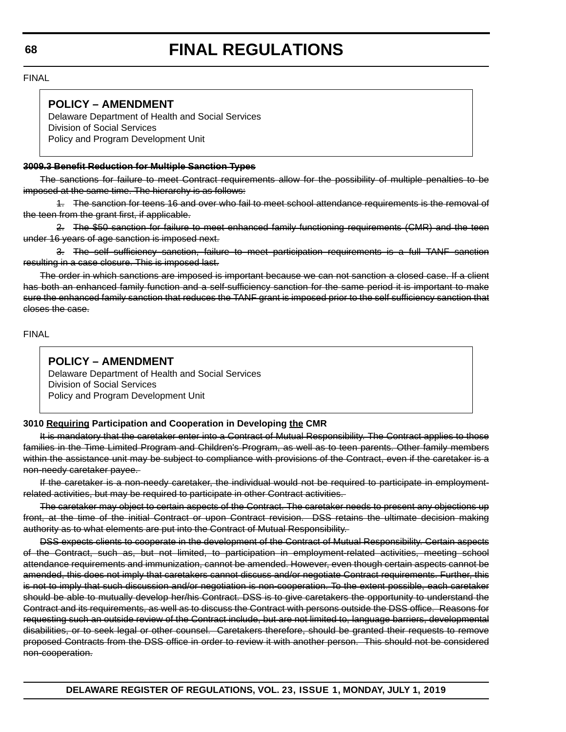FINAL

**POLICY – AMENDMENT**
Delaware Department of Health and Social Services
Division of Social Services
Policy and Program Development Unit

~~**3009.3 Benefit Reduction for Multiple Sanction Types**~~

~~The sanctions for failure to meet Contract requirements allow for the possibility of multiple penalties to be imposed at the same time. The hierarchy is as follows:~~

~~1. The sanction for teens 16 and over who fail to meet school attendance requirements is the removal of the teen from the grant first, if applicable.~~

~~2. The $50 sanction for failure to meet enhanced family functioning requirements (CMR) and the teen under 16 years of age sanction is imposed next.~~

~~3. The self sufficiency sanction, failure to meet participation requirements is a full TANF sanction resulting in a case closure. This is imposed last.~~

~~The order in which sanctions are imposed is important because we can not sanction a closed case. If a client has both an enhanced family function and a self-sufficiency sanction for the same period it is important to make sure the enhanced family sanction that reduces the TANF grant is imposed prior to the self sufficiency sanction that closes the case.~~

FINAL

**POLICY – AMENDMENT**
Delaware Department of Health and Social Services
Division of Social Services
Policy and Program Development Unit

**3010 <u>Requiring</u> Participation and Cooperation in Developing <u>the</u> CMR**

~~It is mandatory that the caretaker enter into a Contract of Mutual Responsibility. The Contract applies to those families in the Time Limited Program and Children's Program, as well as to teen parents. Other family members within the assistance unit may be subject to compliance with provisions of the Contract, even if the caretaker is a non-needy caretaker payee.~~

~~If the caretaker is a non-needy caretaker, the individual would not be required to participate in employment-related activities, but may be required to participate in other Contract activities.~~

~~The caretaker may object to certain aspects of the Contract. The caretaker needs to present any objections up front, at the time of the initial Contract or upon Contract revision. DSS retains the ultimate decision making authority as to what elements are put into the Contract of Mutual Responsibility.~~

~~DSS expects clients to cooperate in the development of the Contract of Mutual Responsibility. Certain aspects of the Contract, such as, but not limited, to participation in employment-related activities, meeting school attendance requirements and immunization, cannot be amended. However, even though certain aspects cannot be amended, this does not imply that caretakers cannot discuss and/or negotiate Contract requirements. Further, this is not to imply that such discussion and/or negotiation is non-cooperation. To the extent possible, each caretaker should be able to mutually develop her/his Contract. DSS is to give caretakers the opportunity to understand the Contract and its requirements, as well as to discuss the Contract with persons outside the DSS office. Reasons for requesting such an outside review of the Contract include, but are not limited to, language barriers, developmental disabilities, or to seek legal or other counsel. Caretakers therefore, should be granted their requests to remove proposed Contracts from the DSS office in order to review it with another person. This should not be considered non-cooperation.~~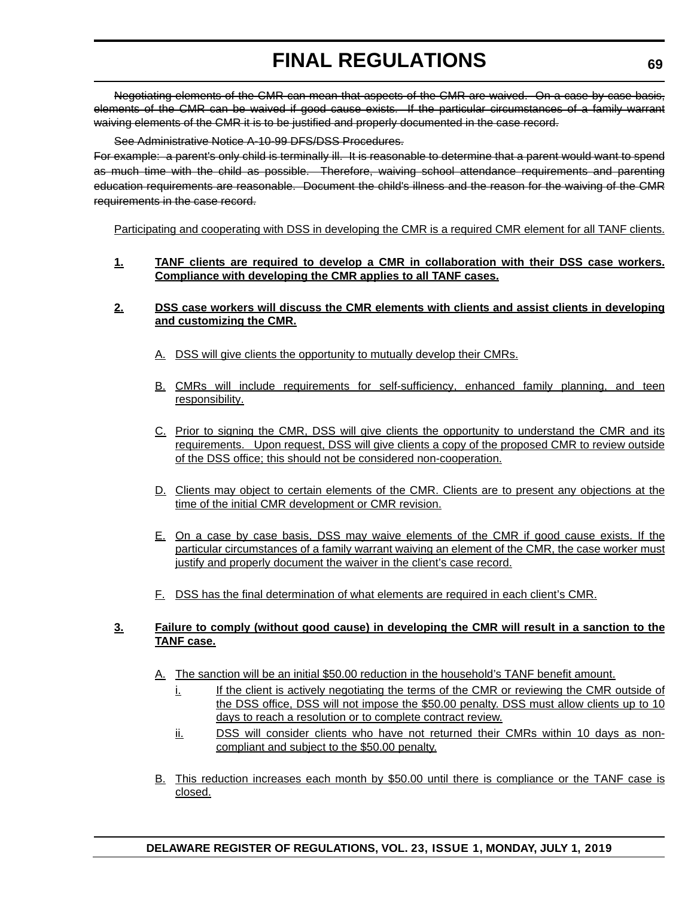~~Negotiating elements of the CMR can mean that aspects of the CMR are waived. On a case by case basis, elements of the CMR can be waived if good cause exists. If the particular circumstances of a family warrant waiving elements of the CMR it is to be justified and properly documented in the case record.~~

~~See Administrative Notice A-10-99 DFS/DSS Procedures.~~

~~For example: a parent's only child is terminally ill. It is reasonable to determine that a parent would want to spend as much time with the child as possible. Therefore, waiving school attendance requirements and parenting education requirements are reasonable. Document the child's illness and the reason for the waiving of the CMR requirements in the case record.~~

<u>Participating and cooperating with DSS in developing the CMR is a required CMR element for all TANF clients.</u>

**<u>1.</u>** **<u>TANF clients are required to develop a CMR in collaboration with their DSS case workers. Compliance with developing the CMR applies to all TANF cases.</u>**

**<u>2.</u>** **<u>DSS case workers will discuss the CMR elements with clients and assist clients in developing and customizing the CMR.</u>**

<u>A.</u> <u>DSS will give clients the opportunity to mutually develop their CMRs.</u>

<u>B.</u> <u>CMRs will include requirements for self-sufficiency, enhanced family planning, and teen responsibility.</u>

<u>C.</u> <u>Prior to signing the CMR, DSS will give clients the opportunity to understand the CMR and its requirements. Upon request, DSS will give clients a copy of the proposed CMR to review outside of the DSS office; this should not be considered non-cooperation.</u>

<u>D.</u> <u>Clients may object to certain elements of the CMR. Clients are to present any objections at the time of the initial CMR development or CMR revision.</u>

<u>E.</u> <u>On a case by case basis, DSS may waive elements of the CMR if good cause exists. If the particular circumstances of a family warrant waiving an element of the CMR, the case worker must justify and properly document the waiver in the client's case record.</u>

<u>F.</u> <u>DSS has the final determination of what elements are required in each client's CMR.</u>

**<u>3.</u>** **<u>Failure to comply (without good cause) in developing the CMR will result in a sanction to the TANF case.</u>**

<u>A.</u> <u>The sanction will be an initial $50.00 reduction in the household's TANF benefit amount.</u>

<u>i.</u> <u>If the client is actively negotiating the terms of the CMR or reviewing the CMR outside of the DSS office, DSS will not impose the $50.00 penalty. DSS must allow clients up to 10 days to reach a resolution or to complete contract review.</u>

<u>ii.</u> <u>DSS will consider clients who have not returned their CMRs within 10 days as non-compliant and subject to the $50.00 penalty.</u>

<u>B.</u> <u>This reduction increases each month by $50.00 until there is compliance or the TANF case is closed.</u>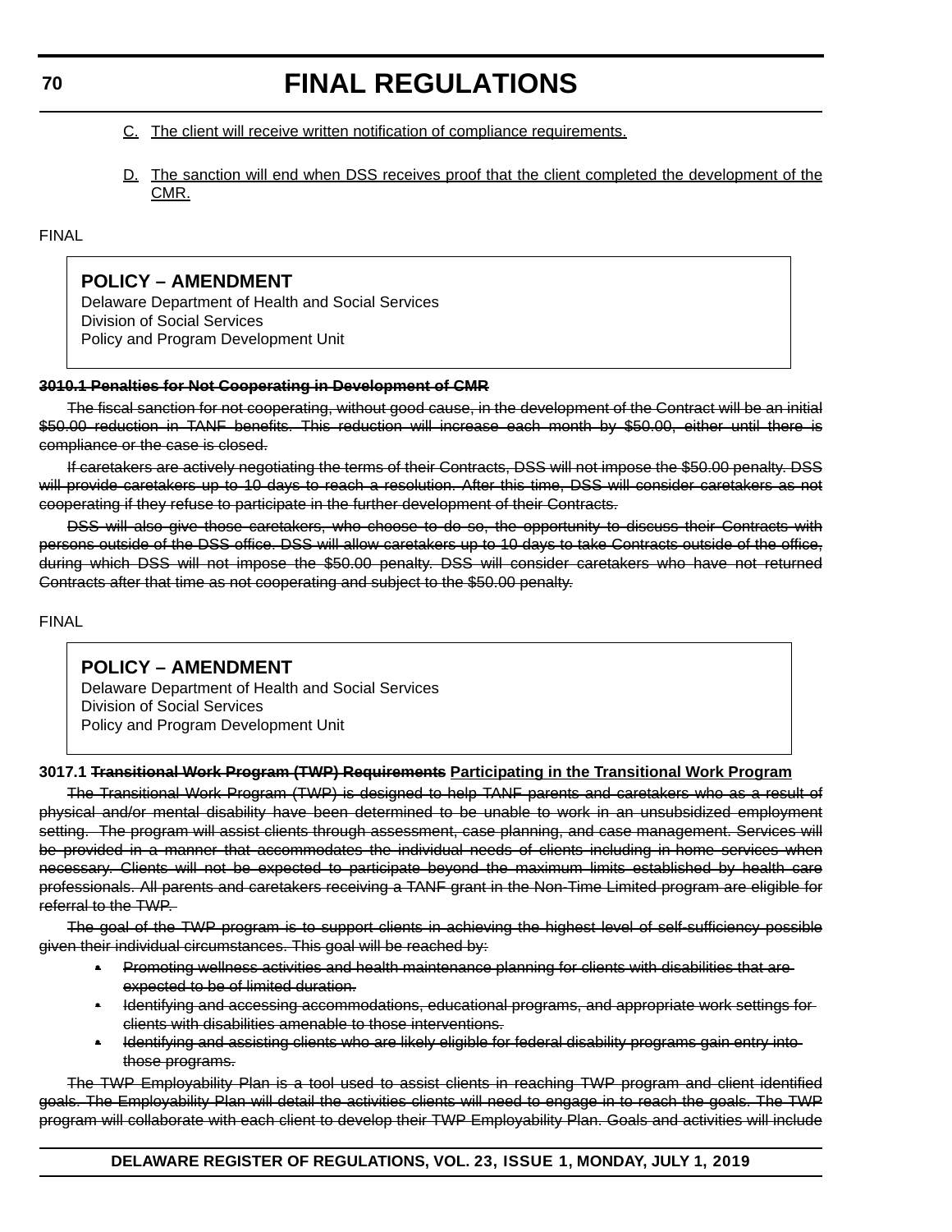C. <u>The client will receive written notification of compliance requirements.</u>

D. <u>The sanction will end when DSS receives proof that the client completed the development of the CMR.</u>

FINAL

## POLICY – AMENDMENT

Delaware Department of Health and Social Services
Division of Social Services
Policy and Program Development Unit

**~~3010.1 Penalties for Not Cooperating in Development of CMR~~**

~~The fiscal sanction for not cooperating, without good cause, in the development of the Contract will be an initial \$50.00 reduction in TANF benefits. This reduction will increase each month by \$50.00, either until there is compliance or the case is closed.~~

~~If caretakers are actively negotiating the terms of their Contracts, DSS will not impose the \$50.00 penalty. DSS will provide caretakers up to 10 days to reach a resolution. After this time, DSS will consider caretakers as not cooperating if they refuse to participate in the further development of their Contracts.~~

~~DSS will also give those caretakers, who choose to do so, the opportunity to discuss their Contracts with persons outside of the DSS office. DSS will allow caretakers up to 10 days to take Contracts outside of the office, during which DSS will not impose the \$50.00 penalty. DSS will consider caretakers who have not returned Contracts after that time as not cooperating and subject to the \$50.00 penalty.~~

FINAL

## POLICY – AMENDMENT

Delaware Department of Health and Social Services
Division of Social Services
Policy and Program Development Unit

**3017.1 ~~Transitional Work Program (TWP) Requirements~~ <u>Participating in the Transitional Work Program</u>**

~~The Transitional Work Program (TWP) is designed to help TANF parents and caretakers who as a result of physical and/or mental disability have been determined to be unable to work in an unsubsidized employment setting. The program will assist clients through assessment, case planning, and case management. Services will be provided in a manner that accommodates the individual needs of clients including in-home services when necessary. Clients will not be expected to participate beyond the maximum limits established by health care professionals. All parents and caretakers receiving a TANF grant in the Non-Time Limited program are eligible for referral to the TWP.~~

~~The goal of the TWP program is to support clients in achieving the highest level of self-sufficiency possible given their individual circumstances. This goal will be reached by:~~

- ~~Promoting wellness activities and health maintenance planning for clients with disabilities that are expected to be of limited duration.~~
- ~~Identifying and accessing accommodations, educational programs, and appropriate work settings for clients with disabilities amenable to those interventions.~~
- ~~Identifying and assisting clients who are likely eligible for federal disability programs gain entry into those programs.~~

~~The TWP Employability Plan is a tool used to assist clients in reaching TWP program and client identified goals. The Employability Plan will detail the activities clients will need to engage in to reach the goals. The TWP program will collaborate with each client to develop their TWP Employability Plan. Goals and activities will include~~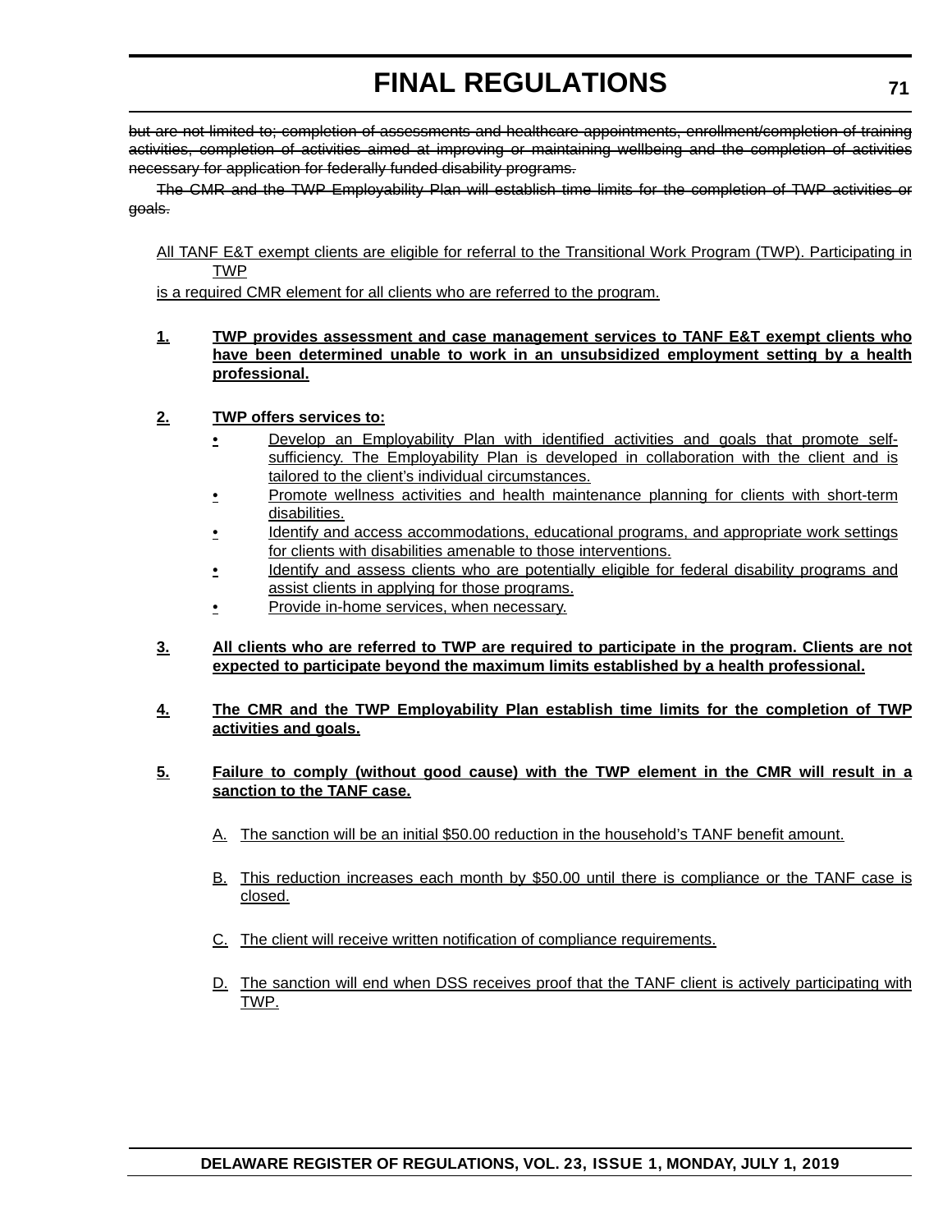~~but are not limited to; completion of assessments and healthcare appointments, enrollment/completion of training activities, completion of activities aimed at improving or maintaining wellbeing and the completion of activities necessary for application for federally funded disability programs.~~

~~The CMR and the TWP Employability Plan will establish time limits for the completion of TWP activities or goals.~~

<u>All TANF E&T exempt clients are eligible for referral to the Transitional Work Program (TWP). Participating in TWP is a required CMR element for all clients who are referred to the program.</u>

**<u>1. TWP provides assessment and case management services to TANF E&T exempt clients who have been determined unable to work in an unsubsidized employment setting by a health professional.</u>**

**<u>2. TWP offers services to:</u>**

- <u>Develop an Employability Plan with identified activities and goals that promote self-sufficiency. The Employability Plan is developed in collaboration with the client and is tailored to the client's individual circumstances.</u>
- <u>Promote wellness activities and health maintenance planning for clients with short-term disabilities.</u>
- <u>Identify and access accommodations, educational programs, and appropriate work settings for clients with disabilities amenable to those interventions.</u>
- <u>Identify and assess clients who are potentially eligible for federal disability programs and assist clients in applying for those programs.</u>
- <u>Provide in-home services, when necessary.</u>

**<u>3. All clients who are referred to TWP are required to participate in the program. Clients are not expected to participate beyond the maximum limits established by a health professional.</u>**

**<u>4. The CMR and the TWP Employability Plan establish time limits for the completion of TWP activities and goals.</u>**

**<u>5. Failure to comply (without good cause) with the TWP element in the CMR will result in a sanction to the TANF case.</u>**

<u>A. The sanction will be an initial $50.00 reduction in the household's TANF benefit amount.</u>

<u>B. This reduction increases each month by $50.00 until there is compliance or the TANF case is closed.</u>

<u>C. The client will receive written notification of compliance requirements.</u>

<u>D. The sanction will end when DSS receives proof that the TANF client is actively participating with TWP.</u>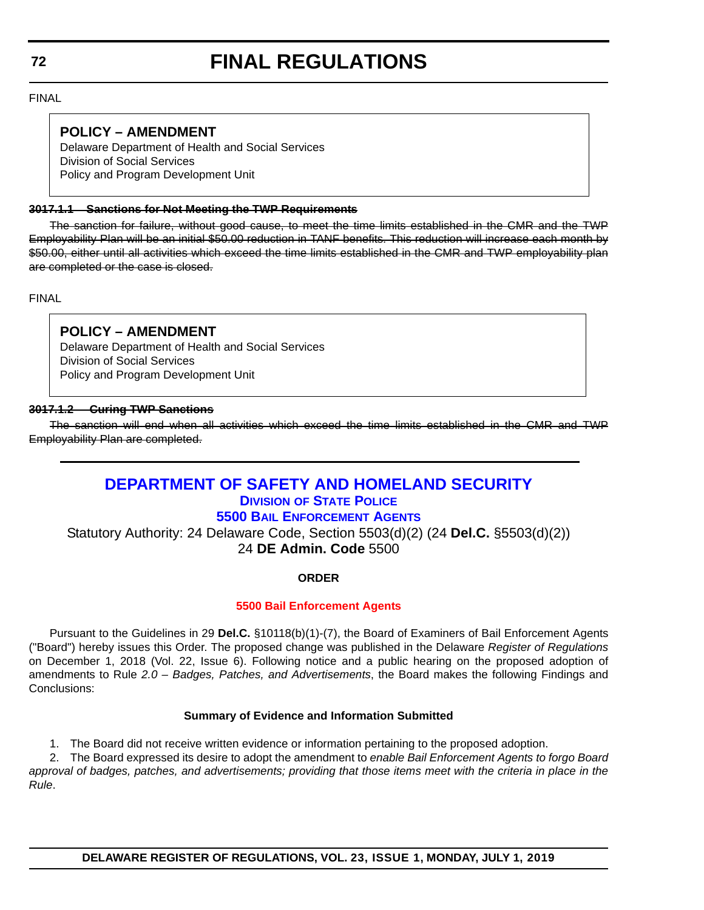FINAL

**POLICY – AMENDMENT**
Delaware Department of Health and Social Services
Division of Social Services
Policy and Program Development Unit

~~**3017.1.1 Sanctions for Not Meeting the TWP Requirements**~~

~~The sanction for failure, without good cause, to meet the time limits established in the CMR and the TWP Employability Plan will be an initial $50.00 reduction in TANF benefits. This reduction will increase each month by $50.00, either until all activities which exceed the time limits established in the CMR and TWP employability plan are completed or the case is closed.~~

FINAL

**POLICY – AMENDMENT**
Delaware Department of Health and Social Services
Division of Social Services
Policy and Program Development Unit

~~**3017.1.2 Curing TWP Sanctions**~~

~~The sanction will end when all activities which exceed the time limits established in the CMR and TWP Employability Plan are completed.~~

---

# DEPARTMENT OF SAFETY AND HOMELAND SECURITY

## DIVISION OF STATE POLICE

## 5500 BAIL ENFORCEMENT AGENTS

Statutory Authority: 24 Delaware Code, Section 5503(d)(2) (24 **Del.C.** §5503(d)(2))
24 **DE Admin. Code** 5500

**ORDER**

**5500 Bail Enforcement Agents**

Pursuant to the Guidelines in 29 **Del.C.** §10118(b)(1)-(7), the Board of Examiners of Bail Enforcement Agents ("Board") hereby issues this Order. The proposed change was published in the Delaware *Register of Regulations* on December 1, 2018 (Vol. 22, Issue 6). Following notice and a public hearing on the proposed adoption of amendments to Rule *2.0 – Badges, Patches, and Advertisements*, the Board makes the following Findings and Conclusions:

**Summary of Evidence and Information Submitted**

1. The Board did not receive written evidence or information pertaining to the proposed adoption.
2. The Board expressed its desire to adopt the amendment to *enable Bail Enforcement Agents to forgo Board approval of badges, patches, and advertisements; providing that those items meet with the criteria in place in the Rule*.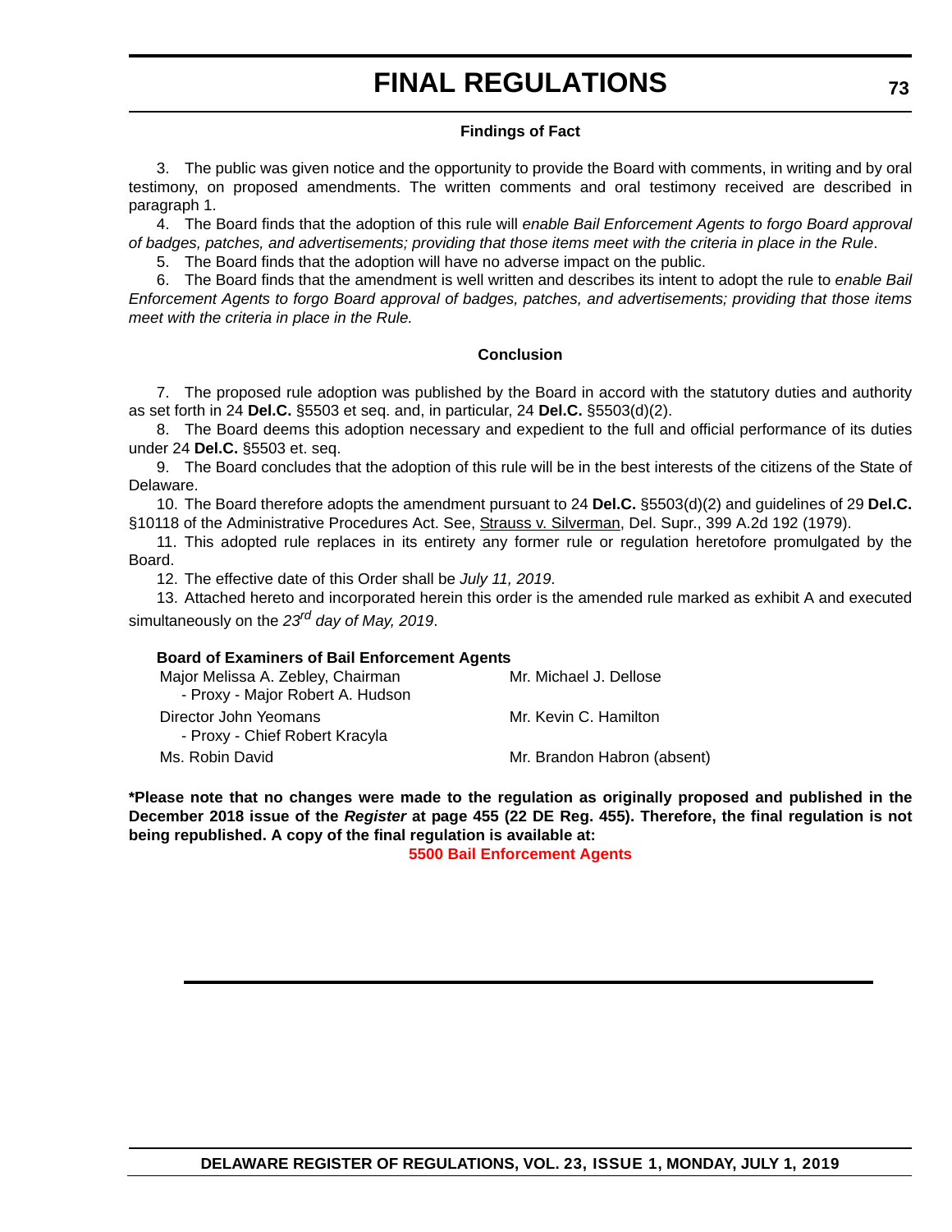### Findings of Fact

3. The public was given notice and the opportunity to provide the Board with comments, in writing and by oral testimony, on proposed amendments. The written comments and oral testimony received are described in paragraph 1.

4. The Board finds that the adoption of this rule will *enable Bail Enforcement Agents to forgo Board approval of badges, patches, and advertisements; providing that those items meet with the criteria in place in the Rule*.

5. The Board finds that the adoption will have no adverse impact on the public.

6. The Board finds that the amendment is well written and describes its intent to adopt the rule to *enable Bail Enforcement Agents to forgo Board approval of badges, patches, and advertisements; providing that those items meet with the criteria in place in the Rule.*

### Conclusion

7. The proposed rule adoption was published by the Board in accord with the statutory duties and authority as set forth in 24 **Del.C.** §5503 et seq. and, in particular, 24 **Del.C.** §5503(d)(2).

8. The Board deems this adoption necessary and expedient to the full and official performance of its duties under 24 **Del.C.** §5503 et. seq.

9. The Board concludes that the adoption of this rule will be in the best interests of the citizens of the State of Delaware.

10. The Board therefore adopts the amendment pursuant to 24 **Del.C.** §5503(d)(2) and guidelines of 29 **Del.C.** §10118 of the Administrative Procedures Act. See, Strauss v. Silverman, Del. Supr., 399 A.2d 192 (1979).

11. This adopted rule replaces in its entirety any former rule or regulation heretofore promulgated by the Board.

12. The effective date of this Order shall be *July 11, 2019*.

13. Attached hereto and incorporated herein this order is the amended rule marked as exhibit A and executed simultaneously on the *23rd day of May, 2019*.

**Board of Examiners of Bail Enforcement Agents**

| | |
|---|---|
| Major Melissa A. Zebley, Chairman<br>- Proxy - Major Robert A. Hudson | Mr. Michael J. Dellose |
| Director John Yeomans<br>- Proxy - Chief Robert Kracyla | Mr. Kevin C. Hamilton |
| Ms. Robin David | Mr. Brandon Habron (absent) |

**\*Please note that no changes were made to the regulation as originally proposed and published in the December 2018 issue of the *Register* at page 455 (22 DE Reg. 455). Therefore, the final regulation is not being republished. A copy of the final regulation is available at:**

**5500 Bail Enforcement Agents**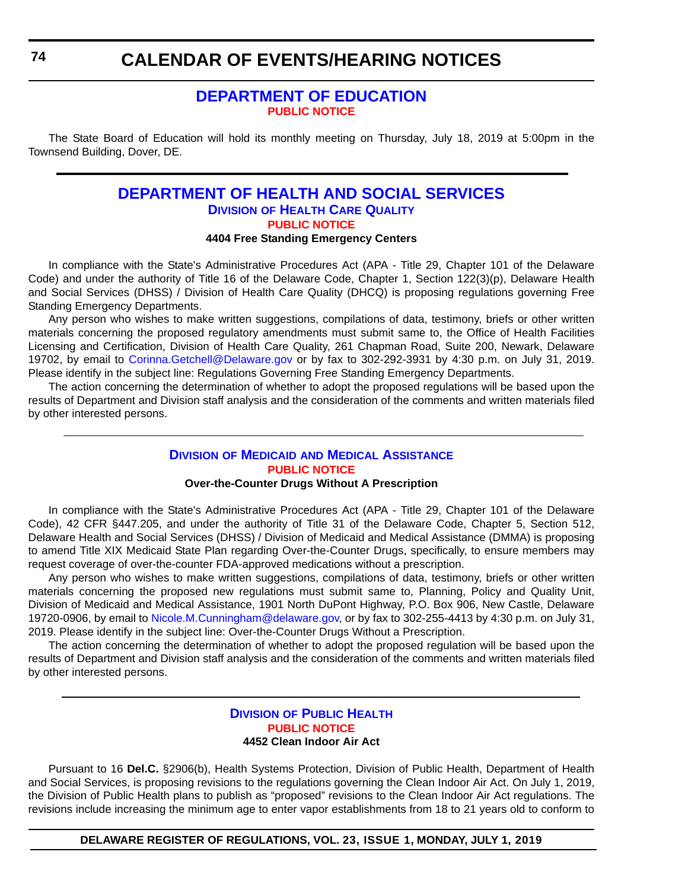# CALENDAR OF EVENTS/HEARING NOTICES

## DEPARTMENT OF EDUCATION

**PUBLIC NOTICE**

The State Board of Education will hold its monthly meeting on Thursday, July 18, 2019 at 5:00pm in the Townsend Building, Dover, DE.

## DEPARTMENT OF HEALTH AND SOCIAL SERVICES

### Division of Health Care Quality

**PUBLIC NOTICE**

**4404 Free Standing Emergency Centers**

In compliance with the State's Administrative Procedures Act (APA - Title 29, Chapter 101 of the Delaware Code) and under the authority of Title 16 of the Delaware Code, Chapter 1, Section 122(3)(p), Delaware Health and Social Services (DHSS) / Division of Health Care Quality (DHCQ) is proposing regulations governing Free Standing Emergency Departments.

Any person who wishes to make written suggestions, compilations of data, testimony, briefs or other written materials concerning the proposed regulatory amendments must submit same to, the Office of Health Facilities Licensing and Certification, Division of Health Care Quality, 261 Chapman Road, Suite 200, Newark, Delaware 19702, by email to Corinna.Getchell@Delaware.gov or by fax to 302-292-3931 by 4:30 p.m. on July 31, 2019. Please identify in the subject line: Regulations Governing Free Standing Emergency Departments.

The action concerning the determination of whether to adopt the proposed regulations will be based upon the results of Department and Division staff analysis and the consideration of the comments and written materials filed by other interested persons.

### Division of Medicaid and Medical Assistance

**PUBLIC NOTICE**

**Over-the-Counter Drugs Without A Prescription**

In compliance with the State's Administrative Procedures Act (APA - Title 29, Chapter 101 of the Delaware Code), 42 CFR §447.205, and under the authority of Title 31 of the Delaware Code, Chapter 5, Section 512, Delaware Health and Social Services (DHSS) / Division of Medicaid and Medical Assistance (DMMA) is proposing to amend Title XIX Medicaid State Plan regarding Over-the-Counter Drugs, specifically, to ensure members may request coverage of over-the-counter FDA-approved medications without a prescription.

Any person who wishes to make written suggestions, compilations of data, testimony, briefs or other written materials concerning the proposed new regulations must submit same to, Planning, Policy and Quality Unit, Division of Medicaid and Medical Assistance, 1901 North DuPont Highway, P.O. Box 906, New Castle, Delaware 19720-0906, by email to Nicole.M.Cunningham@delaware.gov, or by fax to 302-255-4413 by 4:30 p.m. on July 31, 2019. Please identify in the subject line: Over-the-Counter Drugs Without a Prescription.

The action concerning the determination of whether to adopt the proposed regulation will be based upon the results of Department and Division staff analysis and the consideration of the comments and written materials filed by other interested persons.

### Division of Public Health

**PUBLIC NOTICE**

**4452 Clean Indoor Air Act**

Pursuant to 16 **Del.C.** §2906(b), Health Systems Protection, Division of Public Health, Department of Health and Social Services, is proposing revisions to the regulations governing the Clean Indoor Air Act. On July 1, 2019, the Division of Public Health plans to publish as "proposed" revisions to the Clean Indoor Air Act regulations. The revisions include increasing the minimum age to enter vapor establishments from 18 to 21 years old to conform to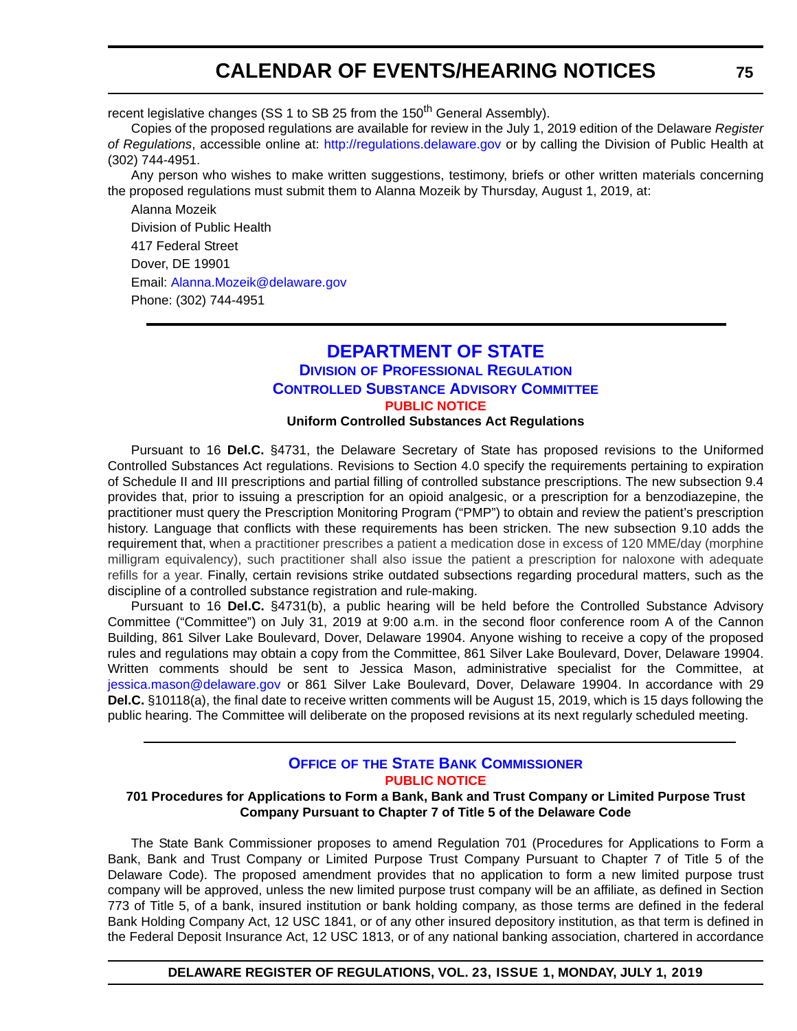recent legislative changes (SS 1 to SB 25 from the 150th General Assembly).

Copies of the proposed regulations are available for review in the July 1, 2019 edition of the Delaware *Register of Regulations*, accessible online at: http://regulations.delaware.gov or by calling the Division of Public Health at (302) 744-4951.

Any person who wishes to make written suggestions, testimony, briefs or other written materials concerning the proposed regulations must submit them to Alanna Mozeik by Thursday, August 1, 2019, at:

Alanna Mozeik
Division of Public Health
417 Federal Street
Dover, DE 19901
Email: Alanna.Mozeik@delaware.gov
Phone: (302) 744-4951

---

## DEPARTMENT OF STATE

### DIVISION OF PROFESSIONAL REGULATION

### CONTROLLED SUBSTANCE ADVISORY COMMITTEE

**PUBLIC NOTICE**

**Uniform Controlled Substances Act Regulations**

Pursuant to 16 **Del.C.** §4731, the Delaware Secretary of State has proposed revisions to the Uniformed Controlled Substances Act regulations. Revisions to Section 4.0 specify the requirements pertaining to expiration of Schedule II and III prescriptions and partial filling of controlled substance prescriptions. The new subsection 9.4 provides that, prior to issuing a prescription for an opioid analgesic, or a prescription for a benzodiazepine, the practitioner must query the Prescription Monitoring Program ("PMP") to obtain and review the patient's prescription history. Language that conflicts with these requirements has been stricken. The new subsection 9.10 adds the requirement that, when a practitioner prescribes a patient a medication dose in excess of 120 MME/day (morphine milligram equivalency), such practitioner shall also issue the patient a prescription for naloxone with adequate refills for a year. Finally, certain revisions strike outdated subsections regarding procedural matters, such as the discipline of a controlled substance registration and rule-making.

Pursuant to 16 **Del.C.** §4731(b), a public hearing will be held before the Controlled Substance Advisory Committee ("Committee") on July 31, 2019 at 9:00 a.m. in the second floor conference room A of the Cannon Building, 861 Silver Lake Boulevard, Dover, Delaware 19904. Anyone wishing to receive a copy of the proposed rules and regulations may obtain a copy from the Committee, 861 Silver Lake Boulevard, Dover, Delaware 19904. Written comments should be sent to Jessica Mason, administrative specialist for the Committee, at jessica.mason@delaware.gov or 861 Silver Lake Boulevard, Dover, Delaware 19904. In accordance with 29 **Del.C.** §10118(a), the final date to receive written comments will be August 15, 2019, which is 15 days following the public hearing. The Committee will deliberate on the proposed revisions at its next regularly scheduled meeting.

---

### OFFICE OF THE STATE BANK COMMISSIONER

**PUBLIC NOTICE**

**701 Procedures for Applications to Form a Bank, Bank and Trust Company or Limited Purpose Trust Company Pursuant to Chapter 7 of Title 5 of the Delaware Code**

The State Bank Commissioner proposes to amend Regulation 701 (Procedures for Applications to Form a Bank, Bank and Trust Company or Limited Purpose Trust Company Pursuant to Chapter 7 of Title 5 of the Delaware Code). The proposed amendment provides that no application to form a new limited purpose trust company will be approved, unless the new limited purpose trust company will be an affiliate, as defined in Section 773 of Title 5, of a bank, insured institution or bank holding company, as those terms are defined in the federal Bank Holding Company Act, 12 USC 1841, or of any other insured depository institution, as that term is defined in the Federal Deposit Insurance Act, 12 USC 1813, or of any national banking association, chartered in accordance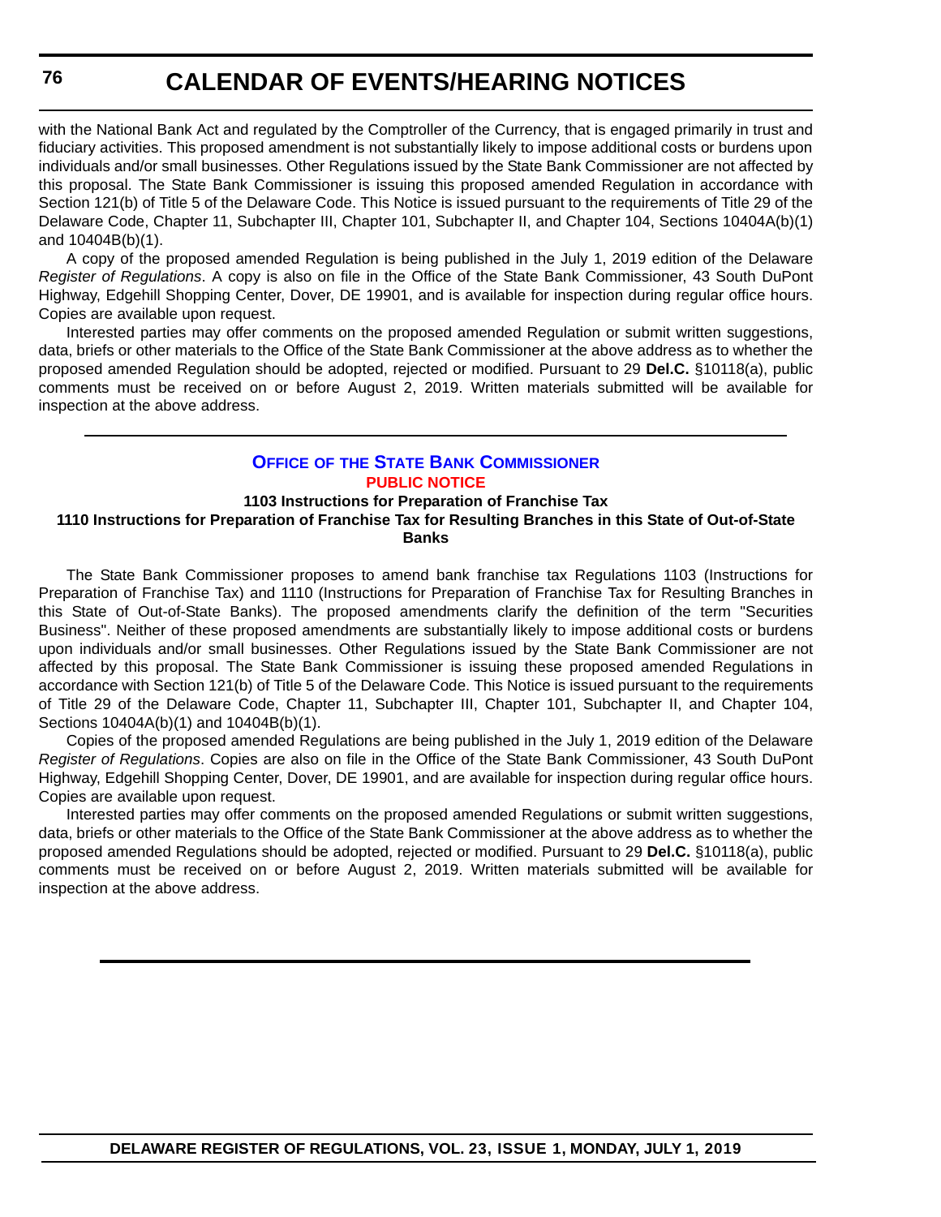with the National Bank Act and regulated by the Comptroller of the Currency, that is engaged primarily in trust and fiduciary activities. This proposed amendment is not substantially likely to impose additional costs or burdens upon individuals and/or small businesses. Other Regulations issued by the State Bank Commissioner are not affected by this proposal. The State Bank Commissioner is issuing this proposed amended Regulation in accordance with Section 121(b) of Title 5 of the Delaware Code. This Notice is issued pursuant to the requirements of Title 29 of the Delaware Code, Chapter 11, Subchapter III, Chapter 101, Subchapter II, and Chapter 104, Sections 10404A(b)(1) and 10404B(b)(1).

A copy of the proposed amended Regulation is being published in the July 1, 2019 edition of the Delaware *Register of Regulations*. A copy is also on file in the Office of the State Bank Commissioner, 43 South DuPont Highway, Edgehill Shopping Center, Dover, DE 19901, and is available for inspection during regular office hours. Copies are available upon request.

Interested parties may offer comments on the proposed amended Regulation or submit written suggestions, data, briefs or other materials to the Office of the State Bank Commissioner at the above address as to whether the proposed amended Regulation should be adopted, rejected or modified. Pursuant to 29 **Del.C.** §10118(a), public comments must be received on or before August 2, 2019. Written materials submitted will be available for inspection at the above address.

---

## Office of the State Bank Commissioner

### Public Notice

**1103 Instructions for Preparation of Franchise Tax**

**1110 Instructions for Preparation of Franchise Tax for Resulting Branches in this State of Out-of-State Banks**

The State Bank Commissioner proposes to amend bank franchise tax Regulations 1103 (Instructions for Preparation of Franchise Tax) and 1110 (Instructions for Preparation of Franchise Tax for Resulting Branches in this State of Out-of-State Banks). The proposed amendments clarify the definition of the term "Securities Business". Neither of these proposed amendments are substantially likely to impose additional costs or burdens upon individuals and/or small businesses. Other Regulations issued by the State Bank Commissioner are not affected by this proposal. The State Bank Commissioner is issuing these proposed amended Regulations in accordance with Section 121(b) of Title 5 of the Delaware Code. This Notice is issued pursuant to the requirements of Title 29 of the Delaware Code, Chapter 11, Subchapter III, Chapter 101, Subchapter II, and Chapter 104, Sections 10404A(b)(1) and 10404B(b)(1).

Copies of the proposed amended Regulations are being published in the July 1, 2019 edition of the Delaware *Register of Regulations*. Copies are also on file in the Office of the State Bank Commissioner, 43 South DuPont Highway, Edgehill Shopping Center, Dover, DE 19901, and are available for inspection during regular office hours. Copies are available upon request.

Interested parties may offer comments on the proposed amended Regulations or submit written suggestions, data, briefs or other materials to the Office of the State Bank Commissioner at the above address as to whether the proposed amended Regulations should be adopted, rejected or modified. Pursuant to 29 **Del.C.** §10118(a), public comments must be received on or before August 2, 2019. Written materials submitted will be available for inspection at the above address.